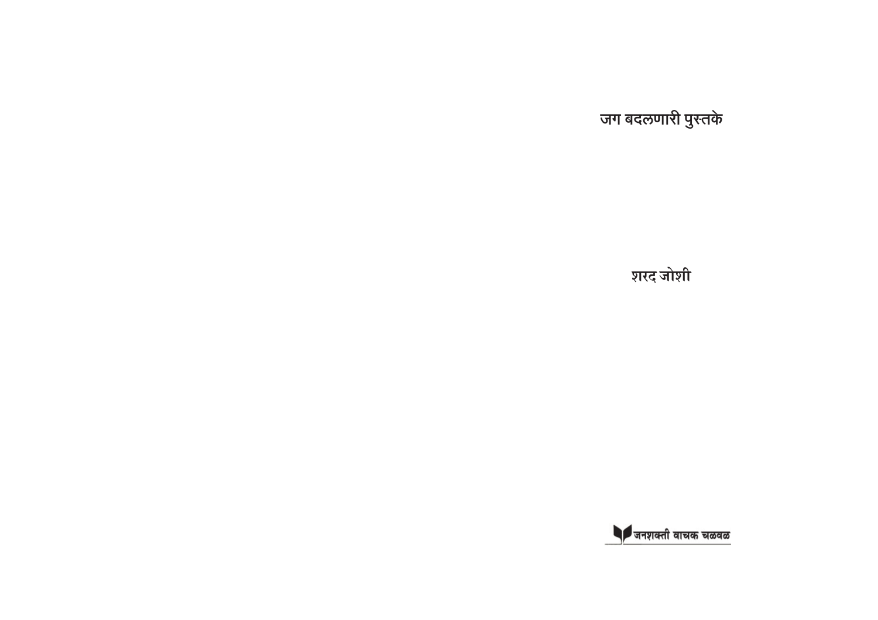# जग बदलणारी पुस्तके

शरद जोशी

जनशक्ती वाचक चळवळ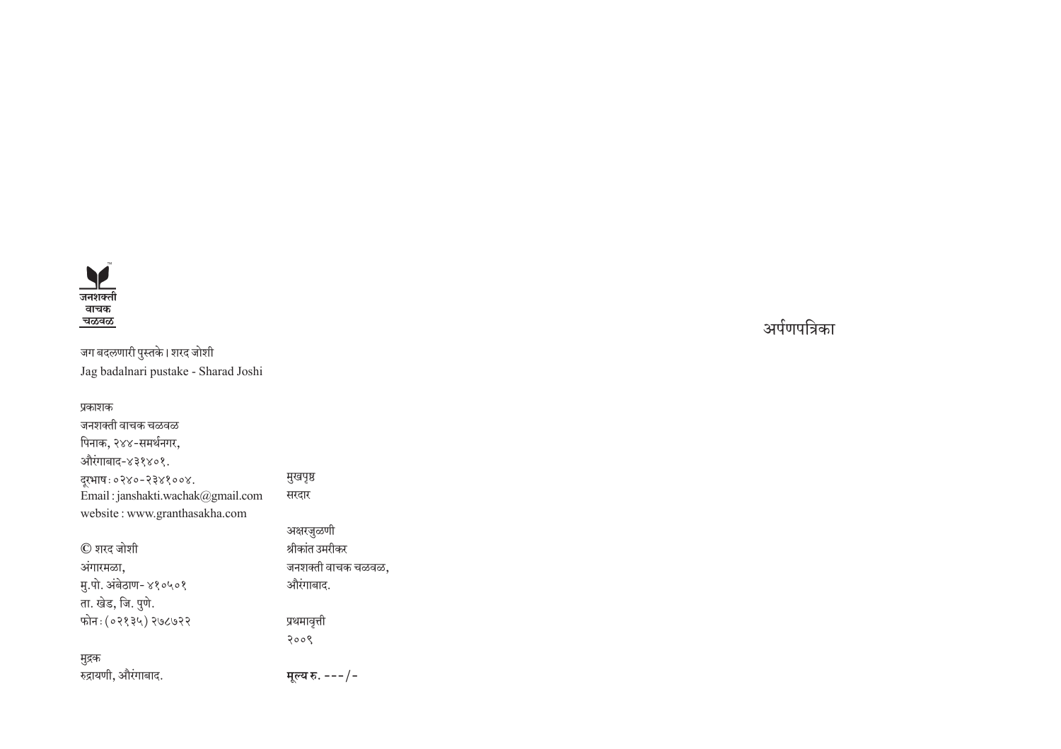जनशक्ती
वाचक
चळवळ

जग बदलणारी पुस्तके । शरद जोशी
Jag badalnari pustake - Sharad Joshi

प्रकाशक
जनशक्ती वाचक चळवळ
पिनाक, २४४-समर्थनगर,
औरंगाबाद-४३१४०१.
दूरभाष : ०२४०-२३४१००४.
Email : janshakti.wachak@gmail.com
website : www.granthasakha.com

© शरद जोशी
अंगारमळा,
मु.पो. अंबेठाण- ४१०५०१
ता. खेड, जि. पुणे.
फोन : (०२१३५) २७८७२२

मुद्रक
रुद्रायणी, औरंगाबाद.

मुखपृष्ठ
सरदार

अक्षरजुळणी
श्रीकांत उमरीकर
जनशक्ती वाचक चळवळ,
औरंगाबाद.

प्रथमावृत्ती
२००९

**मूल्य रु.** ---/-

अर्पणपत्रिका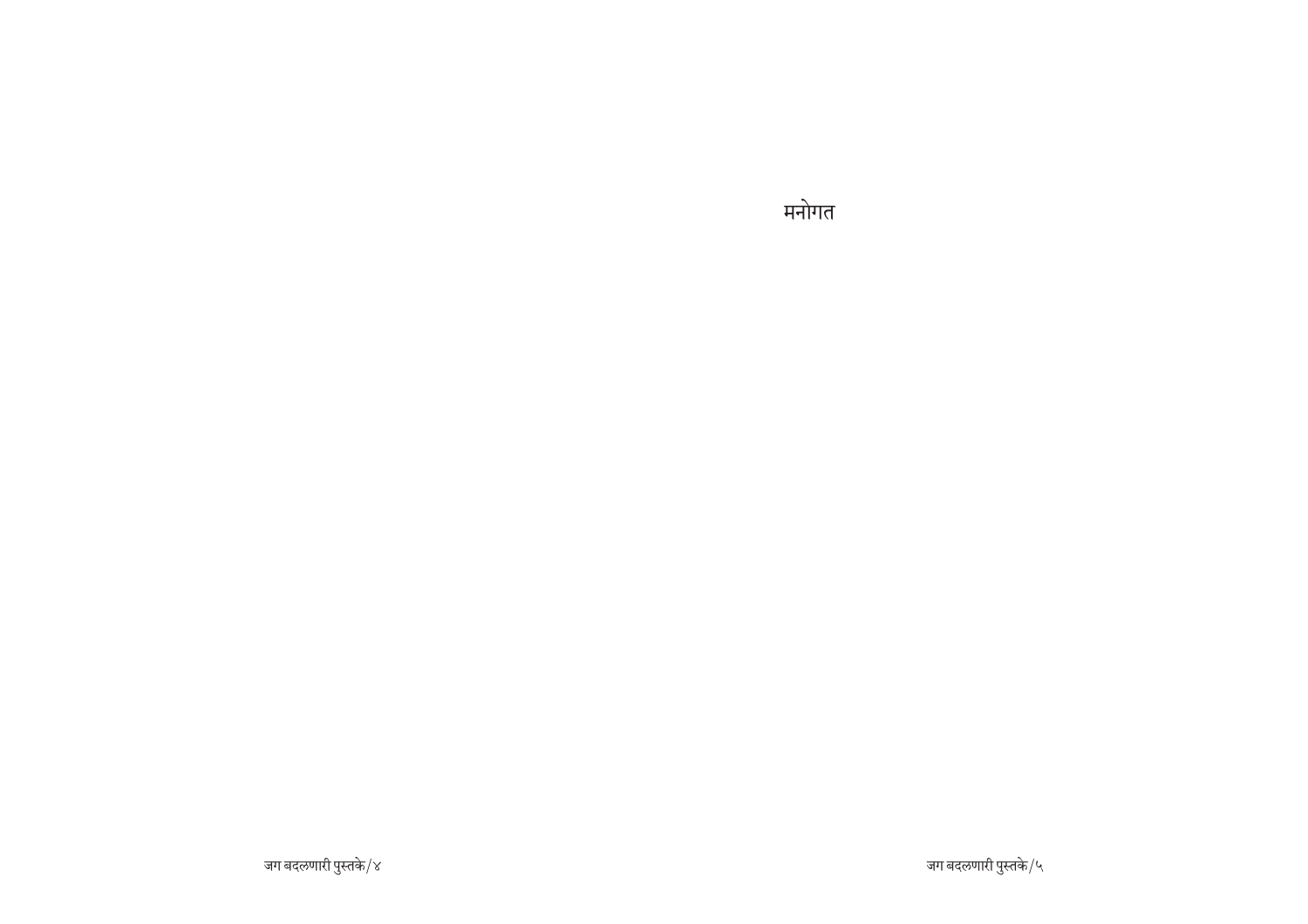# मनोगत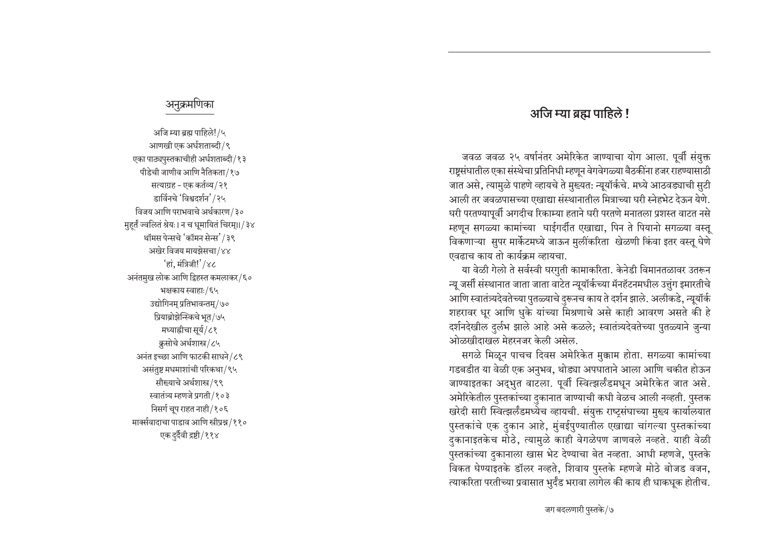## अनुक्रमणिका

अजि म्या ब्रह्म पाहिले!/५
आणखी एक अर्धशताब्दी/९
एका पाठ्यपुस्तकाचीही अर्धशताब्दी/१३
पीडेची जाणीव आणि नैतिकता/१७
सत्याग्रह - एक कर्तव्य/२१
डार्विनचे 'विश्वदर्शन'/२५
विजय आणि पराभवाचे अर्थकारण/३०
मुहूर्तं ज्वलितं श्रेयः। न च धूमायितं चिरम्।।/३४
थॉमस पेन्सचे 'कॉमन सेन्स'/३९
अखेर विजय मायझेसचा/४४
'हां, मंत्रिजी!'/४८
अनंतमुख लोक आणि द्विहस्त कमलाकर/६०
भक्षकाय स्वाहाः/६५
उद्योगिनम् प्रतिभावन्तम्/७०
प्रियाब्रोझेन्स्किचे भूत/७५
मध्याह्नीचा सूर्य/८१
क्रुसोचे अर्थशास्त्र/८५
अनंत इच्छा आणि फाटकी साधने/८९
असंतुष्ट मधमाशांची परिकथा/९५
सौख्याचे अर्थशास्त्र/९९
स्वातंत्र्य म्हणजे प्रगती/१०३
निसर्ग चूप राहत नाही/१०६
मार्क्सवादाचा पाडाव आणि स्त्रीप्रश्न/११०
एक दुर्दैवी द्रष्टी/११४

# अजि म्या ब्रह्म पाहिले !

जवळ जवळ २५ वर्षानंतर अमेरिकेत जाण्याचा योग आला. पूर्वी संयुक्त राष्ट्रसंघातील एका संस्थेचा प्रतिनिधी म्हणून वेगवेगळ्या बैठकींना हजर राहण्यासाठी जात असे, त्यामुळे पाहणे व्हायचे ते मुख्यत: न्यूयॉर्कचे. मध्ये आठवड्याची सुटी आली तर जवळपासच्या एखाद्या संस्थानातील मित्राच्या घरी स्नेहभेट देऊन येणे. घरी परतण्यापूर्वी अगदीच रिकाम्या हताने घरी परतणे मनातला प्रशस्त वाटत नसे म्हणून सगळ्या कामांच्या घाईगर्दीत एखाद्या, पिन ते पियानो सगळ्या वस्तू विकणाऱ्या सुपर मार्केटमध्ये जाऊन मुलींकरिता खेळणी किंवा इतर वस्तू घेणे एवढाच काय तो कार्यक्रम व्हायचा.

या वेळी गेलो ते सर्वस्वी घरगुती कामाकरिता. केनेडी विमानतळावर उतरून न्यू जर्सी संस्थानात जाता जाता वाटेत न्यूयॉर्कच्या मॅनहॅटनमधील उत्तुंग इमारतीचे आणि स्वातंत्र्यदेवतेच्या पुतळ्याचे दुरूनच काय ते दर्शन झाले. अलीकडे, न्यूयॉर्क शहरावर धूर आणि धुके यांच्या मिश्रणाचे असे काही आवरण असते की हे दर्शनदेखील दुर्लभ झाले आहे असे कळले; स्वातंत्र्यदेवतेच्या पुतळ्याने जुन्या ओळखीदाखल मेहरनजर केली असेल.

सगळे मिळून पाचच दिवस अमेरिकेत मुक्काम होता. सगळ्या कामांच्या गडबडीत या वेळी एक अनुभव, थोड्या अपघाताने आला आणि चकीत होऊन जाण्याइतका अद्‌भुत वाटला. पूर्वी स्वित्झर्लंडमधून अमेरिकेत जात असे. अमेरिकेतील पुस्तकांच्या दुकानात जाण्याची कधी वेळच आली नव्हती. पुस्तक खरेदी सारी स्वित्झर्लंडमध्येच व्हायची. संयुक्त राष्ट्रसंघाच्या मुख्य कार्यालयात पुस्तकांचे एक दुकान आहे, मुंबईपुण्यातील एखाद्या चांगल्या पुस्तकांच्या दुकानाइतकेच मोठे, त्यामुळे काही वेगळेपण जाणवले नव्हते. याही वेळी पुस्तकांच्या दुकानाला खास भेट देण्याचा बेत नव्हता. आधी म्हणजे, पुस्तके विकत घेण्याइतके डॉलर नव्हते, शिवाय पुस्तके म्हणजे मोठे बोजड वजन, त्याकरिता परतीच्या प्रवासात भुर्दंड भरावा लागेल की काय ही धाकधूक होतीच.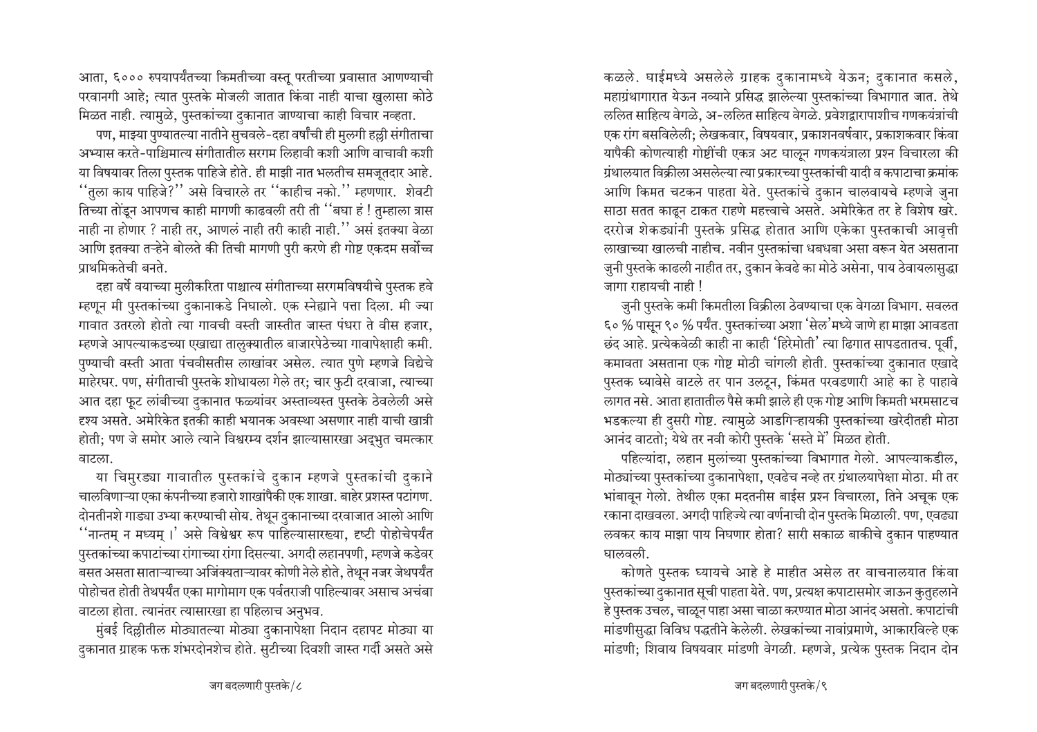आता, ६००० रुपयापर्यंतच्या किमतीच्या वस्तू परतीच्या प्रवासात आणण्याची परवानगी आहे; त्यात पुस्तके मोजली जातात किंवा नाही याचा खुलासा कोठे मिळत नाही. त्यामुळे, पुस्तकांच्या दुकानात जाण्याचा काही विचार नव्हता.

पण, माझ्या पुण्यातल्या नातीने सुचवले-दहा वर्षांची ही मुलगी हल्ली संगीताचा अभ्यास करते-पाश्चिमात्य संगीतातील सरगम लिहावी कशी आणि वाचावी कशी या विषयावर तिला पुस्तक पाहिजे होते. ही माझी नात भलतीच समजूतदार आहे. ''तुला काय पाहिजे?'' असे विचारले तर ''काहीच नको.'' म्हणणार. शेवटी तिच्या तोंडून आपणच काही मागणी काढवली तरी ती ''बघा हं ! तुम्हाला त्रास नाही ना होणार ? नाही तर, आणलं नाही तरी काही नाही.'' असं इतक्या वेळा आणि इतक्या तऱ्हेने बोलते की तिची मागणी पुरी करणे ही गोष्ट एकदम सर्वोच्च प्राथमिकतेची बनते.

दहा वर्षे वयाच्या मुलीकरिता पाश्चात्य संगीताच्या सरगमविषयीचे पुस्तक हवे म्हणून मी पुस्तकांच्या दुकानाकडे निघालो. एक स्नेह्याने पत्ता दिला. मी ज्या गावात उतरलो होतो त्या गावची वस्ती जास्तीत जास्त पंधरा ते वीस हजार, म्हणजे आपल्याकडच्या एखाद्या तालुक्यातील बाजारपेठेच्या गावापेक्षाही कमी. पुण्याची वस्ती आता पंचवीसतीस लाखांवर असेल. त्यात पुणे म्हणजे विद्येचे माहेरघर. पण, संगीताची पुस्तके शोधायला गेले तर; चार फुटी दरवाजा, त्याच्या आत दहा फूट लांबीच्या दुकानात फळ्यांवर अस्ताव्यस्त पुस्तके ठेवलेली असे दृश्य असते. अमेरिकेत इतकी काही भयानक अवस्था असणार नाही याची खात्री होती; पण जे समोर आले त्याने विश्वरम्य दर्शन झाल्यासारखा अद्भुत चमत्कार वाटला.

या चिमुरड्या गावातील पुस्तकांचे दुकान म्हणजे पुस्तकांची दुकाने चालविणाऱ्या एका कंपनीच्या हजारो शाखांपैकी एक शाखा. बाहेर प्रशस्त पटांगण. दोनतीनशे गाड्या उभ्या करण्याची सोय. तेथून दुकानाच्या दरवाजात आलो आणि ''नान्तम् न मध्यम् ।' असे विश्वेश्वर रूप पाहिल्यासारख्या, दृष्टी पोहोचेपर्यंत पुस्तकांच्या कपाटांच्या रांगाच्या रांगा दिसल्या. अगदी लहानपणी, म्हणजे कडेवर बसत असता साताऱ्याच्या अजिंक्यताऱ्यावर कोणी नेले होते, तेथून नजर जेथपर्यंत पोहोचत होती तेथपर्यंत एका मागोमाग एक पर्वतराजी पाहिल्यावर असाच अचंबा वाटला होता. त्यानंतर त्यासारखा हा पहिलाच अनुभव.

मुंबई दिल्लीतील मोठ्यातल्या मोठ्या दुकानापेक्षा निदान दहापट मोठ्या या दुकानात ग्राहक फक्त शंभरदोनशेच होते. सुटीच्या दिवशी जास्त गर्दी असते असे कळले. घाईमध्ये असलेले ग्राहक दुकानामध्ये येऊन; दुकानात कसले, महाग्रंथागारात येऊन नव्याने प्रसिद्ध झालेल्या पुस्तकांच्या विभागात जात. तेथे ललित साहित्य वेगळे, अ-ललित साहित्य वेगळे. प्रवेशद्वारापाशीच गणकयंत्रांची एक रांग बसविलेली; लेखकवार, विषयवार, प्रकाशनवर्षवार, प्रकाशकवार किंवा यापैकी कोणत्याही गोष्टींची एकत्र अट घालून गणकयंत्राला प्रश्न विचारला की ग्रंथालयात विक्रीला असलेल्या त्या प्रकारच्या पुस्तकांची यादी व कपाटाचा क्रमांक आणि किमत चटकन पाहता येते. पुस्तकांचे दुकान चालवायचे म्हणजे जुना साठा सतत काढून टाकत राहणे महत्त्वाचे असते. अमेरिकेत तर हे विशेष खरे. दररोज शेकड्यांनी पुस्तके प्रसिद्ध होतात आणि एकेका पुस्तकाची आवृत्ती लाखाच्या खालची नाहीच. नवीन पुस्तकांचा धबधबा असा वरून येत असताना जुनी पुस्तके काढली नाहीत तर, दुकान केवढे का मोठे असेना, पाय ठेवायलासुद्धा जागा राहायची नाही !

जुनी पुस्तके कमी किमतीला विक्रीला ठेवण्याचा एक वेगळा विभाग. सवलत ६० % पासून ९० % पर्यंत. पुस्तकांच्या अशा 'सेल'मध्ये जाणे हा माझा आवडता छंद आहे. प्रत्येकवेळी काही ना काही 'हिरेमोती' त्या ढिगात सापडतातच. पूर्वी, कमावता असताना एक गोष्ट मोठी चांगली होती. पुस्तकांच्या दुकानात एखादे पुस्तक घ्यावेसे वाटले तर पान उलटून, किंमत परवडणारी आहे का हे पाहावे लागत नसे. आता हातातील पैसे कमी झाले ही एक गोष्ट आणि किमती भरमसाटच भडकल्या ही दुसरी गोष्ट. त्यामुळे आडगिऱ्हायकी पुस्तकांच्या खरेदीतही मोठा आनंद वाटतो; येथे तर नवी कोरी पुस्तके 'सस्ते में' मिळत होती.

पहिल्यांदा, लहान मुलांच्या पुस्तकांच्या विभागात गेलो. आपल्याकडील, मोठ्यांच्या पुस्तकांच्या दुकानापेक्षा, एवढेच नव्हे तर ग्रंथालयापेक्षा मोठा. मी तर भांबावून गेलो. तेथील एका मदतनीस बाईस प्रश्न विचारला, तिने अचूक एक रकाना दाखवला. अगदी पाहिज्ये त्या वर्णनाची दोन पुस्तके मिळाली. पण, एवढ्या लवकर काय माझा पाय निघणार होता? सारी सकाळ बाकीचे दुकान पाहण्यात घालवली.

कोणते पुस्तक घ्यायचे आहे हे माहीत असेल तर वाचनालयात किंवा पुस्तकांच्या दुकानात सूची पाहता येते. पण, प्रत्यक्ष कपाटासमोर जाऊन कुतूहलाने हे पुस्तक उचल, चाळून पाहा असा चाळा करण्यात मोठा आनंद असतो. कपाटांची मांडणीसुद्धा विविध पद्धतीने केलेली. लेखकांच्या नावांप्रमाणे, आकारविल्हे एक मांडणी; शिवाय विषयवार मांडणी वेगळी. म्हणजे, प्रत्येक पुस्तक निदान दोन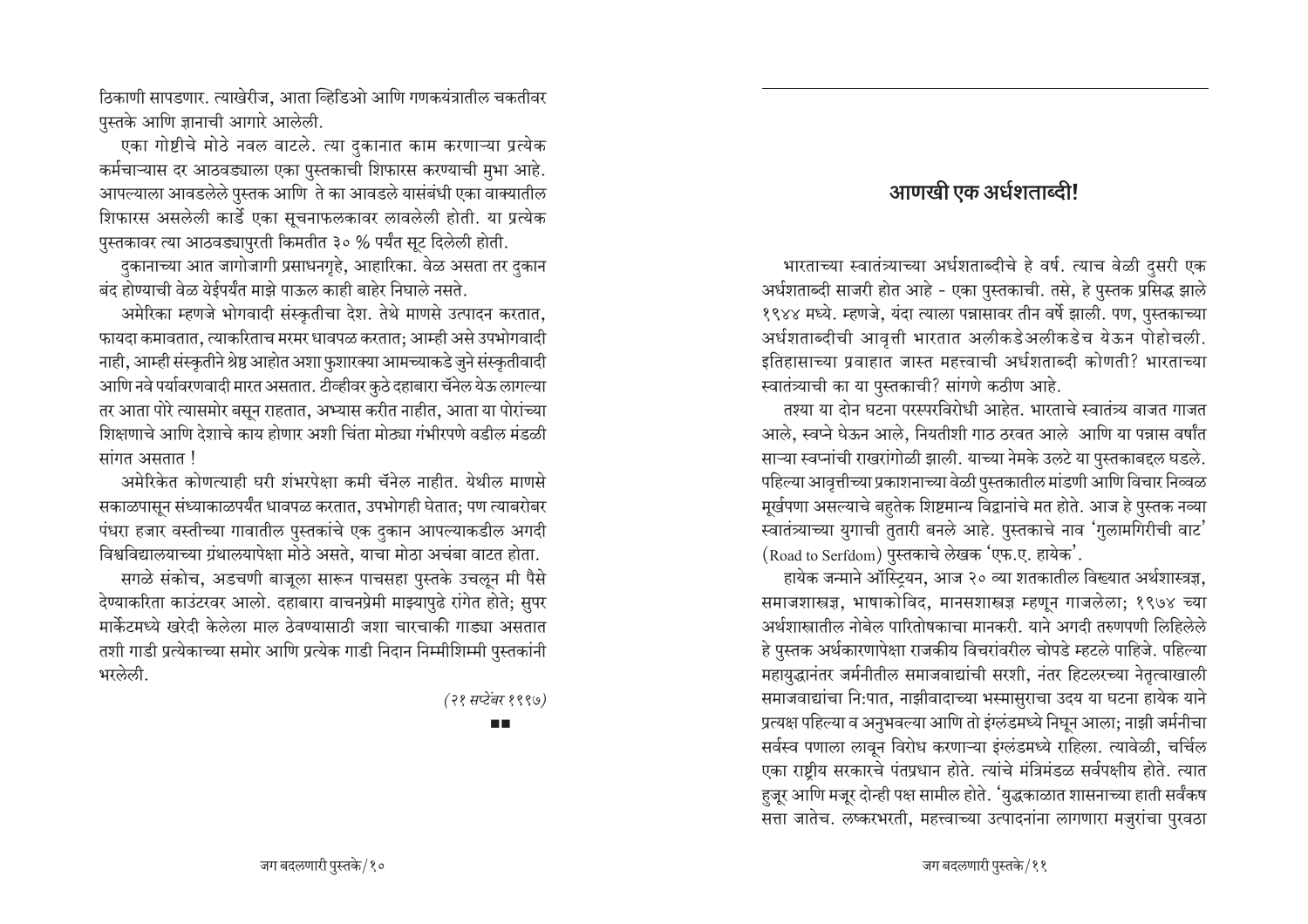ठिकाणी सापडणार. त्याखेरीज, आता व्हिडिओ आणि गणकयंत्रातील चकतीवर पुस्तके आणि ज्ञानाची आगारे आलेली.

एका गोष्टीचे मोठे नवल वाटले. त्या दुकानात काम करणाऱ्या प्रत्येक कर्मचाऱ्यास दर आठवड्याला एका पुस्तकाची शिफारस करण्याची मुभा आहे. आपल्याला आवडलेले पुस्तक आणि ते का आवडले यासंबंधी एका वाक्यातील शिफारस असलेली कार्डे एका सूचनाफलकावर लावलेली होती. या प्रत्येक पुस्तकावर त्या आठवड्यापुरती किमतीत ३० % पर्यंत सूट दिलेली होती.

दुकानाच्या आत जागोजागी प्रसाधनगृहे, आहारिका. वेळ असता तर दुकान बंद होण्याची वेळ येईपर्यंत माझे पाऊल काही बाहेर निघाले नसते.

अमेरिका म्हणजे भोगवादी संस्कृतीचा देश. तेथे माणसे उत्पादन करतात, फायदा कमावतात, त्याकरिताच मरमर धावपळ करतात; आम्ही असे उपभोगवादी नाही, आम्ही संस्कृतीने श्रेष्ठ आहोत अशा फुशारक्या आमच्याकडे जुने संस्कृतीवादी आणि नवे पर्यावरणवादी मारत असतात. टीव्हीवर कुठे दहाबारा चॅनेल येऊ लागल्या तर आता पोरे त्यासमोर बसून राहतात, अभ्यास करीत नाहीत, आता या पोरांच्या शिक्षणाचे आणि देशाचे काय होणार अशी चिंता मोठ्या गंभीरपणे वडील मंडळी सांगत असतात !

अमेरिकेत कोणत्याही घरी शंभरपेक्षा कमी चॅनेल नाहीत. येथील माणसे सकाळपासून संध्याकाळपर्यंत धावपळ करतात, उपभोगही घेतात; पण त्याबरोबर पंधरा हजार वस्तीच्या गावातील पुस्तकांचे एक दुकान आपल्याकडील अगदी विश्वविद्यालयाच्या ग्रंथालयापेक्षा मोठे असते, याचा मोठा अचंबा वाटत होता.

सगळे संकोच, अडचणी बाजूला सारून पाचसहा पुस्तके उचलून मी पैसे देण्याकरिता काउंटरवर आलो. दहाबारा वाचनप्रेमी माझ्यापुढे रांगेत होते; सुपर मार्केटमध्ये खरेदी केलेला माल ठेवण्यासाठी जशा चारचाकी गाड्या असतात तशी गाडी प्रत्येकाच्या समोर आणि प्रत्येक गाडी निदान निम्मीशिम्मी पुस्तकांनी भरलेली.

*(२१ सप्टेंबर १९९७)*

■■

## आणखी एक अर्धशताब्दी!

भारताच्या स्वातंत्र्याच्या अर्धशताब्दीचे हे वर्ष. त्याच वेळी दुसरी एक अर्धशताब्दी साजरी होत आहे - एका पुस्तकाची. तसे, हे पुस्तक प्रसिद्ध झाले १९४४ मध्ये. म्हणजे, यंदा त्याला पन्नासावर तीन वर्षे झाली. पण, पुस्तकाच्या अर्धशताब्दीची आवृत्ती भारतात अलीकडेअलीकडेच येऊन पोहोचली. इतिहासाच्या प्रवाहात जास्त महत्त्वाची अर्धशताब्दी कोणती? भारताच्या स्वातंत्र्याची का या पुस्तकाची? सांगणे कठीण आहे.

तश्या या दोन घटना परस्परविरोधी आहेत. भारताचे स्वातंत्र्य वाजत गाजत आले, स्वप्ने घेऊन आले, नियतीशी गाठ ठरवत आले आणि या पन्नास वर्षांत साऱ्या स्वप्नांची राखरांगोळी झाली. याच्या नेमके उलटे या पुस्तकाबद्दल घडले. पहिल्या आवृत्तीच्या प्रकाशनाच्या वेळी पुस्तकातील मांडणी आणि विचार निव्वळ मूर्खपणा असल्याचे बहुतेक शिष्टमान्य विद्वानांचे मत होते. आज हे पुस्तक नव्या स्वातंत्र्याच्या युगाची तुतारी बनले आहे. पुस्तकाचे नाव 'गुलामगिरीची वाट' (Road to Serfdom) पुस्तकाचे लेखक 'एफ.ए. हायेक'.

हायेक जन्माने ऑस्ट्रियन, आज २० व्या शतकातील विख्यात अर्थशास्त्रज्ञ, समाजशास्त्रज्ञ, भाषाकोविद, मानसशास्त्रज्ञ म्हणून गाजलेला; १९७४ च्या अर्थशास्त्रातील नोबेल पारितोषकाचा मानकरी. याने अगदी तरुणपणी लिहिलेले हे पुस्तक अर्थकारणापेक्षा राजकीय विचारांवरील चोपडे म्हटले पाहिजे. पहिल्या महायुद्धानंतर जर्मनीतील समाजवाद्यांची सरशी, नंतर हिटलरच्या नेतृत्वाखाली समाजवाद्यांचा नि:पात, नाझीवादाच्या भस्मासुराचा उदय या घटना हायेक याने प्रत्यक्ष पहिल्या व अनुभवल्या आणि तो इंग्लंडमध्ये निघून आला; नाझी जर्मनीचा सर्वस्व पणाला लावून विरोध करणाऱ्या इंग्लंडमध्ये राहिला. त्यावेळी, चर्चिल एका राष्ट्रीय सरकारचे पंतप्रधान होते. त्यांचे मंत्रिमंडळ सर्वपक्षीय होते. त्यात हुजूर आणि मजूर दोन्ही पक्ष सामील होते. 'युद्धकाळात शासनाच्या हाती सर्वंकष सत्ता जातेच. लष्करभरती, महत्त्वाच्या उत्पादनांना लागणारा मजुरांचा पुरवठा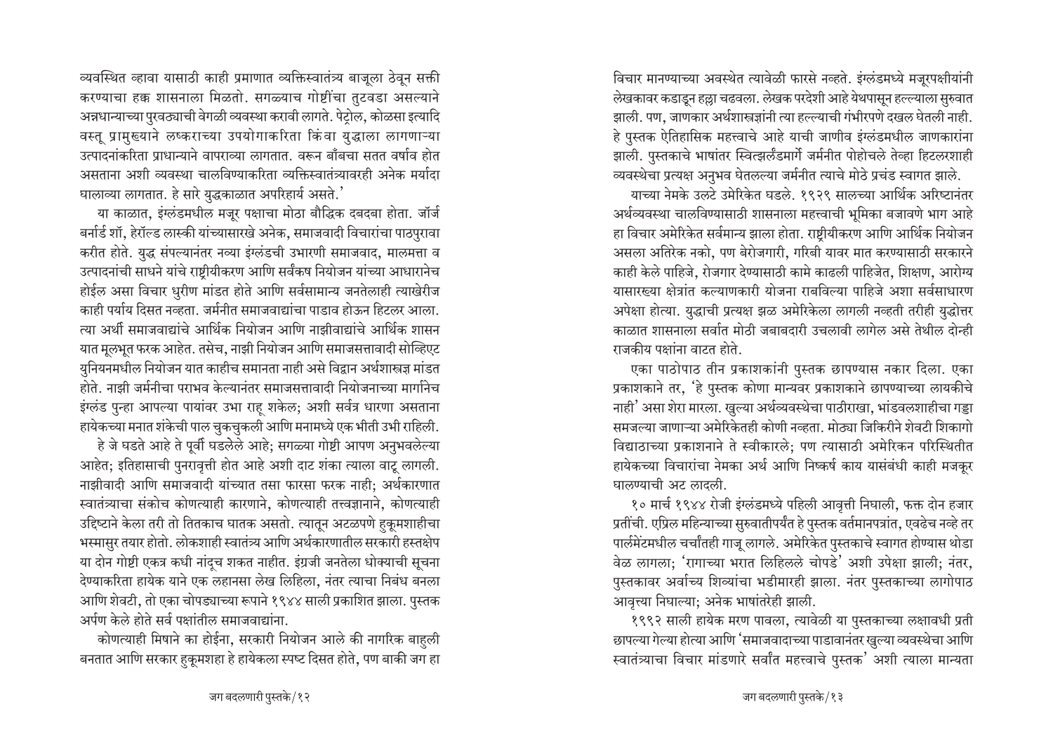व्यवस्थित व्हावा यासाठी काही प्रमाणात व्यक्तिस्वातंत्र्य बाजूला ठेवून सक्ती करण्याचा हक्क शासनाला मिळतो. सगळ्याच गोष्टींचा तुटवडा असल्याने अन्नधान्याच्या पुरवठ्याची वेगळी व्यवस्था करावी लागते. पेट्रोल, कोळसा इत्यादि वस्तू प्रामुख्याने लष्कराच्या उपयोगाकरिता किंवा युद्धाला लागणाऱ्या उत्पादनांकरिता प्राधान्याने वापराव्या लागतात. वरून बाँबचा सतत वर्षाव होत असताना अशी व्यवस्था चालविण्याकरिता व्यक्तिस्वातंत्र्यावरही अनेक मर्यादा घालाव्या लागतात. हे सारे युद्धकाळात अपरिहार्य असते.'

या काळात, इंग्लंडमधील मजूर पक्षाचा मोठा बौद्धिक दबदबा होता. जॉर्ज बर्नार्ड शॉ, हेरॉल्ड लास्की यांच्यासारखे अनेक, समाजवादी विचारांचा पाठपुरावा करीत होते. युद्ध संपल्यानंतर नव्या इंग्लंडची उभारणी समाजवाद, मालमत्ता व उत्पादनांची साधने यांचे राष्ट्रीयीकरण आणि सर्वंकष नियोजन यांच्या आधारानेच होईल असा विचार धुरीण मांडत होते आणि सर्वसामान्य जनतेलाही त्याखेरीज काही पर्याय दिसत नव्हता. जर्मनीत समाजवाद्यांचा पाडाव होऊन हिटलर आला. त्या अर्थी समाजवाद्यांचे आर्थिक नियोजन आणि नाझीवाद्यांचे आर्थिक शासन यात मूलभूत फरक आहेत. तसेच, नाझी नियोजन आणि समाजसत्तावादी सोव्हिएट युनियनमधील नियोजन यात काहीच समानता नाही असे विद्वान अर्थशास्त्रज्ञ मांडत होते. नाझी जर्मनीचा पराभव केल्यानंतर समाजसत्तावादी नियोजनाच्या मार्गानेच इंग्लंड पुन्हा आपल्या पायांवर उभा राहू शकेल; अशी सर्वत्र धारणा असताना हायेकच्या मनात शंकेची पाल चुकचुकली आणि मनामध्ये एक भीती उभी राहिली.

हे जे घडते आहे ते पूर्वी घडलेले आहे; सगळ्या गोष्टी आपण अनुभवलेल्या आहेत; इतिहासाची पुनरावृत्ती होत आहे अशी दाट शंका त्याला वाटू लागली. नाझीवादी आणि समाजवादी यांच्यात तसा फारसा फरक नाही; अर्थकारणात स्वातंत्र्याचा संकोच कोणत्याही कारणाने, कोणत्याही तत्त्वज्ञानाने, कोणत्याही उद्दिष्टाने केला तरी तो तितकाच घातक असतो. त्यातून अटळपणे हुकूमशाहीचा भस्मासुर तयार होतो. लोकशाही स्वातंत्र्य आणि अर्थकारणातील सरकारी हस्तक्षेप या दोन गोष्टी एकत्र कधी नांदूच शकत नाहीत. इंग्रजी जनतेला धोक्याची सूचना देण्याकरिता हायेक याने एक लहानसा लेख लिहिला, नंतर त्याचा निबंध बनला आणि शेवटी, तो एका चोपड्याच्या रूपाने १९४४ साली प्रकाशित झाला. पुस्तक अर्पण केले होते सर्व पक्षांतील समाजवाद्यांना.

कोणत्याही मिषाने का होईना, सरकारी नियोजन आले की नागरिक बाहुली बनतात आणि सरकार हुकूमशहा हे हायेकला स्पष्ट दिसत होते, पण बाकी जग हा विचार मानण्याच्या अवस्थेत त्यावेळी फारसे नव्हते. इंग्लंडमध्ये मजूरपक्षीयांनी लेखकावर कडाडून हल्ला चढवला. लेखक परदेशी आहे येथपासून हल्ल्याला सुरुवात झाली. पण, जाणकार अर्थशास्त्रज्ञांनी त्या हल्ल्याची गंभीरपणे दखल घेतली नाही. हे पुस्तक ऐतिहासिक महत्त्वाचे आहे याची जाणीव इंग्लंडमधील जाणकारांना झाली. पुस्तकाचे भाषांतर स्वित्झर्लंडमार्गे जर्मनीत पोहोचले तेव्हा हिटलरशाही व्यवस्थेचा प्रत्यक्ष अनुभव घेतलेल्या जर्मनीत त्याचे मोठे प्रचंड स्वागत झाले.

याच्या नेमके उलटे उमेरिकेत घडले. १९२९ सालच्या आर्थिक अरिष्टानंतर अर्थव्यवस्था चालविण्यासाठी शासनाला महत्त्वाची भूमिका बजावणे भाग आहे हा विचार अमेरिकेत सर्वमान्य झाला होता. राष्ट्रीयीकरण आणि आर्थिक नियोजन असला अतिरेक नको, पण बेरोजगारी, गरिबी यावर मात करण्यासाठी सरकारने काही केले पाहिजे, रोजगार देण्यासाठी कामे काढली पाहिजेत, शिक्षण, आरोग्य यासारख्या क्षेत्रांत कल्याणकारी योजना राबविल्या पाहिजे अशा सर्वसाधारण अपेक्षा होत्या. युद्धाची प्रत्यक्ष झळ अमेरिकेला लागली नव्हती तरीही युद्धोत्तर काळात शासनाला सर्वात मोठी जबाबदारी उचलावी लागेल असे तेथील दोन्ही राजकीय पक्षांना वाटत होते.

एका पाठोपाठ तीन प्रकाशकांनी पुस्तक छापण्यास नकार दिला. एका प्रकाशकाने तर, 'हे पुस्तक कोणा मान्यवर प्रकाशकाने छापण्याच्या लायकीचे नाही' असा शेरा मारला. खुल्या अर्थव्यवस्थेचा पाठीराखा, भांडवलशाहीचा गड्डा समजल्या जाणाऱ्या अमेरिकेतही कोणी नव्हता. मोठ्या जिकिरीने शेवटी शिकागो विद्यापीठाच्या प्रकाशनाने ते स्वीकारले; पण त्यासाठी अमेरिकन परिस्थितीत हायेकच्या विचारांचा नेमका अर्थ आणि निष्कर्ष काय यासंबंधी काही मजकूर घालण्याची अट लादली.

१० मार्च १९४४ रोजी इंग्लंडमध्ये पहिली आवृत्ती निघाली, फक्त दोन हजार प्रतींची. एप्रिल महिन्याच्या सुरुवातीपर्यंत हे पुस्तक वर्तमानपत्रांत, एवढेच नव्हे तर पार्लमेंटमधील चर्चांतही गाजू लागले. अमेरिकेत पुस्तकाचे स्वागत होण्यास थोडा वेळ लागला; 'रागाच्या भरात लिहिलेले चोपडे' अशी उपेक्षा झाली; नंतर, पुस्तकावर अर्वाच्य शिव्यांचा भडीमारही झाला. नंतर पुस्तकाच्या लागोपाठ आवृत्त्या निघाल्या; अनेक भाषांतरेही झाली.

१९९२ साली हायेक मरण पावला, त्यावेळी या पुस्तकाच्या लक्षावधी प्रती छापल्या गेल्या होत्या आणि 'समाजवादाच्या पाडावानंतर खुल्या व्यवस्थेचा आणि स्वातंत्र्याचा विचार मांडणारे सर्वांत महत्त्वाचे पुस्तक' अशी त्याला मान्यता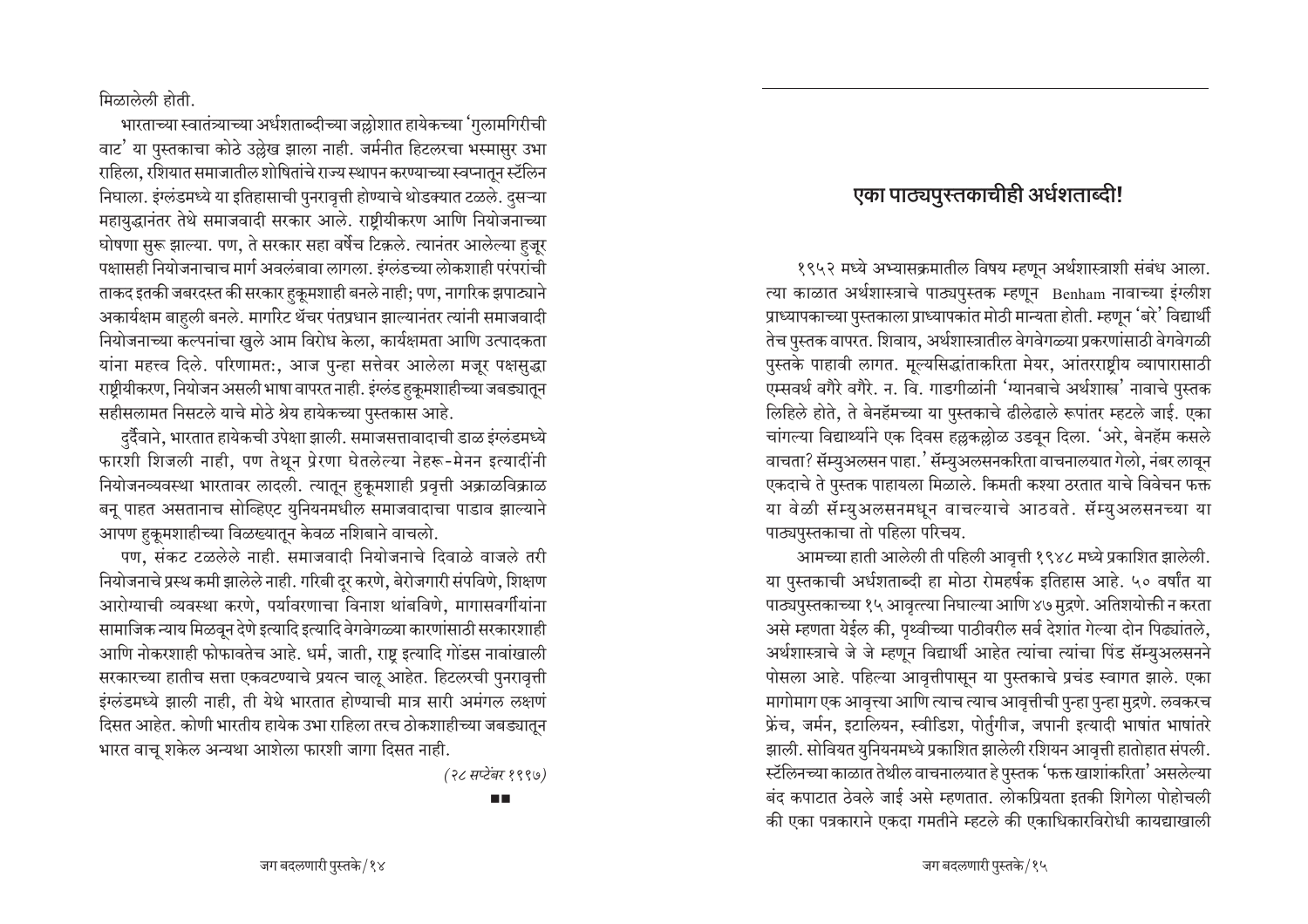मिळालेली होती.

भारताच्या स्वातंत्र्याच्या अर्धशताब्दीच्या जल्लोशात हायेकच्या 'गुलामगिरीची वाट' या पुस्तकाचा कोठे उल्लेख झाला नाही. जर्मनीत हिटलरचा भस्मासुर उभा राहिला, रशियात समाजातील शोषितांचे राज्य स्थापन करण्याच्या स्वप्नातून स्टॅलिन निघाला. इंग्लंडमध्ये या इतिहासाची पुनरावृत्ती होण्याचे थोडक्यात टळले. दुसऱ्या महायुद्धानंतर तेथे समाजवादी सरकार आले. राष्ट्रीयीकरण आणि नियोजनाच्या घोषणा सुरू झाल्या. पण, ते सरकार सहा वर्षेच टिकले. त्यानंतर आलेल्या हुजूर पक्षासही नियोजनाचाच मार्ग अवलंबावा लागला. इंग्लंडच्या लोकशाही परंपरांची ताकद इतकी जबरदस्त की सरकार हुकूमशाही बनले नाही; पण, नागरिक झपाट्याने अकार्यक्षम बाहुली बनले. मार्गारेट थॅचर पंतप्रधान झाल्यानंतर त्यांनी समाजवादी नियोजनाच्या कल्पनांचा खुले आम विरोध केला, कार्यक्षमता आणि उत्पादकता यांना महत्त्व दिले. परिणामत:, आज पुन्हा सत्तेवर आलेला मजूर पक्षसुद्धा राष्ट्रीयीकरण, नियोजन असली भाषा वापरत नाही. इंग्लंड हुकूमशाहीच्या जबड्यातून सहीसलामत निसटले याचे मोठे श्रेय हायेकच्या पुस्तकास आहे.

दुर्दैवाने, भारतात हायेकची उपेक्षा झाली. समाजसत्तावादाची डाळ इंग्लंडमध्ये फारशी शिजली नाही, पण तेथून प्रेरणा घेतलेल्या नेहरू-मेनन इत्यादींनी नियोजनव्यवस्था भारतावर लादली. त्यातून हुकूमशाही प्रवृत्ती अक्राळविक्राळ बनू पाहत असतानाच सोव्हिएट युनियनमधील समाजवादाचा पाडाव झाल्याने आपण हुकूमशाहीच्या विळख्यातून केवळ नशिबाने वाचलो.

पण, संकट टळलेले नाही. समाजवादी नियोजनाचे दिवाळे वाजले तरी नियोजनाचे प्रस्थ कमी झालेले नाही. गरिबी दूर करणे, बेरोजगारी संपविणे, शिक्षण आरोग्याची व्यवस्था करणे, पर्यावरणाचा विनाश थांबविणे, मागासवर्गीयांना सामाजिक न्याय मिळवून देणे इत्यादि इत्यादि वेगवेगळ्या कारणांसाठी सरकारशाही आणि नोकरशाही फोफावतेच आहे. धर्म, जाती, राष्ट्र इत्यादि गोंडस नावांखाली सरकारच्या हातीच सत्ता एकवटण्याचे प्रयत्न चालू आहेत. हिटलरची पुनरावृत्ती इंग्लंडमध्ये झाली नाही, ती येथे भारतात होण्याची मात्र सारी अमंगल लक्षणं दिसत आहेत. कोणी भारतीय हायेक उभा राहिला तरच ठोकशाहीच्या जबड्यातून भारत वाचू शकेल अन्यथा आशेला फारशी जागा दिसत नाही.

*(२८ सप्टेंबर १९९७)*

■■

## एका पाठ्यपुस्तकाचीही अर्धशताब्दी!

१९५२ मध्ये अभ्यासक्रमातील विषय म्हणून अर्थशास्त्राशी संबंध आला. त्या काळात अर्थशास्त्राचे पाठ्यपुस्तक म्हणून Benham नावाच्या इंग्लीश प्राध्यापकाच्या पुस्तकाला प्राध्यापकांत मोठी मान्यता होती. म्हणून 'बरे' विद्यार्थी तेच पुस्तक वापरत. शिवाय, अर्थशास्त्रातील वेगवेगळ्या प्रकरणांसाठी वेगवेगळी पुस्तके पाहावी लागत. मूल्यसिद्धांताकरिता मेयर, आंतरराष्ट्रीय व्यापारासाठी एम्सवर्थ वगैरे वगैरे. न. वि. गाडगीळांनी 'ग्यानबाचे अर्थशास्त्र' नावाचे पुस्तक लिहिले होते, ते बेनहॅमच्या या पुस्तकाचे ढीलेढाले रूपांतर म्हटले जाई. एका चांगल्या विद्यार्थ्याने एक दिवस हलकल्लोळ उडवून दिला. 'अरे, बेनहॅम कसले वाचता? सॅम्युअलसन पाहा.' सॅम्युअलसनकरिता वाचनालयात गेलो, नंबर लावून एकदाचे ते पुस्तक पाहायला मिळाले. किमती कश्या ठरतात याचे विवेचन फक्त या वेळी सॅम्युअलसनमधून वाचल्याचे आठवते. सॅम्युअलसनच्या या पाठ्यपुस्तकाचा तो पहिला परिचय.

आमच्या हाती आलेली ती पहिली आवृत्ती १९४८ मध्ये प्रकाशित झालेली. या पुस्तकाची अर्धशताब्दी हा मोठा रोमहर्षक इतिहास आहे. ५० वर्षांत या पाठ्यपुस्तकाच्या १५ आवृत्त्या निघाल्या आणि ४७ मुद्रणे. अतिशयोक्ती न करता असे म्हणता येईल की, पृथ्वीच्या पाठीवरील सर्व देशांत गेल्या दोन पिढ्यांतले, अर्थशास्त्राचे जे जे म्हणून विद्यार्थी आहेत त्यांचा त्यांचा पिंड सॅम्युअलसनने पोसला आहे. पहिल्या आवृत्तीपासून या पुस्तकाचे प्रचंड स्वागत झाले. एका मागोमाग एक आवृत्त्या आणि त्याच त्याच आवृत्तीची पुन्हा पुन्हा मुद्रणे. लवकरच फ्रेंच, जर्मन, इटालियन, स्वीडिश, पोर्तुगीज, जपानी इत्यादी भाषांत भाषांतरे झाली. सोवियत युनियनमध्ये प्रकाशित झालेली रशियन आवृत्ती हातोहात संपली. स्टॅलिनच्या काळात तेथील वाचनालयात हे पुस्तक 'फक्त खाशांकरिता' असलेल्या बंद कपाटात ठेवले जाई असे म्हणतात. लोकप्रियता इतकी शिगेला पोहोचली की एका पत्रकाराने एकदा गमतीने म्हटले की एकाधिकारविरोधी कायद्याखाली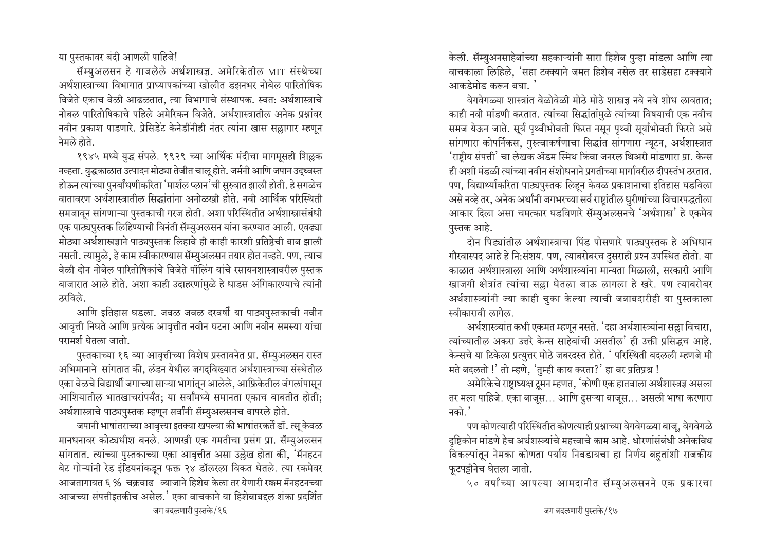या पुस्तकावर बंदी आणली पाहिजे!

सॅम्युअलसन हे गाजलेले अर्थशास्त्रज्ञ. अमेरिकेतील MIT संस्थेच्या अर्थशास्त्राच्या विभागात प्राध्यापकांच्या खोलीत डझनभर नोबेल पारितोषिक विजेते एकाच वेळी आढळतात, त्या विभागाचे संस्थापक. स्वत: अर्थशास्त्राचे नोबल पारितोषिकाचे पहिले अमेरिकन विजेते. अर्थशास्त्रातील अनेक प्रश्नांवर नवीन प्रकाश पाडणारे. प्रेसिडेंट केनेडींनीही नंतर त्यांना खास सल्लागार म्हणून नेमले होते.

१९४५ मध्ये युद्ध संपले. १९२९ च्या आर्थिक मंदीचा मागमूसही शिल्लक नव्हता. युद्धकाळात उत्पादन मोठ्या तेजीत चालू होते. जर्मनी आणि जपान उद्ध्वस्त होऊन त्यांच्या पुनर्बांधणीकरिता 'मार्शल प्लान'ची सुरुवात झाली होती. हे सगळेच वातावरण अर्थशास्त्रातील सिद्धांतांना अनोळखी होते. नवी आर्थिक परिस्थिती समजावून सांगणाऱ्या पुस्तकाची गरज होती. अशा परिस्थितीत अर्थशास्त्रासंबंधी एक पाठ्यपुस्तक लिहिण्याची विनंती सॅम्युअलसन यांना करण्यात आली. एवढ्या मोठ्या अर्थशास्त्रज्ञाने पाठ्यपुस्तक लिहावे ही काही फारशी प्रतिष्ठेची बाब झाली नसती. त्यामुळे, हे काम स्वीकारण्यास सॅम्युअलसन तयार होत नव्हते. पण, त्याच वेळी दोन नोबेल पारितोषिकांचे विजेते पॉलिंग यांचे रसायनशास्त्रावरील पुस्तक बाजारात आले होते. अशा काही उदाहरणांमुळे हे धाडस अंगिकारण्याचे त्यांनी ठरविले.

आणि इतिहास घडला. जवळ जवळ दरवर्षी या पाठ्यपुस्तकाची नवीन आवृत्ती निघते आणि प्रत्येक आवृत्तीत नवीन घटना आणि नवीन समस्या यांचा परामर्श घेतला जातो.

पुस्तकाच्या १६ व्या आवृत्तीच्या विशेष प्रस्तावनेत प्रा. सॅम्युअलसन रास्त अभिमानाने सांगतात की, लंडन येथील जगद्विख्यात अर्थशास्त्राच्या संस्थेतील एका वेळचे विद्यार्थी जगाच्या साऱ्या भागांतून आलेले, आफ्रिकेतील जंगलांपासून आशियातील भातखाचरांपर्यंत; या सर्वांमध्ये समानता एकाच बाबतीत होती; अर्थशास्त्राचे पाठ्यपुस्तक म्हणून सर्वांनी सॅम्युअलसनच वापरले होते.

जपानी भाषांतराच्या आवृत्त्या इतक्या खपल्या की भाषांतरकर्ते डॉ. त्सू केवळ मानधनावर कोट्यधीश बनले. आणखी एक गमतीचा प्रसंग प्रा. सॅम्युअलसन सांगतात. त्यांच्या पुस्तकाच्या एका आवृत्तीत असा उल्लेख होता की, 'मॅनहटन बेट गोऱ्यांनी रेड इंडियनांकडून फक्त २४ डॉलरला विकत घेतले. त्या रकमेवर आजतागायत ६ % चक्रवाढ व्याजाने हिशेब केला तर येणारी रक्कम मॅनहटनच्या आजच्या संपत्तीइतकीच असेल.' एका वाचकाने या हिशेबाबद्दल शंका प्रदर्शित केली. सॅम्युअनसाहेबांच्या सहकाऱ्यांनी सारा हिशेब पुन्हा मांडला आणि त्या वाचकाला लिहिले, 'सहा टक्क्याने जमत हिशेब नसेल तर साडेसहा टक्क्याने आकडेमोड करून बघा. '

वेगवेगळ्या शास्त्रांत वेळोवेळी मोठे मोठे शास्त्रज्ञ नवे नवे शोध लावतात; काही नवी मांडणी करतात. त्यांच्या सिद्धांतांमुळे त्यांच्या विषयाची एक नवीच समज येऊन जाते. सूर्य पृथ्वीभोवती फिरत नसून पृथ्वी सूर्याभोवती फिरते असे सांगणारा कोपर्निकस, गुरुत्वाकर्षणाचा सिद्धांत सांगणारा न्यूटन, अर्थशास्त्रात 'राष्ट्रीय संपत्ती' चा लेखक ॲडम स्मिथ किंवा जनरल थिअरी मांडणारा प्रा. केन्स ही अशी मंडळी त्यांच्या नवीन संशोधनाने प्रगतीच्या मार्गावरील दीपस्तंभ ठरतात. पण, विद्यार्थ्यांकरिता पाठ्यपुस्तक लिहून केवळ प्रकाशनाचा इतिहास घडविला असे नव्हे तर, अनेक अर्थांनी जगभरच्या सर्व राष्ट्रांतील धुरीणांच्या विचारपद्धतीला आकार दिला असा चमत्कार घडविणारे सॅम्युअलसनचे 'अर्थशास्त्र' हे एकमेव पुस्तक आहे.

दोन पिढ्यांतील अर्थशास्त्राचा पिंड पोसणारे पाठ्यपुस्तक हे अभिधान गौरवास्पद आहे हे नि:संशय. पण, त्याबरोबरच दुसराही प्रश्न उपस्थित होतो. या काळात अर्थशास्त्राला आणि अर्थशास्त्र्यांना मान्यता मिळाली, सरकारी आणि खाजगी क्षेत्रांत त्यांचा सल्ला घेतला जाऊ लागला हे खरे. पण त्याबरोबर अर्थशास्त्र्यांनी ज्या काही चुका केल्या त्याची जबाबदारीही या पुस्तकाला स्वीकारावी लागेल.

अर्थशास्त्र्यांत कधी एकमत म्हणून नसते. 'दहा अर्थशास्त्र्यांना सल्ला विचारा, त्यांच्यातील अकरा उत्तरे केन्स साहेबांची असतील' ही उक्ती प्रसिद्धच आहे. केन्सचे या टिकेला प्रत्युत्तर मोठे जबरदस्त होते. ' परिस्थिती बदलली म्हणजे मी मते बदलतो !' तो म्हणे, 'तुम्ही काय करता?' हा वर प्रतिप्रश्न !

अमेरिकेचे राष्ट्राध्यक्ष ट्रूमन म्हणत, 'कोणी एक हातवाला अर्थशास्त्रज्ञ असला तर मला पाहिजे. एका बाजूस... आणि दुसऱ्या बाजूस... असली भाषा करणारा नको.'

पण कोणत्याही परिस्थितीत कोणत्याही प्रश्नाच्या वेगवेगळ्या बाजू, वेगवेगळे दृष्टिकोन मांडणे हेच अर्थशास्त्र्यांचे महत्त्वाचे काम आहे. धोरणांसंबंधी अनेकविध विकल्पांतून नेमका कोणता पर्याय निवडायचा हा निर्णय बहुतांशी राजकीय फूटपट्टीनेच घेतला जातो.

५० वर्षांच्या आपल्या आमदानीत सॅम्युअलसनने एक प्रकारचा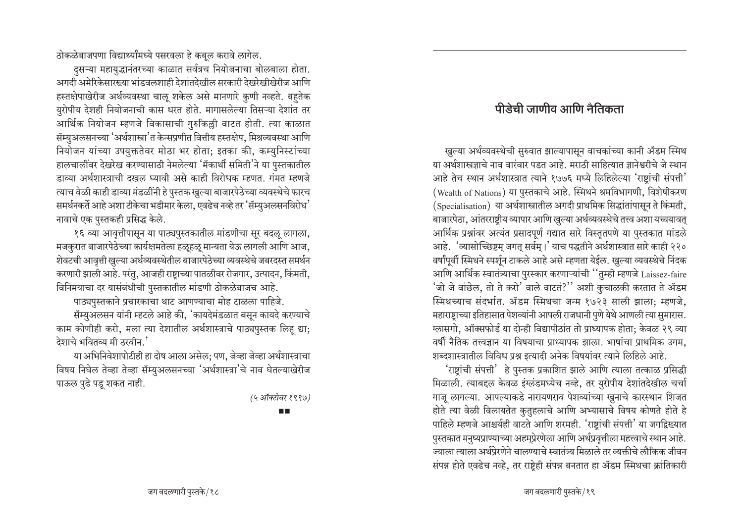ठोकळेबाजपणा विद्यार्थ्यांमध्ये पसरवला हे कबूल करावे लागेल.

दुसऱ्या महायुद्धानंतरच्या काळात सर्वत्रच नियोजनाचा बोलबाला होता. अगदी अमेरिकेसारख्या भांडवलशाही देशांतदेखील सरकारी देखरेखीखेरीज आणि हस्तक्षेपाखेरीज अर्थव्यवस्था चालू शकेल असे मानणारे कुणी नव्हते. बहुतेक युरोपीय देशही नियोजनाची कास धरत होते. मागासलेल्या तिसऱ्या देशांत तर आर्थिक नियोजन म्हणजे विकासाची गुरुकिल्ली वाटत होती. त्या काळात सॅम्युअलसनच्या 'अर्थशास्त्रा'त केन्सप्रणीत वित्तीय हस्तक्षेप, मिश्रव्यवस्था आणि नियोजन यांच्या उपयुक्ततेवर मोठा भर होता; इतका की, कम्युनिस्टांच्या हालचालींवर देखरेख करण्यासाठी नेमलेल्या 'मॅकार्थी समिती'ने या पुस्तकातील डाव्या अर्थशास्त्राची दखल घ्यावी असे काही विरोधक म्हणत. गंमत म्हणजे त्याच वेळी काही डाव्या मंडळींनी हे पुस्तक खुल्या बाजारपेठेच्या व्यवस्थेचे फारच समर्थनकर्ते आहे अशा टीकेचा भडीमार केला, एवढेच नव्हे तर 'सॅम्युअलसनविरोध' नावाचे एक पुस्तकही प्रसिद्ध केले.

१६ व्या आवृत्तीपासून या पाठ्यपुस्तकातील मांडणीचा सूर बदलू लागला, मजकुरात बाजारपेठेच्या कार्यक्षमतेला हळूहळू मान्यता येऊ लागली आणि आज, शेवटची आवृत्ती खुल्या अर्थव्यवस्थेतील बाजारपेठेच्या व्यवस्थेचे जबरदस्त समर्थन करणारी झाली आहे. परंतु, आजही राष्ट्राच्या पातळीवर रोजगार, उत्पादन, किंमती, विनिमयाचा दर यासंबंधीची पुस्तकातील मांडणी ठोकळेबाजच आहे.

पाठ्यपुस्तकाने प्रचारकाचा थाट आणण्याचा मोह टाळला पाहिजे.

सॅम्युअलसन यांनी म्हटले आहे की, 'कायदेमंडळात बसून कायदे करण्याचे काम कोणीही करो, मला त्या देशातील अर्थशास्त्राचे पाठ्यपुस्तक लिहू द्या; देशाचे भवितव्य मी ठरवीन.'

या अभिनिवेशापोटीही हा दोष आला असेल; पण, जेव्हा जेव्हा अर्थशास्त्राचा विषय निघेल तेव्हा तेव्हा सॅम्युअलसनच्या 'अर्थशास्त्रा'चे नाव घेतल्याखेरीज पाऊल पुढे पडू शकत नाही.

*(५ ऑक्टोबर १९९७)*

■■

## पीडेची जाणीव आणि नैतिकता

खुल्या अर्थव्यवस्थेची सुरुवात झाल्यापासून वाचकांच्या कानी ॲडम स्मिथ या अर्थशास्त्रज्ञाचे नाव वारंवार पडत आहे. मराठी साहित्यात ज्ञानेश्वरीचे जे स्थान आहे तेच स्थान अर्थशास्त्रात त्याने १७७६ मध्ये लिहिलेल्या 'राष्ट्रांची संपत्ती' (Wealth of Nations) या पुस्तकाचे आहे. स्मिथने श्रमविभागणी, विशेषीकरण (Specialisation) या अर्थशास्त्रातील अगदी प्राथमिक सिद्धांतांपासून ते किंमती, बाजारपेठा, आंतरराष्ट्रीय व्यापार आणि खुल्या अर्थव्यवस्थेचे तत्त्व अशा यच्चयावत् आर्थिक प्रश्नांवर अत्यंत प्रसादपूर्ण गद्यात सारे विस्तृतपणे या पुस्तकात मांडले आहे. 'व्यासोच्छिष्टम् जगत् सर्वम्।' याच पद्धतीने अर्थशास्त्रात सारे काही २२० वर्षांपूर्वी स्मिथने स्पर्शून टाकले आहे असे म्हणता येईल. खुल्या व्यवस्थेचे निंदक आणि आर्थिक स्वातंत्र्याचा पुरस्कार करणाऱ्यांची ''तुम्ही म्हणजे Laissez-faire 'जो जे वांछेल, तो ते करो' वाले वाटतं?'' अशी कुचाळकी करतात ते ॲडम स्मिथच्याच संदर्भात. ॲडम स्मिथचा जन्म १७२३ साली झाला; म्हणजे, महाराष्ट्राच्या इतिहासात पेशव्यांनी आपली राजधानी पुणे येथे आणली त्या सुमारास. ग्लासगो, ऑक्सफोर्ड या दोन्ही विद्यापीठांत तो प्राध्यापक होता; केवळ २९ व्या वर्षी नैतिक तत्त्वज्ञान या विषयाचा प्राध्यापक झाला. भाषांचा प्राथमिक उगम, शब्दशास्त्रातील विविध प्रश्न इत्यादी अनेक विषयांवर त्याने लिहिले आहे.

'राष्ट्रांची संपत्ती' हे पुस्तक प्रकाशित झाले आणि त्याला तत्काळ प्रसिद्धी मिळाली. त्याबद्दल केवळ इंग्लंडमध्येच नव्हे, तर युरोपीय देशांतदेखील चर्चा गाजू लागल्या. आपल्याकडे नारायणराव पेशव्यांच्या खुनाचे कारस्थान शिजत होते त्या वेळी विलायतेत कुतुहलाचे आणि अभ्यासाचे विषय कोणते होते हे पाहिले म्हणजे आश्चर्यही वाटते आणि शरमही. 'राष्ट्रांची संपत्ती' या जगद्विख्यात पुस्तकात मनुष्यप्राण्याच्या अहम्प्रेरणेला आणि अर्थप्रवृत्तीला महत्त्वाचे स्थान आहे. ज्याला त्याला अर्थप्रेरणेने चालण्याचे स्वातंत्र्य मिळाले तर व्यक्तीचे लौकिक जीवन संपन्न होते एवढेच नव्हे, तर राष्ट्रेही संपन्न बनतात हा ॲडम स्मिथचा क्रांतिकारी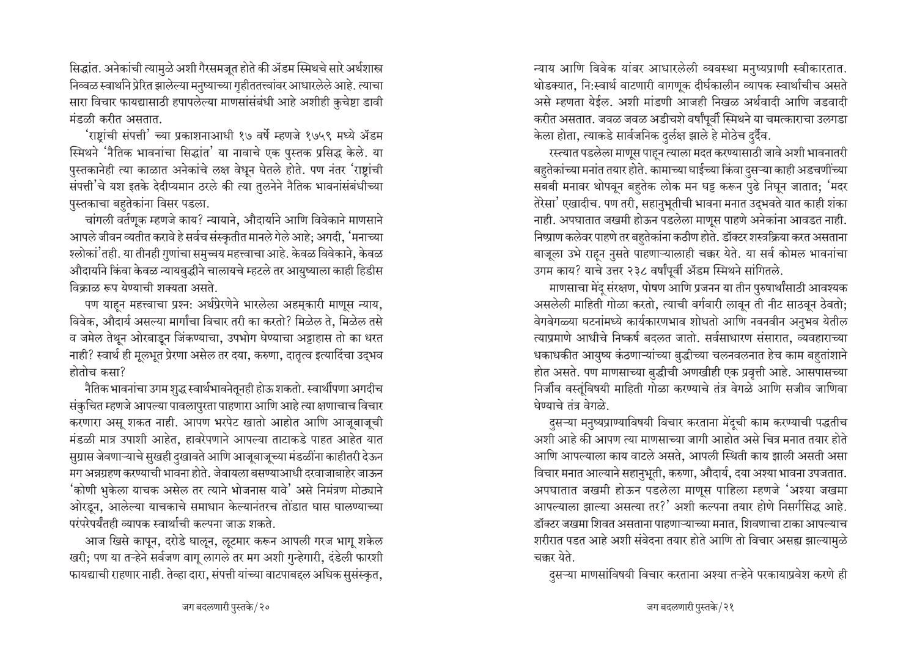सिद्धांत. अनेकांची त्यामुळे अशी गैरसमजूत होते की ॲडम स्मिथचे सारे अर्थशास्त्र निव्वळ स्वार्थाने प्रेरित झालेल्या मनुष्याच्या गृहीततत्त्वांवर आधारलेले आहे. त्याचा सारा विचार फायद्यासाठी हपापलेल्या माणसांसंबंधी आहे अशीही कुचेष्टा डावी मंडळी करीत असतात.

'राष्ट्रांची संपत्ती' च्या प्रकाशनाआधी १७ वर्षे म्हणजे १७५९ मध्ये ॲडम स्मिथने 'नैतिक भावनांचा सिद्धांत' या नावाचे एक पुस्तक प्रसिद्ध केले. या पुस्तकानेही त्या काळात अनेकांचे लक्ष वेधून घेतले होते. पण नंतर 'राष्ट्रांची संपत्ती'चे यश इतके देदीप्यमान ठरले की त्या तुलनेने नैतिक भावनांसंबंधीच्या पुस्तकाचा बहुतेकांना विसर पडला.

चांगली वर्तणूक म्हणजे काय? न्यायाने, औदार्याने आणि विवेकाने माणसाने आपले जीवन व्यतीत करावे हे सर्वच संस्कृतीत मानले गेले आहे; अगदी, 'मनाच्या श्लोकां'तही. या तीनही गुणांचा समुच्चय महत्त्वाचा आहे. केवळ विवेकाने, केवळ औदार्याने किंवा केवळ न्यायबुद्धीने चालायचे म्हटले तर आयुष्याला काही हिडीस विक्राळ रूप येण्याची शक्यता असते.

पण याहून महत्त्वाचा प्रश्न: अर्थप्रेरणेने भारलेला अहमकारी माणूस न्याय, विवेक, औदार्य असल्या मार्गांचा विचार तरी का करतो? मिळेल ते, मिळेल तसे व जमेल तेथून ओरबाडून जिंकण्याचा, उपभोग घेण्याचा अट्टाहास तो का धरत नाही? स्वार्थ ही मूलभूत प्रेरणा असेल तर दया, करुणा, दातृत्व इत्यादिंचा उद्भव होतोच कसा?

नैतिक भावनांचा उगम शुद्ध स्वार्थभावनेतूनही होऊ शकतो. स्वार्थीपणा अगदीच संकुचित म्हणजे आपल्या पावलापुरता पाहणारा आणि आहे त्या क्षणाचाच विचार करणारा असू शकत नाही. आपण भरपेट खातो आहोत आणि आजूबाजूची मंडळी मात्र उपाशी आहेत, हावरेपणाने आपल्या ताटाकडे पाहत आहेत यात सुग्रास जेवणाऱ्याचे सुखही दुखावते आणि आजूबाजूच्या मंडळींना काहीतरी देऊन मग अन्नग्रहण करण्याची भावना होते. जेवायला बसण्याआधी दरवाजाबाहेर जाऊन 'कोणी भुकेला याचक असेल तर त्याने भोजनास यावे' असे निमंत्रण मोठ्याने ओरडून, आलेल्या याचकाचे समाधान केल्यानंतरच तोंडात घास घालण्याच्या परंपरेपर्यंतही व्यापक स्वार्थाची कल्पना जाऊ शकते.

आज खिसे कापून, दरोडे घालून, लूटमार करून आपली गरज भागू शकेल खरी; पण या तऱ्हेने सर्वजण वागू लागले तर मग अशी गुन्हेगारी, दंडेली फारशी फायद्याची राहणार नाही. तेव्हा दारा, संपत्ती यांच्या वाटपाबद्दल अधिक सुसंस्कृत, न्याय आणि विवेक यांवर आधारलेली व्यवस्था मनुष्यप्राणी स्वीकारतात. थोडक्यात, नि:स्वार्थ वाटणारी वागणूक दीर्घकालीन व्यापक स्वार्थाचीच असते असे म्हणता येईल. अशी मांडणी आजही निखळ अर्थवादी आणि जडवादी करीत असतात. जवळ जवळ अडीचशे वर्षांपूर्वी स्मिथने या चमत्काराचा उलगडा केला होता, त्याकडे सार्वजनिक दुर्लक्ष झाले हे मोठेच दुर्दैव.

रस्त्यात पडलेला माणूस पाहून त्याला मदत करण्यासाठी जावे अशी भावनातरी बहुतेकांच्या मनांत तयार होते. कामाच्या घाईच्या किंवा दुसऱ्या काही अडचणींच्या सबबी मनावर थोपवून बहुतेक लोक मन घट्ट करून पुढे निघून जातात; 'मदर तेरेसा' एखादीच. पण तरी, सहानुभूतीची भावना मनात उद्भवते यात काही शंका नाही. अपघातात जखमी होऊन पडलेला माणूस पाहणे अनेकांना आवडत नाही. निष्प्राण कलेवर पाहणे तर बहुतेकांना कठीण होते. डॉक्टर शस्त्रक्रिया करत असताना बाजूला उभे राहून नुसते पाहणाऱ्यालाही चक्कर येते. या सर्व कोमल भावनांचा उगम काय? याचे उत्तर २३८ वर्षांपूर्वी ॲडम स्मिथने सांगितले.

माणसाचा मेंदू संरक्षण, पोषण आणि प्रजनन या तीन पुरुषार्थांसाठी आवश्यक असलेली माहिती गोळा करतो, त्याची वर्गवारी लावून ती नीट साठवून ठेवतो; वेगवेगळ्या घटनांमध्ये कार्यकारणभाव शोधतो आणि नवनवीन अनुभव येतील त्याप्रमाणे आधीचे निष्कर्ष बदलत जातो. सर्वसाधारण संसारात, व्यवहाराच्या धकाधकीत आयुष्य कंठणाऱ्यांच्या बुद्धीच्या चलनवलनात हेच काम बहुतांशाने होत असते. पण माणसाच्या बुद्धीची अणखीही एक प्रवृत्ती आहे. आसपासच्या निर्जीव वस्तूंविषयी माहिती गोळा करण्याचे तंत्र वेगळे आणि सजीव जाणिवा घेण्याचे तंत्र वेगळे.

दुसऱ्या मनुष्यप्राण्याविषयी विचार करताना मेंदूची काम करण्याची पद्धतीच अशी आहे की आपण त्या माणसाच्या जागी आहोत असे चित्र मनात तयार होते आणि आपल्याला काय वाटले असते, आपली स्थिती काय झाली असती असा विचार मनात आल्याने सहानुभूती, करुणा, औदार्य, दया अश्या भावना उपजतात. अपघातात जखमी होऊन पडलेला माणूस पाहिला म्हणजे 'अश्या जखमा आपल्याला झाल्या असत्या तर?' अशी कल्पना तयार होणे निसर्गसिद्ध आहे. डॉक्टर जखमा शिवत असताना पाहणाऱ्याच्या मनात, शिवणाचा टाका आपल्याच शरीरात पडत आहे अशी संवेदना तयार होते आणि तो विचार असह्य झाल्यामुळे चक्कर येते.

दुसऱ्या माणसांविषयी विचार करताना अश्या तऱ्हेने परकायाप्रवेश करणे ही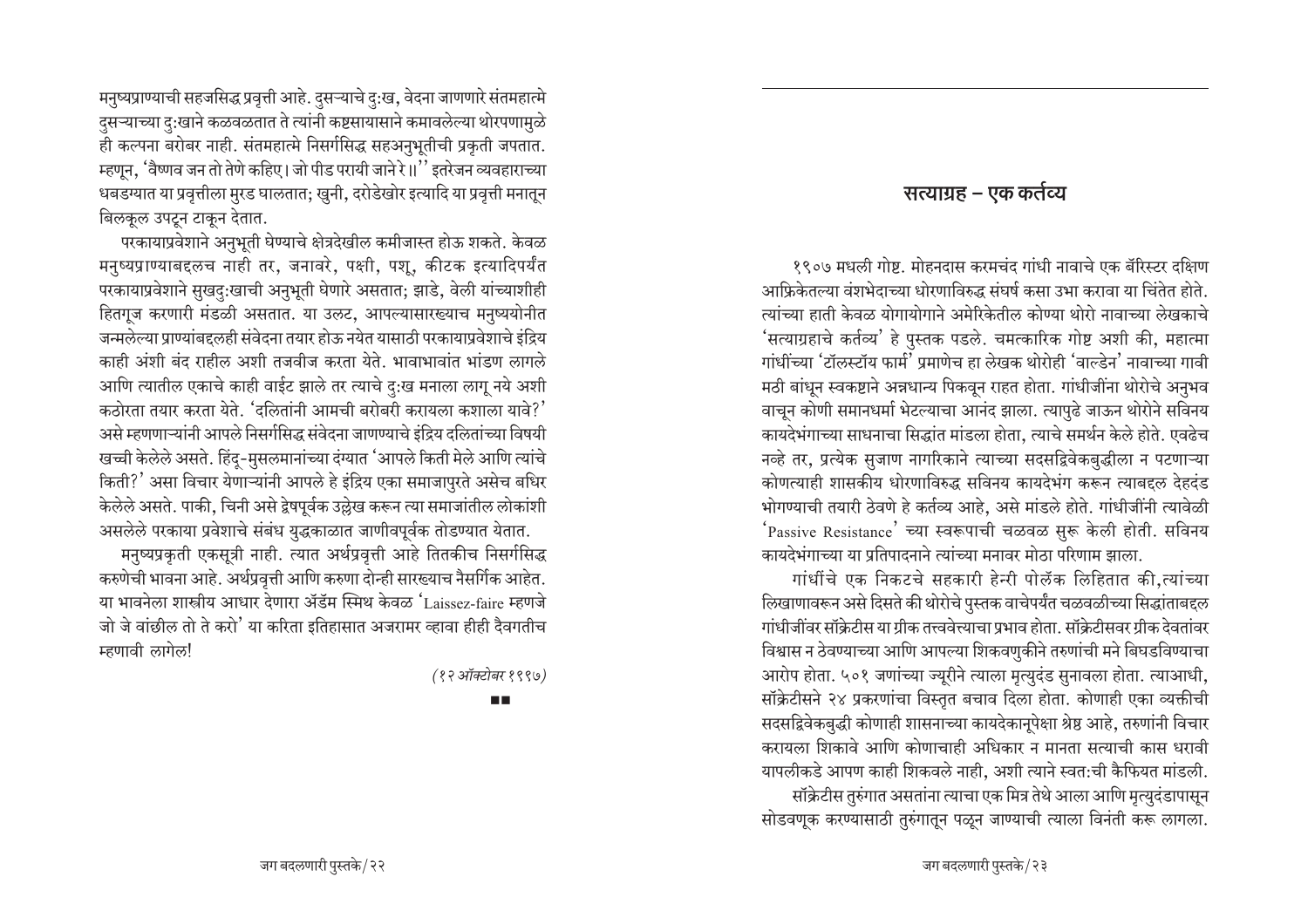मनुष्यप्राण्याची सहजसिद्ध प्रवृत्ती आहे. दुसऱ्याचे दुःख, वेदना जाणणारे संतमहात्मे दुसऱ्याच्या दुःखाने कळवळतात ते त्यांनी कष्टसायासाने कमावलेल्या थोरपणामुळे ही कल्पना बरोबर नाही. संतमहात्मे निसर्गसिद्ध सहअनुभूतीची प्रकृती जपतात. म्हणून, 'वैष्णव जन तो तेणे कहिए। जो पीड परायी जाने रे।।'' इतरेजन व्यवहाराच्या धबडग्यात या प्रवृत्तीला मुरड घालतात; खुनी, दरोडेखोर इत्यादि या प्रवृत्ती मनातून बिलकूल उपटून टाकून देतात.

परकायाप्रवेशाने अनुभूती घेण्याचे क्षेत्रदेखील कमीजास्त होऊ शकते. केवळ मनुष्यप्राण्याबद्दलच नाही तर, जनावरे, पक्षी, पशू, कीटक इत्यादिपर्यंत परकायाप्रवेशाने सुखदुःखाची अनुभूती घेणारे असतात; झाडे, वेली यांच्याशीही हितगूज करणारी मंडळी असतात. या उलट, आपल्यासारख्याच मनुष्ययोनीत जन्मलेल्या प्राण्यांबद्दलही संवेदना तयार होऊ नयेत यासाठी परकायाप्रवेशाचे इंद्रिय काही अंशी बंद राहील अशी तजवीज करता येते. भावाभावांत भांडण लागले आणि त्यातील एकाचे काही वाईट झाले तर त्याचे दुःख मनाला लागू नये अशी कठोरता तयार करता येते. 'दलितांनी आमची बरोबरी करायला कशाला यावे?' असे म्हणणाऱ्यांनी आपले निसर्गसिद्ध संवेदना जाणण्याचे इंद्रिय दलितांच्या विषयी खच्ची केलेले असते. हिंदू-मुसलमानांच्या दंग्यात 'आपले किती मेले आणि त्यांचे किती?' असा विचार येणाऱ्यांनी आपले हे इंद्रिय एका समाजापुरते असेच बधिर केलेले असते. पाकी, चिनी असे द्वेषपूर्वक उल्लेख करून त्या समाजांतील लोकांशी असलेले परकाया प्रवेशाचे संबंध युद्धकाळात जाणीवपूर्वक तोडण्यात येतात.

मनुष्यप्रकृती एकसूत्री नाही. त्यात अर्थप्रवृत्ती आहे तितकीच निसर्गसिद्ध करुणेची भावना आहे. अर्थप्रवृत्ती आणि करुणा दोन्ही सारख्याच नैसर्गिक आहेत. या भावनेला शास्त्रीय आधार देणारा ॲडॅम स्मिथ केवळ 'Laissez-faire म्हणजे जो जे वांछील तो ते करो' या करिता इतिहासात अजरामर व्हावा हीही दैवगतीच म्हणावी लागेल!

*(१२ ऑक्टोबर १९९७)*

■■

## सत्याग्रह – एक कर्तव्य

१९०७ मधली गोष्ट. मोहनदास करमचंद गांधी नावाचे एक बॅरिस्टर दक्षिण आफ्रिकेतल्या वंशभेदाच्या धोरणाविरुद्ध संघर्ष कसा उभा करावा या चिंतेत होते. त्यांच्या हाती केवळ योगायोगाने अमेरिकेतील कोण्या थोरो नावाच्या लेखकाचे 'सत्याग्रहाचे कर्तव्य' हे पुस्तक पडले. चमत्कारिक गोष्ट अशी की, महात्मा गांधींच्या 'टॉलस्टॉय फार्म' प्रमाणेच हा लेखक थोरोही 'वाल्डेन' नावाच्या गावी मठी बांधून स्वकष्टाने अन्नधान्य पिकवून राहत होता. गांधीजींना थोरोचे अनुभव वाचून कोणी समानधर्मा भेटल्याचा आनंद झाला. त्यापुढे जाऊन थोरोने सविनय कायदेभंगाच्या साधनाचा सिद्धांत मांडला होता, त्याचे समर्थन केले होते. एवढेच नव्हे तर, प्रत्येक सुजाण नागरिकाने त्याच्या सदसद्विवेकबुद्धीला न पटणाऱ्या कोणत्याही शासकीय धोरणाविरुद्ध सविनय कायदेभंग करून त्याबद्दल देहदंड भोगण्याची तयारी ठेवणे हे कर्तव्य आहे, असे मांडले होते. गांधीजींनी त्यावेळी 'Passive Resistance' च्या स्वरूपाची चळवळ सुरू केली होती. सविनय कायदेभंगाच्या या प्रतिपादनाने त्यांच्या मनावर मोठा परिणाम झाला.

गांधींचे एक निकटचे सहकारी हेन्री पोलॅक लिहितात की, त्यांच्या लिखाणावरून असे दिसते की थोरोचे पुस्तक वाचेपर्यंत चळवळीच्या सिद्धांताबद्दल गांधीजींवर सॉक्रेटीस या ग्रीक तत्त्ववेत्त्याचा प्रभाव होता. सॉक्रेटीसवर ग्रीक देवतांवर विश्वास न ठेवण्याच्या आणि आपल्या शिकवणुकीने तरुणांची मने बिघडविण्याचा आरोप होता. ५०१ जणांच्या ज्यूरीने त्याला मृत्युदंड सुनावला होता. त्याआधी, सॉक्रेटीसने २४ प्रकरणांचा विस्तृत बचाव दिला होता. कोणाही एका व्यक्तीची सदसद्विवेकबुद्धी कोणाही शासनाच्या कायदेकानूपेक्षा श्रेष्ठ आहे, तरुणांनी विचार करायला शिकावे आणि कोणाचाही अधिकार न मानता सत्याची कास धरावी यापलीकडे आपण काही शिकवले नाही, अशी त्याने स्वतःची कैफियत मांडली.

सॉक्रेटीस तुरुंगात असतांना त्याचा एक मित्र तेथे आला आणि मृत्युदंडापासून सोडवणूक करण्यासाठी तुरुंगातून पळून जाण्याची त्याला विनंती करू लागला.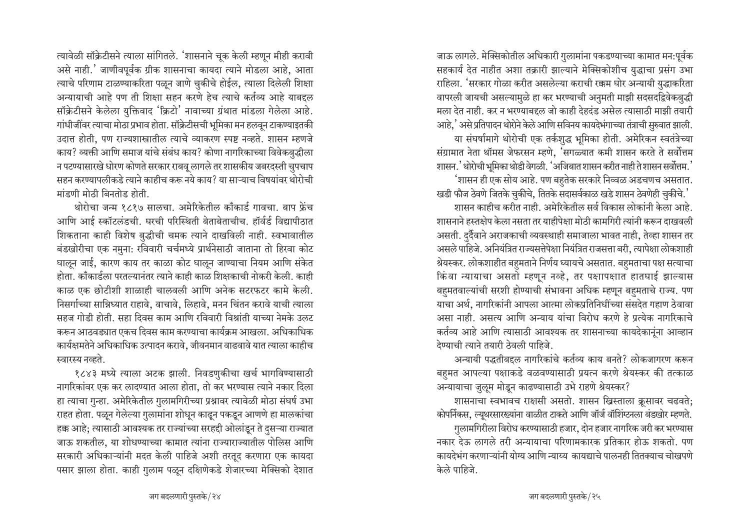त्यावेळी सॉक्रेटीसने त्याला सांगितले. 'शासनाने चूक केली म्हणून मीही करावी असे नाही.' जाणीवपूर्वक ग्रीक शासनाचा कायदा त्याने मोडला आहे, आता त्याचे परिणाम टाळण्याकरिता पळून जाणे चुकीचे होईल, त्याला दिलेली शिक्षा अन्यायाची आहे पण ती शिक्षा सहन करणे हेच त्याचे कर्तव्य आहे याबद्दल सॉक्रेटीसने केलेला युक्तिवाद 'क्रिटो' नावाच्या ग्रंथात मांडला गेलेला आहे. गांधीजींवर त्याचा मोठा प्रभाव होता. सॉक्रेटीसची भूमिका मन हलवून टाकण्याइतकी उदात्त होती, पण राज्यशास्त्रातील त्याचे व्याकरण स्पष्ट नव्हते. शासन म्हणजे काय? व्यक्ती आणि समाज यांचे संबंध काय? कोणा नागरिकाच्या विवेकबुद्धीला न पटण्यासारखे धोरण कोणते सरकार राबवू लागले तर शासकीय जबरदस्ती चुपचाप सहन करण्यापलीकडे त्याने काहीच करू नये काय? या साऱ्याच विषयांवर थोरोची मांडणी मोठी बिनतोड होती.

थोरोचा जन्म १८१७ सालचा. अमेरिकेतील कॉंकार्ड गावचा. बाप फ्रेंच आणि आई स्कॉटलंडची. घरची परिस्थिती बेताबेताचीच. हॉर्वर्ड विद्यापीठात शिकताना काही विशेष बुद्धीची चमक त्याने दाखविली नाही. स्वभावातील बंडखोरीचा एक नमुना: रविवारी चर्चमध्ये प्रार्थनेसाठी जाताना तो हिरवा कोट घालून जाई, कारण काय तर काळा कोट घालून जाण्याचा नियम आणि संकेत होता. कॉंकार्डला परतल्यानंतर त्याने काही काळ शिक्षकाची नोकरी केली. काही काळ एक छोटीशी शाळाही चालवली आणि अनेक सटरफटर कामे केली. निसर्गाच्या सान्निध्यात राहावे, वाचावे, लिहावे, मनन चिंतन करावे याची त्याला सहज गोडी होती. सहा दिवस काम आणि रविवारी विश्रांती याच्या नेमके उलट करून आठवड्यात एकच दिवस काम करण्याचा कार्यक्रम आखला. अधिकाधिक कार्यक्षमतेने अधिकाधिक उत्पादन करावे, जीवनमान वाढवावे यात त्याला काहीच स्वारस्य नव्हते.

१८४३ मध्ये त्याला अटक झाली. निवडणुकीचा खर्च भागविण्यासाठी नागरिकांवर एक कर लादण्यात आला होता, तो कर भरण्यास त्याने नकार दिला हा त्याचा गुन्हा. अमेरिकेतील गुलामगिरीच्या प्रश्नावर त्यावेळी मोठा संघर्ष उभा राहत होता. पळून गेलेल्या गुलामांना शोधून काढून पकडून आणणे हा मालकांचा हक्क आहे; त्यासाठी आवश्यक तर राज्यांच्या सरहद्दी ओलांडून ते दुसऱ्या राज्यात जाऊ शकतील, या शोधण्याच्या कामात त्यांना राज्याराज्यातील पोलिस आणि सरकारी अधिकाऱ्यांनी मदत केली पाहिजे अशी तरतूद करणारा एक कायदा पसार झाला होता. काही गुलाम पळून दक्षिणेकडे शेजारच्या मेक्सिको देशात जाऊ लागले. मेक्सिकोतील अधिकारी गुलामांना पकडण्याच्या कामात मन:पूर्वक सहकार्य देत नाहीत अशा तक्रारी झाल्याने मेक्सिकोशीच युद्धाचा प्रसंग उभा राहिला. 'सरकार गोळा करीत असलेल्या कराची रक्कम घोर अन्यायी युद्धाकरिता वापरली जायची असल्यामुळे हा कर भरण्याची अनुमती माझी सदसद्विवेकबुद्धी मला देत नाही. कर न भरण्याबद्दल जो काही देहदंड असेल त्यासाठी माझी तयारी आहे,' असे प्रतिपादन थोरोने केले आणि सविनय कायदेभंगाच्या तंत्राची सुरुवात झाली.

या संघर्षामागे थोरोची एक तर्कशुद्ध भूमिका होती. अमेरिकन स्वतंत्र्याच्या संग्रामात नेता थॉमस जेफरसन म्हणे, 'सगळ्यात कमी शासन करते ते सर्वोत्तम शासन.' थोरोची भूमिका थोडी वेगळी. 'अजिबात शासन करीत नाही ते शासन सर्वोत्तम.'

'शासन ही एक सोय आहे. पण बहुतेक सरकारे निव्वळ अडचणच असतात. खडी फौज ठेवणे जितके चुकीचे, तितके सदासर्वकाळ खडे शासन ठेवणेही चुकीचे.'

शासन काहीच करीत नाही. अमेरिकेतील सर्व विकास लोकांनी केला आहे. शासनाने हस्तक्षेप केला नसता तर याहीपेक्षा मोठी कामगिरी त्यांनी करून दाखवली असती. दुर्दैवाने अराजकाची व्यवस्थाही समाजाला भावत नाही, तेव्हा शासन तर असले पाहिजे. अनियंत्रित राज्यसत्तेपेक्षा नियंत्रित राजसत्ता बरी, त्यापेक्षा लोकशाही श्रेयस्कर. लोकशाहीत बहुमताने निर्णय घ्यायचे असतात. बहुमताचा पक्ष सत्याचा किंवा न्यायाचा असतो म्हणून नव्हे, तर पक्षापक्षात हातघाई झाल्यास बहुमतवाल्यांची सरशी होण्याची संभावना अधिक म्हणून बहुमताचे राज्य. पण याचा अर्थ, नागरिकांनी आपला आत्मा लोकप्रतिनिधींच्या संसदेत गहाण ठेवावा असा नाही. असत्य आणि अन्याय यांचा विरोध करणे हे प्रत्येक नागरिकाचे कर्तव्य आहे आणि त्यासाठी आवश्यक तर शासनाच्या कायदेकानूंना आव्हान देण्याची त्याने तयारी ठेवली पाहिजे.

अन्यायी पद्धतीबद्दल नागरिकांचे कर्तव्य काय बनते? लोकजागरण करून बहुमत आपल्या पक्षाकडे वळवण्यासाठी प्रयत्न करणे श्रेयस्कर की तत्काळ अन्यायाचा जुलूम मोडून काढण्यासाठी उभे राहणे श्रेयस्कर?

शासनाचा स्वभावच राक्षसी असतो. शासन ख्रिस्ताला क्रूसावर चढवते; कोपर्निकस, ल्यूथरसारख्यांना वाळीत टाकते आणि जॉर्ज वॉशिंग्टनला बंडखोर म्हणते.

गुलामगिरीला विरोध करण्यासाठी हजार, दोन हजार नागरिक जरी कर भरण्यास नकार देऊ लागले तरी अन्यायाचा परिणामकारक प्रतिकार होऊ शकतो. पण कायदेभंग करणाऱ्यांनी योग्य आणि न्याय्य कायद्याचे पालनही तितक्याच चोखपणे केले पाहिजे.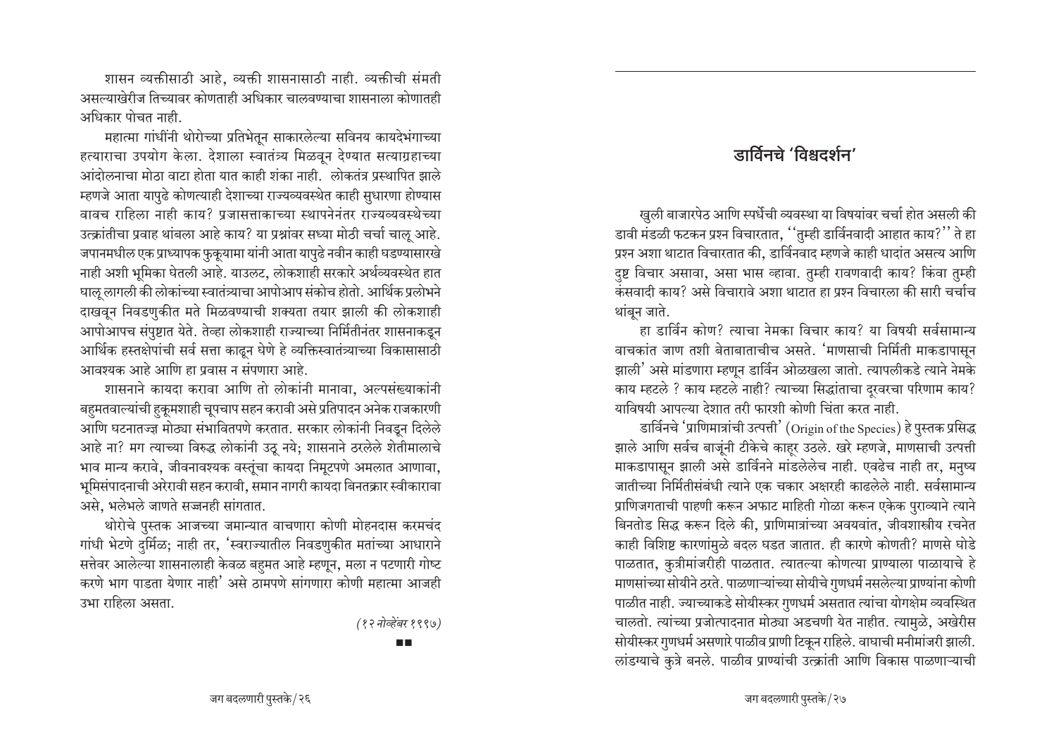शासन व्यक्तीसाठी आहे, व्यक्ती शासनासाठी नाही. व्यक्तीची संमती असल्याखेरीज तिच्यावर कोणताही अधिकार चालवण्याचा शासनाला कोणातही अधिकार पोचत नाही.

महात्मा गांधींनी थोरोच्या प्रतिभेतून साकारलेल्या सविनय कायदेभंगाच्या हत्याराचा उपयोग केला. देशाला स्वातंत्र्य मिळवून देण्यात सत्याग्रहाच्या आंदोलनाचा मोठा वाटा होता यात काही शंका नाही. लोकतंत्र प्रस्थापित झाले म्हणजे आता यापुढे कोणत्याही देशाच्या राज्यव्यवस्थेत काही सुधारणा होण्यास वावच राहिला नाही काय? प्रजासत्ताकाच्या स्थापनेनंतर राज्यव्यवस्थेच्या उत्क्रांतीचा प्रवाह थांबला आहे काय? या प्रश्नांवर सध्या मोठी चर्चा चालू आहे. जपानमधील एक प्राध्यापक फुकूयामा यांनी आता यापुढे नवीन काही घडण्यासारखे नाही अशी भूमिका घेतली आहे. याउलट, लोकशाही सरकारे अर्थव्यवस्थेत हात घालू लागली की लोकांच्या स्वातंत्र्याचा आपोआप संकोच होतो. आर्थिक प्रलोभने दाखवून निवडणुकीत मते मिळवण्याची शक्यता तयार झाली की लोकशाही आपोआपच संपुष्टात येते. तेव्हा लोकशाही राज्याच्या निर्मितीनंतर शासनाकडून आर्थिक हस्तक्षेपांची सर्व सत्ता काढून घेणे हे व्यक्तिस्वातंत्र्याच्या विकासासाठी आवश्यक आहे आणि हा प्रवास न संपणारा आहे.

शासनाने कायदा करावा आणि तो लोकांनी मानावा, अल्पसंख्याकांनी बहुमतवाल्यांची हुकूमशाही चूपचाप सहन करावी असे प्रतिपादन अनेक राजकारणी आणि घटनातज्ज्ञ मोठ्या संभावितपणे करतात. सरकार लोकांनी निवडून दिलेले आहे ना? मग त्याच्या विरुद्ध लोकांनी उठू नये; शासनाने ठरलेले शेतीमालाचे भाव मान्य करावे, जीवनावश्यक वस्तूंचा कायदा निमूटपणे अमलात आणावा, भूमिसंपादनाची अरेरावी सहन करावी, समान नागरी कायदा बिनतक्रार स्वीकारावा असे, भलेभले जाणते सज्जनही सांगतात.

थोरोचे पुस्तक आजच्या जमान्यात वाचणारा कोणी मोहनदास करमचंद गांधी भेटणे दुर्मिळ; नाही तर, 'स्वराज्यातील निवडणुकीत मतांच्या आधाराने सत्तेवर आलेल्या शासनालाही केवळ बहुमत आहे म्हणून, मला न पटणारी गोष्ट करणे भाग पाडता येणार नाही' असे ठामपणे सांगणारा कोणी महात्मा आजही उभा राहिला असता.

*(१२ नोव्हेंबर १९९७)*

■■

## डार्विनचे 'विश्वदर्शन'

खुली बाजारपेठ आणि स्पर्धेची व्यवस्था या विषयांवर चर्चा होत असली की डावी मंडळी फटकन प्रश्न विचारतात, ''तुम्ही डार्विनवादी आहात काय?'' ते हा प्रश्न अशा थाटात विचारतात की, डार्विनवाद म्हणजे काही धादांत असत्य आणि दुष्ट विचार असावा, असा भास व्हावा. तुम्ही रावणवादी काय? किंवा तुम्ही कंसवादी काय? असे विचारावे अशा थाटात हा प्रश्न विचारला की सारी चर्चाच थांबून जाते.

हा डार्विन कोण? त्याचा नेमका विचार काय? या विषयी सर्वसामान्य वाचकांत जाण तशी बेताबाताचीच असते. 'माणसाची निर्मिती माकडापासून झाली' असे मांडणारा म्हणून डार्विन ओळखला जातो. त्यापलीकडे त्याने नेमके काय म्हटले ? काय म्हटले नाही? त्याच्या सिद्धांताचा दूरवरचा परिणाम काय? याविषयी आपल्या देशात तरी फारशी कोणी चिंता करत नाही.

डार्विनचे 'प्राणिमात्रांची उत्पत्ती' (Origin of the Species) हे पुस्तक प्रसिद्ध झाले आणि सर्वच बाजूंनी टीकेचे काहूर उठले. खरे म्हणजे, माणसाची उत्पत्ती माकडापासून झाली असे डार्विनने मांडलेलेच नाही. एवढेच नाही तर, मनुष्य जातीच्या निर्मितीसंबंधी त्याने एक चकार अक्षरही काढलेले नाही. सर्वसामान्य प्राणिजगताची पाहणी करून अफाट माहिती गोळा करून एकेक पुराव्याने त्याने बिनतोड सिद्ध करून दिले की, प्राणिमात्रांच्या अवयवांत, जीवशास्त्रीय रचनेत काही विशिष्ट कारणांमुळे बदल घडत जातात. ही कारणे कोणती? माणसे घोडे पाळतात, कुत्रीमांजरीही पाळतात. त्यातल्या कोणत्या प्राण्याला पाळायचे हे माणसांच्या सोयीने ठरते. पाळणाऱ्यांच्या सोयीचे गुणधर्म नसलेल्या प्राण्यांना कोणी पाळीत नाही. ज्याच्याकडे सोयीस्कर गुणधर्म असतात त्यांचा योगक्षेम व्यवस्थित चालतो. त्यांच्या प्रजोत्पादनात मोठ्या अडचणी येत नाहीत. त्यामुळे, अखेरीस सोयीस्कर गुणधर्म असणारे पाळीव प्राणी टिकून राहिले. वाघाची मनीमांजरी झाली. लांडग्याचे कुत्रे बनले. पाळीव प्राण्यांची उत्क्रांती आणि विकास पाळणाऱ्याची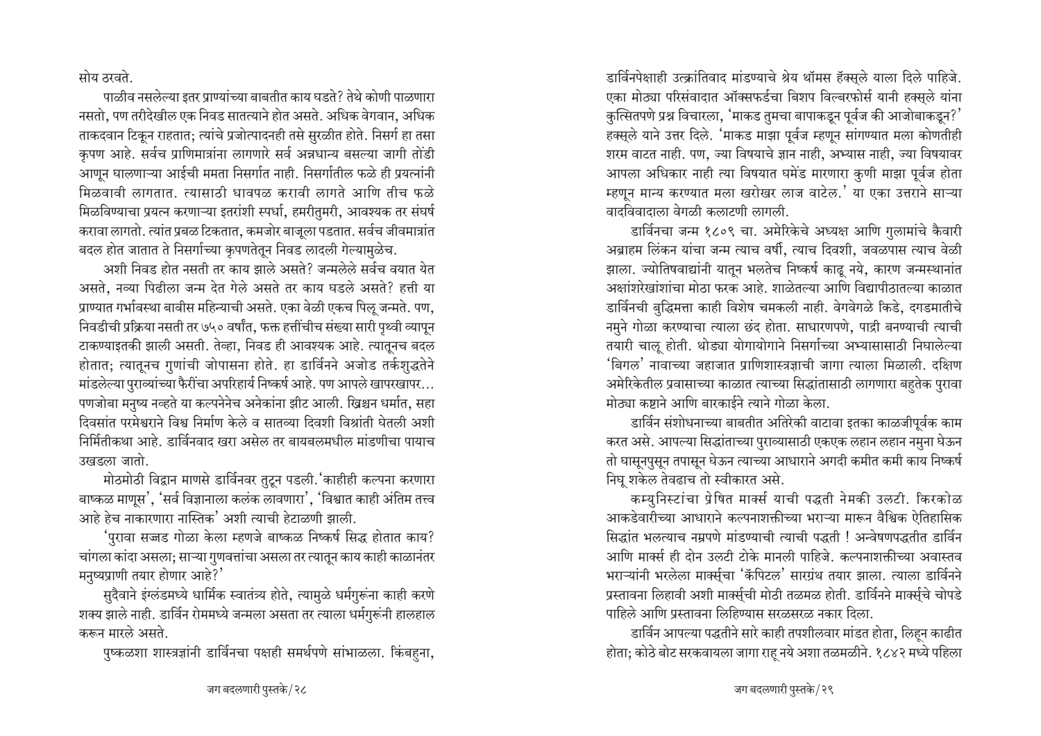सोय ठरवते.

पाळीव नसलेल्या इतर प्राण्यांच्या बाबतीत काय घडते? तेथे कोणी पाळणारा नसतो, पण तरीदेखील एक निवड सातत्याने होत असते. अधिक वेगवान, अधिक ताकदवान टिकून राहतात; त्यांचे प्रजोत्पादनही तसे सुरळीत होते. निसर्ग हा तसा कृपण आहे. सर्वच प्राणिमात्रांना लागणारे सर्व अन्नधान्य बसल्या जागी तोंडी आणून घालणाऱ्या आईची ममता निसर्गात नाही. निसर्गातील फळे ही प्रयत्नांनी मिळवावी लागतात. त्यासाठी धावपळ करावी लागते आणि तीच फळे मिळविण्याचा प्रयत्न करणाऱ्या इतरांशी स्पर्धा, हमरीतुमरी, आवश्यक तर संघर्ष करावा लागतो. त्यांत प्रबळ टिकतात, कमजोर बाजूला पडतात. सर्वच जीवमात्रांत बदल होत जातात ते निसर्गाच्या कृपणतेतून निवड लादली गेल्यामुळेच.

अशी निवड होत नसती तर काय झाले असते? जन्मलेले सर्वच वयात येत असते, नव्या पिढीला जन्म देत गेले असते तर काय घडले असते? हत्ती या प्राण्यात गर्भावस्था बावीस महिन्यांची असते. एका वेळी एकच पिलू जन्मते. पण, निवडीची प्रक्रिया नसती तर ७५० वर्षांत, फक्त हत्तींचीच संख्या सारी पृथ्वी व्यापून टाकण्याइतकी झाली असती. तेव्हा, निवड ही आवश्यक आहे. त्यातूनच बदल होतात; त्यातूनच गुणांची जोपासना होते. हा डार्विनने अजोड तर्कशुद्धतेने मांडलेल्या पुराव्यांच्या फैरींचा अपरिहार्य निष्कर्ष आहे. पण आपले खापरखापर... पणजोबा मनुष्य नव्हते या कल्पनेनेच अनेकांना झीट आली. ख्रिश्चन धर्मात, सहा दिवसांत परमेश्वराने विश्व निर्माण केले व सातव्या दिवशी विश्रांती घेतली अशी निर्मितीकथा आहे. डार्विनवाद खरा असेल तर बायबलमधील मांडणीचा पायाच उखडला जातो.

मोठमोठी विद्वान माणसे डार्विनवर तुटून पडली. 'काहीही कल्पना करणारा बाष्कळ माणूस', 'सर्व विज्ञानाला कलंक लावणारा', 'विश्वात काही अंतिम तत्त्व आहे हेच नाकारणारा नास्तिक' अशी त्याची हेटाळणी झाली.

'पुरावा सज्जड गोळा केला म्हणजे बाष्कळ निष्कर्ष सिद्ध होतात काय? चांगला कांदा असला; साऱ्या गुणवत्तांचा असला तर त्यातून काय काही काळानंतर मनुष्यप्राणी तयार होणार आहे?'

सुदैवाने इंग्लंडमध्ये धार्मिक स्वातंत्र्य होते, त्यामुळे धर्मगुरूंना काही करणे शक्य झाले नाही. डार्विन रोममध्ये जन्मला असता तर त्याला धर्मगुरूंनी हालहाल करून मारले असते.

पुष्कळशा शास्त्रज्ञांनी डार्विनचा पक्षही समर्थपणे सांभाळला. किंबहुना, डार्विनपेक्षाही उत्क्रांतिवाद मांडण्याचे श्रेय थॉमस हॅक्सले याला दिले पाहिजे. एका मोठ्या परिसंवादात ऑक्सफर्डचा बिशप विल्बरफोर्स यानी हक्सले यांना कुत्सितपणे प्रश्न विचारला, 'माकड तुमचा बापाकडून पूर्वज की आजोबाकडून?' हक्सले याने उत्तर दिले. 'माकड माझा पूर्वज म्हणून सांगण्यात मला कोणतीही शरम वाटत नाही. पण, ज्या विषयाचे ज्ञान नाही, अभ्यास नाही, ज्या विषयावर आपला अधिकार नाही त्या विषयात घमेंड मारणारा कुणी माझा पूर्वज होता म्हणून मान्य करण्यात मला खरोखर लाज वाटेल.' या एका उत्तराने साऱ्या वादविवादाला वेगळी कलाटणी लागली.

डार्विनचा जन्म १८०९ चा. अमेरिकेचे अध्यक्ष आणि गुलामांचे कैवारी अब्राहम लिंकन यांचा जन्म त्याच वर्षी, त्याच दिवशी, जवळपास त्याच वेळी झाला. ज्योतिषवाद्यांनी यातून भलतेच निष्कर्ष काढू नये, कारण जन्मस्थानांत अक्षांशरेखांशांचा मोठा फरक आहे. शाळेतल्या आणि विद्यापीठातल्या काळात डार्विनची बुद्धिमत्ता काही विशेष चमकली नाही. वेगवेगळे किडे, दगडमातीचे नमुने गोळा करण्याचा त्याला छंद होता. साधारणपणे, पाद्री बनण्याची त्याची तयारी चालू होती. थोड्या योगायोगाने निसर्गाच्या अभ्यासासाठी निघालेल्या 'बिगल' नावाच्या जहाजात प्राणिशास्त्रज्ञाची जागा त्याला मिळाली. दक्षिण अमेरिकेतील प्रवासाच्या काळात त्याच्या सिद्धांतासाठी लागणारा बहुतेक पुरावा मोठ्या कष्टाने आणि बारकाईने त्याने गोळा केला.

डार्विन संशोधनाच्या बाबतीत अतिरेकी वाटावा इतका काळजीपूर्वक काम करत असे. आपल्या सिद्धांताच्या पुराव्यासाठी एकएक लहान लहान नमुना घेऊन तो घासूनपुसून तपासून घेऊन त्याच्या आधाराने अगदी कमीत कमी काय निष्कर्ष निघू शकेल तेवढाच तो स्वीकारत असे.

कम्युनिस्टांचा प्रेषित मार्क्स याची पद्धती नेमकी उलटी. किरकोळ आकडेवारीच्या आधाराने कल्पनाशक्तीच्या भराऱ्या मारून वैश्विक ऐतिहासिक सिद्धांत भलत्याच नम्रपणे मांडण्याची त्याची पद्धती ! अन्वेषणपद्धतीत डार्विन आणि मार्क्स ही दोन उलटी टोके मानली पाहिजे. कल्पनाशक्तीच्या अवास्तव भराऱ्यांनी भरलेला मार्क्सचा 'कॅपिटल' सारग्रंथ तयार झाला. त्याला डार्विनने प्रस्तावना लिहावी अशी मार्क्सची मोठी तळमळ होती. डार्विनने मार्क्सचे चोपडे पाहिले आणि प्रस्तावना लिहिण्यास सरळसरळ नकार दिला.

डार्विन आपल्या पद्धतीने सारे काही तपशीलवार मांडत होता, लिहून काढीत होता; कोठे बोट सरकवायला जागा राहू नये अशा तळमळीने. १८४२ मध्ये पहिला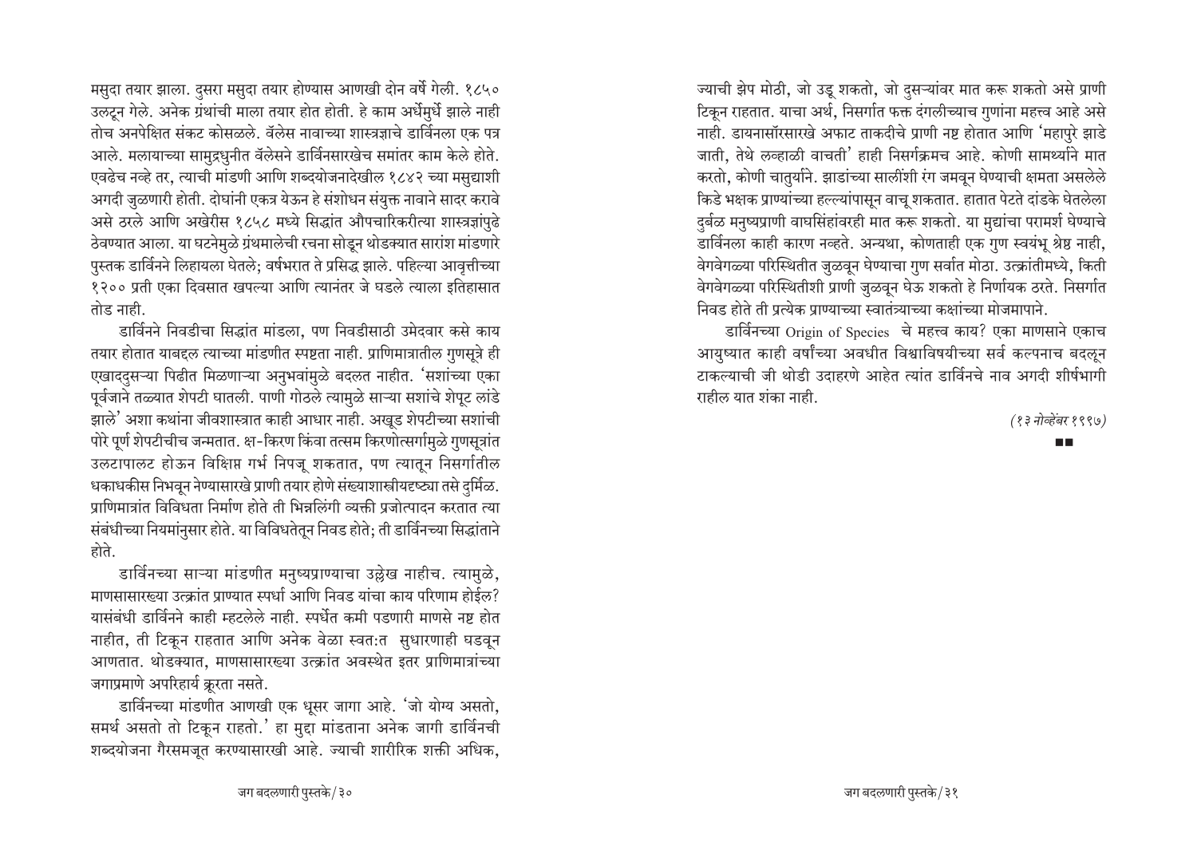मसुदा तयार झाला. दुसरा मसुदा तयार होण्यास आणखी दोन वर्षे गेली. १८५० उलटून गेले. अनेक ग्रंथांची माला तयार होत होती. हे काम अर्धेमुर्धे झाले नाही तोच अनपेक्षित संकट कोसळले. वॅलेस नावाच्या शास्त्रज्ञाचे डार्विनला एक पत्र आले. मलायाच्या सामुद्रधुनीत वॅलेसने डार्विनसारखेच समांतर काम केले होते. एवढेच नव्हे तर, त्याची मांडणी आणि शब्दयोजनादेखील १८४२ च्या मसुद्याशी अगदी जुळणारी होती. दोघांनी एकत्र येऊन हे संशोधन संयुक्त नावाने सादर करावे असे ठरले आणि अखेरीस १८५८ मध्ये सिद्धांत औपचारिकरीत्या शास्त्रज्ञांपुढे ठेवण्यात आला. या घटनेमुळे ग्रंथमालेची रचना सोडून थोडक्यात सारांश मांडणारे पुस्तक डार्विनने लिहायला घेतले; वर्षभरात ते प्रसिद्ध झाले. पहिल्या आवृत्तीच्या १२०० प्रती एका दिवसात खपल्या आणि त्यानंतर जे घडले त्याला इतिहासात तोड नाही.

डार्विनने निवडीचा सिद्धांत मांडला, पण निवडीसाठी उमेदवार कसे काय तयार होतात याबद्दल त्याच्या मांडणीत स्पष्टता नाही. प्राणिमात्रातील गुणसूत्रे ही एखाददुसऱ्या पिढीत मिळणाऱ्या अनुभवांमुळे बदलत नाहीत. 'सशांच्या एका पूर्वजाने तळ्यात शेपटी घातली. पाणी गोठले त्यामुळे साऱ्या सशांचे शेपूट लांडे झाले' अशा कथांना जीवशास्त्रात काही आधार नाही. अखूड शेपटीच्या सशांची पोरे पूर्ण शेपटीचीच जन्मतात. क्ष-किरण किंवा तत्सम किरणोत्सर्गामुळे गुणसूत्रांत उलटापालट होऊन विक्षिप्त गर्भ निपजू शकतात, पण त्यातून निसर्गातील धकाधकीस निभवून नेण्यासारखे प्राणी तयार होणे संख्याशास्त्रीयदृष्ट्या तसे दुर्मिळ. प्राणिमात्रांत विविधता निर्माण होते ती भिन्नलिंगी व्यक्ती प्रजोत्पादन करतात त्या संबंधीच्या नियमांनुसार होते. या विविधतेतून निवड होते; ती डार्विनच्या सिद्धांताने होते.

डार्विनच्या साऱ्या मांडणीत मनुष्यप्राण्याचा उल्लेख नाहीच. त्यामुळे, माणसासारख्या उत्क्रांत प्राण्यात स्पर्धा आणि निवड यांचा काय परिणाम होईल? यासंबंधी डार्विनने काही म्हटलेले नाही. स्पर्धेत कमी पडणारी माणसे नष्ट होत नाहीत, ती टिकून राहतात आणि अनेक वेळा स्वत:त सुधारणाही घडवून आणतात. थोडक्यात, माणसासारख्या उत्क्रांत अवस्थेत इतर प्राणिमात्रांच्या जगाप्रमाणे अपरिहार्य क्रूरता नसते.

डार्विनच्या मांडणीत आणखी एक धूसर जागा आहे. 'जो योग्य असतो, समर्थ असतो तो टिकून राहतो.' हा मुद्दा मांडताना अनेक जागी डार्विनची शब्दयोजना गैरसमजूत करण्यासारखी आहे. ज्याची शारीरिक शक्ती अधिक, ज्याची झेप मोठी, जो उडू शकतो, जो दुसऱ्यांवर मात करू शकतो असे प्राणी टिकून राहतात. याचा अर्थ, निसर्गात फक्त दंगलीच्याच गुणांना महत्त्व आहे असे नाही. डायनासॉरसारखे अफाट ताकदीचे प्राणी नष्ट होतात आणि 'महापुरे झाडे जाती, तेथे लव्हाळी वाचती' हाही निसर्गक्रमच आहे. कोणी सामर्थ्याने मात करतो, कोणी चातुर्याने. झाडांच्या सालींशी रंग जमवून घेण्याची क्षमता असलेले किडे भक्षक प्राण्यांच्या हल्ल्यांपासून वाचू शकतात. हातात पेटते दांडके घेतलेला दुर्बळ मनुष्यप्राणी वाघसिंहांवरही मात करू शकतो. या मुद्यांचा परामर्श घेण्याचे डार्विनला काही कारण नव्हते. अन्यथा, कोणताही एक गुण स्वयंभू श्रेष्ठ नाही, वेगवेगळ्या परिस्थितीत जुळवून घेण्याचा गुण सर्वांत मोठा. उत्क्रांतीमध्ये, किती वेगवेगळ्या परिस्थितीशी प्राणी जुळवून घेऊ शकतो हे निर्णायक ठरते. निसर्गात निवड होते ती प्रत्येक प्राण्याच्या स्वातंत्र्याच्या कक्षांच्या मोजमापाने.

डार्विनच्या Origin of Species चे महत्त्व काय? एका माणसाने एकाच आयुष्यात काही वर्षांच्या अवधीत विश्वाविषयीच्या सर्व कल्पनाच बदलून टाकल्याची जी थोडी उदाहरणे आहेत त्यांत डार्विनचे नाव अगदी शीर्षभागी राहील यात शंका नाही.

*(१३ नोव्हेंबर १९९७)*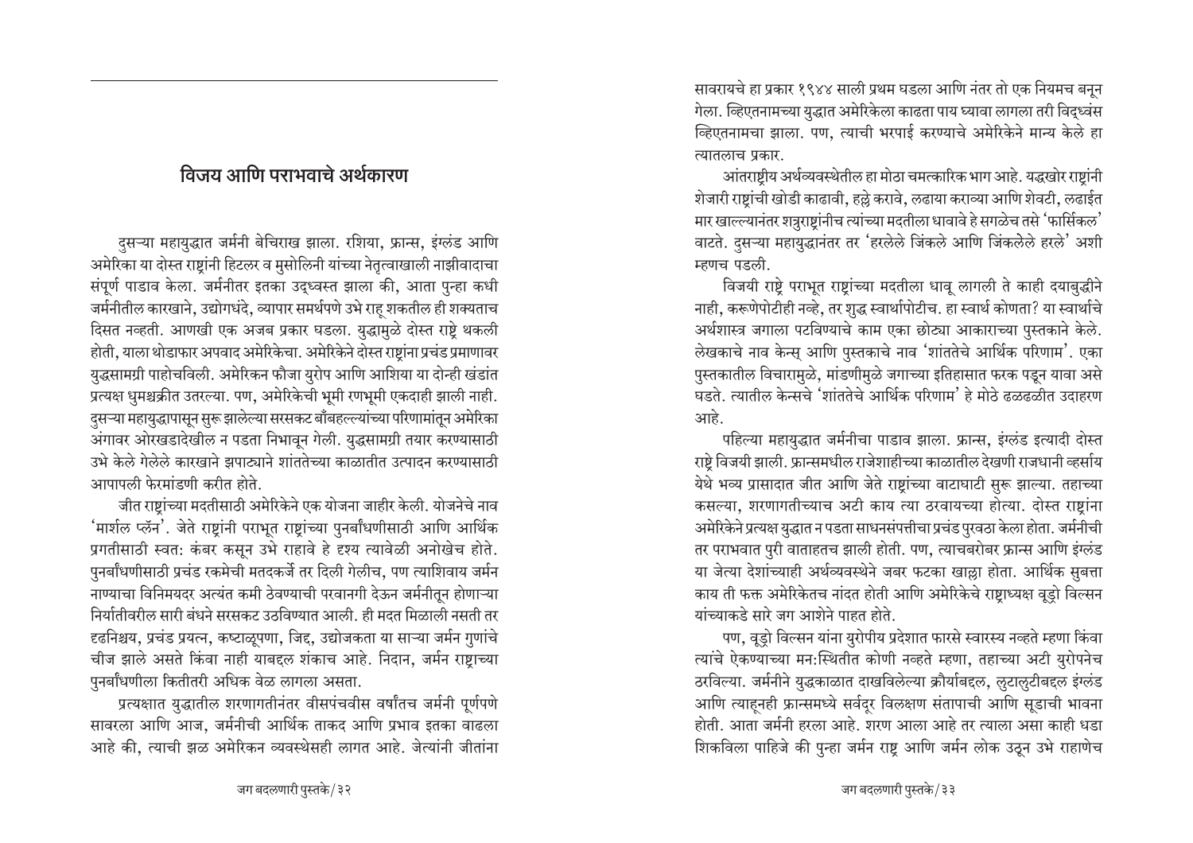## विजय आणि पराभवाचे अर्थकारण

दुसऱ्या महायुद्धात जर्मनी बेचिराख झाला. रशिया, फ्रान्स, इंग्लंड आणि अमेरिका या दोस्त राष्ट्रांनी हिटलर व मुसोलिनी यांच्या नेतृत्वाखाली नाझीवादाचा संपूर्ण पाडाव केला. जर्मनीतर इतका उद्ध्वस्त झाला की, आता पुन्हा कधी जर्मनीतील कारखाने, उद्योगधंदे, व्यापार समर्थपणे उभे राहू शकतील ही शक्यताच दिसत नव्हती. आणखी एक अजब प्रकार घडला. युद्धामुळे दोस्त राष्ट्रे थकली होती, याला थोडाफार अपवाद अमेरिकेचा. अमेरिकेने दोस्त राष्ट्रांना प्रचंड प्रमाणावर युद्धसामग्री पाहोचविली. अमेरिकन फौजा युरोप आणि आशिया या दोन्ही खंडांत प्रत्यक्ष धुमश्चक्रीत उतरल्या. पण, अमेरिकेची भूमी रणभूमी एकदाही झाली नाही. दुसऱ्या महायुद्धापासून सुरू झालेल्या सरसकट बाँबहल्ल्यांच्या परिणामांतून अमेरिका अंगावर ओरखडादेखील न पडता निभावून गेली. युद्धसामग्री तयार करण्यासाठी उभे केले गेलेले कारखाने झपाट्याने शांततेच्या काळातील उत्पादन करण्यासाठी आपापली फेरमांडणी करीत होते.

जीत राष्ट्रांच्या मदतीसाठी अमेरिकेने एक योजना जाहीर केली. योजनेचे नाव 'मार्शल प्लॅन'. जेते राष्ट्रांनी पराभूत राष्ट्रांच्या पुनर्बांधणीसाठी आणि आर्थिक प्रगतीसाठी स्वत: कंबर कसून उभे राहावे हे दृश्य त्यावेळी अनोखेच होते. पुनर्बांधणीसाठी प्रचंड रकमेची मतदकर्जे तर दिली गेलीच, पण त्याशिवाय जर्मन नाण्याचा विनिमयदर अत्यंत कमी ठेवण्याची परवानगी देऊन जर्मनीतून होणाऱ्या निर्यातीवरील सारी बंधने सरसकट उठविण्यात आली. ही मदत मिळाली नसती तर दृढनिश्चय, प्रचंड प्रयत्न, कष्टाळूपणा, जिद्द, उद्योजकता या साऱ्या जर्मन गुणांचे चीज झाले असते किंवा नाही याबद्दल शंकाच आहे. निदान, जर्मन राष्ट्राच्या पुनर्बांधणीला कितीतरी अधिक वेळ लागला असता.

प्रत्यक्षात युद्धातील शरणागतीनंतर वीसपंचवीस वर्षांतच जर्मनी पूर्णपणे सावरला आणि आज, जर्मनीची आर्थिक ताकद आणि प्रभाव इतका वाढला आहे की, त्याची झळ अमेरिकन व्यवस्थेसही लागत आहे. जेत्यांनी जीतांना सावरायचे हा प्रकार १९४४ साली प्रथम घडला आणि नंतर तो एक नियमच बनून गेला. व्हिएतनामच्या युद्धात अमेरिकेला काढता पाय घ्यावा लागला तरी विद्ध्वंस व्हिएतनामचा झाला. पण, त्याची भरपाई करण्याचे अमेरिकेने मान्य केले हा त्यातलाच प्रकार.

आंतराष्ट्रीय अर्थव्यवस्थेतील हा मोठा चमत्कारिक भाग आहे. यद्धखोर राष्ट्रांनी शेजारी राष्ट्रांची खोडी काढावी, हल्ले करावे, लढाया कराव्या आणि शेवटी, लढाईत मार खाल्ल्यानंतर शत्रुराष्ट्रांनीच त्यांच्या मदतीला धावावे हे सगळेच तसे 'फार्सिकल' वाटते. दुसऱ्या महायुद्धानंतर तर 'हरलेले जिंकले आणि जिंकलेले हरले' अशी म्हणच पडली.

विजयी राष्ट्रे पराभूत राष्ट्रांच्या मदतीला धावू लागली ते काही दयाबुद्धीने नाही, करूणेपोटीही नव्हे, तर शुद्ध स्वार्थापोटीच. हा स्वार्थ कोणता? या स्वार्थाचे अर्थशास्त्र जगाला पटविण्याचे काम एका छोट्या आकाराच्या पुस्तकाने केले. लेखकाचे नाव केन्स् आणि पुस्तकाचे नाव 'शांततेचे आर्थिक परिणाम'. एका पुस्तकातील विचारामुळे, मांडणीमुळे जगाच्या इतिहासात फरक पडून यावा असे घडते. त्यातील केन्सचे 'शांततेचे आर्थिक परिणाम' हे मोठे ढळढळीत उदाहरण आहे.

पहिल्या महायुद्धात जर्मनीचा पाडाव झाला. फ्रान्स, इंग्लंड इत्यादी दोस्त राष्ट्रे विजयी झाली. फ्रान्समधील राजेशाहीच्या काळातील देखणी राजधानी व्हर्साय येथे भव्य प्रासादात जीत आणि जेते राष्ट्रांच्या वाटाघाटी सुरू झाल्या. तहाच्या कसल्या, शरणागतीच्याच अटी काय त्या ठरवायच्या होत्या. दोस्त राष्ट्रांना अमेरिकेने प्रत्यक्ष युद्धात न पडता साधनसंपत्तीचा प्रचंड पुरवठा केला होता. जर्मनीची तर पराभवात पुरी वाताहतच झाली होती. पण, त्याचबरोबर फ्रान्स आणि इंग्लंड या जेत्या देशांच्याही अर्थव्यवस्थेने जबर फटका खाल्ला होता. आर्थिक सुबत्ता काय ती फक्त अमेरिकेतच नांदत होती आणि अमेरिकेचे राष्ट्राध्यक्ष वूड्रो विल्सन यांच्याकडे सारे जग आशेने पाहत होते.

पण, वूड्रो विल्सन यांना युरोपीय प्रदेशात फारसे स्वारस्य नव्हते म्हणा किंवा त्यांचे ऐकण्याच्या मन:स्थितीत कोणी नव्हते म्हणा, तहाच्या अटी युरोपनेच ठरविल्या. जर्मनीने युद्धकाळात दाखविलेल्या क्रौर्याबद्दल, लुटालुटीबद्दल इंग्लंड आणि त्याहूनही फ्रान्समध्ये सर्वदूर विलक्षण संतापाची आणि सूडाची भावना होती. आता जर्मनी हरला आहे. शरण आला आहे तर त्याला असा काही धडा शिकविला पाहिजे की पुन्हा जर्मन राष्ट्र आणि जर्मन लोक उठून उभे राहाणेच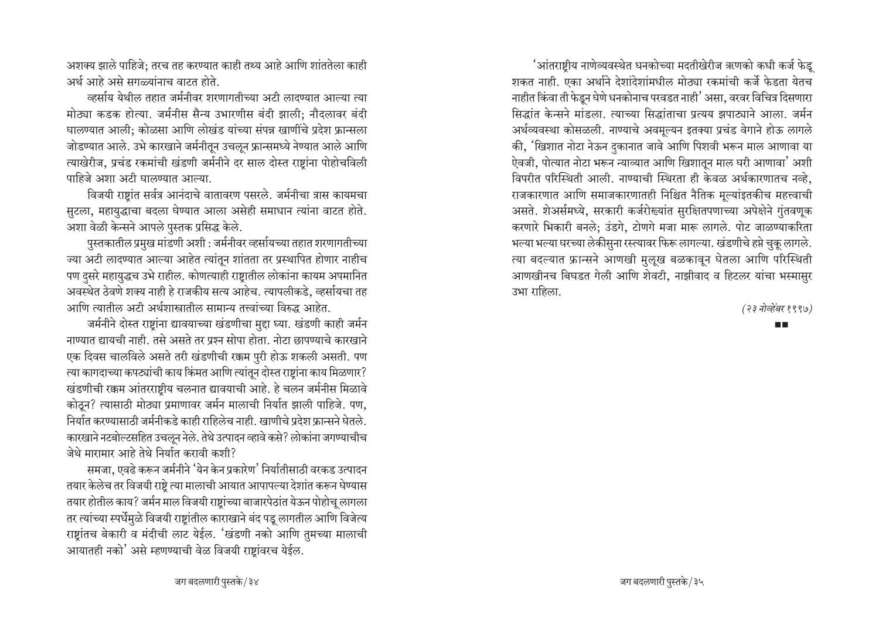अशक्य झाले पाहिजे; तरच तह करण्यात काही तथ्य आहे आणि शांततेला काही अर्थ आहे असे सगळ्यांनाच वाटत होते.

व्हर्साय येथील तहात जर्मनीवर शरणागतीच्या अटी लादण्यात आल्या त्या मोठ्या कडक होत्या. जर्मनीस सैन्य उभारणीस बंदी झाली; नौदलावर बंदी घालण्यात आली; कोळसा आणि लोखंड यांच्या संपन्न खाणींचे प्रदेश फ्रान्सला जोडण्यात आले. उभे कारखाने जर्मनीतून उचलून फ्रान्समध्ये नेण्यात आले आणि त्याखेरीज, प्रचंड रकमांची खंडणी जर्मनीने दर साल दोस्त राष्ट्रांना पोहोचविली पाहिजे अशा अटी घालण्यात आल्या.

विजयी राष्ट्रांत सर्वत्र आनंदाचे वातावरण पसरले. जर्मनीचा त्रास कायमचा सुटला, महायुद्धाचा बदला घेण्यात आला असेही समाधान त्यांना वाटत होते. अशा वेळी केन्सने आपले पुस्तक प्रसिद्ध केले.

पुस्तकातील प्रमुख मांडणी अशी : जर्मनीवर व्हर्सायच्या तहात शरणागतीच्या ज्या अटी लादण्यात आल्या आहेत त्यांतून शांतता तर प्रस्थापित होणार नाहीच पण दुसरे महायुद्धच उभे राहील. कोणत्याही राष्ट्रातील लोकांना कायम अपमानित अवस्थेत ठेवणे शक्य नाही हे राजकीय सत्य आहेच. त्यापलीकडे, व्हर्सायचा तह आणि त्यातील अटी अर्थशास्त्रातील सामान्य तत्त्वांच्या विरुद्ध आहेत.

जर्मनीने दोस्त राष्ट्रांना द्यावयाच्या खंडणीचा मुद्दा घ्या. खंडणी काही जर्मन नाण्यात द्यायची नाही. तसे असते तर प्रश्न सोपा होता. नोटा छापण्याचे कारखाने एक दिवस चालविले असते तरी खंडणीची रक्कम पुरी होऊ शकली असती. पण त्या कागदाच्या कपट्यांची काय किंमत आणि त्यांतून दोस्त राष्ट्रांना काय मिळणार? खंडणीची रक्कम आंतरराष्ट्रीय चलनात द्यावयाची आहे. हे चलन जर्मनीस मिळावे कोठून? त्यासाठी मोठ्या प्रमाणावर जर्मन मालाची निर्यात झाली पाहिजे. पण, निर्यात करण्यासाठी जर्मनीकडे काही राहिलेच नाही. खाणीचे प्रदेश फ्रान्सने घेतले. कारखाने नटबोल्टसहित उचलून नेले. तेथे उत्पादन व्हावे कसे? लोकांना जगण्याचीच जेथे मारामार आहे तेथे निर्यात करावी कशी?

समजा, एवढे करून जर्मनीने 'येन केन प्रकारेण' निर्यातीसाठी वरकड उत्पादन तयार केलेच तर विजयी राष्ट्रे त्या मालाची आयात आपापल्या देशांत करून घेण्यास तयार होतील काय? जर्मन माल विजयी राष्ट्रांच्या बाजारपेठांत येऊन पोहोचू लागला तर त्यांच्या स्पर्धेमुळे विजयी राष्ट्रांतील काराखाने बंद पडू लागतील आणि विजेत्य राष्ट्रांतच बेकारी व मंदीची लाट येईल. 'खंडणी नको आणि तुमच्या मालाची आयातही नको' असे म्हणण्याची वेळ विजयी राष्ट्रांवरच येईल.

'आंतराष्ट्रीय नाणेव्यवस्थेत धनकोच्या मदतीखेरीज ऋणको कधी कर्ज फेडू शकत नाही. एका अर्थाने देशांदेशांमधील मोठ्या रकमांची कर्जे फेडता येतच नाहीत किंवा ती फेडून घेणे धनकोनाच परवडत नाही' असा, वरवर विचित्र दिसणारा सिद्धांत केन्सने मांडला. त्याच्या सिद्धांताचा प्रत्यय झपाट्याने आला. जर्मन अर्थव्यवस्था कोसळली. नाण्याचे अवमूल्यन इतक्या प्रचंड वेगाने होऊ लागले की, 'खिशात नोटा नेऊन दुकानात जावे आणि पिशवी भरून माल आणावा या ऐवजी, पोत्यात नोटा भरून न्याव्यात आणि खिशातून माल घरी आणावा' अशी विपरीत परिस्थिती आली. नाण्याची स्थिरता ही केवळ अर्थकारणातच नव्हे, राजकारणात आणि समाजकारणातही निश्चित नैतिक मूल्यांइतकीच महत्त्वाची असते. शेअर्समध्ये, सरकारी कर्जरोख्यांत सुरक्षितपणाच्या अपेक्षेने गुंतवणूक करणारे भिकारी बनले; उंडगे, टोणगे मजा मारू लागले. पोट जाळण्याकरिता भल्या भल्या घरच्या लेकीसुना रस्त्यावर फिरू लागल्या. खंडणीचे हप्ते चुकू लागले. त्या बदल्यात फ्रान्सने आणखी मुलूख बळकावून घेतला आणि परिस्थिती आणखीनच बिघडत गेली आणि शेवटी, नाझीवाद व हिटलर यांचा भस्मासुर उभा राहिला.

*(२३ नोव्हेंबर १९९७)*

■■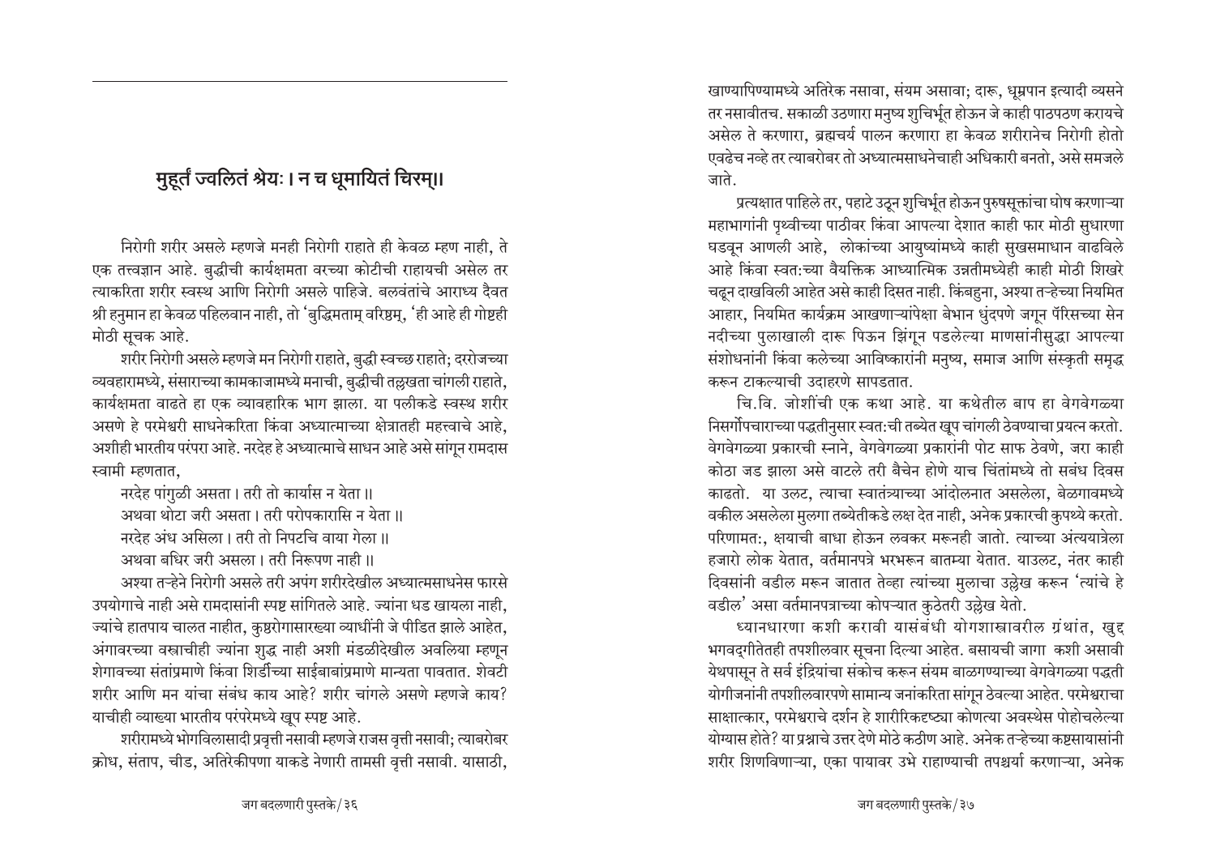## मुहूर्तं ज्वलितं श्रेयः। न च धूमायितं चिरम्॥

निरोगी शरीर असले म्हणजे मनही निरोगी राहाते ही केवळ म्हण नाही, ते एक तत्त्वज्ञान आहे. बुद्धीची कार्यक्षमता वरच्या कोटीची राहायची असेल तर त्याकरिता शरीर स्वस्थ आणि निरोगी असले पाहिजे. बलवंतांचे आराध्य दैवत श्री हनुमान हा केवळ पहिलवान नाही, तो 'बुद्धिमताम् वरिष्ठम्, 'ही आहे ही गोष्टही मोठी सूचक आहे.

शरीर निरोगी असले म्हणजे मन निरोगी राहाते, बुद्धी स्वच्छ राहाते; दररोजच्या व्यवहारामध्ये, संसाराच्या कामकाजामध्ये मनाची, बुद्धीची तल्लखता चांगली राहाते, कार्यक्षमता वाढते हा एक व्यावहारिक भाग झाला. या पलीकडे स्वस्थ शरीर असणे हे परमेश्वरी साधनेकरिता किंवा अध्यात्माच्या क्षेत्रातही महत्त्वाचे आहे, अशीही भारतीय परंपरा आहे. नरदेह हे अध्यात्माचे साधन आहे असे सांगून रामदास स्वामी म्हणतात,

नरदेह पांगुळी असता। तरी तो कार्यास न येता॥
अथवा थोटा जरी असता। तरी परोपकारासि न येता॥
नरदेह अंध असिला। तरी तो निपटचि वाया गेला॥
अथवा बधिर जरी असला। तरी निरूपण नाही॥

अश्या तऱ्हेने निरोगी असले तरी अपंग शरीरदेखील अध्यात्मसाधनेस फारसे उपयोगाचे नाही असे रामदासांनी स्पष्ट सांगितले आहे. ज्यांना धड खायला नाही, ज्यांचे हातपाय चालत नाहीत, कुष्ठरोगासारख्या व्याधींनी जे पीडित झाले आहेत, अंगावरच्या वस्त्राचीही ज्यांना शुद्ध नाही अशी मंडळीदेखील अवलिया म्हणून शेगावच्या संतांप्रमाणे किंवा शिर्डीच्या साईबाबांप्रमाणे मान्यता पावतात. शेवटी शरीर आणि मन यांचा संबंध काय आहे? शरीर चांगले असणे म्हणजे काय? याचीही व्याख्या भारतीय परंपरेमध्ये खूप स्पष्ट आहे.

शरीरामध्ये भोगविलासादी प्रवृत्ती नसावी म्हणजे राजस वृत्ती नसावी; त्याबरोबर क्रोध, संताप, चीड, अतिरेकीपणा याकडे नेणारी तामसी वृत्ती नसावी. यासाठी, खाण्यापिण्यामध्ये अतिरेक नसावा, संयम असावा; दारू, धूम्रपान इत्यादी व्यसने तर नसावीतच. सकाळी उठणारा मनुष्य शुचिर्भूत होऊन जे काही पाठपठण करायचे असेल ते करणारा, ब्रह्मचर्य पालन करणारा हा केवळ शरीरानेच निरोगी होतो एवढेच नव्हे तर त्याबरोबर तो अध्यात्मसाधनेचाही अधिकारी बनतो, असे समजले जाते.

प्रत्यक्षात पाहिले तर, पहाटे उठून शुचिर्भूत होऊन पुरुषसूक्तांचा घोष करणाऱ्या महाभागांनी पृथ्वीच्या पाठीवर किंवा आपल्या देशात काही फार मोठी सुधारणा घडवून आणली आहे, लोकांच्या आयुष्यांमध्ये काही सुखसमाधान वाढविले आहे किंवा स्वत:च्या वैयक्तिक आध्यात्मिक उन्नतीमध्येही काही मोठी शिखरे चढून दाखविली आहेत असे काही दिसत नाही. किंबहुना, अश्या तऱ्हेच्या नियमित आहार, नियमित कार्यक्रम आखणाऱ्यांपेक्षा बेभान धुंदपणे जगून पॅरिसच्या सेन नदीच्या पुलाखाली दारू पिऊन झिंगून पडलेल्या माणसांनीसुद्धा आपल्या संशोधनांनी किंवा कलेच्या आविष्कारांनी मनुष्य, समाज आणि संस्कृती समृद्ध करून टाकल्याची उदाहरणे सापडतात.

चि.वि. जोशींची एक कथा आहे. या कथेतील बाप हा वेगवेगळ्या निसर्गोपचाराच्या पद्धतीनुसार स्वत:ची तब्येत खूप चांगली ठेवण्याचा प्रयत्न करतो. वेगवेगळ्या प्रकारची स्नाने, वेगवेगळ्या प्रकारांनी पोट साफ ठेवणे, जरा काही कोठा जड झाला असे वाटले तरी बैचेन होणे याच चिंतांमध्ये तो सबंध दिवस काढतो. या उलट, त्याचा स्वातंत्र्याच्या आंदोलनात असलेला, बेळगावमध्ये वकील असलेला मुलगा तब्येतीकडे लक्ष देत नाही, अनेक प्रकारची कुपथ्ये करतो. परिणामत:, क्षयाची बाधा होऊन लवकर मरूनही जातो. त्याच्या अंत्ययात्रेला हजारो लोक येतात, वर्तमानपत्रे भरभरून बातम्या येतात. याउलट, नंतर काही दिवसांनी वडील मरून जातात तेव्हा त्यांच्या मुलाचा उल्लेख करून 'त्यांचे हे वडील' असा वर्तमानपत्राच्या कोपऱ्यात कुठेतरी उल्लेख येतो.

ध्यानधारणा कशी करावी यासंबंधी योगशास्त्रावरील ग्रंथांत, खुद्द भगवद्गीतेतही तपशीलवार सूचना दिल्या आहेत. बसायची जागा कशी असावी येथपासून ते सर्व इंद्रियांचा संकोच करून संयम बाळगण्याच्या वेगवेगळ्या पद्धती योगीजनांनी तपशीलवारपणे सामान्य जनांकरिता सांगून ठेवल्या आहेत. परमेश्वराचा साक्षात्कार, परमेश्वराचे दर्शन हे शारीरिकदृष्ट्या कोणत्या अवस्थेस पोहोचलेल्या योग्यास होते? या प्रश्नाचे उत्तर देणे मोठे कठीण आहे. अनेक तऱ्हेच्या कष्टसायासांनी शरीर शिणविणाऱ्या, एका पायावर उभे राहाण्याची तपश्चर्या करणाऱ्या, अनेक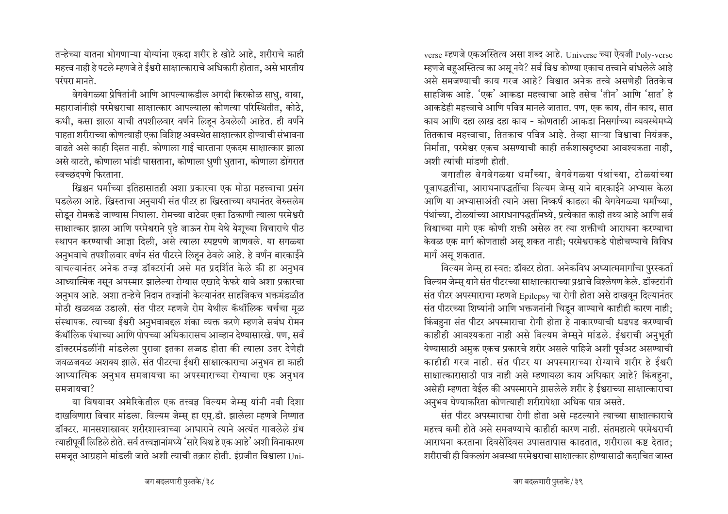तऱ्हेच्या यातना भोगणाऱ्या योग्यांना एकदा शरीर हे खोटे आहे, शरीराचे काही महत्त्व नाही हे पटले म्हणजे ते ईश्वरी साक्षात्काराचे अधिकारी होतात, असे भारतीय परंपरा मानते.

वेगवेगळ्या प्रेषितांनी आणि आपल्याकडील अगदी किरकोळ साधु, बाबा, महाराजांनीही परमेश्वराचा साक्षात्कार आपल्याला कोणत्या परिस्थितीत, कोठे, कधी, कसा झाला याची तपशीलवार वर्णने लिहून ठेवलेली आहेत. ही वर्णने पाहता शरीराच्या कोणत्याही एका विशिष्ट अवस्थेत साक्षात्कार होण्याची संभावना वाढते असे काही दिसत नाही. कोणाला गाई चारताना एकदम साक्षात्कार झाला असे वाटते, कोणाला भांडी घासताना, कोणाला धुणी धुताना, कोणाला डोंगरात स्वच्छंदपणे फिरताना.

ख्रिश्चन धर्माच्या इतिहासातही अशा प्रकारचा एक मोठा महत्त्वाचा प्रसंग घडलेला आहे. ख्रिस्ताचा अनुयायी संत पीटर हा ख्रिस्ताच्या वधानंतर जेरुसलेम सोडून रोमकडे जाण्यास निघाला. रोमच्या वाटेवर एका ठिकाणी त्याला परमेश्वरी साक्षात्कार झाला आणि परमेश्वराने पुढे जाऊन रोम येथे येशूच्या विचाराचे पीठ स्थापन करण्याची आज्ञा दिली, असे त्याला स्पष्टपणे जाणवले. या सगळ्या अनुभवाचे तपशीलवार वर्णन संत पीटरने लिहून ठेवले आहे. हे वर्णन बारकाईने वाचल्यानंतर अनेक तज्ज्ञ डॉक्टरांनी असे मत प्रदर्शित केले की हा अनुभव आध्यात्मिक नसून अपस्मार झालेल्या रोग्यास एखादे फेफरे यावे अशा प्रकारचा अनुभव आहे. अशा तऱ्हेचे निदान तज्ज्ञांनी केल्यानंतर साहजिकच भक्तमंडळीत मोठी खळबळ उडाली. संत पीटर म्हणजे रोम येथील कॅथॉलिक चर्चचा मूळ संस्थापक. त्याच्या ईश्वरी अनुभवाबद्दल शंका व्यक्त करणे म्हणजे सबंध रोमन कॅथॉलिक पंथाच्या आणि पोपच्या अधिकारासच आव्हान देण्यासारखे. पण, सर्व डॉक्टरमंडळींनी मांडलेला पुरावा इतका सज्जड होता की त्याला उत्तर देणेही जवळजवळ अशक्य झाले. संत पीटरचा ईश्वरी साक्षात्काराचा अनुभव हा काही आध्यात्मिक अनुभव समजायचा का अपस्माराच्या रोग्याचा एक अनुभव समजायचा?

या विषयावर अमेरिकेतील एक तत्त्वज्ञ विल्यम जेम्स् यांनी नवी दिशा दाखविणारा विचार मांडला. विल्यम जेम्स् हा एम्.डी. झालेला म्हणजे निष्णात डॉक्टर. मानसशास्त्रावर शरीरशास्त्राच्या आधाराने त्याने अत्यंत गाजलेले ग्रंथ त्याहीपूर्वी लिहिले होते. सर्व तत्त्वज्ञानांमध्ये 'सारे विश्व हे एक आहे' अशी विनाकारण समजूत आग्रहाने मांडली जाते अशी त्याची तक्रार होती. इंग्रजीत विश्वाला Universe म्हणजे एकअस्तित्व असा शब्द आहे. Universe च्या ऐवजी Poly-verse म्हणजे बहुअस्तित्व का असू नये? सर्व विश्व कोण्या एकाच तत्त्वाने बांधलेले आहे असे समजण्याची काय गरज आहे? विश्वात अनेक तत्त्वे असणेही तितकेच साहजिक आहे. 'एक' आकडा महत्त्वाचा आहे तसेच 'तीन' आणि 'सात' हे आकडेही महत्त्वाचे आणि पवित्र मानले जातात. पण, एक काय, तीन काय, सात काय आणि दहा लाख दहा काय - कोणताही आकडा निसर्गाच्या व्यवस्थेमध्ये तितकाच महत्त्वाचा, तितकाच पवित्र आहे. तेव्हा साऱ्या विश्वाचा नियंत्रक, निर्माता, परमेश्वर एकच असण्याची काही तर्कशास्त्रदृष्ट्या आवश्यकता नाही, अशी त्यांची मांडणी होती.

जगातील वेगवेगळ्या धर्मांच्या, वेगवेगळ्या पंथांच्या, टोळ्यांच्या पूजापद्धतींचा, आराधनापद्धतींचा विल्यम जेम्स् याने बारकाईने अभ्यास केला आणि या अभ्यासाअंती त्याने असा निष्कर्ष काढला की वेगवेगळ्या धर्मांच्या, पंथांच्या, टोळ्यांच्या आराधनापद्धतींमध्ये, प्रत्येकात काही तथ्य आहे आणि सर्व विश्वाच्या मागे एक कोणी शक्ती असेल तर त्या शक्तीची आराधना करण्याचा केवळ एक मार्ग कोणताही असू शकत नाही; परमेश्वराकडे पोहोचण्याचे विविध मार्ग असू शकतात.

विल्यम जेम्स् हा स्वत: डॉक्टर होता. अनेकविध अध्यात्ममार्गांचा पुरस्कर्ता विल्यम जेम्स् याने संत पीटरच्या साक्षात्काराच्या प्रश्नाचे विश्लेषण केले. डॉक्टरांनी संत पीटर अपस्माराचा म्हणजे Epilepsy चा रोगी होता असे दाखवून दिल्यानंतर संत पीटरच्या शिष्यांनी आणि भक्तजनांनी चिडून जाण्याचे काहीही कारण नाही; किंबहुना संत पीटर अपस्माराचा रोगी होता हे नाकारण्याची धडपड करण्याची काहीही आवश्यकता नाही असे विल्यम जेम्स्ने मांडले. ईश्वराची अनुभूती येण्यासाठी अमुक एकच प्रकारचे शरीर असले पाहिजे अशी पूर्वअट असण्याची काहीही गरज नाही. संत पीटर या अपस्माराच्या रोग्याचे शरीर हे ईश्वरी साक्षात्कारासाठी पात्र नाही असे म्हणायला काय अधिकार आहे? किंबहुना, असेही म्हणता येईल की अपस्माराने ग्रासलेले शरीर हे ईश्वराच्या साक्षात्काराचा अनुभव घेण्याकरिता कोणत्याही शरीरापेक्षा अधिक पात्र असते.

संत पीटर अपस्माराचा रोगी होता असे म्हटल्याने त्याच्या साक्षात्काराचे महत्त्व कमी होते असे समजण्याचे काहीही कारण नाही. संतमहात्मे परमेश्वराची आराधना करताना दिवसेंदिवस उपासतापास काढतात, शरीराला कष्ट देतात; शरीराची ही विकलांग अवस्था परमेश्वराचा साक्षात्कार होण्यासाठी कदाचित जास्त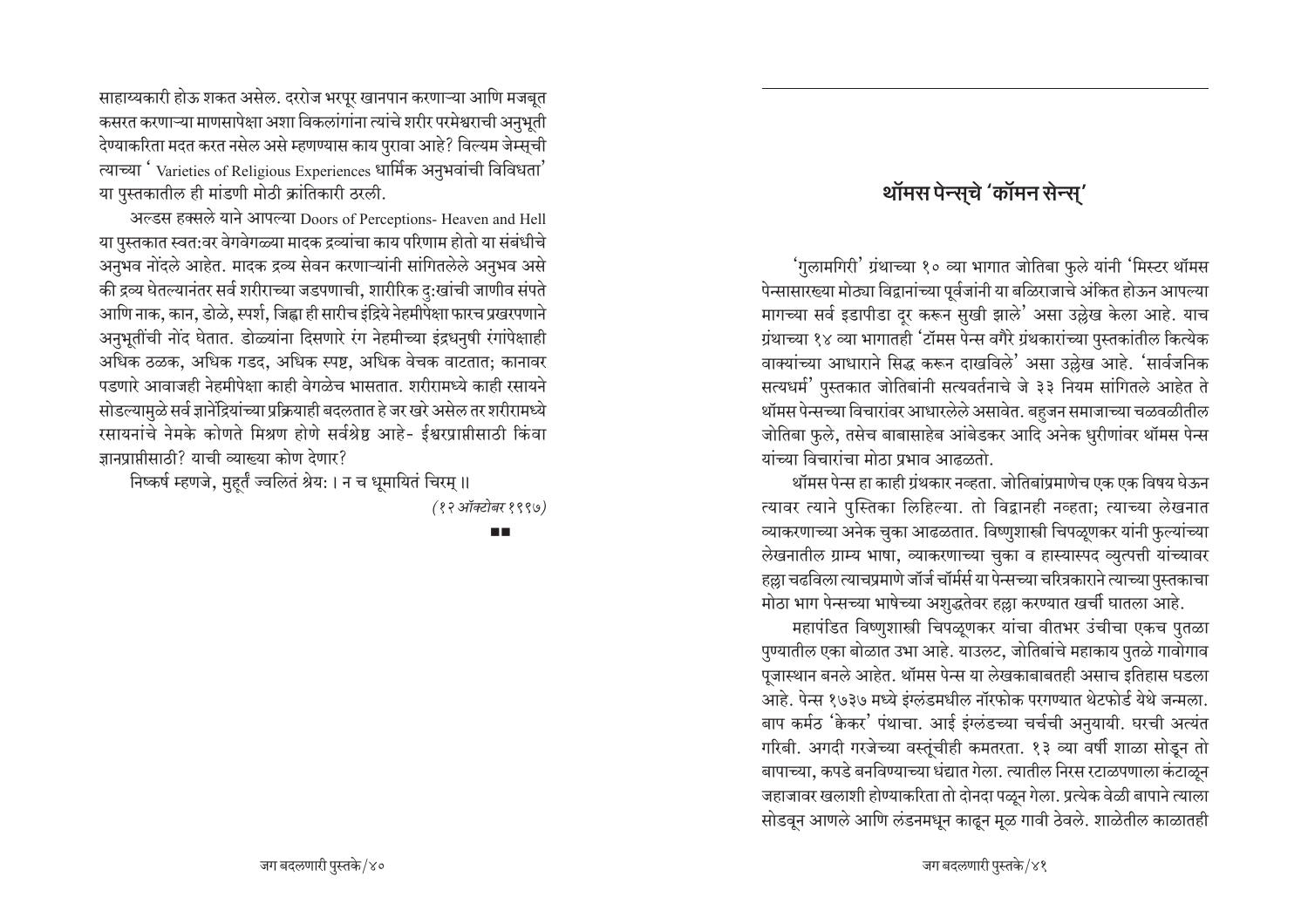साहाय्यकारी होऊ शकत असेल. दररोज भरपूर खानपान करणाऱ्या आणि मजबूत कसरत करणाऱ्या माणसापेक्षा अशा विकलांगांना त्यांचे शरीर परमेश्वराची अनुभूती देण्याकरिता मदत करत नसेल असे म्हणण्यास काय पुरावा आहे? विल्यम जेम्सची त्याच्या ' Varieties of Religious Experiences धार्मिक अनुभवांची विविधता' या पुस्तकातील ही मांडणी मोठी क्रांतिकारी ठरली.

अल्डस हक्सले याने आपल्या Doors of Perceptions- Heaven and Hell या पुस्तकात स्वत:वर वेगवेगळ्या मादक द्रव्यांचा काय परिणाम होतो या संबंधीचे अनुभव नोंदले आहेत. मादक द्रव्य सेवन करणाऱ्यांनी सांगितलेले अनुभव असे की द्रव्य घेतल्यानंतर सर्व शरीराच्या जडपणाची, शारीरिक दु:खांची जाणीव संपते आणि नाक, कान, डोळे, स्पर्श, जिह्वा ही सारीच इंद्रिये नेहमीपेक्षा फारच प्रखरपणाने अनुभूतींची नोंद घेतात. डोळ्यांना दिसणारे रंग नेहमीच्या इंद्रधनुषी रंगांपेक्षाही अधिक ठळक, अधिक गडद, अधिक स्पष्ट, अधिक वेचक वाटतात; कानावर पडणारे आवाजही नेहमीपेक्षा काही वेगळेच भासतात. शरीरामध्ये काही रसायने सोडल्यामुळे सर्व ज्ञानेंद्रियांच्या प्रक्रियाही बदलतात हे जर खरे असेल तर शरीरामध्ये रसायनांचे नेमके कोणते मिश्रण होणे सर्वश्रेष्ठ आहे- ईश्वरप्राप्तीसाठी किंवा ज्ञानप्राप्तीसाठी? याची व्याख्या कोण देणार?

निष्कर्ष म्हणजे, मुहूर्तं ज्वलितं श्रेय: । न च धूमायितं चिरम् ॥

*(१२ ऑक्टोबर १९९७)*

■■

## थॉमस पेन्स्चे 'कॉमन सेन्स्'

'गुलामगिरी' ग्रंथाच्या १० व्या भागात जोतिबा फुले यांनी 'मिस्टर थॉमस पेन्सासारख्या मोठ्या विद्वानांच्या पूर्वजांनी या बळिराजाचे अंकित होऊन आपल्या मागच्या सर्व इडापीडा दूर करून सुखी झाले' असा उल्लेख केला आहे. याच ग्रंथाच्या १४ व्या भागातही 'टॉमस पेन्स वगैरे ग्रंथकारांच्या पुस्तकांतील कित्येक वाक्यांच्या आधाराने सिद्ध करून दाखविले' असा उल्लेख आहे. 'सार्वजनिक सत्यधर्म' पुस्तकात जोतिबांनी सत्यवर्तनाचे जे ३३ नियम सांगितले आहेत ते थॉमस पेन्सच्या विचारांवर आधारलेले असावेत. बहुजन समाजाच्या चळवळीतील जोतिबा फुले, तसेच बाबासाहेब आंबेडकर आदि अनेक धुरीणांवर थॉमस पेन्स यांच्या विचारांचा मोठा प्रभाव आढळतो.

थॉमस पेन्स हा काही ग्रंथकार नव्हता. जोतिबांप्रमाणेच एक एक विषय घेऊन त्यावर त्याने पुस्तिका लिहिल्या. तो विद्वानही नव्हता; त्याच्या लेखनात व्याकरणाच्या अनेक चुका आढळतात. विष्णुशास्त्री चिपळूणकर यांनी फुल्यांच्या लेखनातील ग्राम्य भाषा, व्याकरणाच्या चुका व हास्यास्पद व्युत्पत्ती यांच्यावर हल्ला चढविला त्याचप्रमाणे जॉर्ज चॉमर्स या पेन्सच्या चरित्रकाराने त्याच्या पुस्तकाचा मोठा भाग पेन्सच्या भाषेच्या अशुद्धतेवर हल्ला करण्यात खर्ची घातला आहे.

महापंडित विष्णुशास्त्री चिपळूणकर यांचा वीतभर उंचीचा एकच पुतळा पुण्यातील एका बोळात उभा आहे. याउलट, जोतिबांचे महाकाय पुतळे गावोगाव पूजास्थान बनले आहेत. थॉमस पेन्स या लेखकाबाबतही असाच इतिहास घडला आहे. पेन्स १७३७ मध्ये इंग्लंडमधील नॉरफोक परगण्यात थेटफोर्ड येथे जन्मला. बाप कर्मठ 'क्वेकर' पंथाचा. आई इंग्लंडच्या चर्चची अनुयायी. घरची अत्यंत गरिबी. अगदी गरजेच्या वस्तूंचीही कमतरता. १३ व्या वर्षी शाळा सोडून तो बापाच्या, कपडे बनविण्याच्या धंद्यात गेला. त्यातील निरस रटाळपणाला कंटाळून जहाजावर खलाशी होण्याकरिता तो दोनदा पळून गेला. प्रत्येक वेळी बापाने त्याला सोडवून आणले आणि लंडनमधून काढून मूळ गावी ठेवले. शाळेतील काळातही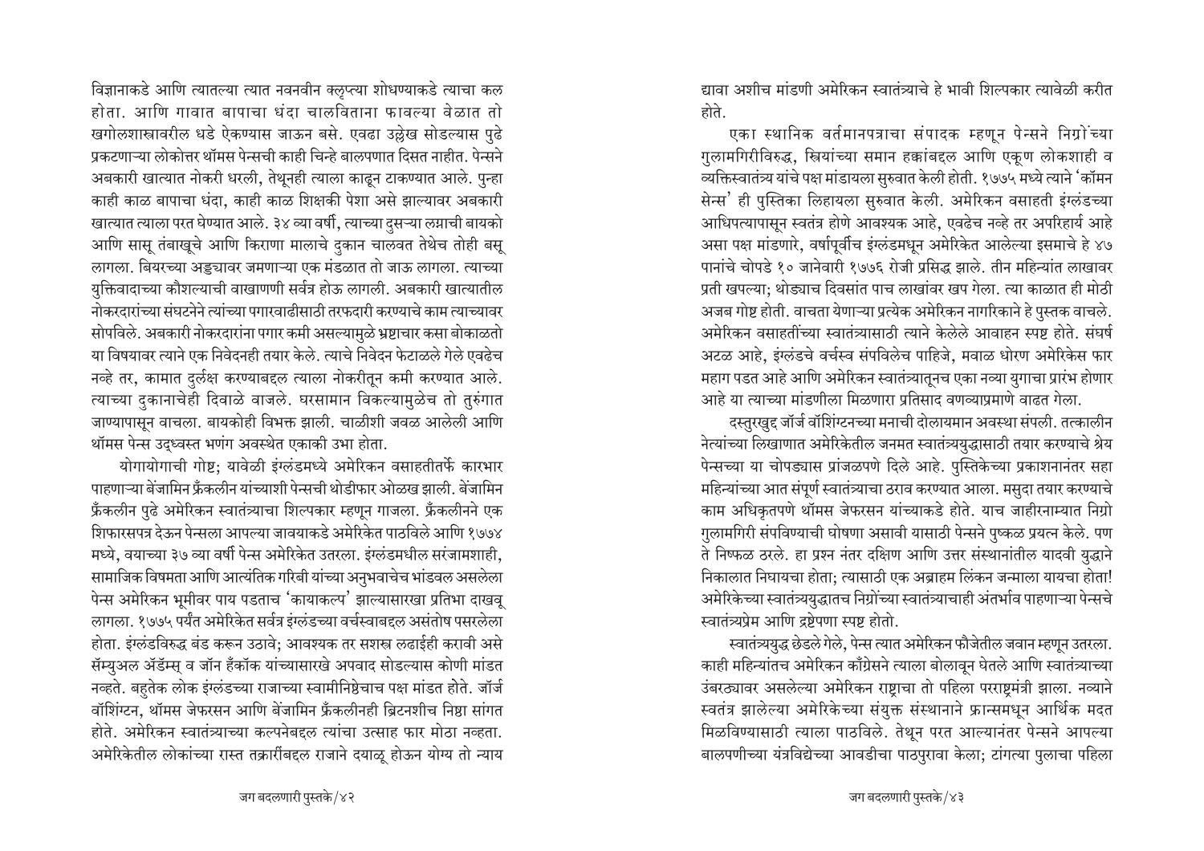विज्ञानाकडे आणि त्यातल्या त्यात नवनवीन क्लृप्त्या शोधण्याकडे त्याचा कल होता. आणि गावात बापाचा धंदा चालविताना फावल्या वेळात तो खगोलशास्त्रावरील धडे ऐकण्यास जाऊन बसे. एवढा उल्लेख सोडल्यास पुढे प्रकटणाऱ्या लोकोत्तर थॉमस पेन्सची काही चिन्हे बालपणात दिसत नाहीत. पेन्सने अबकारी खात्यात नोकरी धरली, तेथूनही त्याला काढून टाकण्यात आले. पुन्हा काही काळ बापाचा धंदा, काही काळ शिक्षकी पेशा असे झाल्यावर अबकारी खात्यात त्याला परत घेण्यात आले. ३४ व्या वर्षी, त्याच्या दुसऱ्या लग्नाची बायको आणि सासू तंबाखूचे आणि किराणा मालाचे दुकान चालवत तेथेच तोही बसू लागला. बियरच्या अड्ड्यावर जमणाऱ्या एक मंडळात तो जाऊ लागला. त्याच्या युक्तिवादाच्या कौशल्याची वाखाणणी सर्वत्र होऊ लागली. अबकारी खात्यातील नोकरदारांच्या संघटनेने त्यांच्या पगारवाढीसाठी तरफदारी करण्याचे काम त्याच्यावर सोपविले. अबकारी नोकरदारांना पगार कमी असल्यामुळे भ्रष्टाचार कसा बोकाळतो या विषयावर त्याने एक निवेदनही तयार केले. त्याचे निवेदन फेटाळले गेले एवढेच नव्हे तर, कामात दुर्लक्ष करण्याबद्दल त्याला नोकरीतून कमी करण्यात आले. त्याच्या दुकानाचेही दिवाळे वाजले. घरसामान विकल्यामुळेच तो तुरुंगात जाण्यापासून वाचला. बायकोही विभक्त झाली. चाळीशी जवळ आलेली आणि थॉमस पेन्स उद्ध्वस्त भणंग अवस्थेत एकाकी उभा होता.

योगायोगाची गोष्ट; यावेळी इंग्लंडमध्ये अमेरिकन वसाहतीतर्फे कारभार पाहणाऱ्या बेंजामिन फ्रँकलीन यांच्याशी पेन्सची थोडीफार ओळख झाली. बेंजामिन फ्रँकलीन पुढे अमेरिकन स्वातंत्र्याचा शिल्पकार म्हणून गाजला. फ्रँकलीनने एक शिफारसपत्र देऊन पेन्सला आपल्या जावयाकडे अमेरिकेत पाठविले आणि १७७४ मध्ये, वयाच्या ३७ व्या वर्षी पेन्स अमेरिकेत उतरला. इंग्लंडमधील सरंजामशाही, सामाजिक विषमता आणि आत्यंतिक गरिबी यांच्या अनुभवाचेच भांडवल असलेला पेन्स अमेरिकन भूमीवर पाय पडताच 'कायाकल्प' झाल्यासारखा प्रतिभा दाखवू लागला. १७७५ पर्यंत अमेरिकेत सर्वत्र इंग्लंडच्या वर्चस्वाबद्दल असंतोष पसरलेला होता. इंग्लंडविरुद्ध बंड करून उठावे; आवश्यक तर सशस्त्र लढाईही करावी असे सॅम्युअल ॲडॅम्स् व जॉन हँकॉक यांच्यासारखे अपवाद सोडल्यास कोणी मांडत नव्हते. बहुतेक लोक इंग्लंडच्या राजाच्या स्वामीनिष्ठेचाच पक्ष मांडत होते. जॉर्ज वॉशिंग्टन, थॉमस जेफरसन आणि बेंजामिन फ्रँकलीनही ब्रिटनशीच निष्ठा सांगत होते. अमेरिकन स्वातंत्र्याच्या कल्पनेबद्दल त्यांचा उत्साह फार मोठा नव्हता. अमेरिकेतील लोकांच्या रास्त तक्रारींबद्दल राजाने दयाळू होऊन योग्य तो न्याय द्यावा अशीच मांडणी अमेरिकन स्वातंत्र्याचे हे भावी शिल्पकार त्यावेळी करीत होते.

एका स्थानिक वर्तमानपत्राचा संपादक म्हणून पेन्सने निग्रोंच्या गुलामगिरीविरुद्ध, स्त्रियांच्या समान हक्कांबद्दल आणि एकूण लोकशाही व व्यक्तिस्वातंत्र्य यांचे पक्ष मांडायला सुरुवात केली होती. १७७५ मध्ये त्याने 'कॉमन सेन्स' ही पुस्तिका लिहायला सुरुवात केली. अमेरिकन वसाहती इंग्लंडच्या आधिपत्यापासून स्वतंत्र होणे आवश्यक आहे, एवढेच नव्हे तर अपरिहार्य आहे असा पक्ष मांडणारे, वर्षापूर्वीच इंग्लंडमधून अमेरिकेत आलेल्या इसमाचे हे ४७ पानांचे चोपडे १० जानेवारी १७७६ रोजी प्रसिद्ध झाले. तीन महिन्यांत लाखावर प्रती खपल्या; थोड्याच दिवसांत पाच लाखांवर खप गेला. त्या काळात ही मोठी अजब गोष्ट होती. वाचता येणाऱ्या प्रत्येक अमेरिकन नागरिकाने हे पुस्तक वाचले. अमेरिकन वसाहतींच्या स्वातंत्र्यासाठी त्याने केलेले आवाहन स्पष्ट होते. संघर्ष अटळ आहे, इंग्लंडचे वर्चस्व संपविलेच पाहिजे, मवाळ धोरण अमेरिकेस फार महाग पडत आहे आणि अमेरिकन स्वातंत्र्यातूनच एका नव्या युगाचा प्रारंभ होणार आहे या त्याच्या मांडणीला मिळणारा प्रतिसाद वणव्याप्रमाणे वाढत गेला.

दस्तुरखुद्द जॉर्ज वॉशिंग्टनच्या मनाची दोलायमान अवस्था संपली. तत्कालीन नेत्यांच्या लिखाणात अमेरिकेतील जनमत स्वातंत्र्ययुद्धासाठी तयार करण्याचे श्रेय पेन्सच्या या चोपड्यास प्रांजळपणे दिले आहे. पुस्तिकेच्या प्रकाशनानंतर सहा महिन्यांच्या आत संपूर्ण स्वातंत्र्याचा ठराव करण्यात आला. मसुदा तयार करण्याचे काम अधिकृतपणे थॉमस जेफरसन यांच्याकडे होते. याच जाहीरनाम्यात निग्रो गुलामगिरी संपविण्याची घोषणा असावी यासाठी पेन्सने पुष्कळ प्रयत्न केले. पण ते निष्फळ ठरले. हा प्रश्न नंतर दक्षिण आणि उत्तर संस्थानांतील यादवी युद्धाने निकालात निघायचा होता; त्यासाठी एक अब्राहम लिंकन जन्माला यायचा होता! अमेरिकेच्या स्वातंत्र्ययुद्धातच निग्रोंच्या स्वातंत्र्याचाही अंतर्भाव पाहणाऱ्या पेन्सचे स्वातंत्र्यप्रेम आणि द्रष्टेपणा स्पष्ट होतो.

स्वातंत्र्ययुद्ध छेडले गेले, पेन्स त्यात अमेरिकन फौजेतील जवान म्हणून उतरला. काही महिन्यांतच अमेरिकन काँग्रेसने त्याला बोलावून घेतले आणि स्वातंत्र्याच्या उंबरठ्यावर असलेल्या अमेरिकन राष्ट्राचा तो पहिला परराष्ट्रमंत्री झाला. नव्याने स्वतंत्र झालेल्या अमेरिकेच्या संयुक्त संस्थानाने फ्रान्समधून आर्थिक मदत मिळविण्यासाठी त्याला पाठविले. तेथून परत आल्यानंतर पेन्सने आपल्या बालपणीच्या यंत्रविद्येच्या आवडीचा पाठपुरावा केला; टांगत्या पुलाचा पहिला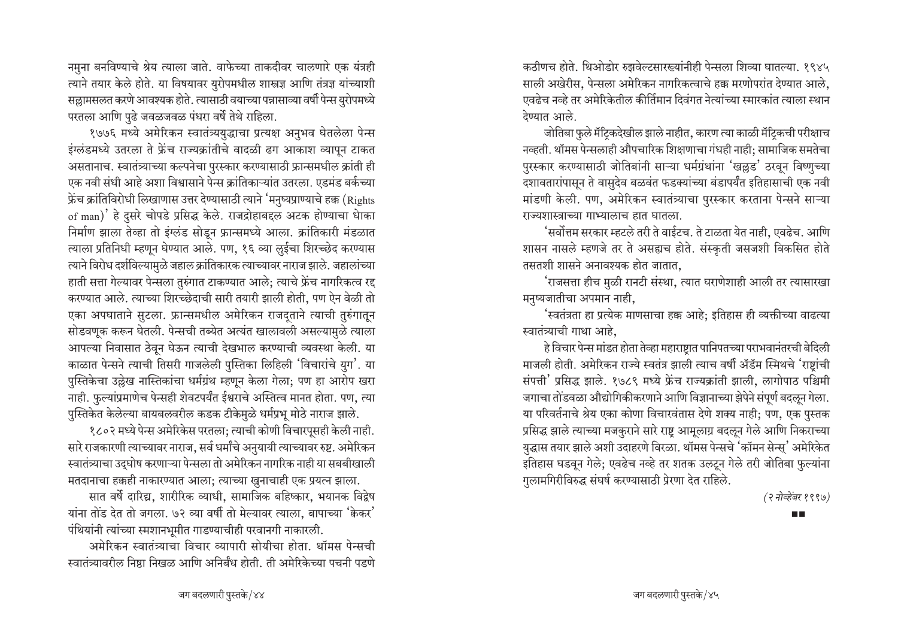नमुना बनविण्याचे श्रेय त्याला जाते. वाफेच्या ताकदीवर चालणारे एक यंत्रही त्याने तयार केले होते. या विषयावर युरोपमधील शास्त्रज्ञ आणि तंत्रज्ञ यांच्याशी सल्लामसलत करणे आवश्यक होते. त्यासाठी वयाच्या पन्नासाव्या वर्षी पेन्स युरोपमध्ये परतला आणि पुढे जवळजवळ पंधरा वर्षे तेथे राहिला.

१७७६ मध्ये अमेरिकन स्वातंत्र्ययुद्धाचा प्रत्यक्ष अनुभव घेतलेला पेन्स इंग्लंडमध्ये उतरला ते फ्रेंच राज्यक्रांतीचे वादळी ढग आकाश व्यापून टाकत असतानाच. स्वातंत्र्याच्या कल्पनेचा पुरस्कार करण्यासाठी फ्रान्समधील क्रांती ही एक नवी संधी आहे अशा विश्वासाने पेन्स क्रांतिकाऱ्यांत उतरला. एडमंड बर्कच्या फ्रेंच क्रांतिविरोधी लिखाणास उत्तर देण्यासाठी त्याने 'मनुष्यप्राण्याचे हक्क (Rights of man)' हे दुसरे चोपडे प्रसिद्ध केले. राजद्रोहाबद्दल अटक होण्याचा धोका निर्माण झाला तेव्हा तो इंग्लंड सोडून फ्रान्समध्ये आला. क्रांतिकारी मंडळात त्याला प्रतिनिधी म्हणून घेण्यात आले. पण, १६ व्या लुईचा शिरच्छेद करण्यास त्याने विरोध दर्शविल्यामुळे जहाल क्रांतिकारक त्याच्यावर नाराज झाले. जहालांच्या हाती सत्ता गेल्यावर पेन्सला तुरुंगात टाकण्यात आले; त्याचे फ्रेंच नागरिकत्व रद्द करण्यात आले. त्याच्या शिरच्छेदाची सारी तयारी झाली होती, पण ऐन वेळी तो एका अपघाताने सुटला. फ्रान्समधील अमेरिकन राजदूताने त्याची तुरुंगातून सोडवणूक करून घेतली. पेन्सची तब्येत अत्यंत खालावली असल्यामुळे त्याला आपल्या निवासात ठेवून घेऊन त्याची देखभाल करण्याची व्यवस्था केली. या काळात पेन्सने त्याची तिसरी गाजलेली पुस्तिका लिहिली 'विचारांचे युग'. या पुस्तिकेचा उल्लेख नास्तिकांचा धर्मग्रंथ म्हणून केला गेला; पण हा आरोप खरा नाही. फुल्यांप्रमाणेच पेन्सही शेवटपर्यंत ईश्वराचे अस्तित्व मानत होता. पण, त्या पुस्तिकेत केलेल्या बायबलवरील कडक टीकेमुळे धर्मप्रभू मोठे नाराज झाले.

१८०२ मध्ये पेन्स अमेरिकेस परतला; त्याची कोणी विचारपूसही केली नाही. सारे राजकारणी त्याच्यावर नाराज, सर्व धर्मांचे अनुयायी त्याच्यावर रुष्ट. अमेरिकन स्वातंत्र्याचा उद्घोष करणाऱ्या पेन्सला तो अमेरिकन नागरिक नाही या सबबीखाली मतदानाचा हक्कही नाकारण्यात आला; त्याच्या खुनाचाही एक प्रयत्न झाला.

सात वर्षे दारिद्र्य, शारीरिक व्याधी, सामाजिक बहिष्कार, भयानक विद्वेष यांना तोंड देत तो जगला. ७२ व्या वर्षी तो मेल्यावर त्याला, बापाच्या 'क्वेकर' पंथियांनी त्यांच्या स्मशानभूमीत गाडण्याचीही परवानगी नाकारली.

अमेरिकन स्वातंत्र्याचा विचार व्यापारी सोयीचा होता. थॉमस पेन्सची स्वातंत्र्यावरील निष्ठा निखळ आणि अनिर्बंध होती. ती अमेरिकेच्या पचनी पडणे कठीणच होते. थिओडोर रुझवेल्टसारख्यांनीही पेन्सला शिव्या घातल्या. १९४५ साली अखेरीस, पेन्सला अमेरिकन नागरिकत्वाचे हक्क मरणोपरांत देण्यात आले, एवढेच नव्हे तर अमेरिकेतील कीर्तिमान दिवंगत नेत्यांच्या स्मारकांत त्याला स्थान देण्यात आले.

जोतिबा फुले मॅट्रिकदेखील झाले नाहीत, कारण त्या काळी मॅट्रिकची परीक्षाच नव्हती. थॉमस पेन्सलाही औपचारिक शिक्षणाचा गंधही नाही; सामाजिक समतेचा पुरस्कार करण्यासाठी जोतिबांनी साऱ्या धर्मग्रंथांना 'खड्डड' ठरवून विष्णुच्या दशावतारांपासून ते वासुदेव बळवंत फडक्यांच्या बंडापर्यंत इतिहासाची एक नवी मांडणी केली. पण, अमेरिकन स्वातंत्र्याचा पुरस्कार करताना पेन्सने साऱ्या राज्यशास्त्राच्या गाभ्यालाच हात घातला.

'सर्वोत्तम सरकार म्हटले तरी ते वाईटच. ते टाळता येत नाही, एवढेच. आणि शासन नासले म्हणजे तर ते असह्यच होते. संस्कृती जसजशी विकसित होते तसतशी शासने अनावश्यक होत जातात,

'राजसत्ता हीच मुळी रानटी संस्था, त्यात घराणेशाही आली तर त्यासारखा मनुष्यजातीचा अपमान नाही,

'स्वतंत्रता हा प्रत्येक माणसाचा हक्क आहे; इतिहास ही व्यक्तीच्या वाढत्या स्वातंत्र्याची गाथा आहे,

हे विचार पेन्स मांडत होता तेव्हा महाराष्ट्रात पानिपतच्या पराभवानंतरची बेदिली माजली होती. अमेरिकन राज्ये स्वतंत्र झाली त्याच वर्षी ॲडम स्मिथचे 'राष्ट्रांची संपत्ती' प्रसिद्ध झाले. १७८९ मध्ये फ्रेंच राज्यक्रांती झाली, लागोपाठ पश्चिमी जगाचा तोंडवळा औद्योगिकीकरणाने आणि विज्ञानाच्या झेपेने संपूर्ण बदलून गेला. या परिवर्तनाचे श्रेय एका कोणा विचारवंतास देणे शक्य नाही; पण, एक पुस्तक प्रसिद्ध झाले त्याच्या मजकुराने सारे राष्ट्र आमूलाग्र बदलून गेले आणि निकराच्या युद्धास तयार झाले अशी उदाहरणे विरळा. थॉमस पेन्सचे 'कॉमन सेन्स्' अमेरिकेत इतिहास घडवून गेले; एवढेच नव्हे तर शतक उलटून गेले तरी जोतिबा फुल्यांना गुलामगिरीविरुद्ध संघर्ष करण्यासाठी प्रेरणा देत राहिले.

*(२ नोव्हेंबर १९९७)*

■■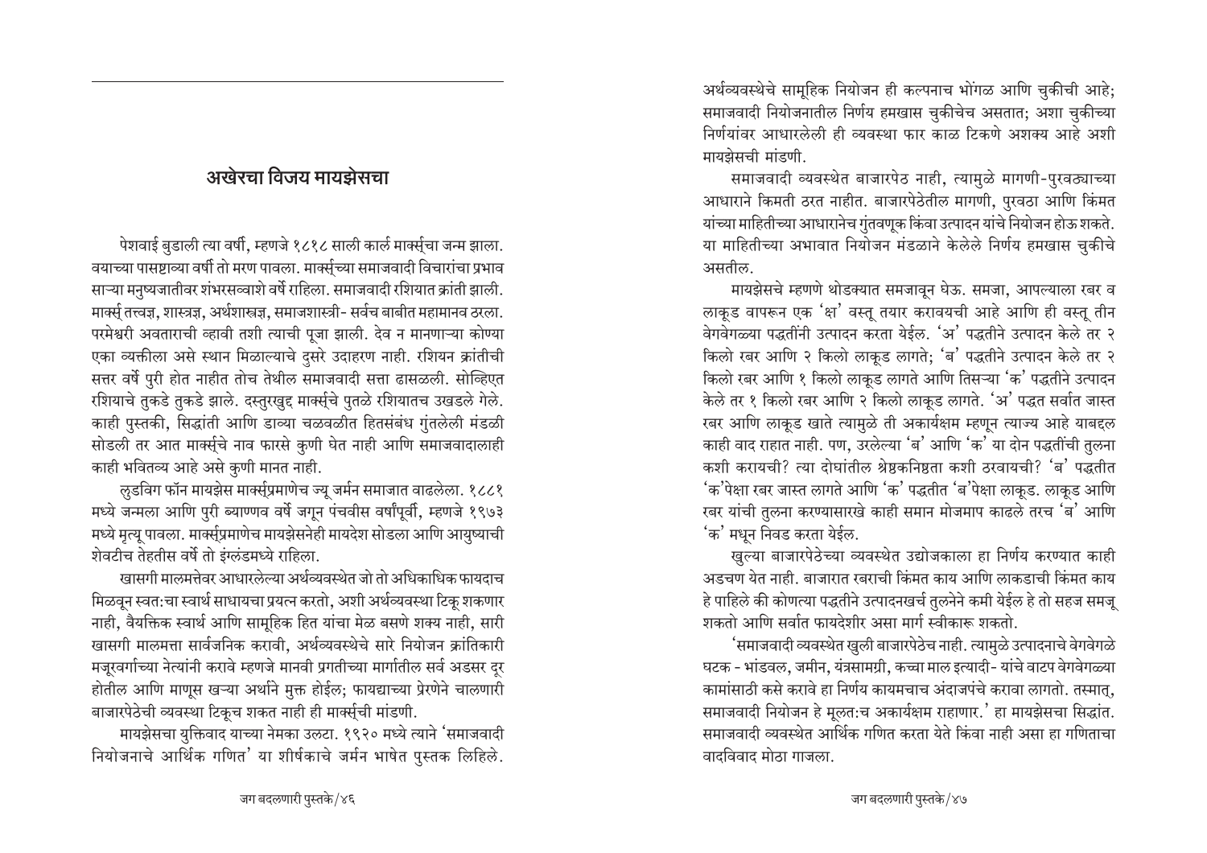## अखेरचा विजय मायझेसचा

पेशवाई बुडाली त्या वर्षी, म्हणजे १८१८ साली कार्ल मार्क्स्‌चा जन्म झाला. वयाच्या पासष्टाव्या वर्षी तो मरण पावला. मार्क्स्‌च्या समाजवादी विचारांचा प्रभाव साऱ्या मनुष्यजातीवर शंभरसव्वाशे वर्षे राहिला. समाजवादी रशियात क्रांती झाली. मार्क्स् तत्त्वज्ञ, शास्त्रज्ञ, अर्थशास्त्रज्ञ, समाजशास्त्री- सर्वच बाबीत महामानव ठरला. परमेश्वरी अवताराची व्हावी तशी त्याची पूजा झाली. देव न मानणाऱ्या कोण्या एका व्यक्तीला असे स्थान मिळाल्याचे दुसरे उदाहरण नाही. रशियन क्रांतीची सत्तर वर्षे पुरी होत नाहीत तोच तेथील समाजवादी सत्ता ढासळली. सोव्हिएत रशियाचे तुकडे तुकडे झाले. दस्तुरखुद्द मार्क्स्‌चे पुतळे रशियातच उखडले गेले. काही पुस्तकी, सिद्धांती आणि डाव्या चळवळीत हितसंबंध गुंतलेली मंडळी सोडली तर आत मार्क्स्‌चे नाव फारसे कुणी घेत नाही आणि समाजवादालाही काही भवितव्य आहे असे कुणी मानत नाही.

लुडविग फॉन मायझेस मार्क्स्‌प्रमाणेच ज्यू जर्मन समाजात वाढलेला. १८८१ मध्ये जन्मला आणि पुरी ब्याण्णव वर्षे जगून पंचवीस वर्षांपूर्वी, म्हणजे १९७३ मध्ये मृत्यू पावला. मार्क्स्‌प्रमाणेच मायझेसनेही मायदेश सोडला आणि आयुष्याची शेवटचीच तेहतीस वर्षे तो इंग्लंडमध्ये राहिला.

खासगी मालमत्तेवर आधारलेल्या अर्थव्यवस्थेत जो तो अधिकाधिक फायदाच मिळवून स्वत:चा स्वार्थ साधायचा प्रयत्न करतो, अशी अर्थव्यवस्था टिकू शकणार नाही, वैयक्तिक स्वार्थ आणि सामूहिक हित यांचा मेळ बसणे शक्य नाही, सारी खासगी मालमत्ता सार्वजनिक करावी, अर्थव्यवस्थेचे सारे नियोजन क्रांतिकारी मजूरवर्गाच्या नेत्यांनी करावे म्हणजे मानवी प्रगतीच्या मार्गातील सर्व अडसर दूर होतील आणि माणूस खऱ्या अर्थाने मुक्त होईल; फायद्याच्या प्रेरणेने चालणारी बाजारपेठेची व्यवस्था टिकूच शकत नाही ही मार्क्स्‌ची मांडणी.

मायझेसचा युक्तिवाद याच्या नेमका उलटा. १९२० मध्ये त्याने 'समाजवादी नियोजनाचे आर्थिक गणित' या शीर्षकाचे जर्मन भाषेत पुस्तक लिहिले. अर्थव्यवस्थेचे सामूहिक नियोजन ही कल्पनाच भोंगळ आणि चुकीची आहे; समाजवादी नियोजनातील निर्णय हमखास चुकीचेच असतात; अशा चुकीच्या निर्णयांवर आधारलेली ही व्यवस्था फार काळ टिकणे अशक्य आहे अशी मायझेसची मांडणी.

समाजवादी व्यवस्थेत बाजारपेठ नाही, त्यामुळे मागणी-पुरवठ्याच्या आधाराने किमती ठरत नाहीत. बाजारपेठेतील मागणी, पुरवठा आणि किंमत यांच्या माहितीच्या आधारानेच गुंतवणूक किंवा उत्पादन यांचे नियोजन होऊ शकते. या माहितीच्या अभावात नियोजन मंडळाने केलेले निर्णय हमखास चुकीचे असतील.

मायझेसचे म्हणणे थोडक्यात समजावून घेऊ. समजा, आपल्याला रबर व लाकूड वापरून एक 'क्ष' वस्तू तयार करावयाची आहे आणि ही वस्तू तीन वेगवेगळ्या पद्धतींनी उत्पादन करता येईल. 'अ' पद्धतीने उत्पादन केले तर २ किलो रबर आणि २ किलो लाकूड लागते; 'ब' पद्धतीने उत्पादन केले तर २ किलो रबर आणि १ किलो लाकूड लागते आणि तिसऱ्या 'क' पद्धतीने उत्पादन केले तर १ किलो रबर आणि २ किलो लाकूड लागते. 'अ' पद्धत सर्वात जास्त रबर आणि लाकूड खाते त्यामुळे ती अकार्यक्षम म्हणून त्याज्य आहे याबद्दल काही वाद राहात नाही. पण, उरलेल्या 'ब' आणि 'क' या दोन पद्धतींची तुलना कशी करायची? त्या दोघांतील श्रेष्ठकनिष्ठता कशी ठरवायची? 'ब' पद्धतीत 'क'पेक्षा रबर जास्त लागते आणि 'क' पद्धतीत 'ब'पेक्षा लाकूड. लाकूड आणि रबर यांची तुलना करण्यासारखे काही समान मोजमाप काढले तरच 'ब' आणि 'क' मधून निवड करता येईल.

खुल्या बाजारपेठेच्या व्यवस्थेत उद्योजकाला हा निर्णय करण्यात काही अडचण येत नाही. बाजारात रबराची किंमत काय आणि लाकडाची किंमत काय हे पाहिले की कोणत्या पद्धतीने उत्पादनखर्च तुलनेने कमी येईल हे तो सहज समजू शकतो आणि सर्वात फायदेशीर असा मार्ग स्वीकारू शकतो.

'समाजवादी व्यवस्थेत खुली बाजारपेठच नाही. त्यामुळे उत्पादनाचे वेगवेगळे घटक - भांडवल, जमीन, यंत्रसामग्री, कच्चा माल इत्यादी- यांचे वाटप वेगवेगळ्या कामांसाठी कसे करावे हा निर्णय कायमचाच अंदाजपंचे करावा लागतो. तस्मात्, समाजवादी नियोजन हे मूलत:च अकार्यक्षम राहाणार.' हा मायझेसचा सिद्धांत. समाजवादी व्यवस्थेत आर्थिक गणित करता येते किंवा नाही असा हा गणिताचा वादविवाद मोठा गाजला.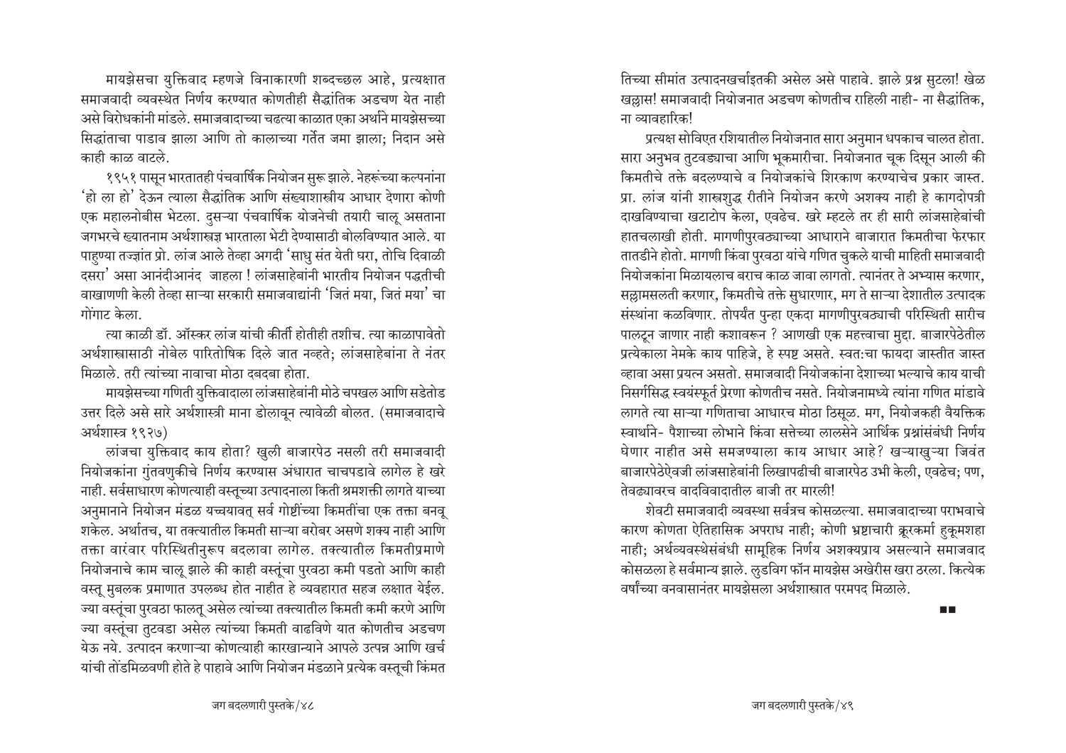मायझेसचा युक्तिवाद म्हणजे विनाकारणी शब्दच्छल आहे, प्रत्यक्षात समाजवादी व्यवस्थेत निर्णय करण्यात कोणतीही सैद्धांतिक अडचण येत नाही असे विरोधकांनी मांडले. समाजवादाच्या चढत्या काळात एका अर्थाने मायझेसच्या सिद्धांताचा पाडाव झाला आणि तो कालाच्या गर्तेत जमा झाला; निदान असे काही काळ वाटले.

१९५१ पासून भारततही पंचवार्षिक नियोजन सुरू झाले. नेहरूंच्या कल्पनांना 'हो ला हो' देऊन त्याला सैद्धांतिक आणि संख्याशास्त्रीय आधार देणारा कोणी एक महालनोबीस भेटला. दुसऱ्या पंचवार्षिक योजनेची तयारी चालू असताना जगभरचे ख्यातनाम अर्थशास्त्रज्ञ भारताला भेटी देण्यासाठी बोलविण्यात आले. या पाहुण्या तज्ज्ञांत प्रो. लांज आले तेव्हा अगदी 'साधु संत येती घरा, तोचि दिवाळी दसरा' असा आनंदीआनंद जाहला ! लांजसाहेबांनी भारतीय नियोजन पद्धतीची वाखाणणी केली तेव्हा साऱ्या सरकारी समाजवाद्यांनी 'जितं मया, जितं मया' चा गोंगाट केला.

त्या काळी डॉ. ऑस्कर लांज यांची कीर्ती होतीही तशीच. त्या काळापावेतो अर्थशास्त्रासाठी नोबेल पारितोषिक दिले जात नव्हते; लांजसाहेबांना ते नंतर मिळाले. तरी त्यांच्या नावाचा मोठा दबदबा होता.

मायझेसच्या गणिती युक्तिवादाला लांजसाहेबांनी मोठे चपखल आणि सडेतोड उत्तर दिले असे सारे अर्थशास्त्री माना डोलावून त्यावेळी बोलत. (समाजवादाचे अर्थशास्त्र १९२७)

लांजचा युक्तिवाद काय होता? खुली बाजारपेठ नसली तरी समाजवादी नियोजकांना गुंतवणुकीचे निर्णय करण्यास अंधारात चाचपडावे लागेल हे खरे नाही. सर्वसाधारण कोणत्याही वस्तूच्या उत्पादनाला किती श्रमशक्ती लागते याच्या अनुमानाने नियोजन मंडळ यच्चयावत् सर्व गोष्टींच्या किमतींचा एक तक्ता बनवू शकेल. अर्थातच, या तक्त्यातील किमती साऱ्या बरोबर असणे शक्य नाही आणि तक्ता वारंवार परिस्थितीनुरूप बदलावा लागेल. तक्त्यातील किमतीप्रमाणे नियोजनाचे काम चालू झाले की काही वस्तूंचा पुरवठा कमी पडतो आणि काही वस्तू मुबलक प्रमाणात उपलब्ध होत नाहीत हे व्यवहारात सहज लक्षात येईल. ज्या वस्तूंचा पुरवठा फालतू असेल त्यांच्या तक्त्यातील किमती कमी करणे आणि ज्या वस्तूंचा तुटवडा असेल त्यांच्या किमती वाढविणे यात कोणतीच अडचण येऊ नये. उत्पादन करणाऱ्या कोणत्याही कारखान्याने आपले उत्पन्न आणि खर्च यांची तोंडमिळवणी होते हे पाहावे आणि नियोजन मंडळाने प्रत्येक वस्तूची किंमत तिच्या सीमांत उत्पादनखर्चाइतकी असेल असे पाहावे. झाले प्रश्न सुटला! खेळ खल्लास! समाजवादी नियोजनात अडचण कोणतीच राहिली नाही- ना सैद्धांतिक, ना व्यावहारिक!

प्रत्यक्ष सोविएत रशियातील नियोजनात सारा अनुमान धपकाच चालत होता. सारा अनुभव तुटवड्याचा आणि भूकमारीचा. नियोजनात चूक दिसून आली की किमतीचे तक्ते बदलण्याचे व नियोजकांचे शिरकाण करण्याचेच प्रकार जास्त. प्रा. लांज यांनी शास्त्रशुद्ध रीतीने नियोजन करणे अशक्य नाही हे कागदोपत्री दाखविण्याचा खटाटोप केला, एवढेच. खरे म्हटले तर ही सारी लांजसाहेबांची हातचलाखी होती. मागणीपुरवठ्याच्या आधाराने बाजारात किमतीचा फेरफार तातडीने होतो. मागणी किंवा पुरवठा यांचे गणित चुकले याची माहिती समाजवादी नियोजकांना मिळायलाच बराच काळ जावा लागतो. त्यानंतर ते अभ्यास करणार, सल्लामसलती करणार, किमतीचे तक्ते सुधारणार, मग ते साऱ्या देशातील उत्पादक संस्थांना कळविणार. तोपर्यंत पुन्हा एकदा मागणीपुरवठ्याची परिस्थिती सारीच पालटून जाणार नाही कशावरून ? आणखी एक महत्त्वाचा मुद्दा. बाजारपेठेतील प्रत्येकाला नेमके काय पाहिजे, हे स्पष्ट असते. स्वत:चा फायदा जास्तीत जास्त व्हावा असा प्रयत्न असतो. समाजवादी नियोजकांना देशाच्या भल्याचे काय याची निसर्गसिद्ध स्वयंस्फूर्त प्रेरणा कोणतीच नसते. नियोजनामध्ये त्यांना गणित मांडावे लागते त्या साऱ्या गणिताचा आधारच मोठा ठिसूळ. मग, नियोजकही वैयक्तिक स्वार्थाने- पैशाच्या लोभाने किंवा सत्तेच्या लालसेने आर्थिक प्रश्नांसंबंधी निर्णय घेणार नाहीत असे समजण्याला काय आधार आहे? खऱ्याखुऱ्या जिवंत बाजारपेठेऐवजी लांजसाहेबांनी लिखापढीची बाजारपेठ उभी केली, एवढेच; पण, तेवढ्यावरच वादविवादातील बाजी तर मारली!

शेवटी समाजवादी व्यवस्था सर्वत्रच कोसळल्या. समाजवादाच्या पराभवाचे कारण कोणता ऐतिहासिक अपराध नाही; कोणी भ्रष्टाचारी क्रूरकर्मा हुकूमशहा नाही; अर्थव्यवस्थेसंबंधी सामूहिक निर्णय अशक्यप्राय असल्याने समाजवाद कोसळला हे सर्वमान्य झाले. लुडविग फॉन मायझेस अखेरीस खरा ठरला. कित्येक वर्षांच्या वनवासानंतर मायझेसला अर्थशास्त्रात परमपद मिळाले.

■■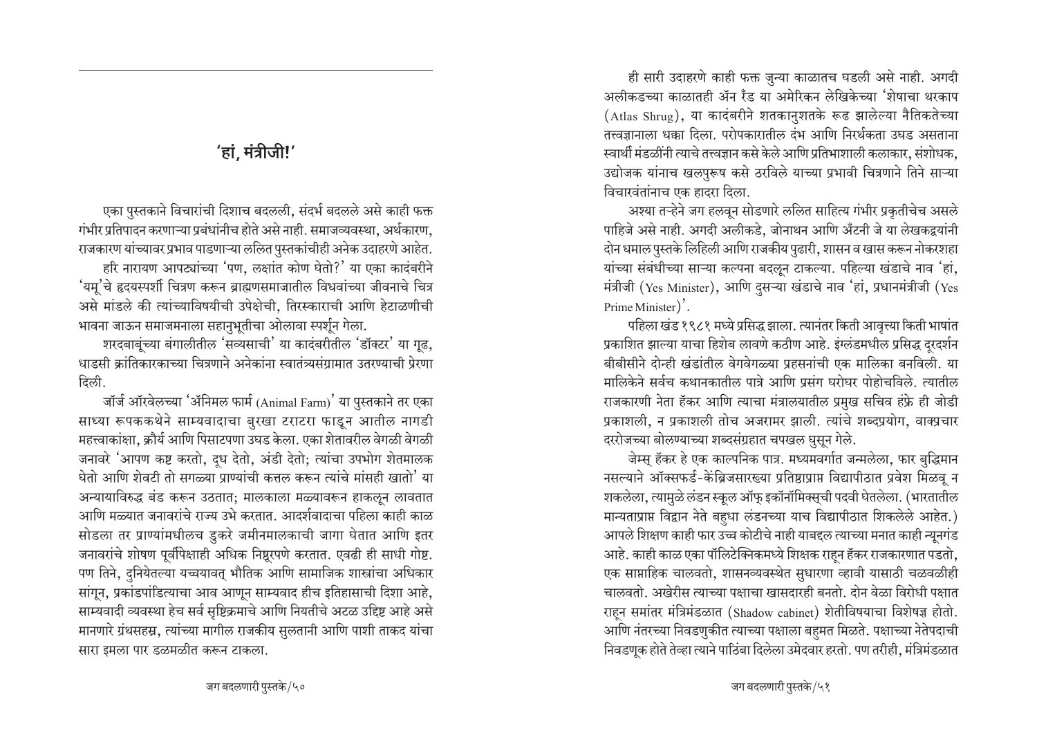## 'हां, मंत्रीजी!'

एका पुस्तकाने विचारांची दिशाच बदलली, संदर्भ बदलले असे काही फक्त गंभीर प्रतिपादन करणाऱ्या प्रबंधांनीच होते असे नाही. समाजव्यवस्था, अर्थकारण, राजकारण यांच्यावर प्रभाव पाडणाऱ्या ललित पुस्तकांचीही अनेक उदाहरणे आहेत.

हरि नारायण आपट्यांच्या 'पण, लक्षांत कोण घेतो?' या एका कादंबरीने 'यमू'चे हृदयस्पर्शी चित्रण करून ब्राह्मणसमाजातील विधवांच्या जीवनाचे चित्र असे मांडले की त्यांच्याविषयीची उपेक्षेची, तिरस्काराची आणि हेटाळणीची भावना जाऊन समाजमनाला सहानुभूतीचा ओलावा स्पर्शून गेला.

शरदबाबूंच्या बंगालीतील 'सव्यसाची' या कादंबरीतील 'डॉक्टर' या गूढ, धाडसी क्रांतिकारकाच्या चित्रणाने अनेकांना स्वातंत्र्यसंग्रामात उतरण्याची प्रेरणा दिली.

जॉर्ज ऑरवेलच्या 'ॲनिमल फार्म (Animal Farm)' या पुस्तकाने तर एका साध्या रूपककथेने साम्यवादाचा बुरखा टराटरा फाडून आतील नागडी महत्त्वाकांक्षा, क्रौर्य आणि पिसाटपणा उघड केला. एका शेतावरील वेगळी वेगळी जनावरे 'आपण कष्ट करतो, दूध देतो, अंडी देतो; त्यांचा उपभोग शेतमालक घेतो आणि शेवटी तो सगळ्या प्राण्यांची कत्तल करून त्यांचे मांसही खातो' या अन्यायाविरुद्ध बंड करून उठतात; मालकाला मळ्यावरून हाकलून लावतात आणि मळ्यात जनावरांचे राज्य उभे करतात. आदर्शवादाचा पहिला काही काळ सोडला तर प्राण्यांमधीलच डुकरे जमीनमालकाची जागा घेतात आणि इतर जनावरांचे शोषण पूर्वीपेक्षाही अधिक निष्ठूरपणे करतात. एवढी ही साधी गोष्ट. पण तिने, दुनियेतल्या यच्चयावत् भौतिक आणि सामाजिक शास्त्रांचा अधिकार सांगून, प्रकांडपांडित्याचा आव आणून साम्यवाद हीच इतिहासाची दिशा आहे, साम्यवादी व्यवस्था हेच सर्व सृष्टिक्रमाचे आणि नियतीचे अटळ उद्दिष्ट आहे असे मानणारे ग्रंथसहस्र, त्यांच्या मागील राजकीय सुलतानी आणि पाशी ताकद यांचा सारा इमला पार डळमळीत करून टाकला.

ही सारी उदाहरणे काही फक्त जुन्या काळातच घडली असे नाही. अगदी अलीकडच्या काळातही ॲन रँड या अमेरिकन लेखिकेच्या 'शेषाचा थरकाप (Atlas Shrug), या कादंबरीने शतकानुशतके रूढ झालेल्या नैतिकतेच्या तत्त्वज्ञानाला धक्का दिला. परोपकारातील दंभ आणि निरर्थकता उघड असताना स्वार्थी मंडळींनी त्याचे तत्त्वज्ञान कसे केले आणि प्रतिभाशाली कलाकार, संशोधक, उद्योजक यांनाच खलपुरूष कसे ठरविले याच्या प्रभावी चित्रणाने तिने साऱ्या विचारवंतांनाच एक हादरा दिला.

अश्या तऱ्हेने जग हलवून सोडणारे ललित साहित्य गंभीर प्रकृतीचेच असले पाहिजे असे नाही. अगदी अलीकडे, जोनाथन आणि ॲंटनी जे या लेखकद्वयांनी दोन धमाल पुस्तके लिहिली आणि राजकीय पुढारी, शासन व खास करून नोकरशहा यांच्या संबंधीच्या साऱ्या कल्पना बदलून टाकल्या. पहिल्या खंडाचे नाव 'हां, मंत्रीजी (Yes Minister), आणि दुसऱ्या खंडाचे नाव 'हां, प्रधानमंत्रीजी (Yes Prime Minister)'.

पहिला खंड १९८१ मध्ये प्रसिद्ध झाला. त्यानंतर किती आवृत्त्या किती भाषांत प्रकाशित झाल्या याचा हिशेब लावणे कठीण आहे. इंग्लंडमधील प्रसिद्ध दूरदर्शन बीबीसीने दोन्ही खंडांतील वेगवेगळ्या प्रहसनांची एक मालिका बनविली. या मालिकेने सर्वच कथानकातील पात्रे आणि प्रसंग घरोघर पोहोचविले. त्यातील राजकारणी नेता हॅकर आणि त्याचा मंत्रालयातील प्रमुख सचिव हंफ्रे ही जोडी प्रकाशली, न प्रकाशली तोच अजरामर झाली. त्यांचे शब्दप्रयोग, वाक्प्रचार दररोजच्या बोलण्याच्या शब्दसंग्रहात चपखल घुसून गेले.

जेम्स् हॅकर हे एक काल्पनिक पात्र. मध्यमवर्गात जन्मलेला, फार बुद्धिमान नसल्याने ऑक्सफर्ड-केंब्रिजसारख्या प्रतिष्ठाप्राप्त विद्यापीठात प्रवेश मिळवू न शकलेला, त्यामुळे लंडन स्कूल ऑफ् इकॉनॉमिक्स्ची पदवी घेतलेला. (भारतातील मान्यताप्राप्त विद्वान नेते बहुधा लंडनच्या याच विद्यापीठात शिकलेले आहेत.) आपले शिक्षण काही फार उच्च कोटीचे नाही याबद्दल त्याच्या मनात काही न्यूनगंड आहे. काही काळ एका पॉलिटेक्निकमध्ये शिक्षक राहून हॅकर राजकारणात पडतो, एक साप्ताहिक चालवतो, शासनव्यवस्थेत सुधारणा व्हावी यासाठी चळवळीही चालवतो. अखेरीस त्याच्या पक्षाचा खासदारही बनतो. दोन वेळा विरोधी पक्षात राहून समांतर मंत्रिमंडळात (Shadow cabinet) शेतीविषयाचा विशेषज्ञ होतो. आणि नंतरच्या निवडणुकीत त्याच्या पक्षाला बहुमत मिळते. पक्षाच्या नेतेपदाची निवडणूक होते तेव्हा त्याने पाठिंबा दिलेला उमेदवार हरतो. पण तरीही, मंत्रिमंडळात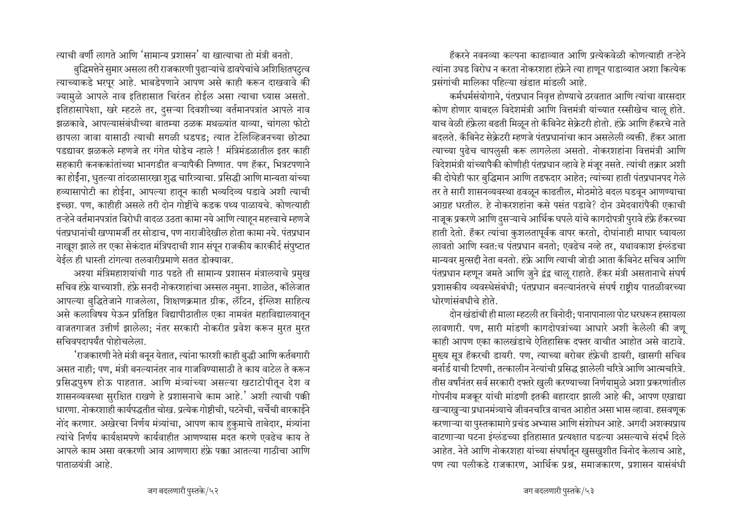त्याची वर्णी लागते आणि 'सामान्य प्रशासन' या खात्याचा तो मंत्री बनतो.

बुद्धिमत्तेने सुमार असला तरी राजकारणी पुढाऱ्यांचे डावपेचांचे अशिक्षितपटुत्व त्याच्याकडे भरपूर आहे. भाबडेपणाने आपण असे काही करून दाखवावे की ज्यामुळे आपले नाव इतिहासात चिरंतन होईल असा त्याचा ध्यास असतो. इतिहासापेक्षा, खरे म्हटले तर, दुसऱ्या दिवशीच्या वर्तमानपत्रांत आपले नाव झळकावे, आपल्यासंबंधीच्या बातम्या ठळक मथळ्यांत याव्या, चांगला फोटो छापला जावा यासाठी त्याची सगळी धडपड; त्यात टेलिव्हिजनच्या छोट्या पडद्यावर झळकले म्हणजे तर गंगेत घोडेच न्हाले ! मंत्रिमंडळातील इतर काही सहकारी कनककांतांच्या भानगडीत बऱ्यापैकी निष्णात. पण हॅकर, भित्रटपणाने का होईना, धुतल्या तांदळासारखा शुद्ध चारित्र्याचा. प्रसिद्धी आणि मान्यता यांच्या हव्यासापोटी का होईना, आपल्या हातून काही भव्यदिव्य घडावे अशी त्याची इच्छा. पण, काहीही असले तरी दोन गोष्टींचे कडक पथ्य पाळायचे. कोणत्याही तऱ्हेने वर्तमानपत्रांत विरोधी वादळ उठता कामा नये आणि त्याहून महत्त्वाचे म्हणजे पंतप्रधानांची खप्पामर्जी तर सोडाच, पण नाराजीदेखील होता कामा नये. पंतप्रधान नाखूश झाले तर एका सेकंदात मंत्रिपदाची शान संपून राजकीय कारकीर्द संपुष्टात येईल ही धास्ती टांगत्या तलवारीप्रमाणे सतत डोक्यावर.

अश्या मंत्रिमहाशयांची गाठ पडते ती सामान्य प्रशासन मंत्रालयाचे प्रमुख सचिव हंफ्रे याच्याशी. हंफ्रे सनदी नोकरशहांचा अस्सल नमुना. शाळेत, कॉलेजात आपल्या बुद्धितेजाने गाजलेला, शिक्षणक्रमात ग्रीक, लॅटिन, इंग्लिश साहित्य असे कलाविषय घेऊन प्रतिष्ठित विद्यापीठातील एका नामवंत महाविद्यालयातून वाजतगाजत उत्तीर्ण झालेला; नंतर सरकारी नोकरीत प्रवेश करून मुरत मुरत सचिवपदापर्यंत पोहोचलेला.

'राजकारणी नेते मंत्री बनून येतात, त्यांना फारशी काही बुद्धी आणि कर्तबगारी असत नाही; पण, मंत्री बनल्यानंतर नाव गाजविण्यासाठी ते काय वाटेल ते करून प्रसिद्धपुरुष होऊ पाहतात. आणि मंत्र्यांच्या असल्या खटाटोपीतून देश व शासनव्यवस्था सुरक्षित राखणे हे प्रशासनाचे काम आहे.' अशी त्याची पक्की धारणा. नोकरशाही कार्यपद्धतीत चोख. प्रत्येक गोष्टीची, घटनेची, चर्चेची बारकाईने नोंद करणार. अखेरचा निर्णय मंत्र्यांचा, आपण काय हुकुमाचे ताबेदार, मंत्र्यांना त्यांचे निर्णय कार्यक्षमपणे कार्यवाहीत आणण्यास मदत करणे एवढेच काय ते आपले काम असा वरकरणी आव आणणारा हंफ्रे पक्का आतल्या गाठीचा आणि पाताळयंत्री आहे.

हॅकरने नवनव्या कल्पना काढाव्यात आणि प्रत्येकवेळी कोणत्याही तऱ्हेने त्यांना उघड विरोध न करता नोकरशहा हंफ्रेने त्या हाणून पाडाव्यात अशा कित्येक प्रसंगांची मालिका पहिल्या खंडात मांडली आहे.

कर्मधर्मसंयोगाने, पंतप्रधान निवृत्त होण्याचे ठरवतात आणि त्यांचा वारसदार कोण होणार याबद्दल विदेशमंत्री आणि वित्तमंत्री यांच्यात रस्सीखेच चालू होते. याच वेळी हंफ्रेला बढती मिळून तो कॅबिनेट सेक्रेटरी होतो. हंफ्रे आणि हॅकरचे नाते बदलते. कॅबिनेट सेक्रेटरी म्हणजे पंतप्रधानांचा कान असलेली व्यक्ती. हॅकर आता त्याच्या पुढेच चापलुसी करू लागलेला असतो. नोकरशहांना वित्तमंत्री आणि विदेशमंत्री यांच्यापैकी कोणीही पंतप्रधान व्हावे हे मंजूर नसते. त्यांची तक्रार अशी की दोघेही फार बुद्धिमान आणि तडफदार आहेत; त्यांच्या हाती पंतप्रधानपद गेले तर ते सारी शासनव्यवस्था ढवळून काढतील, मोठमोठे बदल घडवून आणण्याचा आग्रह धरतील. हे नोकरशहांना कसे पसंत पडावे? दोन उमेदवारांपैकी एकाची नाजूक प्रकरणे आणि दुसऱ्याचे आर्थिक घपले यांचे कागदोपत्री पुरावे हंफ्रे हॅकरच्या हाती देतो. हॅकर त्यांचा कुशलतापूर्वक वापर करतो, दोघांनाही माघार घ्यायला लावतो आणि स्वत:च पंतप्रधान बनतो; एवढेच नव्हे तर, यथावकाश इंग्लंडचा मान्यवर मुत्सद्दी नेता बनतो. हंफ्रे आणि त्याची जोडी आता कॅबिनेट सचिव आणि पंतप्रधान म्हणून जमते आणि जुने द्वंद्व चालू राहाते. हॅकर मंत्री असतानाचे संघर्ष प्रशासकीय व्यवस्थेसंबंधी; पंतप्रधान बनल्यानंतरचे संघर्ष राष्ट्रीय पातळीवरच्या धोरणांसंबधीचे होते.

दोन खंडांची ही माला म्हटली तर विनोदी; पानापानाला पोट धरधरून हसायला लावणारी. पण, सारी मांडणी कागदोपत्रांच्या आधारे अशी केलेली की जणू काही आपण एका कालखंडाचे ऐतिहासिक दफ्तर वाचीत आहोत असे वाटावे. मुख्य सूत्र हॅकरची डायरी. पण, त्याच्या बरोबर हंफ्रेची डायरी, खासगी सचिव बर्नार्ड याची टिपणी, तत्कालीन नेत्यांची प्रसिद्ध झालेली चरित्रे आणि आत्मचरित्रे. तीस वर्षांनंतर सर्व सरकारी दफ्तरे खुली करण्याच्या निर्णयामुळे अशा प्रकरणांतील गोपनीय मजकूर यांची मांडणी इतकी बहारदार झाली आहे की, आपण एखाद्या खऱ्याखुऱ्या प्रधानमंत्र्याचे जीवनचरित्र वाचत आहोत असा भास व्हावा. हसवणूक करणाऱ्या या पुस्तकामागे प्रचंड अभ्यास आणि संशोधन आहे. अगदी अशक्यप्राय वाटणाऱ्या घटना इंग्लंडच्या इतिहासात प्रत्यक्षात घडल्या असल्याचे संदर्भ दिले आहेत. नेते आणि नोकरशहा यांच्या संघर्षातून खुसखुशीत विनोद केलाच आहे, पण त्या पलीकडे राजकारण, आर्थिक प्रश्न, समाजकारण, प्रशासन यासंबंधी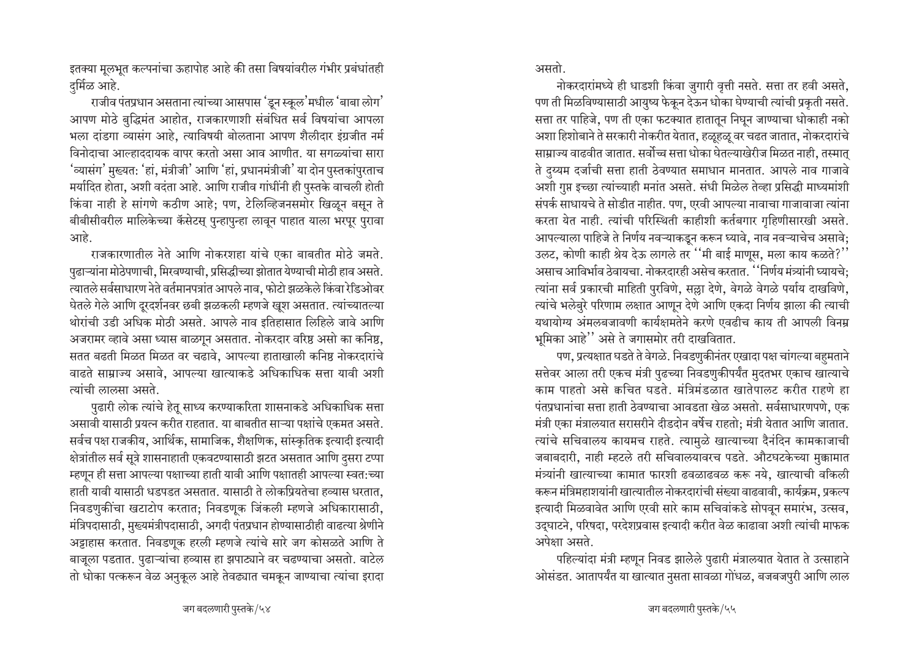इतक्या मूलभूत कल्पनांचा ऊहापोह आहे की तसा विषयांवरील गंभीर प्रबंधांतही दुर्मिळ आहे.

राजीव पंतप्रधान असताना त्यांच्या आसपास 'डून स्कूल'मधील 'बाबा लोग' आपण मोठे बुद्धिमंत आहोत, राजकारणाशी संबंधित सर्व विषयांचा आपला भला दांडगा व्यासंग आहे, त्याविषयी बोलताना आपण शैलीदार इंग्रजीत नर्म विनोदाचा आल्हाददायक वापर करतो असा आव आणीत. या सगळ्यांचा सारा 'व्यासंग' मुख्यत: 'हां, मंत्रीजी' आणि 'हां, प्रधानमंत्रीजी' या दोन पुस्तकांपुरताच मर्यादित होता, अशी वदंता आहे. आणि राजीव गांधींनी ही पुस्तके वाचली होती किंवा नाही हे सांगणे कठीण आहे; पण, टेलिव्हिजनसमोर खिळून बसून ते बीबीसीवरील मालिकेच्या कॅसेटस् पुन्हापुन्हा लावून पाहात याला भरपूर पुरावा आहे.

राजकारणातील नेते आणि नोकरशहा यांचे एका बाबतीत मोठे जमते. पुढाऱ्यांना मोठेपणाची, मिरवण्याची, प्रसिद्धीच्या झोतात येण्याची मोठी हाव असते. त्यातले सर्वसाधारण नेते वर्तमानपत्रांत आपले नाव, फोटो झळकले किंवा रेडिओवर घेतले गेले आणि दूरदर्शनवर छबी झळकली म्हणजे खूश असतात. त्यांच्यातल्या थोरांची उडी अधिक मोठी असते. आपले नाव इतिहासात लिहिले जावे आणि अजरामर व्हावे असा ध्यास बाळगून असतात. नोकरदार वरिष्ठ असो का कनिष्ठ, सतत बढती मिळत मिळत वर चढावे, आपल्या हाताखाली कनिष्ठ नोकरदारांचे वाढते साम्राज्य असावे, आपल्या खात्याकडे अधिकाधिक सत्ता यावी अशी त्यांची लालसा असते.

पुढारी लोक त्यांचे हेतू साध्य करण्याकरिता शासनाकडे अधिकाधिक सत्ता असावी यासाठी प्रयत्न करीत राहतात. या बाबतीत साऱ्या पक्षांचे एकमत असते. सर्वच पक्ष राजकीय, आर्थिक, सामाजिक, शैक्षणिक, सांस्कृतिक इत्यादी इत्यादी क्षेत्रांतील सर्व सूत्रे शासनाहाती एकवटण्यासाठी झटत असतात आणि दुसरा टप्पा म्हणून ही सत्ता आपल्या पक्षाच्या हाती यावी आणि पक्षातही आपल्या स्वत:च्या हाती यावी यासाठी धडपडत असतात. यासाठी ते लोकप्रियतेचा हव्यास धरतात, निवडणुकींचा खटाटोप करतात; निवडणूक जिंकली म्हणजे अधिकारासाठी, मंत्रिपदासाठी, मुख्यमंत्रीपदासाठी, अगदी पंतप्रधान होण्यासाठीही वाढत्या श्रेणीने अट्टाहास करतात. निवडणूक हरली म्हणजे त्यांचे सारे जग कोसळते आणि ते बाजूला पडतात. पुढाऱ्यांचा हव्यास हा झपाट्याने वर चढण्याचा असतो. वाटेल तो धोका पत्करून वेळ अनुकूल आहे तेवढ्यात चमकून जाण्याचा त्यांचा इरादा असतो.

नोकरदारांमध्ये ही धाडशी किंवा जुगारी वृत्ती नसते. सत्ता तर हवी असते, पण ती मिळविण्यासाठी आयुष्य फेकून देऊन धोका घेण्याची त्यांची प्रकृती नसते. सत्ता तर पाहिजे, पण ती एका फटक्यात हातातून निघून जाण्याचा धोकाही नको अशा हिशोबाने ते सरकारी नोकरीत येतात, हळूहळू वर चढत जातात, नोकरदारांचे साम्राज्य वाढवीत जातात. सर्वोच्च सत्ता धोका घेतल्याखेरीज मिळत नाही, तस्मात् ते दुय्यम दर्जाची सत्ता हाती ठेवण्यात समाधान मानतात. आपले नाव गाजावे अशी गुप्त इच्छा त्यांच्याही मनांत असते. संधी मिळेल तेव्हा प्रसिद्धी माध्यमांशी संपर्क साधायचे ते सोडीत नाहीत. पण, एरवी आपल्या नावाचा गाजावाजा त्यांना करता येत नाही. त्यांची परिस्थिती काहीशी कर्तबगार गृहिणीसारखी असते. आपल्याला पाहिजे ते निर्णय नवऱ्याकडून करून घ्यावे, नाव नवऱ्याचेच असावे; उलट, कोणी काही श्रेय देऊ लागले तर ''मी बाई माणूस, मला काय कळते?'' असाच आविर्भाव ठेवायचा. नोकरदारही असेच करतात. ''निर्णय मंत्र्यांनी घ्यायचे; त्यांना सर्व प्रकारची माहिती पुरविणे, सल्ला देणे, वेगळे वेगळे पर्याय दाखविणे, त्यांचे भलेबुरे परिणाम लक्षात आणून देणे आणि एकदा निर्णय झाला की त्याची यथायोग्य अंमलबजावणी कार्यक्षमतेने करणे एवढीच काय ती आपली विनम्र भूमिका आहे'' असे ते जगासमोर तरी दाखवितात.

पण, प्रत्यक्षात घडते ते वेगळे. निवडणुकीनंतर एखादा पक्ष चांगल्या बहुमताने सत्तेवर आला तरी एकच मंत्री पुढच्या निवडणुकीपर्यंत मुदतभर एकाच खात्याचे काम पाहतो असे क्वचित घडते. मंत्रिमंडळात खातेपालट करीत राहणे हा पंतप्रधानांचा सत्ता हाती ठेवण्याचा आवडता खेळ असतो. सर्वसाधारणपणे, एक मंत्री एका मंत्रालयात सरासरीने दीडदोन वर्षेच राहतो; मंत्री येतात आणि जातात. त्यांचे सचिवालय कायमच राहते. त्यामुळे खात्याच्या दैनंदिन कामकाजाची जबाबदारी, नाही म्हटले तरी सचिवालयावरच पडते. औटघटकेच्या मुक्कामात मंत्र्यांनी खात्याच्या कामात फारशी ढवळाढवळ करू नये, खात्याची वकिली करून मंत्रिमहाशयांनी खात्यातील नोकरदारांची संख्या वाढवावी, कार्यक्रम, प्रकल्प इत्यादी मिळवावेत आणि एरवी सारे काम सचिवांकडे सोपवून समारंभ, उत्सव, उद्घाटने, परिषदा, परदेशप्रवास इत्यादी करीत वेळ काढावा अशी त्यांची माफक अपेक्षा असते.

पहिल्यांदा मंत्री म्हणून निवड झालेले पुढारी मंत्रालयात येतात ते उत्साहाने ओसंडत. आतापर्यंत या खात्यात नुसता सावळा गोंधळ, बजबजपुरी आणि लाल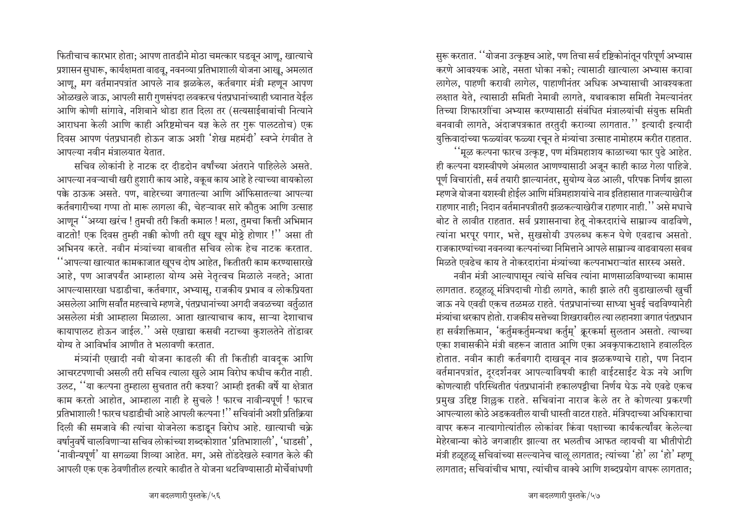फितीचाच कारभार होता; आपण तातडीने मोठा चमत्कार घडवून आणू, खात्याचे प्रशासन सुधारू, कार्यक्षमता वाढवू, नवनव्या प्रतिभाशाली योजना आखू, अमलात आणू, मग वर्तमानपत्रांत आपले नाव झळकेल, कर्तबगार मंत्री म्हणून आपण ओळखले जाऊ, आपली सारी गुणसंपदा लवकरच पंतप्रधानांच्याही ध्यानात येईल आणि कोणी सांगावे, नशिबाने थोडा हात दिला तर (सत्यसाईबाबांची नित्याने आराधना केली आणि काही अरिष्टमोचन यज्ञ केले तर गुरू पालटतोच) एक दिवस आपण पंतप्रधानही होऊन जाऊ अशी 'शेख महमंदी' स्वप्ने रंगवीत ते आपल्या नवीन मंत्रालयात येतात.

सचिव लोकांनी हे नाटक दर दीडदोन वर्षांच्या अंतराने पाहिलेले असते. आपल्या नवऱ्याची खरी हुशारी काय आहे, वकूब काय आहे हे त्याच्या बायकोला पक्के ठाऊक असते. पण, बाहेरच्या जगातल्या आणि ऑफिसातल्या आपल्या कर्तबगारीच्या गप्पा तो मारू लागला की, चेहऱ्यावर सारे कौतुक आणि उत्साह आणून "अय्या खरंच ! तुमची तरी किती कमाल ! मला, तुमचा कित्ती अभिमान वाटतो! एक दिवस तुम्ही नक्की कोणी तरी खूप खूप मोठ्ठे होणार !" असा ती अभिनय करते. नवीन मंत्र्यांच्या बाबतीत सचिव लोक हेच नाटक करतात. "आपल्या खात्यात कामकाजात खूपच दोष आहेत, कितीतरी काम करण्यासारखे आहे, पण आजपर्यंत आम्हाला योग्य असे नेतृत्वच मिळाले नव्हते; आता आपल्यासारखा धडाडीचा, कर्तबगार, अभ्यासू, राजकीय प्रभाव व लोकप्रियता असलेला आणि सर्वांत महत्त्वाचे म्हणजे, पंतप्रधानांच्या अगदी जवळच्या वर्तुळात असलेला मंत्री आम्हाला मिळाला. आता खात्याचाच काय, साऱ्या देशाचाच कायापालट होऊन जाईल." असे एखाद्या कसबी नटाच्या कुशलतेने तोंडावर योग्य ते आविर्भाव आणीत ते भलावणी करतात.

मंत्र्यांनी एखादी नवी योजना काढली की ती कितीही वावदूक आणि आचरटपणाची असली तरी सचिव त्याला खुले आम विरोध कधीच करीत नाही. उलट, "या कल्पना तुम्हाला सुचतात तरी कश्या? आम्ही इतकी वर्षे या क्षेत्रात काम करतो आहोत, आम्हाला नाही हे सुचले ! फारच नावीन्यपूर्ण ! फारच प्रतिभाशाली ! फारच धडाडीची आहे आपली कल्पना !" सचिवांनी अशी प्रतिक्रिया दिली की समजावे की त्यांचा योजनेला कडाडून विरोध आहे. खात्याची चक्रे वर्षानुवर्षे चालविणाऱ्या सचिव लोकांच्या शब्दकोशात 'प्रतिभाशाली', 'धाडसी', 'नावीन्यपूर्ण' या सगळ्या शिव्या आहेत. मग, असे तोंडदेखले स्वागत केले की आपली एक एक ठेवणीतील हत्यारे काढीत ते योजना थटविण्यासाठी मोर्चेबांधणी सुरू करतात. "योजना उत्कृष्टच आहे, पण तिचा सर्व दृष्टिकोनांतून परिपूर्ण अभ्यास करणे आवश्यक आहे, नसता धोका नको; त्यासाठी खात्याला अभ्यास करावा लागेल, पाहणी करावी लागेल, पाहाणीनंतर अधिक अभ्यासाची आवश्यकता लक्षात येते, त्यासाठी समिती नेमावी लागते, यथावकाश समिती नेमल्यानंतर तिच्या शिफारशींचा अभ्यास करण्यासाठी संबंधित मंत्रालयांची संयुक्त समिती बनवावी लागते, अंदाजपत्रकात तरतुदी कराव्या लागतात." इत्यादी इत्यादी युक्तिवादांच्या फळ्यांवर फळ्या रचून ते मंत्र्यांचा उत्साह नामोहरम करीत राहतात.

"मूळ कल्पना फारच उत्कृष्ट, पण मंत्रिमहाशय काळाच्या फार पुढे आहेत. ही कल्पना यशस्वीपणे अंमलात आणण्यासाठी अजून काही काळ गेला पाहिजे. पूर्ण विचारांती, सर्व तयारी झाल्यानंतर, सुयोग्य वेळ आली, परिपक्व निर्णय झाला म्हणजे योजना यशस्वी होईल आणि मंत्रिमहाशयांचे नाव इतिहासात गाजल्याखेरीज राहणार नाही; निदान वर्तमानपत्रीतरी झळकल्याखेरीज राहणार नाही." असे मधाचे बोट ते लावीत राहतात. सर्व प्रशासनाचा हेतू नोकरदारांचे साम्राज्य वाढविणे, त्यांना भरपूर पगार, भत्ते, सुखसोयी उपलब्ध करून घेणे एवढाच असतो. राजकारण्यांच्या नवनव्या कल्पनांच्या निमित्ताने आपले साम्राज्य वाढवायला सबब मिळते एवढेच काय ते नोकरदारांना मंत्र्यांच्या कल्पनाभराऱ्यांत स्वारस्य असते.

नवीन मंत्री आल्यापासून त्यांचे सचिव त्यांना माणसाळविण्याच्या कामास लागतात. हळूहळू मंत्रिपदाची गोडी लागते, काही झाले तरी बुडाखालची खुर्ची जाऊ नये एवढी एकच तळमळ राहते. पंतप्रधानांच्या साध्या भुवई चढविण्यानेही मंत्र्यांचा थरकाप होतो. राजकीय सत्तेच्या शिखरावरील त्या लहानशा जगात पंतप्रधान हा सर्वशक्तिमान, 'कर्तुमकर्तुमन्यथा कर्तुम्' क्रूरकर्मा सुलतान असतो. त्याच्या एका शबासकीने मंत्री बहरून जातात आणि एका अवकृपाकटाक्षाने हवालदिल होतात. नवीन काही कर्तबगारी दाखवून नाव झळकण्याचे राहो, पण निदान वर्तमानपत्रांत, दूरदर्शनवर आपल्याविषयी काही वाईटसाईट येऊ नये आणि कोणत्याही परिस्थितीत पंतप्रधानांनी हकालपट्टीचा निर्णय घेऊ नये एवढे एकच प्रमुख उद्दिष्ट शिल्लक राहते. सचिवांना नाराज केले तर ते कोणत्या प्रकरणी आपल्याला कोठे अडकवतील याची धास्ती वाटत राहते. मंत्रिपदाच्या अधिकाराचा वापर करून नात्यागोत्यांतील लोकांवर किंवा पक्षाच्या कार्यकर्त्यांवर केलेल्या मेहेरबान्या कोठे जगजाहीर झाल्या तर भलतीच आफत व्हायची या भीतीपोटी मंत्री हळूहळू सचिवांच्या सल्ल्यानेच चालू लागतात; त्यांच्या 'हो' ला 'हो' म्हणू लागतात; सचिवांचीच भाषा, त्यांचीच वाक्ये आणि शब्दप्रयोग वापरू लागतात;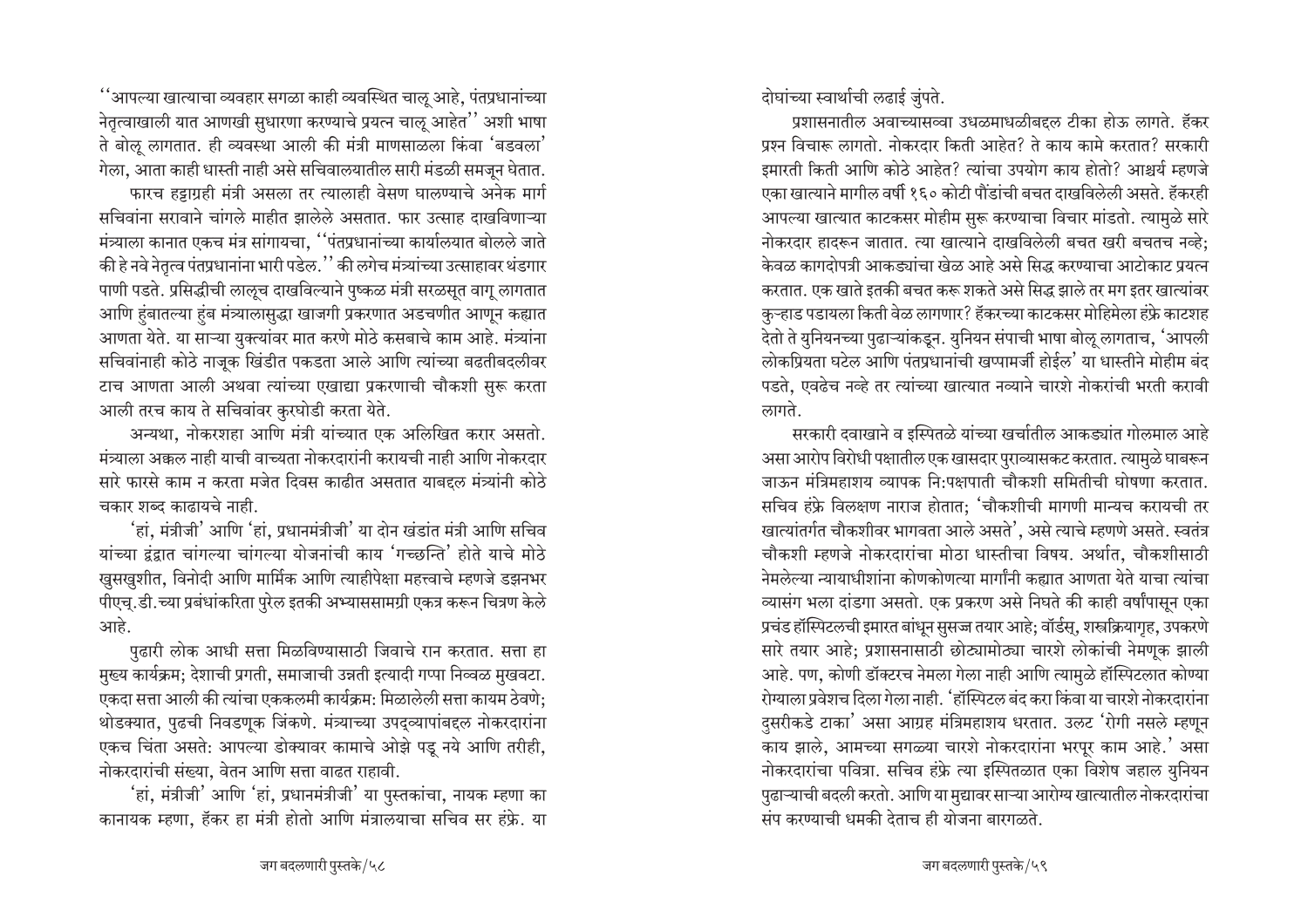''आपल्या खात्याचा व्यवहार सगळा काही व्यवस्थित चालू आहे, पंतप्रधानांच्या नेतृत्वाखाली यात आणखी सुधारणा करण्याचे प्रयत्न चालू आहेत'' अशी भाषा ते बोलू लागतात. ही व्यवस्था आली की मंत्री माणसाळला किंवा 'बडवला' गेला, आता काही धास्ती नाही असे सचिवालयातील सारी मंडळी समजून घेतात.

फारच हट्टाग्रही मंत्री असला तर त्यालाही वेसण घालण्याचे अनेक मार्ग सचिवांना सरावाने चांगले माहीत झालेले असतात. फार उत्साह दाखविणाऱ्या मंत्र्याला कानात एकच मंत्र सांगायचा, ''पंतप्रधानांच्या कार्यालयात बोलले जाते की हे नवे नेतृत्व पंतप्रधानांना भारी पडेल.'' की लगेच मंत्र्यांच्या उत्साहावर थंडगार पाणी पडते. प्रसिद्धीची लालूच दाखविल्याने पुष्कळ मंत्री सरळसूत वागू लागतात आणि हुंबातल्या हुंब मंत्र्यालासुद्धा खाजगी प्रकरणात अडचणीत आणून कह्यात आणता येते. या साऱ्या युक्त्यांवर मात करणे मोठे कसबाचे काम आहे. मंत्र्यांना सचिवांनाही कोठे नाजूक खिंडीत पकडता आले आणि त्यांच्या बढतीबदलीवर टाच आणता आली अथवा त्यांच्या एखाद्या प्रकरणाची चौकशी सुरू करता आली तरच काय ते सचिवांवर कुरघोडी करता येते.

अन्यथा, नोकरशहा आणि मंत्री यांच्यात एक अलिखित करार असतो. मंत्र्याला अक्कल नाही याची वाच्यता नोकरदारांनी करायची नाही आणि नोकरदार सारे फारसे काम न करता मजेत दिवस काढीत असतात याबद्दल मंत्र्यांनी कोठे चकार शब्द काढायचे नाही.

'हां, मंत्रीजी' आणि 'हां, प्रधानमंत्रीजी' या दोन खंडांत मंत्री आणि सचिव यांच्या द्वंद्वात चांगल्या चांगल्या योजनांची काय 'गच्छन्ति' होते याचे मोठे खुसखुशीत, विनोदी आणि मार्मिक आणि त्याहीपेक्षा महत्त्वाचे म्हणजे डझनभर पीएच्.डी.च्या प्रबंधांकरिता पुरेल इतकी अभ्याससामग्री एकत्र करून चित्रण केले आहे.

पुढारी लोक आधी सत्ता मिळविण्यासाठी जिवाचे रान करतात. सत्ता हा मुख्य कार्यक्रम; देशाची प्रगती, समाजाची उन्नती इत्यादी गप्पा निव्वळ मुखवटा. एकदा सत्ता आली की त्यांचा एककलमी कार्यक्रम: मिळालेली सत्ता कायम ठेवणे; थोडक्यात, पुढची निवडणूक जिंकणे. मंत्र्याच्या उपद्व्यापांबद्दल नोकरदारांना एकच चिंता असते: आपल्या डोक्यावर कामाचे ओझे पडू नये आणि तरीही, नोकरदारांची संख्या, वेतन आणि सत्ता वाढत राहावी.

'हां, मंत्रीजी' आणि 'हां, प्रधानमंत्रीजी' या पुस्तकांचा, नायक म्हणा का कानायक म्हणा, हॅकर हा मंत्री होतो आणि मंत्रालयाचा सचिव सर हंफ्रे. या दोघांच्या स्वार्थाची लढाई जुंपते.

प्रशासनातील अवाच्यासव्वा उधळमाधळीबद्दल टीका होऊ लागते. हॅकर प्रश्न विचारू लागतो. नोकरदार किती आहेत? ते काय कामे करतात? सरकारी इमारती किती आणि कोठे आहेत? त्यांचा उपयोग काय होतो? आश्चर्य म्हणजे एका खात्याने मागील वर्षी १६० कोटी पौंडांची बचत दाखविलेली असते. हॅकरही आपल्या खात्यात काटकसर मोहीम सुरू करण्याचा विचार मांडतो. त्यामुळे सारे नोकरदार हादरून जातात. त्या खात्याने दाखविलेली बचत खरी बचतच नव्हे; केवळ कागदोपत्री आकड्यांचा खेळ आहे असे सिद्ध करण्याचा आटोकाट प्रयत्न करतात. एक खाते इतकी बचत करू शकते असे सिद्ध झाले तर मग इतर खात्यांवर कुऱ्हाड पडायला किती वेळ लागणार? हॅकरच्या काटकसर मोहिमेला हंफ्रे काटशह देतो ते युनियनच्या पुढाऱ्यांकडून. युनियन संपाची भाषा बोलू लागताच, 'आपली लोकप्रियता घटेल आणि पंतप्रधानांची खप्पामर्जी होईल' या धास्तीने मोहीम बंद पडते, एवढेच नव्हे तर त्यांच्या खात्यात नव्याने चारशे नोकरांची भरती करावी लागते.

सरकारी दवाखाने व इस्पितळे यांच्या खर्चातील आकड्यांत गोलमाल आहे असा आरोप विरोधी पक्षातील एक खासदार पुराव्यासकट करतात. त्यामुळे घाबरून जाऊन मंत्रिमहाशय व्यापक नि:पक्षपाती चौकशी समितीची घोषणा करतात. सचिव हंफ्रे विलक्षण नाराज होतात; 'चौकशीची मागणी मान्यच करायची तर खात्यांतर्गत चौकशीवर भागवता आले असते', असे त्याचे म्हणणे असते. स्वतंत्र चौकशी म्हणजे नोकरदारांचा मोठा धास्तीचा विषय. अर्थात, चौकशीसाठी नेमलेल्या न्यायाधीशांना कोणकोणत्या मार्गांनी कह्यात आणता येते याचा त्यांचा व्यासंग भला दांडगा असतो. एक प्रकरण असे निघते की काही वर्षांपासून एका प्रचंड हॉस्पिटलची इमारत बांधून सुसज्ज तयार आहे; वॉर्डस्, शस्त्रक्रियागृह, उपकरणे सारे तयार आहे; प्रशासनासाठी छोट्यामोठ्या चारशे लोकांची नेमणूक झाली आहे. पण, कोणी डॉक्टरच नेमला गेला नाही आणि त्यामुळे हॉस्पिटलात कोण्या रोग्याला प्रवेशच दिला गेला नाही. 'हॉस्पिटल बंद करा किंवा या चारशे नोकरदारांना दुसरीकडे टाका' असा आग्रह मंत्रिमहाशय धरतात. उलट 'रोगी नसले म्हणून काय झाले, आमच्या सगळ्या चारशे नोकरदारांना भरपूर काम आहे.' असा नोकरदारांचा पवित्रा. सचिव हंफ्रे त्या इस्पितळात एका विशेष जहाल युनियन पुढाऱ्याची बदली करतो. आणि या मुद्यावर साऱ्या आरोग्य खात्यातील नोकरदारांचा संप करण्याची धमकी देताच ही योजना बारगळते.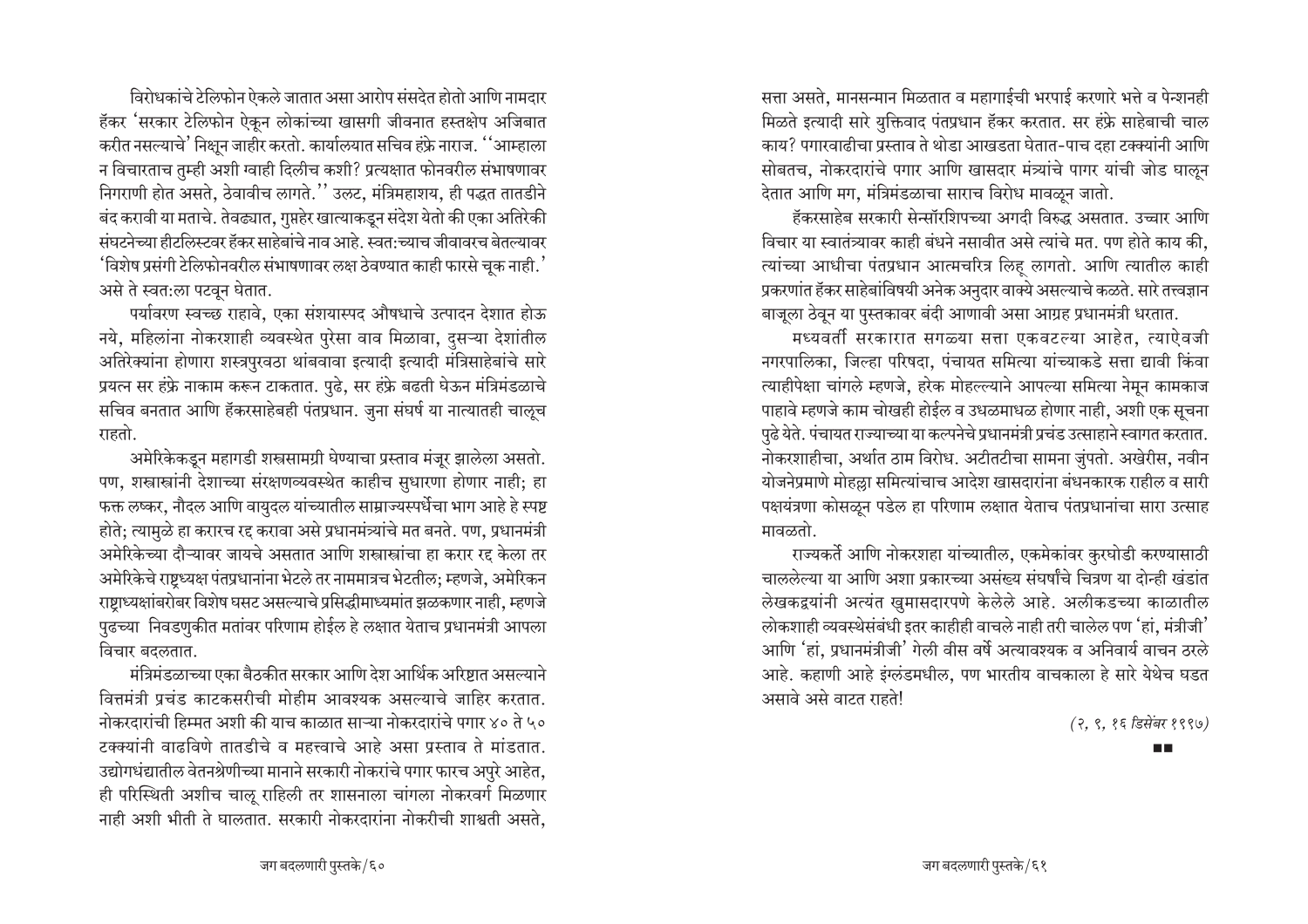विरोधकांचे टेलिफोन ऐकले जातात असा आरोप संसदेत होतो आणि नामदार हॅकर 'सरकार टेलिफोन ऐकून लोकांच्या खासगी जीवनात हस्तक्षेप अजिबात करीत नसल्याचे' निक्षून जाहीर करतो. कार्यालयात सचिव हंफ्रे नाराज. "आम्हाला न विचारताच तुम्ही अशी ग्वाही दिलीच कशी? प्रत्यक्षात फोनवरील संभाषणावर निगराणी होत असते, ठेवावीच लागते." उलट, मंत्रिमहाशय, ही पद्धत तातडीने बंद करावी या मताचे. तेवढ्यात, गुप्तहेर खात्याकडून संदेश येतो की एका अतिरेकी संघटनेच्या हीटलिस्टवर हॅकर साहेबांचे नाव आहे. स्वत:च्याच जीवावरच बेतल्यावर 'विशेष प्रसंगी टेलिफोनवरील संभाषणावर लक्ष ठेवण्यात काही फारसे चूक नाही.' असे ते स्वत:ला पटवून घेतात.

पर्यावरण स्वच्छ राहावे, एका संशयास्पद औषधाचे उत्पादन देशात होऊ नये, महिलांना नोकरशाही व्यवस्थेत पुरेसा वाव मिळावा, दुसऱ्या देशांतील अतिरेक्यांना होणारा शस्त्रपुरवठा थांबवावा इत्यादी इत्यादी मंत्रिसाहेबांचे सारे प्रयत्न सर हंफ्रे नाकाम करून टाकतात. पुढे, सर हंफ्रे बढती घेऊन मंत्रिमंडळाचे सचिव बनतात आणि हॅकरसाहेबही पंतप्रधान. जुना संघर्ष या नात्यातही चालूच राहतो.

अमेरिकेकडून महागडी शस्त्रसामग्री घेण्याचा प्रस्ताव मंजूर झालेला असतो. पण, शस्त्रास्त्रांनी देशाच्या संरक्षणव्यवस्थेत काहीच सुधारणा होणार नाही; हा फक्त लष्कर, नौदल आणि वायुदल यांच्यातील साम्राज्यस्पर्धेचा भाग आहे हे स्पष्ट होते; त्यामुळे हा करारच रद्द करावा असे प्रधानमंत्र्यांचे मत बनते. पण, प्रधानमंत्री अमेरिकेच्या दौऱ्यावर जायचे असतात आणि शस्त्रास्त्रांचा हा करार रद्द केला तर अमेरिकेचे राष्ट्राध्यक्ष पंतप्रधानांना भेटले तर नाममात्रच भेटतील; म्हणजे, अमेरिकन राष्ट्राध्यक्षांबरोबर विशेष घसट असल्याचे प्रसिद्धीमाध्यमांत झळकणार नाही, म्हणजे पुढच्या निवडणुकीत मतांवर परिणाम होईल हे लक्षात येताच प्रधानमंत्री आपला विचार बदलतात.

मंत्रिमंडळाच्या एका बैठकीत सरकार आणि देश आर्थिक अरिष्टात असल्याने वित्तमंत्री प्रचंड काटकसरीची मोहीम आवश्यक असल्याचे जाहिर करतात. नोकरदारांची हिम्मत अशी की याच काळात साऱ्या नोकरदारांचे पगार ४० ते ५० टक्क्यांनी वाढविणे तातडीचे व महत्त्वाचे आहे असा प्रस्ताव ते मांडतात. उद्योगधंद्यातील वेतनश्रेणीच्या मानाने सरकारी नोकरांचे पगार फारच अपुरे आहेत, ही परिस्थिती अशीच चालू राहिली तर शासनाला चांगला नोकरवर्ग मिळणार नाही अशी भीती ते घालतात. सरकारी नोकरदारांना नोकरीची शाश्वती असते, सत्ता असते, मानसन्मान मिळतात व महागाईची भरपाई करणारे भत्ते व पेन्शनही मिळते इत्यादी सारे युक्तिवाद पंतप्रधान हॅकर करतात. सर हंफ्रे साहेबाची चाल काय? पगारवाढीचा प्रस्ताव ते थोडा आखडता घेतात-पाच दहा टक्क्यांनी आणि सोबतच, नोकरदारांचे पगार आणि खासदार मंत्र्यांचे पागर यांची जोड घालून देतात आणि मग, मंत्रिमंडळाचा साराच विरोध मावळून जातो.

हॅकरसाहेब सरकारी सेन्सॉरशिपच्या अगदी विरुद्ध असतात. उच्चार आणि विचार या स्वातंत्र्यावर काही बंधने नसावीत असे त्यांचे मत. पण होते काय की, त्यांच्या आधीचा पंतप्रधान आत्मचरित्र लिहू लागतो. आणि त्यातील काही प्रकरणांत हॅकर साहेबांविषयी अनेक अनुदार वाक्ये असल्याचे कळते. सारे तत्त्वज्ञान बाजूला ठेवून या पुस्तकावर बंदी आणावी असा आग्रह प्रधानमंत्री धरतात.

मध्यवर्ती सरकारात सगळ्या सत्ता एकवटल्या आहेत, त्याऐवजी नगरपालिका, जिल्हा परिषदा, पंचायत समित्या यांच्याकडे सत्ता द्यावी किंवा त्याहीपेक्षा चांगले म्हणजे, हरेक मोहल्ल्याने आपल्या समित्या नेमून कामकाज पाहावे म्हणजे काम चोखही होईल व उधळमाधळ होणार नाही, अशी एक सूचना पुढे येते. पंचायत राज्याच्या या कल्पनेचे प्रधानमंत्री प्रचंड उत्साहाने स्वागत करतात. नोकरशाहीचा, अर्थात ठाम विरोध. अटीतटीचा सामना जुंपतो. अखेरीस, नवीन योजनेप्रमाणे मोहल्ला समित्यांचाच आदेश खासदारांना बंधनकारक राहील व सारी पक्षयंत्रणा कोसळून पडेल हा परिणाम लक्षात येताच पंतप्रधानांचा सारा उत्साह मावळतो.

राज्यकर्ते आणि नोकरशहा यांच्यातील, एकमेकांवर कुरघोडी करण्यासाठी चाललेल्या या आणि अशा प्रकारच्या असंख्य संघर्षांचे चित्रण या दोन्ही खंडांत लेखकद्वयांनी अत्यंत खुमासदारपणे केलेले आहे. अलीकडच्या काळातील लोकशाही व्यवस्थेसंबंधी इतर काहीही वाचले नाही तरी चालेल पण 'हां, मंत्रीजी' आणि 'हां, प्रधानमंत्रीजी' गेली वीस वर्षे अत्यावश्यक व अनिवार्य वाचन ठरले आहे. कहाणी आहे इंग्लंडमधील, पण भारतीय वाचकाला हे सारे येथेच घडत असावे असे वाटत राहते!

*(२, ९, १६ डिसेंबर १९९७)*

■■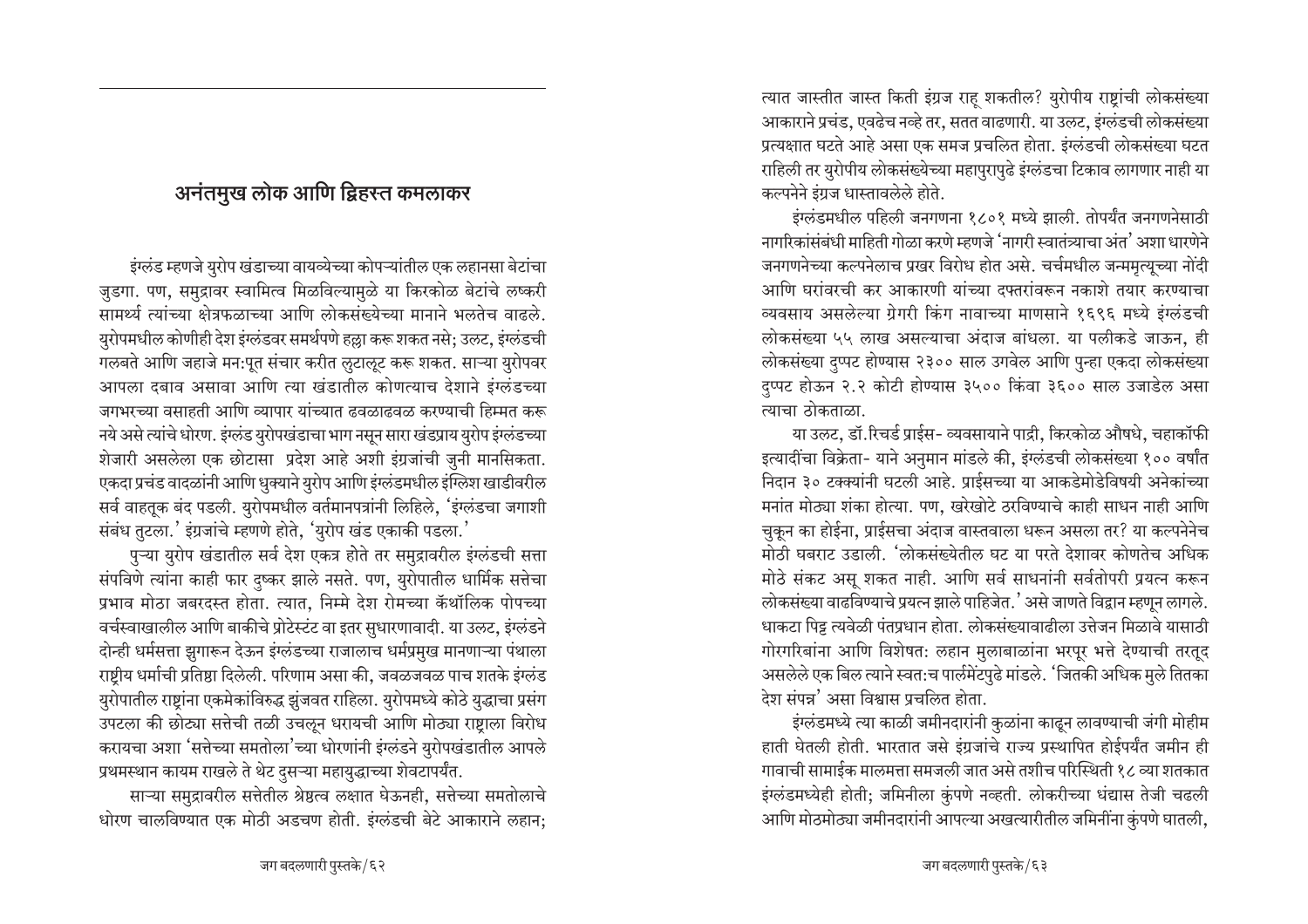## अनंतमुख लोक आणि द्विहस्त कमलाकर

इंग्लंड म्हणजे युरोप खंडाच्या वायव्येच्या कोपऱ्यांतील एक लहानसा बेटांचा जुडगा. पण, समुद्रावर स्वामित्व मिळविल्यामुळे या किरकोळ बेटांचे लष्करी सामर्थ्य त्यांच्या क्षेत्रफळाच्या आणि लोकसंख्येच्या मानाने भलतेच वाढले. युरोपमधील कोणीही देश इंग्लंडवर समर्थपणे हल्ला करू शकत नसे; उलट, इंग्लंडची गलबते आणि जहाजे मन:पूत संचार करीत लुटालूट करू शकत. साऱ्या युरोपवर आपला दबाव असावा आणि त्या खंडातील कोणत्याच देशाने इंग्लंडच्या जगभरच्या वसाहती आणि व्यापार यांच्यात ढवळाढवळ करण्याची हिम्मत करू नये असे त्यांचे धोरण. इंग्लंड युरोपखंडाचा भाग नसून सारा खंडप्राय युरोप इंग्लंडच्या शेजारी असलेला एक छोटासा प्रदेश आहे अशी इंग्रजांची जुनी मानसिकता. एकदा प्रचंड वादळांनी आणि धुक्याने युरोप आणि इंग्लंडमधील इंग्लिश खाडीवरील सर्व वाहतूक बंद पडली. युरोपमधील वर्तमानपत्रांनी लिहिले, 'इंग्लंडचा जगाशी संबंध तुटला.' इंग्रजांचे म्हणणे होते, 'युरोप खंड एकाकी पडला.'

पुऱ्या युरोप खंडातील सर्व देश एकत्र होते तर समुद्रावरील इंग्लंडची सत्ता संपविणे त्यांना काही फार दुष्कर झाले नसते. पण, युरोपातील धार्मिक सत्तेचा प्रभाव मोठा जबरदस्त होता. त्यात, निम्मे देश रोमच्या कॅथॉलिक पोपच्या वर्चस्वाखालील आणि बाकीचे प्रोटेस्टंट वा इतर सुधारणावादी. या उलट, इंग्लंडने दोन्ही धर्मसत्ता झुगारून देऊन इंग्लंडच्या राजालाच धर्मप्रमुख मानणाऱ्या पंथाला राष्ट्रीय धर्माची प्रतिष्ठा दिलेली. परिणाम असा की, जवळजवळ पाच शतके इंग्लंड युरोपातील राष्ट्रांना एकमेकांविरुद्ध झुंजवत राहिला. युरोपमध्ये कोठे युद्धाचा प्रसंग उपटला की छोट्या सत्तेची तळी उचलून धरायची आणि मोठ्या राष्ट्राला विरोध करायचा अशा 'सत्तेच्या समतोला'च्या धोरणांनी इंग्लंडने युरोपखंडातील आपले प्रथमस्थान कायम राखले ते थेट दुसऱ्या महायुद्धाच्या शेवटापर्यंत.

साऱ्या समुद्रावरील सत्तेतील श्रेष्ठत्व लक्षात घेऊनही, सत्तेच्या समतोलाचे धोरण चालविण्यात एक मोठी अडचण होती. इंग्लंडची बेटे आकाराने लहान; त्यात जास्तीत जास्त किती इंग्रज राहू शकतील? युरोपीय राष्ट्रांची लोकसंख्या आकाराने प्रचंड, एवढेच नव्हे तर, सतत वाढणारी. या उलट, इंग्लंडची लोकसंख्या प्रत्यक्षात घटते आहे असा एक समज प्रचलित होता. इंग्लंडची लोकसंख्या घटत राहिली तर युरोपीय लोकसंख्येच्या महापुरापुढे इंग्लंडचा टिकाव लागणार नाही या कल्पनेने इंग्रज धास्तावलेले होते.

इंग्लंडमधील पहिली जनगणना १८०१ मध्ये झाली. तोपर्यंत जनगणनेसाठी नागरिकांसंबंधी माहिती गोळा करणे म्हणजे 'नागरी स्वातंत्र्याचा अंत' अशा धारणेने जनगणनेच्या कल्पनेलाच प्रखर विरोध होत असे. चर्चमधील जन्ममृत्यूच्या नोंदी आणि घरांवरची कर आकारणी यांच्या दफ्तरांवरून नकाशे तयार करण्याचा व्यवसाय असलेल्या ग्रेगरी किंग नावाच्या माणसाने १६९६ मध्ये इंग्लंडची लोकसंख्या ५५ लाख असल्याचा अंदाज बांधला. या पलीकडे जाऊन, ही लोकसंख्या दुप्पट होण्यास २३०० साल उगवेल आणि पुन्हा एकदा लोकसंख्या दुप्पट होऊन २.२ कोटी होण्यास ३५०० किंवा ३६०० साल उजाडेल असा त्याचा ठोकताळा.

या उलट, डॉ.रिचर्ड प्राईस- व्यवसायाने पाद्री, किरकोळ औषधे, चहाकॉफी इत्यादींचा विक्रेता- याने अनुमान मांडले की, इंग्लंडची लोकसंख्या १०० वर्षांत निदान ३० टक्क्यांनी घटली आहे. प्राईसच्या या आकडेमोडेविषयी अनेकांच्या मनांत मोठ्या शंका होत्या. पण, खरेखोटे ठरविण्याचे काही साधन नाही आणि चुकून का होईना, प्राईसचा अंदाज वास्तवाला धरून असला तर? या कल्पनेनेच मोठी घबराट उडाली. 'लोकसंख्येतील घट या परते देशावर कोणतेच अधिक मोठे संकट असू शकत नाही. आणि सर्व साधनांनी सर्वतोपरी प्रयत्न करून लोकसंख्या वाढविण्याचे प्रयत्न झाले पाहिजेत.' असे जाणते विद्वान म्हणून लागले. धाकटा पिट्ट त्यवेळी पंतप्रधान होता. लोकसंख्यावाढीला उत्तेजन मिळावे यासाठी गोरगरिबांना आणि विशेषत: लहान मुलाबाळांना भरपूर भत्ते देण्याची तरतूद असलेले एक बिल त्याने स्वत:च पार्लमेंटपुढे मांडले. 'जितकी अधिक मुले तितका देश संपन्न' असा विश्वास प्रचलित होता.

इंग्लंडमध्ये त्या काळी जमीनदारांनी कुळांना काढून लावण्याची जंगी मोहीम हाती घेतली होती. भारतात जसे इंग्रजांचे राज्य प्रस्थापित होईपर्यंत जमीन ही गावाची सामाईक मालमत्ता समजली जात असे तशीच परिस्थिती १८ व्या शतकात इंग्लंडमध्येही होती; जमिनीला कुंपणे नव्हती. लोकरीच्या धंद्यास तेजी चढली आणि मोठमोठ्या जमीनदारांनी आपल्या अखत्यारीतील जमिनींना कुंपणे घातली,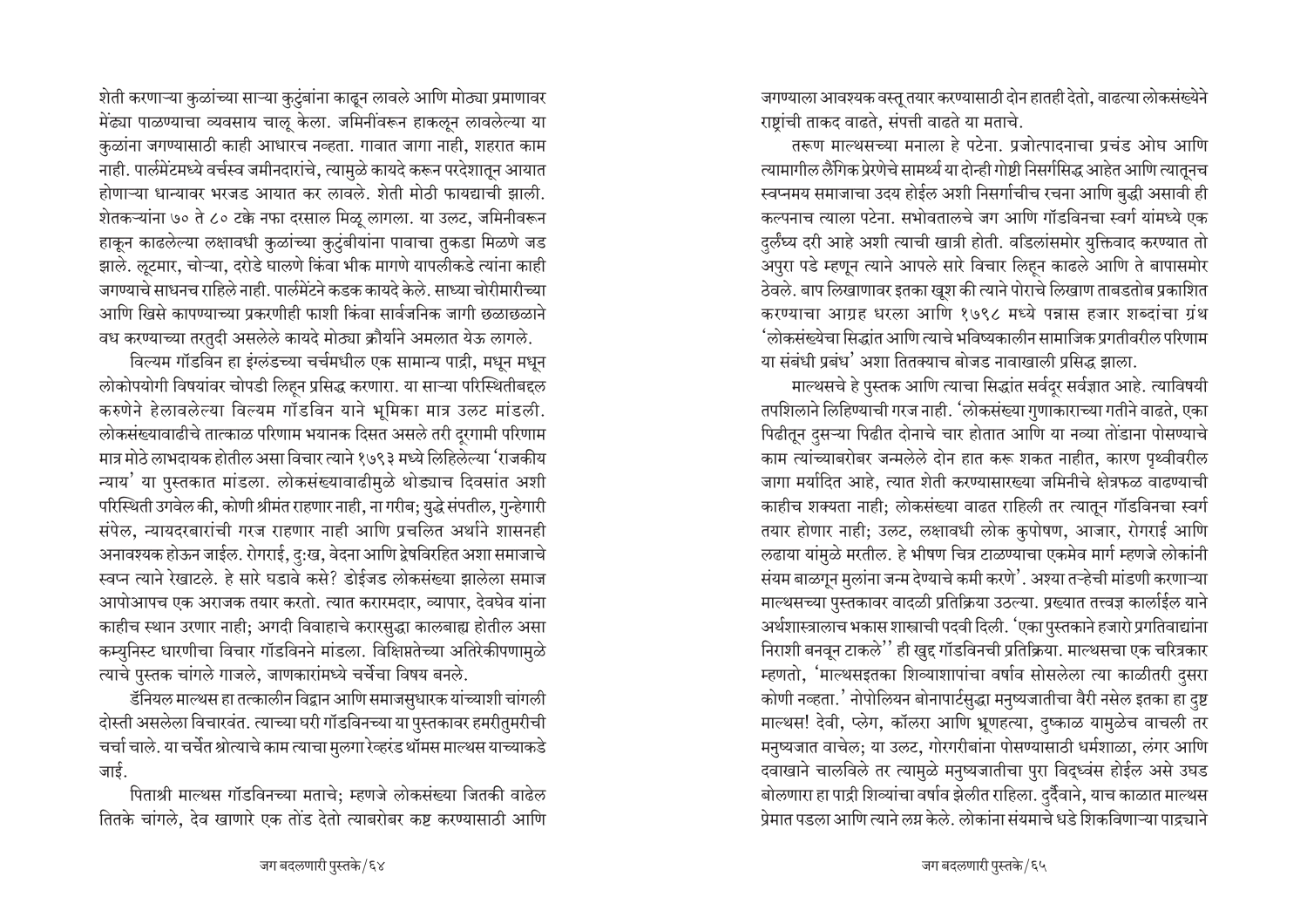शेती करणाऱ्या कुळांच्या साऱ्या कुटुंबांना काढून लावले आणि मोठ्या प्रमाणावर मेंढ्या पाळण्याचा व्यवसाय चालू केला. जमिनींवरून हाकलून लावलेल्या या कुळांना जगण्यासाठी काही आधारच नव्हता. गावात जागा नाही, शहरात काम नाही. पार्लमेंटमध्ये वर्चस्व जमीनदारांचे, त्यामुळे कायदे करून परदेशातून आयात होणाऱ्या धान्यावर भरजड आयात कर लावले. शेती मोठी फायद्याची झाली. शेतकऱ्यांना ७० ते ८० टक्के नफा दरसाल मिळू लागला. या उलट, जमिनीवरून हाकून काढलेल्या लक्षावधी कुळांच्या कुटुंबीयांना पावाचा तुकडा मिळणे जड झाले. लूटमार, चोऱ्या, दरोडे घालणे किंवा भीक मागणे यापलीकडे त्यांना काही जगण्याचे साधनच राहिले नाही. पार्लमेंटने कडक कायदे केले. साध्या चोरीमारीच्या आणि खिसे कापण्याच्या प्रकरणीही फाशी किंवा सार्वजनिक जागी छळाछळाने वध करण्याच्या तरतुदी असलेले कायदे मोठ्या क्रौर्याने अमलात येऊ लागले.

विल्यम गॉडविन हा इंग्लंडच्या चर्चमधील एक सामान्य पाद्री, मधून मधून लोकोपयोगी विषयांवर चोपडी लिहून प्रसिद्ध करणारा. या साऱ्या परिस्थितीबद्दल करुणेने हेलावलेल्या विल्यम गॉडविन याने भूमिका मात्र उलट मांडली. लोकसंख्यावाढीचे तात्काळ परिणाम भयानक दिसत असले तरी दूरगामी परिणाम मात्र मोठे लाभदायक होतील असा विचार त्याने १७९३ मध्ये लिहिलेल्या 'राजकीय न्याय' या पुस्तकात मांडला. लोकसंख्यावाढीमुळे थोड्याच दिवसांत अशी परिस्थिती उगवेल की, कोणी श्रीमंत राहणार नाही, ना गरीब; युद्धे संपतील, गुन्हेगारी संपेल, न्यायदरबारांची गरज राहणार नाही आणि प्रचलित अर्थाने शासनही अनावश्यक होऊन जाईल. रोगराई, दुःख, वेदना आणि द्वेषविरहित अशा समाजाचे स्वप्न त्याने रेखाटले. हे सारे घडावे कसे? डोईजड लोकसंख्या झालेला समाज आपोआपच एक अराजक तयार करतो. त्यात करारमदार, व्यापार, देवघेव यांना काहीच स्थान उरणार नाही; अगदी विवाहाचे करारसुद्धा कालबाह्य होतील असा कम्युनिस्ट धारणीचा विचार गॉडविनने मांडला. विक्षिप्ततेच्या अतिरेकीपणामुळे त्याचे पुस्तक चांगले गाजले, जाणकारांमध्ये चर्चेचा विषय बनले.

डॅनियल माल्थस हा तत्कालीन विद्वान आणि समाजसुधारक यांच्याशी चांगली दोस्ती असलेला विचारवंत. त्याच्या घरी गॉडविनच्या या पुस्तकावर हमरीतुमरीची चर्चा चाले. या चर्चेत श्रोत्याचे काम त्याचा मुलगा रेव्हरंड थॉमस माल्थस याच्याकडे जाई.

पिताश्री माल्थस गॉडविनच्या मताचे; म्हणजे लोकसंख्या जितकी वाढेल तितके चांगले, देव खाणारे एक तोंड देतो त्याबरोबर कष्ट करण्यासाठी आणि जगण्याला आवश्यक वस्तू तयार करण्यासाठी दोन हातही देतो, वाढत्या लोकसंख्येने राष्ट्रांची ताकद वाढते, संपत्ती वाढते या मताचे.

तरूण माल्थसच्या मनाला हे पटेना. प्रजोत्पादनाचा प्रचंड ओघ आणि त्यामागील लैंगिक प्रेरणेचे सामर्थ्य या दोन्ही गोष्टी निसर्गसिद्ध आहेत आणि त्यातूनच स्वप्नमय समाजाचा उदय होईल अशी निसर्गाचीच रचना आणि बुद्धी असावी ही कल्पनाच त्याला पटेना. सभोवतालचे जग आणि गॉडविनचा स्वर्ग यांमध्ये एक दुर्लंघ्य दरी आहे अशी त्याची खात्री होती. वडिलांसमोर युक्तिवाद करण्यात तो अपुरा पडे म्हणून त्याने आपले सारे विचार लिहून काढले आणि ते बापासमोर ठेवले. बाप लिखाणावर इतका खूश की त्याने पोराचे लिखाण ताबडतोब प्रकाशित करण्याचा आग्रह धरला आणि १७९८ मध्ये पन्नास हजार शब्दांचा ग्रंथ 'लोकसंख्येचा सिद्धांत आणि त्याचे भविष्यकालीन सामाजिक प्रगतीवरील परिणाम या संबंधी प्रबंध' अशा तितक्याच बोजड नावाखाली प्रसिद्ध झाला.

माल्थसचे हे पुस्तक आणि त्याचा सिद्धांत सर्वदूर सर्वज्ञात आहे. त्याविषयी तपशिलाने लिहिण्याची गरज नाही. 'लोकसंख्या गुणाकाराच्या गतीने वाढते, एका पिढीतून दुसऱ्या पिढीत दोनाचे चार होतात आणि या नव्या तोंडांना पोसण्याचे काम त्यांच्याबरोबर जन्मलेले दोन हात करू शकत नाहीत, कारण पृथ्वीवरील जागा मर्यादित आहे, त्यात शेती करण्यासारख्या जमिनीचे क्षेत्रफळ वाढण्याची काहीच शक्यता नाही; लोकसंख्या वाढत राहिली तर त्यातून गॉडविनचा स्वर्ग तयार होणार नाही; उलट, लक्षावधी लोक कुपोषण, आजार, रोगराई आणि लढाया यांमुळे मरतील. हे भीषण चित्र टाळण्याचा एकमेव मार्ग म्हणजे लोकांनी संयम बाळगून मुलांना जन्म देण्याचे कमी करणे'. अश्या तऱ्हेची मांडणी करणाऱ्या माल्थसच्या पुस्तकावर वादळी प्रतिक्रिया उठल्या. प्रख्यात तत्त्वज्ञ कार्लाईल याने अर्थशास्त्रालाच भकास शास्त्राची पदवी दिली. 'एका पुस्तकाने हजारो प्रगतिवाद्यांना निराशी बनवून टाकले'' ही खुद्द गॉडविनची प्रतिक्रिया. माल्थसचा एक चरित्रकार म्हणतो, 'माल्थसइतका शिव्याशापांचा वर्षाव सोसलेला त्या काळीतरी दुसरा कोणी नव्हता.' नेपोलियन बोनापार्टसुद्धा मनुष्यजातीचा वैरी नसेल इतका हा दुष्ट माल्थस! देवी, प्लेग, कॉलरा आणि भ्रूणहत्या, दुष्काळ यामुळेच वाचली तर मनुष्यजात वाचेल; या उलट, गोरगरीबांना पोसण्यासाठी धर्मशाळा, लंगर आणि दवाखाने चालविले तर त्यामुळे मनुष्यजातीचा पुरा विद्ध्वंस होईल असे उघड बोलणारा हा पाद्री शिव्यांचा वर्षाव झेलीत राहिला. दुर्दैवाने, याच काळात माल्थस प्रेमात पडला आणि त्याने लग्न केले. लोकांना संयमाचे धडे शिकविणाऱ्या पाद्र्याने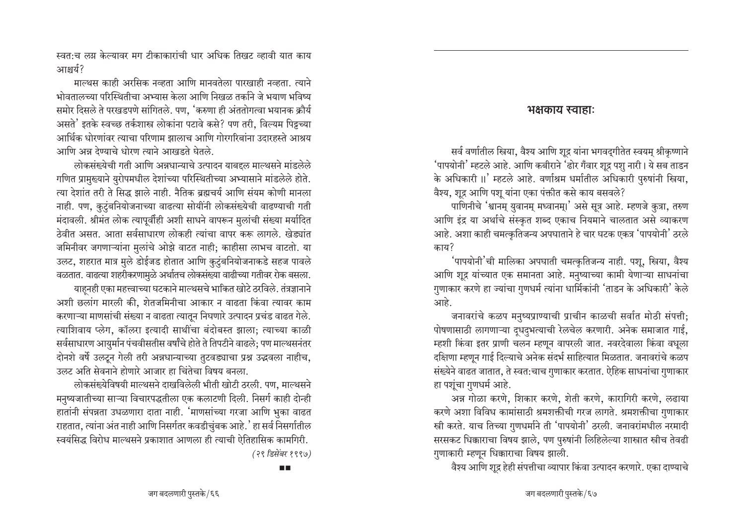स्वत:च लग्न केल्यावर मग टीकाकारांची धार अधिक तिखट व्हावी यात काय आश्चर्य?

माल्थस काही अरसिक नव्हता आणि मानवतेला पारखाही नव्हता. त्याने भोवतालच्या परिस्थितीचा अभ्यास केला आणि निखळ तर्काने जे भयाण भविष्य समोर दिसले ते परखडपणे सांगितले. पण, 'करुणा ही अंततोगत्वा भयानक क्रौर्य असते' इतके स्वच्छ तर्कशास्त्र लोकांना पटावे कसे? पण तरी, विल्यम पिट्टच्या आर्थिक धोरणांवर त्याचा परिणाम झालाच आणि गोरगरिबांना उदारहस्ते आश्रय आणि अन्न देण्याचे धोरण त्याने आखडते घेतले.

लोकसंख्येची गती आणि अन्नधान्याचे उत्पादन याबद्दल माल्थसने मांडलेले गणित प्रामुख्याने युरोपमधील देशांच्या परिस्थितीच्या अभ्यासाने मांडलेले होते. त्या देशांत तरी ते सिद्ध झाले नाही. नैतिक ब्रह्मचर्य आणि संयम कोणी मानला नाही. पण, कुटुंबनियोजनाच्या वाढत्या सोयींनी लोकसंख्येची वाढण्याची गती मंदावली. श्रीमंत लोक त्यापूर्वीही अशी साधने वापरून मुलांची संख्या मर्यादित ठेवीत असत. आता सर्वसाधारण लोकही त्यांचा वापर करू लागले. खेड्यांत जमिनीवर जगणाऱ्यांना मुलांचे ओझे वाटत नाही; काहीसा लाभच वाटतो. या उलट, शहरात मात्र मुले डोईजड होतात आणि कुटुंबनियोजनाकडे सहज पावले वळतात. वाढत्या शहरीकरणामुळे अर्थातच लोकसंख्या वाढीच्या गतीवर रोक बसला.

याहूनही एका महत्त्वाच्या घटकाने माल्थसचे भाकित खोटे ठरविले. तंत्रज्ञानाने अशी छलांग मारली की, शेतजमिनीचा आकार न वाढता किंवा त्यावर काम करणाऱ्या माणसांची संख्या न वाढता त्यातून निघणारे उत्पादन प्रचंड वाढत गेले. त्याशिवाय प्लेग, कॉलरा इत्यादी साथींचा बंदोबस्त झाला; त्याच्या काळी सर्वसाधारण आयुर्मान पंचवीसतीस वर्षांचे होते ते तिपटीने वाढले; पण माल्थसनंतर दोनशे वर्षे उलटून गेली तरी अन्नधान्याच्या तुटवड्याचा प्रश्न उद्भवला नाहीच, उलट अति सेवनाने होणारे आजार हा चिंतेचा विषय बनला.

लोकसंख्येविषयी माल्थसने दाखविलेली भीती खोटी ठरली. पण, माल्थसने मनुष्यजातीच्या साऱ्या विचारपद्धतीला एक कलाटणी दिली. निसर्ग काही दोन्ही हातांनी संपन्नता उधळणारा दाता नाही. 'माणसांच्या गरजा आणि भुका वाढत राहतात, त्यांना अंत नाही आणि निसर्गतर कवडीचुंबक आहे.' हा सर्व निसर्गातील स्वयंसिद्ध विरोध माल्थसने प्रकाशात आणला ही त्याची ऐतिहासिक कामगिरी.

*(२९ डिसेंबर १९९७)*

■■

## भक्षकाय स्वाहा:

सर्व वर्णातील स्त्रिया, वैश्य आणि शूद्र यांना भगवद्‌गीतेत स्वयम् श्रीकृष्णाने 'पापयोनी' म्हटले आहे. आणि कबीराने 'ढोर गँवार शूद्र पशु नारी। ये सब ताडन के अधिकारी॥' म्हटले आहे. वर्णाश्रम धर्मातील अधिकारी पुरुषांनी स्त्रिया, वैश्य, शूद्र आणि पशू यांना एका पंक्तीत कसे काय बसवले?

पाणिनीचे 'श्वानम् युवानम् मघ्वानम्' असे सूत्र आहे. म्हणजे कुत्रा, तरुण आणि इंद्र या अर्थाचे संस्कृत शब्द एकाच नियमाने चालतात असे व्याकरण आहे. अशा काही चमत्कृतिजन्य अपघाताने हे चार घटक एकत्र 'पापयोनी' ठरले काय?

'पापयोनी'ची मालिका अपघाती चमत्कृतिजन्य नाही. पशू, स्त्रिया, वैश्य आणि शूद्र यांच्यात एक समानता आहे. मनुष्याच्या कामी येणाऱ्या साधनांचा गुणाकार करणे हा ज्यांचा गुणधर्म त्यांना धार्मिकांनी 'ताडन के अधिकारी' केले आहे.

जनावरांचे कळप मनुष्यप्राण्याची प्राचीन काळची सर्वात मोठी संपत्ती; पोषणासाठी लागणाऱ्या दूधदुभत्याची रेलचेल करणारी. अनेक समाजात गाई, म्हशी किंवा इतर प्राणी चलन म्हणून वापरली जात. नवरदेवाला किंवा वधूला दक्षिणा म्हणून गाई दिल्याचे अनेक संदर्भ साहित्यात मिळतात. जनावरांचे कळप संख्येने वाढत जातात, ते स्वत:चाच गुणाकार करतात. ऐहिक साधनांचा गुणाकार हा पशूंचा गुणधर्म आहे.

अन्न गोळा करणे, शिकार करणे, शेती करणे, कारागिरी करणे, लढाया करणे अशा विविध कामांसाठी श्रमशक्तीची गरज लागते. श्रमशक्तीचा गुणाकार स्त्री करते. याच तिच्या गुणधर्माने ती 'पापयोनी' ठरली. जनावरांमधील नरमादी सरसकट धिक्काराचा विषय झाले, पण पुरुषांनी लिहिलेल्या शास्त्रात स्त्रीच तेवढी गुणाकारी म्हणून धिक्काराचा विषय झाली.

वैश्य आणि शूद्र हेही संपत्तीचा व्यापार किंवा उत्पादन करणारे. एका दाण्याचे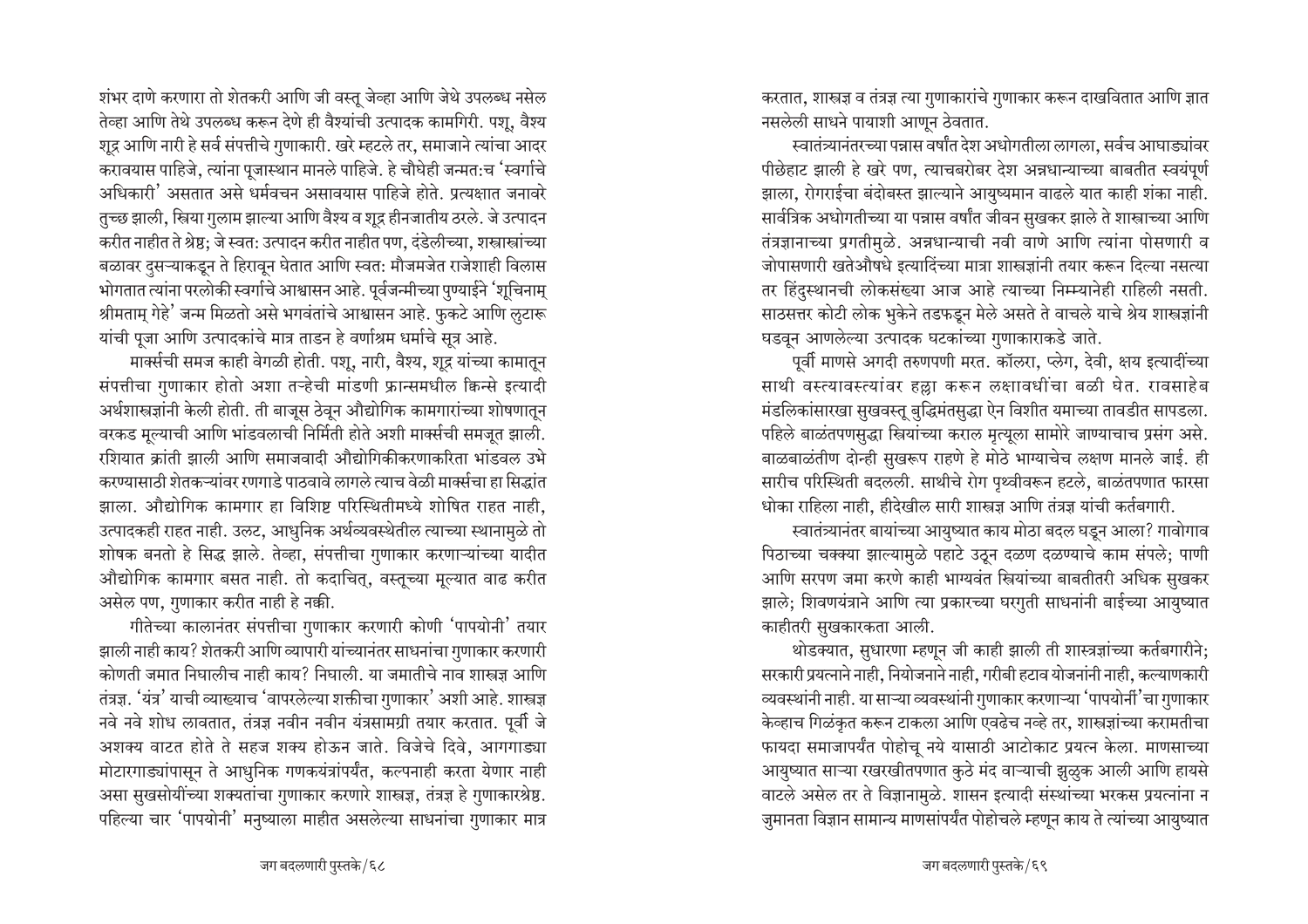शंभर दाणे करणारा तो शेतकरी आणि जी वस्तू जेव्हा आणि जेथे उपलब्ध नसेल तेव्हा आणि तेथे उपलब्ध करून देणे ही वैश्यांची उत्पादक कामगिरी. पशू, वैश्य शूद्र आणि नारी हे सर्व संपत्तीचे गुणाकारी. खरे म्हटले तर, समाजाने त्यांचा आदर करावयास पाहिजे, त्यांना पूजास्थान मानले पाहिजे. हे चौघेही जन्मत:च 'स्वर्गाचे अधिकारी' असतात असे धर्मवचन असावयास पाहिजे होते. प्रत्यक्षात जनावरे तुच्छ झाली, स्त्रिया गुलाम झाल्या आणि वैश्य व शूद्र हीनजातीय ठरले. जे उत्पादन करीत नाहीत ते श्रेष्ठ; जे स्वत: उत्पादन करीत नाहीत पण, दंडेलीच्या, शस्त्रास्त्रांच्या बळावर दुसऱ्याकडून ते हिरावून घेतात आणि स्वत: मौजमजेत राजेशाही विलास भोगतात त्यांना परलोकी स्वर्गाचे आश्वासन आहे. पूर्वजन्मीच्या पुण्याईने 'शूचिनाम् श्रीमताम् गेहे' जन्म मिळतो असे भगवंतांचे आश्वासन आहे. फुकटे आणि लुटारू यांची पूजा आणि उत्पादकांचे मात्र ताडन हे वर्णाश्रम धर्माचे सूत्र आहे.

मार्क्सची समज काही वेगळी होती. पशू, नारी, वैश्य, शूद्र यांच्या कामातून संपत्तीचा गुणाकार होतो अशा तऱ्हेची मांडणी फ्रान्समधील किन्से इत्यादी अर्थशास्त्रज्ञांनी केली होती. ती बाजूस ठेवून औद्योगिक कामगारांच्या शोषणातून वरकड मूल्याची आणि भांडवलाची निर्मिती होते अशी मार्क्सची समजूत झाली. रशियात क्रांती झाली आणि समाजवादी औद्योगिकीकरणाकरिता भांडवल उभे करण्यासाठी शेतकऱ्यांवर रणगाडे पाठवावे लागले त्याच वेळी मार्क्सचा हा सिद्धांत झाला. औद्योगिक कामगार हा विशिष्ट परिस्थितीमध्ये शोषित राहत नाही, उत्पादकही राहत नाही. उलट, आधुनिक अर्थव्यवस्थेतील त्याच्या स्थानामुळे तो शोषक बनतो हे सिद्ध झाले. तेव्हा, संपत्तीचा गुणाकार करणाऱ्यांच्या यादीत औद्योगिक कामगार बसत नाही. तो कदाचित्, वस्तूच्या मूल्यात वाढ करीत असेल पण, गुणाकार करीत नाही हे नक्की.

गीतेच्या कालानंतर संपत्तीचा गुणाकार करणारी कोणी 'पापयोनी' तयार झाली नाही काय? शेतकरी आणि व्यापारी यांच्यानंतर साधनांचा गुणाकार करणारी कोणती जमात निघालीच नाही काय? निघाली. या जमातीचे नाव शास्त्रज्ञ आणि तंत्रज्ञ. 'यंत्र' याची व्याख्याच 'वापरलेल्या शक्तीचा गुणाकार' अशी आहे. शास्त्रज्ञ नवे नवे शोध लावतात, तंत्रज्ञ नवीन नवीन यंत्रसामग्री तयार करतात. पूर्वी जे अशक्य वाटत होते ते सहज शक्य होऊन जाते. विजेचे दिवे, आगगाड्या मोटारगाड्यांपासून ते आधुनिक गणकयंत्रांपर्यंत, कल्पनाही करता येणार नाही असा सुखसोयींच्या शक्यतांचा गुणाकार करणारे शास्त्रज्ञ, तंत्रज्ञ हे गुणाकारश्रेष्ठ. पहिल्या चार 'पापयोनी' मनुष्याला माहीत असलेल्या साधनांचा गुणाकार मात्र करतात, शास्त्रज्ञ व तंत्रज्ञ त्या गुणाकारांचे गुणाकार करून दाखवितात आणि ज्ञात नसलेली साधने पायाशी आणून ठेवतात.

स्वातंत्र्यानंतरच्या पन्नास वर्षांत देश अधोगतीला लागला, सर्वच आघाड्यांवर पीछेहाट झाली हे खरे पण, त्याचबरोबर देश अन्नधान्याच्या बाबतीत स्वयंपूर्ण झाला, रोगराईचा बंदोबस्त झाल्याने आयुष्यमान वाढले यात काही शंका नाही. सार्वत्रिक अधोगतीच्या या पन्नास वर्षांत जीवन सुखकर झाले ते शास्त्राच्या आणि तंत्रज्ञानाच्या प्रगतीमुळे. अन्नधान्याची नवी वाणे आणि त्यांना पोसणारी व जोपासणारी खतेऔषधे इत्यादिंच्या मात्रा शास्त्रज्ञांनी तयार करून दिल्या नसत्या तर हिंदुस्थानची लोकसंख्या आज आहे त्याच्या निम्म्यानेही राहिली नसती. साठसत्तर कोटी लोक भुकेने तडफडून मेले असते ते वाचले याचे श्रेय शास्त्रज्ञांनी घडवून आणलेल्या उत्पादक घटकांच्या गुणाकाराकडे जाते.

पूर्वी माणसे अगदी तरुणपणी मरत. कॉलरा, प्लेग, देवी, क्षय इत्यादींच्या साथी वस्त्यावस्त्यांवर हल्ला करून लक्षावधींचा बळी घेत. रावसाहेब मंडलिकांसारखा सुखवस्तू बुद्धिमंतसुद्धा ऐन विशीत यमाच्या तावडीत सापडला. पहिले बाळंतपणसुद्धा स्त्रियांच्या कराल मृत्यूला सामोरे जाण्याचाच प्रसंग असे. बाळबाळंतीण दोन्ही सुखरूप राहणे हे मोठे भाग्याचेच लक्षण मानले जाई. ही सारीच परिस्थिती बदलली. साथीचे रोग पृथ्वीवरून हटले, बाळंतपणात फारसा धोका राहिला नाही, हीदेखील सारी शास्त्रज्ञ आणि तंत्रज्ञ यांची कर्तबगारी.

स्वातंत्र्यानंतर बायांच्या आयुष्यात काय मोठा बदल घडून आला? गावोगाव पिठाच्या चक्क्या झाल्यामुळे पहाटे उठून दळण दळण्याचे काम संपले; पाणी आणि सरपण जमा करणे काही भाग्यवंत स्त्रियांच्या बाबतीतरी अधिक सुखकर झाले; शिवणयंत्राने आणि त्या प्रकारच्या घरगुती साधनांनी बाईच्या आयुष्यात काहीतरी सुखकारकता आली.

थोडक्यात, सुधारणा म्हणून जी काही झाली ती शास्त्रज्ञांच्या कर्तबगारीने; सरकारी प्रयत्नाने नाही, नियोजनाने नाही, गरीबी हटाव योजनांनी नाही, कल्याणकारी व्यवस्थांनी नाही. या साऱ्या व्यवस्थांनी गुणाकार करणाऱ्या 'पापयोनीं'चा गुणाकार केव्हाच गिळंकृत करून टाकला आणि एवढेच नव्हे तर, शास्त्रज्ञांच्या करामतीचा फायदा समाजापर्यंत पोहोचू नये यासाठी आटोकाट प्रयत्न केला. माणसाच्या आयुष्यात साऱ्या रखरखीतपणात कुठे मंद वाऱ्याची झुळुक आली आणि हायसे वाटले असेल तर ते विज्ञानामुळे. शासन इत्यादी संस्थांच्या भरकस प्रयत्नांना न जुमानता विज्ञान सामान्य माणसांपर्यंत पोहोचले म्हणून काय ते त्यांच्या आयुष्यात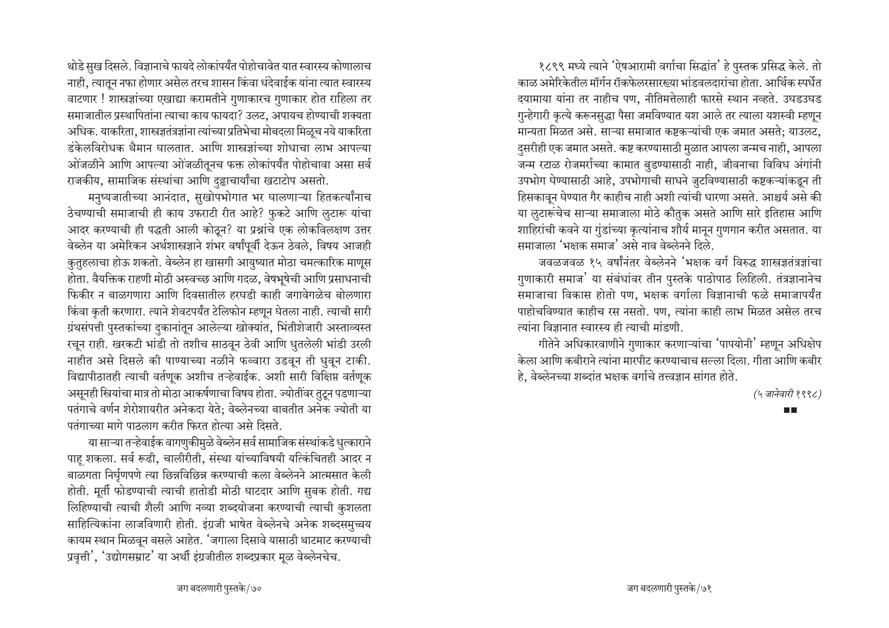थोडे सुख दिसले. विज्ञानाचे फायदे लोकांपर्यंत पोहोचावेत यात स्वारस्य कोणालाच नाही, त्यातून नफा होणार असेल तरच शासन किंवा धंदेवाईक यांना त्यात स्वारस्य वाटणार ! शास्त्रज्ञांच्या एखाद्या करामतीने गुणाकारच गुणाकार होत राहिला तर समाजातील प्रस्थापितांना त्याचा काय फायदा? उलट, अपायच होण्याची शक्यता अधिक. याकरिता, शास्त्रज्ञतंत्रज्ञांना त्यांच्या प्रतिभेचा मोबदला मिळूच नये याकरिता डंकेलविरोधक थैमान घालतात. आणि शास्त्रज्ञांच्या शोधाचा लाभ आपल्या ओंजळीने आणि आपल्या ओंजळीतूनच फक्त लोकांपर्यंत पोहोचावा असा सर्व राजकीय, सामाजिक संस्थांचा आणि दुढ्ढाचार्यांचा खटाटोप असतो.

मनुष्यजातीच्या आनंदात, सुखोपभोगात भर घालणाऱ्या हितकर्त्यांनाच ठेचण्याची समाजाची ही काय उफराटी रीत आहे? फुकटे आणि लुटारू यांचा आदर करण्याची ही पद्धती आली कोठून? या प्रश्नांचे एक लोकविलक्षण उत्तर वेब्लेन या अमेरिकन अर्थशास्त्रज्ञाने शंभर वर्षांपूर्वी देऊन ठेवले, विषय आजही कुतुहलाचा होऊ शकतो. वेब्लेन हा खासगी आयुष्यात मोठा चमत्कारिक माणूस होता. वैयक्तिक राहणी मोठी अस्वच्छ आणि गदळ, वेषभूषेची आणि प्रसाधनाची फिकीर न बाळगणारा आणि दिवसातील हरघडी काही जगावेगळेच बोलणारा किंवा कृती करणारा. त्याने शेवटपर्यंत टेलिफोन म्हणून घेतला नाही. त्याची सारी ग्रंथसंपत्ती पुस्तकांच्या दुकानांतून आलेल्या खोक्यांत, भिंतीशेजारी अस्ताव्यस्त रचून राही. खरकटी भांडी तो तशीच साठवून ठेवी आणि धुतलेली भांडी उरली नाहीत असे दिसले की पाण्याच्या नळीने फव्वारा उडवून ती धुवून टाकी. विद्यापीठातही त्याची वर्तणूक अशीच तऱ्हेवाईक. अशी सारी विक्षिप्त वर्तणूक असूनही स्त्रियांचा मात्र तो मोठा आकर्षणाचा विषय होता. ज्योतींवर तुटून पडणाऱ्या पतंगाचे वर्णन शेरोशायरीत अनेकदा येते; वेब्लेनच्या बाबतीत अनेक ज्योती या पतंगाच्या मागे पाठलाग करीत फिरत होत्या असे दिसते.

या साऱ्या तऱ्हेवाईक वागणुकीमुळे वेब्लेन सर्व सामाजिक संस्थांकडे धुत्काराने पाहू शकला. सर्व रूढी, चालीरीती, संस्था यांच्याविषयी यत्किंचितही आदर न बाळगता निर्घृणपणे त्या छिन्नविछिन्न करण्याची कला वेब्लेनने आत्मसात केली होती. मूर्ती फोडण्याची त्याची हातोडी मोठी घाटदार आणि सुबक होती. गद्य लिहिण्याची त्याची शैली आणि नव्या शब्दयोजना करण्याची त्याची कुशलता साहित्यिकांना लाजविणारी होती. इंग्रजी भाषेत वेब्लेनचे अनेक शब्दसमुच्चय कायम स्थान मिळवून बसले आहेत. 'जगाला दिसावे यासाठी थाटमाट करण्याची प्रवृत्ती', 'उद्योगसम्राट' या अर्थी इंग्रजीतील शब्दप्रकार मूळ वेब्लेनचेच.

१८९९ मध्ये त्याने 'ऐषआरामी वर्गाचा सिद्धांत' हे पुस्तक प्रसिद्ध केले. तो काळ अमेरिकेतील मॉर्गन रॉकफेलरसारख्या भांडवलदारांचा होता. आर्थिक स्पर्धेत दयामाया यांना तर नाहीच पण, नीतिमत्तेलाही फारसे स्थान नव्हते. उघडउघड गुन्हेगारी कृत्ये करूनसुद्धा पैसा जमविण्यात यश आले तर त्याला यशस्वी म्हणून मान्यता मिळत असे. साऱ्या समाजात कष्टकऱ्यांची एक जमात असते; याउलट, दुसरीही एक जमात असते. कष्ट करण्यासाठी मुळात आपला जन्मच नाही, आपला जन्म रटाळ रोजमर्राच्या कामात बुडण्यासाठी नाही, जीवनाचा विविध अंगांनी उपभोग घेण्यासाठी आहे, उपभोगाची साधने जुटविण्यासाठी कष्टकऱ्यांकडून ती हिसकावून घेण्यात गैर काहीच नाही अशी त्यांची धारणा असते. आश्चर्य असे की या लुटारूंचेच साऱ्या समाजाला मोठे कौतुक असते आणि सारे इतिहास आणि शाहिरांची कवने या गुंडांच्या कृत्यांनाच शौर्य मानून गुणगान करीत असतात. या समाजाला 'भक्षक समाज' असे नाव वेब्लेनने दिले.

जवळजवळ १५ वर्षांनंतर वेब्लेनने 'भक्षक वर्ग विरुद्ध शास्त्रज्ञतंत्रज्ञांचा गुणाकारी समाज' या संबंधांवर तीन पुस्तके पाठोपाठ लिहिली. तंत्रज्ञानानेच समाजाचा विकास होतो पण, भक्षक वर्गाला विज्ञानाची फळे समाजापर्यंत पाहोचविण्यात काहीच रस नसतो. पण, त्यांना काही लाभ मिळत असेल तरच त्यांना विज्ञानात स्वारस्य ही त्याची मांडणी.

गीतेने अधिकारवाणीने गुणाकार करणाऱ्यांचा 'पापयोनी' म्हणून अधिक्षेप केला आणि कबीराने त्यांना मारपीट करण्याचाच सल्ला दिला. गीता आणि कबीर हे, वेब्लेनच्या शब्दांत भक्षक वर्गाचे तत्त्वज्ञान सांगत होते.

*(५ जानेवारी १९९८)*

■■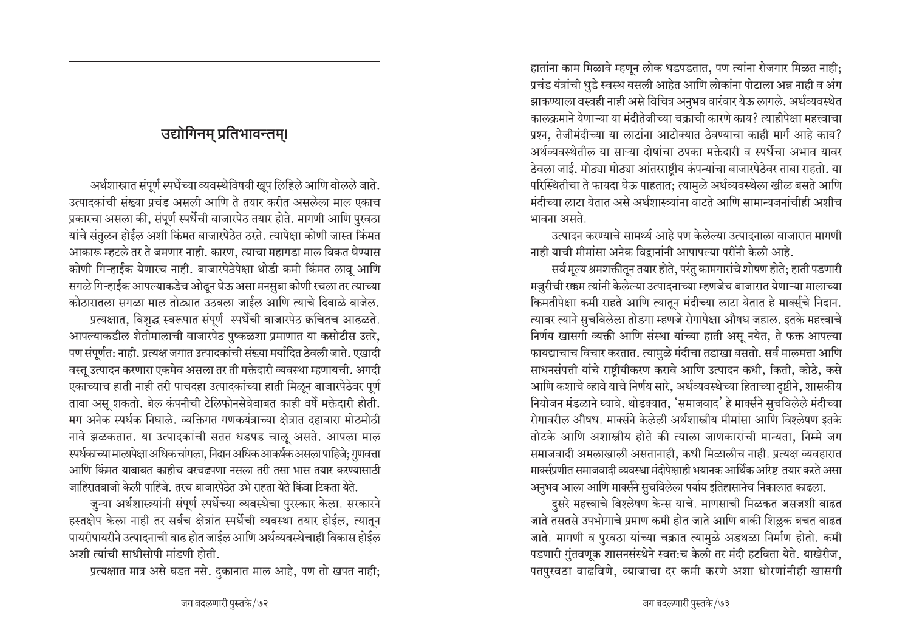## उद्योगिनम् प्रतिभावन्तम्।

अर्थशास्त्रात संपूर्ण स्पर्धेच्या व्यवस्थेविषयी खूप लिहिले आणि बोलले जाते. उत्पादकांची संख्या प्रचंड असली आणि ते तयार करीत असलेला माल एकाच प्रकारचा असला की, संपूर्ण स्पर्धेची बाजारपेठ तयार होते. मागणी आणि पुरवठा यांचे संतुलन होईल अशी किंमत बाजारपेठेत ठरते. त्यापेक्षा कोणी जास्त किंमत आकारू म्हटले तर ते जमणार नाही. कारण, त्याचा महागडा माल विकत घेण्यास कोणी गिऱ्हाईक येणारच नाही. बाजारपेठेपेक्षा थोडी कमी किंमत लावू आणि सगळे गिऱ्हाईक आपल्याकडेच ओढून घेऊ असा मनसुबा कोणी रचला तर त्याच्या कोठारातला सगळा माल तोट्यात उठवला जाईल आणि त्याचे दिवाळे वाजेल.

प्रत्यक्षात, विशुद्ध स्वरूपात संपूर्ण स्पर्धेची बाजारपेठ क्वचितच आढळते. आपल्याकडील शेतीमालाची बाजारपेठ पुष्कळशा प्रमाणात या कसोटीस उतरे, पण संपूर्णत: नाही. प्रत्यक्ष जगात उत्पादकांची संख्या मर्यादित ठेवली जाते. एखादी वस्तू उत्पादन करणारा एकमेव असला तर ती मक्तेदारी व्यवस्था म्हणायची. अगदी एकाच्याच हाती नाही तरी पाचदहा उत्पादकांच्या हाती मिळून बाजारपेठेवर पूर्ण ताबा असू शकतो. बेल कंपनीची टेलिफोनसेवेबाबत काही वर्षे मक्तेदारी होती. मग अनेक स्पर्धक निघाले. व्यक्तिगत गणकयंत्राच्या क्षेत्रात दहाबारा मोठमोठी नावे झळकतात. या उत्पादकांची सतत धडपड चालू असते. आपला माल स्पर्धकाच्या मालापेक्षा अधिक चांगला, निदान अधिक आकर्षक असला पाहिजे; गुणवत्ता आणि किंमत याबाबत काहीच वरचढपणा नसला तरी तसा भास तयार करण्यासाठी जाहिरातबाजी केली पाहिजे. तरच बाजारपेठेत उभे राहता येते किंवा टिकता येते.

जुन्या अर्थशास्त्र्यांनी संपूर्ण स्पर्धेच्या व्यवस्थेचा पुरस्कार केला. सरकारने हस्तक्षेप केला नाही तर सर्वच क्षेत्रांत स्पर्धेची व्यवस्था तयार होईल, त्यातून पायरीपायरीने उत्पादनाची वाढ होत जाईल आणि अर्थव्यवस्थेचाही विकास होईल अशी त्यांची साधीसोपी मांडणी होती.

प्रत्यक्षात मात्र असे घडत नसे. दुकानात माल आहे, पण तो खपत नाही; हातांना काम मिळावे म्हणून लोक धडपडतात, पण त्यांना रोजगार मिळत नाही; प्रचंड यंत्रांची धुडे स्वस्थ बसली आहेत आणि लोकांना पोटाला अन्न नाही व अंग झाकण्याला वस्त्रही नाही असे विचित्र अनुभव वारंवार येऊ लागले. अर्थव्यवस्थेत कालक्रमाने येणाऱ्या या मंदीतेजीच्या चक्राची कारणे काय? त्याहीपेक्षा महत्त्वाचा प्रश्न, तेजीमंदीच्या या लाटांना आटोक्यात ठेवण्याचा काही मार्ग आहे काय? अर्थव्यवस्थेतील या साऱ्या दोषांचा ठपका मक्तेदारी व स्पर्धेचा अभाव यावर ठेवला जाई. मोठ्या मोठ्या आंतरराष्ट्रीय कंपन्यांचा बाजारपेठेवर ताबा राहतो. या परिस्थितीचा ते फायदा घेऊ पाहतात; त्यामुळे अर्थव्यवस्थेला खीळ बसते आणि मंदीच्या लाटा येतात असे अर्थशास्त्र्यांना वाटते आणि सामान्यजनांचीही अशीच भावना असते.

उत्पादन करण्याचे सामर्थ्य आहे पण केलेल्या उत्पादनाला बाजारात मागणी नाही याची मीमांसा अनेक विद्वानांनी आपापल्या परींनी केली आहे.

सर्व मूल्य श्रमशक्तीतून तयार होते, परंतु कामगारांचे शोषण होते; हाती पडणारी मजुरीची रक्कम त्यांनी केलेल्या उत्पादनाच्या म्हणजेच बाजारात येणाऱ्या मालाच्या किमतीपेक्षा कमी राहते आणि त्यातून मंदीच्या लाटा येतात हे मार्क्सचे निदान. त्यावर त्याने सुचविलेला तोडगा म्हणजे रोगापेक्षा औषध जहाल. इतके महत्त्वाचे निर्णय खासगी व्यक्ती आणि संस्था यांच्या हाती असू नयेत, ते फक्त आपल्या फायद्याचाच विचार करतात. त्यामुळे मंदीचा तडाखा बसतो. सर्व मालमत्ता आणि साधनसंपत्ती यांचे राष्ट्रीयीकरण करावे आणि उत्पादन कधी, किती, कोठे, कसे आणि कशाचे व्हावे याचे निर्णय सारे, अर्थव्यवस्थेच्या हिताच्या दृष्टीने, शासकीय नियोजन मंडळाने घ्यावे. थोडक्यात, 'समाजवाद' हे मार्क्सने सुचविलेले मंदीच्या रोगावरील औषध. मार्क्सने केलेली अर्थशास्त्रीय मीमांसा आणि विश्लेषण इतके तोटके आणि अशास्त्रीय होते की त्याला जाणकारांची मान्यता, निम्मे जग समाजवादी अमलाखाली असतानाही, कधी मिळालीच नाही. प्रत्यक्ष व्यवहारात मार्क्सप्रणीत समाजवादी व्यवस्था मंदीपेक्षाही भयानक आर्थिक अरिष्ट तयार करते असा अनुभव आला आणि मार्क्सने सुचविलेला पर्याय इतिहासानेच निकालात काढला.

दुसरे महत्त्वाचे विश्लेषण केन्स याचे. माणसाची मिळकत जसजशी वाढत जाते तसतसे उपभोगाचे प्रमाण कमी होत जाते आणि बाकी शिल्लक बचत वाढत जाते. मागणी व पुरवठा यांच्या चक्रात त्यामुळे अडथळा निर्माण होतो. कमी पडणारी गुंतवणूक शासनसंस्थेने स्वत:च केली तर मंदी हटविता येते. याखेरीज, पतपुरवठा वाढविणे, व्याजाचा दर कमी करणे अशा धोरणांनीही खासगी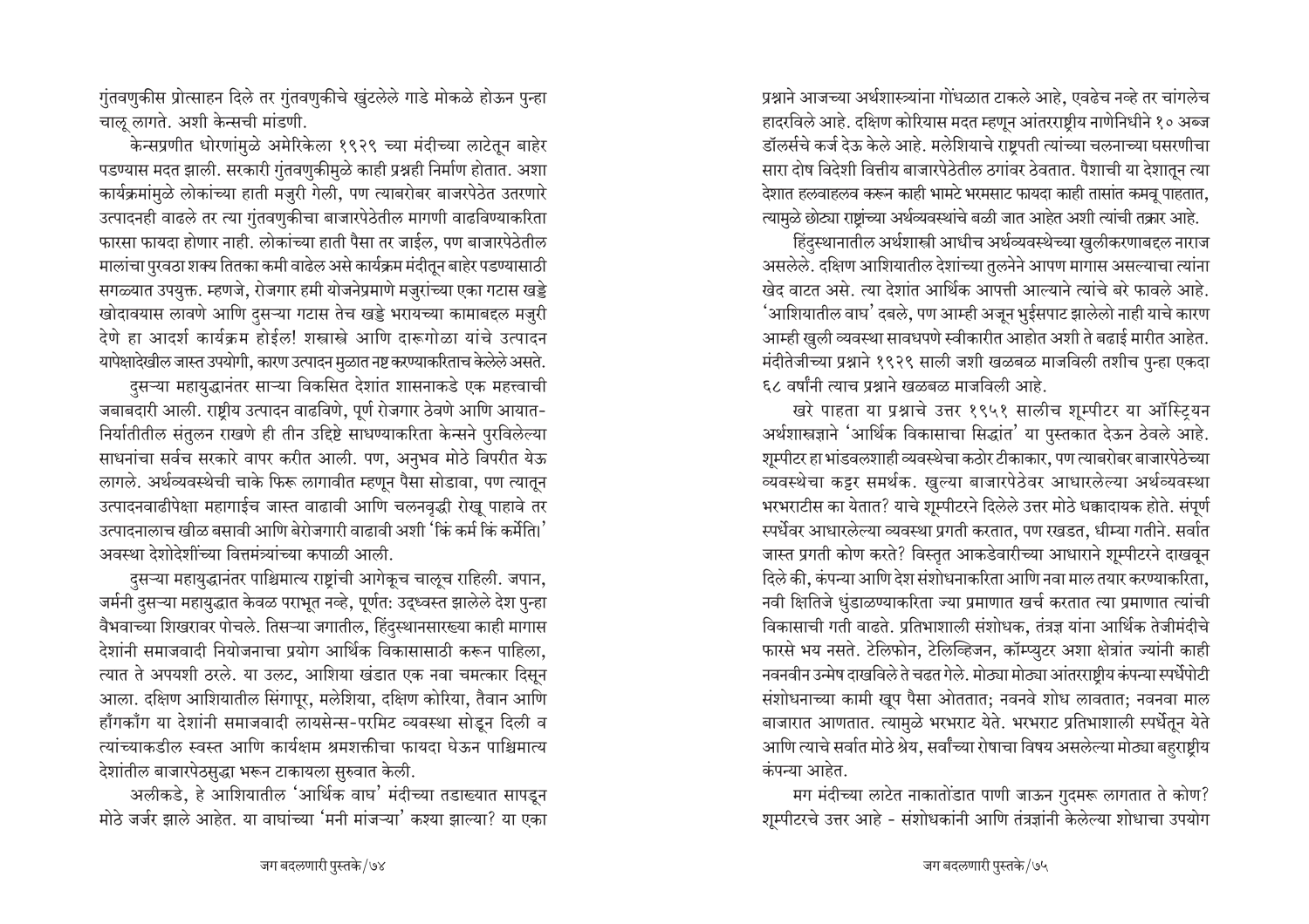गुंतवणुकीस प्रोत्साहन दिले तर गुंतवणुकीचे खुंटलेले गाडे मोकळे होऊन पुन्हा चालू लागते. अशी केन्सची मांडणी.

केन्सप्रणीत धोरणांमुळे अमेरिकेला १९२९ च्या मंदीच्या लाटेतून बाहेर पडण्यास मदत झाली. सरकारी गुंतवणुकीमुळे काही प्रश्नही निर्माण होतात. अशा कार्यक्रमांमुळे लोकांच्या हाती मजुरी गेली, पण त्याबरोबर बाजारपेठेत उतरणारे उत्पादनही वाढले तर त्या गुंतवणुकीचा बाजारपेठेतील मागणी वाढविण्याकरिता फारसा फायदा होणार नाही. लोकांच्या हाती पैसा तर जाईल, पण बाजारपेठेतील मालांचा पुरवठा शक्य तितका कमी वाढेल असे कार्यक्रम मंदीतून बाहेर पडण्यासाठी सगळ्यात उपयुक्त. म्हणजे, रोजगार हमी योजनेप्रमाणे मजुरांच्या एका गटास खड्डे खोदावयास लावणे आणि दुसऱ्या गटास तेच खड्डे भरायच्या कामाबद्दल मजुरी देणे हा आदर्श कार्यक्रम होईल! शस्त्रास्त्रे आणि दारूगोळा यांचे उत्पादन यापेक्षादेखील जास्त उपयोगी, कारण उत्पादन मुळात नष्ट करण्याकरिताच केलेले असते.

दुसऱ्या महायुद्धानंतर साऱ्या विकसित देशांत शासनाकडे एक महत्त्वाची जबाबदारी आली. राष्ट्रीय उत्पादन वाढविणे, पूर्ण रोजगार ठेवणे आणि आयात-निर्यातीतील संतुलन राखणे ही तीन उद्दिष्टे साधण्याकरिता केन्सने पुरविलेल्या साधनांचा सर्वच सरकारे वापर करीत आली. पण, अनुभव मोठे विपरीत येऊ लागले. अर्थव्यवस्थेची चाके फिरू लागावीत म्हणून पैसा सोडावा, पण त्यातून उत्पादनवाढीपेक्षा महागाईच जास्त वाढावी आणि चलनवृद्धी रोखू पाहावे तर उत्पादनालाच खीळ बसावी आणि बेरोजगारी वाढावी अशी 'किं कर्म किं कर्मेति।' अवस्था देशोदेशींच्या वित्तमंत्र्यांच्या कपाळी आली.

दुसऱ्या महायुद्धानंतर पाश्चिमात्य राष्ट्रांची आगेकूच चालूच राहिली. जपान, जर्मनी दुसऱ्या महायुद्धात केवळ पराभूत नव्हे, पूर्णतः उद्ध्वस्त झालेले देश पुन्हा वैभवाच्या शिखरावर पोचले. तिसऱ्या जगातील, हिंदुस्थानसारख्या काही मागास देशांनी समाजवादी नियोजनाचा प्रयोग आर्थिक विकासासाठी करून पाहिला, त्यात ते अपयशी ठरले. या उलट, आशिया खंडात एक नवा चमत्कार दिसून आला. दक्षिण आशियातील सिंगापूर, मलेशिया, दक्षिण कोरिया, तैवान आणि हाँगकाँग या देशांनी समाजवादी लायसेन्स-परमिट व्यवस्था सोडून दिली व त्यांच्याकडील स्वस्त आणि कार्यक्षम श्रमशक्तीचा फायदा घेऊन पाश्चिमात्य देशांतील बाजारपेठसुद्धा भरून टाकायला सुरुवात केली.

अलीकडे, हे आशियातील 'आर्थिक वाघ' मंदीच्या तडाख्यात सापडून मोठे जर्जर झाले आहेत. या वाघांच्या 'मनी मांजऱ्या' कश्या झाल्या? या एका प्रश्नाने आजच्या अर्थशास्त्र्यांना गोंधळात टाकले आहे, एवढेच नव्हे तर चांगलेच हादरविले आहे. दक्षिण कोरियास मदत म्हणून आंतरराष्ट्रीय नाणेनिधीने १० अब्ज डॉलर्सचे कर्ज देऊ केले आहे. मलेशियाचे राष्ट्रपती त्यांच्या चलनाच्या घसरणीचा सारा दोष विदेशी वित्तीय बाजारपेठेतील ठगांवर ठेवतात. पैशाची या देशातून त्या देशात हलवाहलव करून काही भामटे भरमसाट फायदा काही तासांत कमवू पाहतात, त्यामुळे छोट्या राष्ट्रांच्या अर्थव्यवस्थांचे बळी जात आहेत अशी त्यांची तक्रार आहे.

हिंदुस्थानातील अर्थशास्त्री आधीच अर्थव्यवस्थेच्या खुलीकरणाबद्दल नाराज असलेले. दक्षिण आशियातील देशांच्या तुलनेने आपण मागास असल्याचा त्यांना खेद वाटत असे. त्या देशांत आर्थिक आपत्ती आल्याने त्यांचे बरे फावले आहे. 'आशियातील वाघ' दबले, पण आम्ही अजून भुईसपाट झालेलो नाही याचे कारण आम्ही खुली व्यवस्था सावधपणे स्वीकारीत आहोत अशी ते बढाई मारीत आहेत. मंदीतेजीच्या प्रश्नाने १९२९ साली जशी खळबळ माजविली तशीच पुन्हा एकदा ६८ वर्षांनी त्याच प्रश्नाने खळबळ माजविली आहे.

खरे पाहता या प्रश्नाचे उत्तर १९५१ सालीच शूम्पीटर या ऑस्ट्रियन अर्थशास्त्रज्ञाने 'आर्थिक विकासाचा सिद्धांत' या पुस्तकात देऊन ठेवले आहे. शूम्पीटर हा भांडवलशाही व्यवस्थेचा कठोर टीकाकार, पण त्याबरोबर बाजारपेठेच्या व्यवस्थेचा कट्टर समर्थक. खुल्या बाजारपेठेवर आधारलेल्या अर्थव्यवस्था भरभराटीस का येतात? याचे शूम्पीटरने दिलेले उत्तर मोठे धक्कादायक होते. संपूर्ण स्पर्धेवर आधारलेल्या व्यवस्था प्रगती करतात, पण रखडत, धीम्या गतीने. सर्वात जास्त प्रगती कोण करते? विस्तृत आकडेवारीच्या आधाराने शूम्पीटरने दाखवून दिले की, कंपन्या आणि देश संशोधनाकरिता आणि नवा माल तयार करण्याकरिता, नवी क्षितिजे धुंडाळण्याकरिता ज्या प्रमाणात खर्च करतात त्या प्रमाणात त्यांची विकासाची गती वाढते. प्रतिभाशाली संशोधक, तंत्रज्ञ यांना आर्थिक तेजीमंदीचे फारसे भय नसते. टेलिफोन, टेलिव्हिजन, कॉम्प्युटर अशा क्षेत्रांत ज्यांनी काही नवनवीन उन्मेष दाखविले ते चढत गेले. मोठ्या मोठ्या आंतरराष्ट्रीय कंपन्या स्पर्धेपोटी संशोधनाच्या कामी खूप पैसा ओततात; नवनवे शोध लावतात; नवनवा माल बाजारात आणतात. त्यामुळे भरभराट येते. भरभराट प्रतिभाशाली स्पर्धेतून येते आणि त्याचे सर्वात मोठे श्रेय, सर्वांच्या रोषाचा विषय असलेल्या मोठ्या बहुराष्ट्रीय कंपन्या आहेत.

मग मंदीच्या लाटेत नाकातोंडात पाणी जाऊन गुदमरू लागतात ते कोण? शूम्पीटरचे उत्तर आहे - संशोधकांनी आणि तंत्रज्ञांनी केलेल्या शोधाचा उपयोग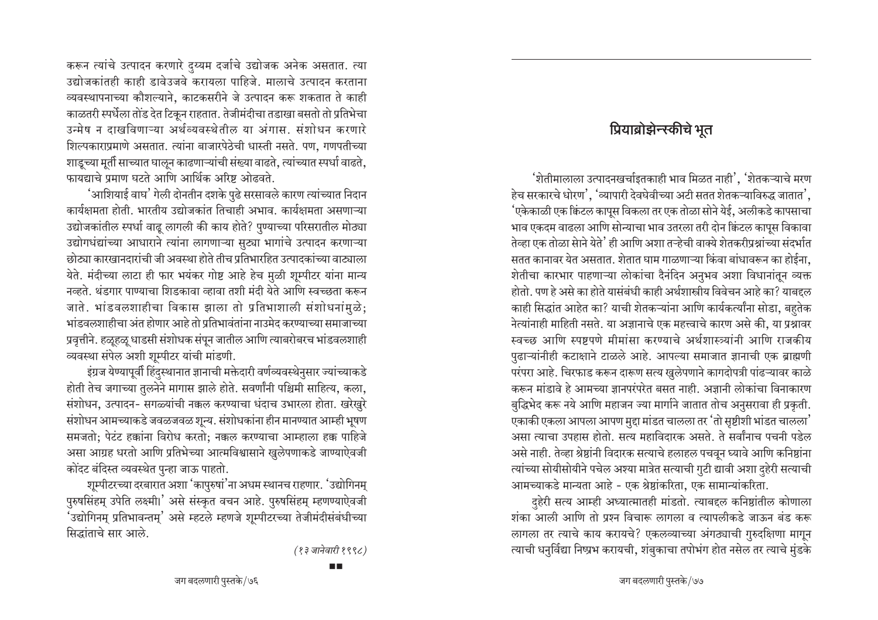करून त्यांचे उत्पादन करणारे दुय्यम दर्जाचे उद्योजक अनेक असतात. त्या उद्योजकांतही काही डावेउजवे करायला पाहिजे. मालाचे उत्पादन करताना व्यवस्थापनाच्या कौशल्याने, काटकसरीने जे उत्पादन करू शकतात ते काही काळतरी स्पर्धेला तोंड देत टिकून राहतात. तेजीमंदीचा तडाखा बसतो तो प्रतिभेचा उन्मेष न दाखविणाऱ्या अर्थव्यवस्थेतील या अंगास. संशोधन करणारे शिल्पकाराप्रमाणे असतात. त्यांना बाजारपेठेची धास्ती नसते. पण, गणपतीच्या शाडूच्या मूर्ती साच्यात घालून काढणाऱ्यांची संख्या वाढते, त्यांच्यात स्पर्धा वाढते, फायद्याचे प्रमाण घटते आणि आर्थिक अरिष्ट ओढवते.

'आशियाई वाघ' गेली दोनतीन दशके पुढे सरसावले कारण त्यांच्यात निदान कार्यक्षमता होती. भारतीय उद्योजकांत तिचाही अभाव. कार्यक्षमता असणाऱ्या उद्योजकांतील स्पर्धा वाढू लागली की काय होते? पुण्याच्या परिसरातील मोठ्या उद्योगधंद्यांच्या आधाराने त्यांना लागणाऱ्या सुट्या भागांचे उत्पादन करणाऱ्या छोट्या कारखानदारांची जी अवस्था होते तीच प्रतिभारहित उत्पादकांच्या वाट्याला येते. मंदीच्या लाटा ही फार भयंकर गोष्ट आहे हेच मुळी शूम्पीटर यांना मान्य नव्हते. थंडगार पाण्याचा शिडकावा व्हावा तशी मंदी येते आणि स्वच्छता करून जाते. भांडवलशाहीचा विकास झाला तो प्रतिभाशाली संशोधनांमुळे; भांडवलशाहीचा अंत होणार आहे तो प्रतिभावंतांना नाउमेद करण्याच्या समाजाच्या प्रवृत्तीने. हळूहळू धाडसी संशोधक संपून जातील आणि त्याबरोबरच भांडवलशाही व्यवस्था संपेल अशी शूम्पीटर यांची मांडणी.

इंग्रज येण्यापूर्वी हिंदुस्थानात ज्ञानाची मक्तेदारी वर्णव्यवस्थेनुसार ज्यांच्याकडे होती तेच जगाच्या तुलनेने मागास झाले होते. सवर्णांनी पश्चिमी साहित्य, कला, संशोधन, उत्पादन- सगळ्यांची नक्कल करण्याचा धंदाच उभारला होता. खरेखुरे संशोधन आमच्याकडे जवळजवळ शून्य. संशोधकांना हीन मानण्यात आम्ही भूषण समजतो; पेटंट हक्कांना विरोध करतो; नक्कल करण्याचा आम्हाला हक्क पाहिजे असा आग्रह धरतो आणि प्रतिभेच्या आत्मविश्वासाने खुलेपणाकडे जाण्याऐवजी कोंदट बंदिस्त व्यवस्थेत पुन्हा जाऊ पाहतो.

शूम्पीटरच्या दरबारात अशा 'कापुरुषां'ना अधम स्थानच राहणार. 'उद्योगिनम् पुरुषसिंहम् उपेति लक्ष्मी|' असे संस्कृत वचन आहे. पुरुषसिंहम् म्हणण्याऐवजी 'उद्योगिनम् प्रतिभावन्तम्' असे म्हटले म्हणजे शूम्पीटरच्या तेजीमंदीसंबंधीच्या सिद्धांताचे सार आले.

*(१३ जानेवारी १९९८)*

■■

## प्रियाब्रोझेन्स्कीचे भूत

'शेतीमालाला उत्पादनखर्चाइतकाही भाव मिळत नाही', 'शेतकऱ्याचे मरण हेच सरकारचे धोरण', 'व्यापारी देवघेवीच्या अटी सतत शेतकऱ्याविरुद्ध जातात', 'एकेकाळी एक क्विंटल कापूस विकला तर एक तोळा सोने येई, अलीकडे कापसाचा भाव एकदम वाढला आणि सोन्याचा भाव उतरला तरी दोन क्विंटल कापूस विकावा तेव्हा एक तोळा सेाने येते' ही आणि अशा तऱ्हेची वाक्ये शेतकरीप्रश्नांच्या संदर्भात सतत कानावर येत असतात. शेतात घाम गाळणाऱ्या किंवा बांधावरून का होईना, शेतीचा कारभार पाहणाऱ्या लोकांचा दैनंदिन अनुभव अशा विधानांतून व्यक्त होतो. पण हे असे का होते यासंबंधी काही अर्थशास्त्रीय विवेचन आहे का? याबद्दल काही सिद्धांत आहेत का? याची शेतकऱ्यांना आणि कार्यकर्त्यांना सोडा, बहुतेक नेत्यांनाही माहिती नसते. या अज्ञानाचे एक महत्त्वाचे कारण असे की, या प्रश्नावर स्वच्छ आणि स्पष्टपणे मीमांसा करण्याचे अर्थशास्त्र्यांनी आणि राजकीय पुढाऱ्यांनीही कटाक्षाने टाळले आहे. आपल्या समाजात ज्ञानाची एक ब्राह्मणी परंपरा आहे. चिरफाड करून दारूण सत्य खुलेपणाने कागदोपत्री पांढऱ्यावर काळे करून मांडावे हे आमच्या ज्ञानपरंपरेत बसत नाही. अज्ञानी लोकांचा विनाकारण बुद्धिभेद करू नये आणि महाजन ज्या मार्गाने जातात तोच अनुसरावा ही प्रकृती. एकाकी एकला आपला आपण मुद्दा मांडत चालला तर 'तो सृष्टीशी भांडत चालला' असा त्याचा उपहास होतो. सत्य महाविदारक असते. ते सर्वांनाच पचनी पडेल असे नाही. तेव्हा श्रेष्ठांनी विदारक सत्याचे हलाहल पचवून घ्यावे आणि कनिष्ठांना त्यांच्या सोयीसोयीने पचेल अश्या मात्रेत सत्याची गुटी द्यावी अशा दुहेरी सत्याची आमच्याकडे मान्यता आहे - एक श्रेष्ठांकरिता, एक सामान्यांकरिता.

दुहेरी सत्य आम्ही अध्यात्मातही मांडतो. त्याबद्दल कनिष्ठांतील कोणाला शंका आली आणि तो प्रश्न विचारू लागला व त्यापलीकडे जाऊन बंड करू लागला तर त्याचे काय करायचे? एकलव्याच्या अंगठ्याची गुरुदक्षिणा मागून त्याची धनुर्विद्या निष्प्रभ करायची, शंबुकाचा तपोभंग होत नसेल तर त्याचे मुंडके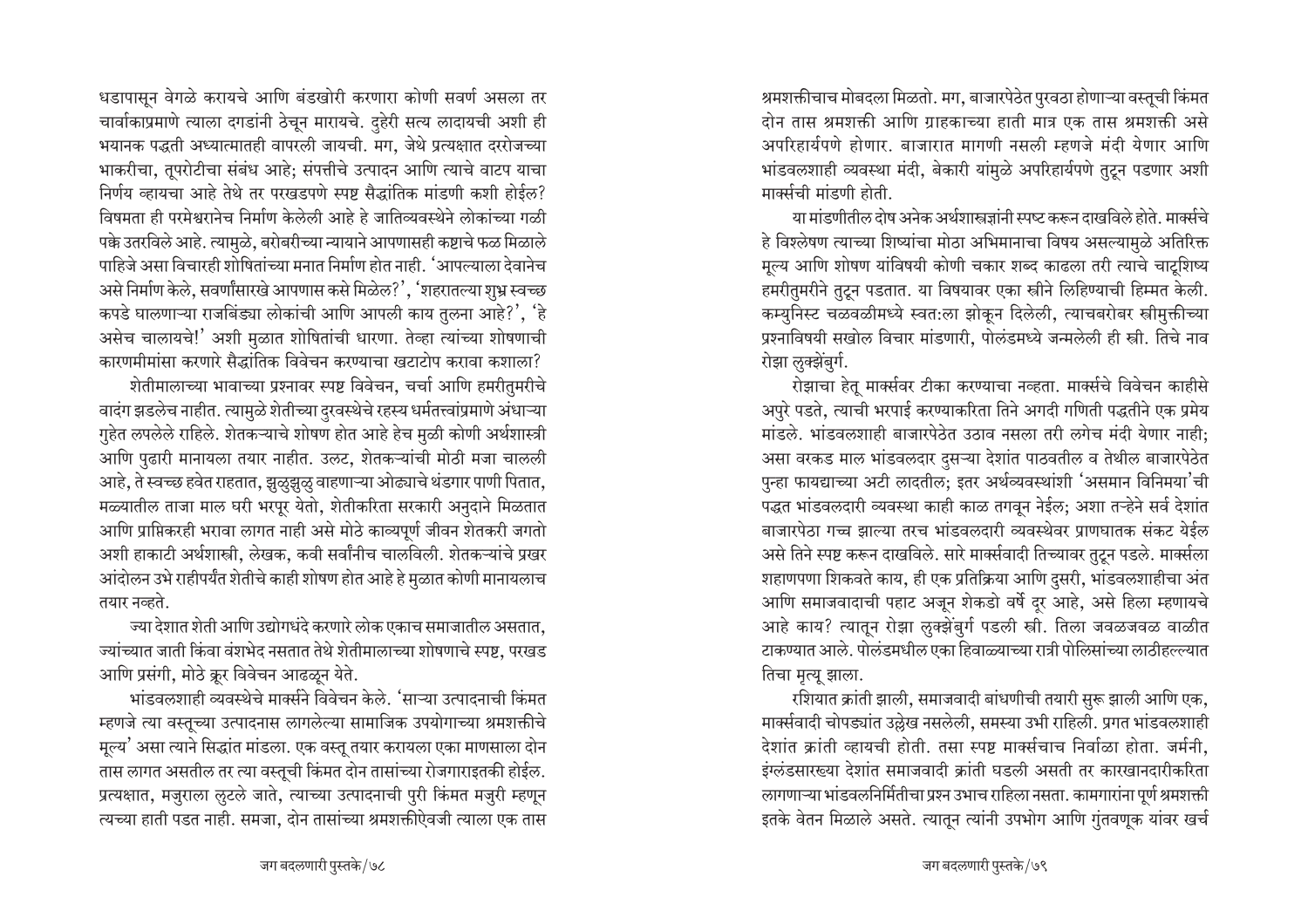धडापासून वेगळे करायचे आणि बंडखोरी करणारा कोणी सवर्ण असला तर चार्वाकाप्रमाणे त्याला दगडांनी ठेचून मारायचे. दुहेरी सत्य लादायची अशी ही भयानक पद्धती अध्यात्मातही वापरली जायची. मग, जेथे प्रत्यक्षात दररोजच्या भाकरीचा, तूपरोटीचा संबंध आहे; संपत्तीचे उत्पादन आणि त्याचे वाटप याचा निर्णय व्हायचा आहे तेथे तर परखडपणे स्पष्ट सैद्धांतिक मांडणी कशी होईल? विषमता ही परमेश्वरानेच निर्माण केलेली आहे हे जातिव्यवस्थेने लोकांच्या गळी पक्के उतरविले आहे. त्यामुळे, बरोबरीच्या न्यायाने आपणासही कष्टाचे फळ मिळाले पाहिजे असा विचारही शोषितांच्या मनात निर्माण होत नाही. 'आपल्याला देवानेच असे निर्माण केले, सवर्णांसारखे आपणास कसे मिळेल?', 'शहरातल्या शुभ्र स्वच्छ कपडे घालणाऱ्या राजबिंड्या लोकांची आणि आपली काय तुलना आहे?', 'हे असेच चालायचे!' अशी मुळात शोषितांची धारणा. तेव्हा त्यांच्या शोषणाची कारणमीमांसा करणारे सैद्धांतिक विवेचन करण्याचा खटाटोप करावा कशाला?

शेतीमालाच्या भावाच्या प्रश्नावर स्पष्ट विवेचन, चर्चा आणि हमरीतुमरीचे वादंग झडलेच नाहीत. त्यामुळे शेतीच्या दुरवस्थेचे रहस्य धर्मतत्त्वांप्रमाणे अंधाऱ्या गुहेत लपलेले राहिले. शेतकऱ्याचे शोषण होत आहे हेच मुळी कोणी अर्थशास्त्री आणि पुढारी मानायला तयार नाहीत. उलट, शेतकऱ्यांची मोठी मजा चालली आहे, ते स्वच्छ हवेत राहतात, झुळुझुळु वाहणाऱ्या ओढ्याचे थंडगार पाणी पितात, मळ्यातील ताजा माल घरी भरपूर येतो, शेतीकरिता सरकारी अनुदाने मिळतात आणि प्राप्तिकरही भरावा लागत नाही असे मोठे काव्यपूर्ण जीवन शेतकरी जगतो अशी हाकाटी अर्थशास्त्री, लेखक, कवी सर्वांनीच चालविली. शेतकऱ्यांचे प्रखर आंदोलन उभे राहीपर्यंत शेतीचे काही शोषण होत आहे हे मुळात कोणी मानायलाच तयार नव्हते.

ज्या देशात शेती आणि उद्योगधंदे करणारे लोक एकाच समाजातील असतात, ज्यांच्यात जाती किंवा वंशभेद नसतात तेथे शेतीमालाच्या शोषणाचे स्पष्ट, परखड आणि प्रसंगी, मोठे क्रूर विवेचन आढळून येते.

भांडवलशाही व्यवस्थेचे मार्क्सने विवेचन केले. 'साऱ्या उत्पादनाची किंमत म्हणजे त्या वस्तूच्या उत्पादनास लागलेल्या सामाजिक उपयोगाच्या श्रमशक्तीचे मूल्य' असा त्याने सिद्धांत मांडला. एक वस्तू तयार करायला एका माणसाला दोन तास लागत असतील तर त्या वस्तूची किंमत दोन तासांच्या रोजगाराइतकी होईल. प्रत्यक्षात, मजुराला लुटले जाते, त्याच्या उत्पादनाची पुरी किंमत मजुरी म्हणून त्याच्या हाती पडत नाही. समजा, दोन तासांच्या श्रमशक्तीऐवजी त्याला एक तास श्रमशक्तीचाच मोबदला मिळतो. मग, बाजारपेठेत पुरवठा होणाऱ्या वस्तूची किंमत दोन तास श्रमशक्ती आणि ग्राहकाच्या हाती मात्र एक तास श्रमशक्ती असे अपरिहार्यपणे होणार. बाजारात मागणी नसली म्हणजे मंदी येणार आणि भांडवलशाही व्यवस्था मंदी, बेकारी यांमुळे अपरिहार्यपणे तुटून पडणार अशी मार्क्सची मांडणी होती.

या मांडणीतील दोष अनेक अर्थशास्त्रज्ञांनी स्पष्ट करून दाखविले होते. मार्क्सचे हे विश्लेषण त्याच्या शिष्यांचा मोठा अभिमानाचा विषय असल्यामुळे अतिरिक्त मूल्य आणि शोषण यांविषयी कोणी चकार शब्द काढला तरी त्याचे चाटूशिष्य हमरीतुमरीने तुटून पडतात. या विषयावर एका स्त्रीने लिहिण्याची हिम्मत केली. कम्युनिस्ट चळवळीमध्ये स्वत:ला झोकून दिलेली, त्याचबरोबर स्त्रीमुक्तीच्या प्रश्नाविषयी सखोल विचार मांडणारी, पोलंडमध्ये जन्मलेली ही स्त्री. तिचे नाव रोझा लुक्झेंबुर्ग.

रोझाचा हेतू मार्क्सवर टीका करण्याचा नव्हता. मार्क्सचे विवेचन काहीसे अपुरे पडते, त्याची भरपाई करण्याकरिता तिने अगदी गणिती पद्धतीने एक प्रमेय मांडले. भांडवलशाही बाजारपेठेत उठाव नसला तरी लगेच मंदी येणार नाही; असा वरकड माल भांडवलदार दुसऱ्या देशांत पाठवतील व तेथील बाजारपेठेत पुन्हा फायद्याच्या अटी लादतील; इतर अर्थव्यवस्थांशी 'असमान विनिमया'ची पद्धत भांडवलदारी व्यवस्था काही काळ तगवून नेईल; अशा तऱ्हेने सर्व देशांत बाजारपेठा गच्च झाल्या तरच भांडवलदारी व्यवस्थेवर प्राणघातक संकट येईल असे तिने स्पष्ट करून दाखविले. सारे मार्क्सवादी तिच्यावर तुटून पडले. मार्क्सला शहाणपणा शिकवते काय, ही एक प्रतिक्रिया आणि दुसरी, भांडवलशाहीचा अंत आणि समाजवादाची पहाट अजून शेकडो वर्षे दूर आहे, असे हिला म्हणायचे आहे काय? त्यातून रोझा लुक्झेंबुर्ग पडली स्त्री. तिला जवळजवळ वाळीत टाकण्यात आले. पोलंडमधील एका हिवाळ्याच्या रात्री पोलिसांच्या लाठीहल्ल्यात तिचा मृत्यू झाला.

रशियात क्रांती झाली, समाजवादी बांधणीची तयारी सुरू झाली आणि एक, मार्क्सवादी चोपड्यांत उल्लेख नसलेली, समस्या उभी राहिली. प्रगत भांडवलशाही देशांत क्रांती व्हायची होती. तसा स्पष्ट मार्क्सचाच निर्वाळा होता. जर्मनी, इंग्लंडसारख्या देशांत समाजवादी क्रांती घडली असती तर कारखानदारीकरिता लागणाऱ्या भांडवलनिर्मितीचा प्रश्न उभाच राहिला नसता. कामगारांना पूर्ण श्रमशक्ती इतके वेतन मिळाले असते. त्यातून त्यांनी उपभोग आणि गुंतवणूक यांवर खर्च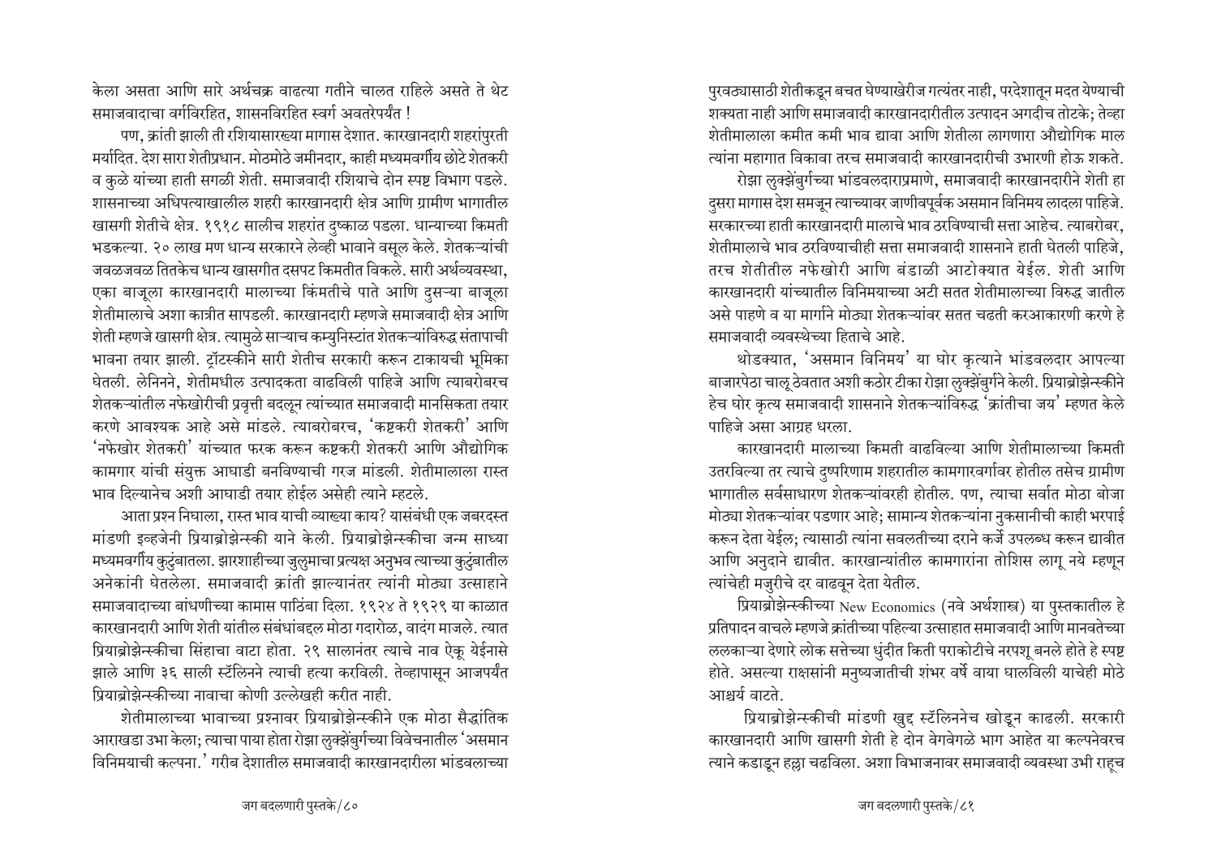केला असता आणि सारे अर्थचक्र वाढत्या गतीने चालत राहिले असते ते थेट समाजवादाचा वर्गविरहित, शासनविरहित स्वर्ग अवतरेपर्यंत !

पण, क्रांती झाली ती रशियासारख्या मागास देशात. कारखानदारी शहरांपुरती मर्यादित. देश सारा शेतीप्रधान. मोठमोठे जमीनदार, काही मध्यमवर्गीय छोटे शेतकरी व कुळे यांच्या हाती सगळी शेती. समाजवादी रशियाचे दोन स्पष्ट विभाग पडले. शासनाच्या अधिपत्याखालील शहरी कारखानदारी क्षेत्र आणि ग्रामीण भागातील खासगी शेतीचे क्षेत्र. १९१८ सालीच शहरांत दुष्काळ पडला. धान्याच्या किमती भडकल्या. २० लाख मण धान्य सरकारने लेव्ही भावाने वसूल केले. शेतकऱ्यांची जवळजवळ तितकेच धान्य खासगीत दसपट किमतीत विकले. सारी अर्थव्यवस्था, एका बाजूला कारखानदारी मालाच्या किंमतीचे पाते आणि दुसऱ्या बाजूला शेतीमालाचे अशा कात्रीत सापडली. कारखानदारी म्हणजे समाजवादी क्षेत्र आणि शेती म्हणजे खासगी क्षेत्र. त्यामुळे साऱ्याच कम्युनिस्टांत शेतकऱ्यांविरुद्ध संतापाची भावना तयार झाली. ट्रॉटस्कीने सारी शेतीच सरकारी करून टाकायची भूमिका घेतली. लेनिनने, शेतीमधील उत्पादकता वाढविली पाहिजे आणि त्याबरोबरच शेतकऱ्यांतील नफेखोरीची प्रवृत्ती बदलून त्यांच्यात समाजवादी मानसिकता तयार करणे आवश्यक आहे असे मांडले. त्याबरोबरच, 'कष्टकरी शेतकरी' आणि 'नफेखोर शेतकरी' यांच्यात फरक करून कष्टकरी शेतकरी आणि औद्योगिक कामगार यांची संयुक्त आघाडी बनविण्याची गरज मांडली. शेतीमालाला रास्त भाव दिल्यानेच अशी आघाडी तयार होईल असेही त्याने म्हटले.

आता प्रश्न निघाला, रास्त भाव याची व्याख्या काय? यासंबंधी एक जबरदस्त मांडणी इव्हजेनी प्रियाब्रोझेन्स्की याने केली. प्रियाब्रोझेन्स्कीचा जन्म साध्या मध्यमवर्गीय कुटुंबातला. झारशाहीच्या जुलुमाचा प्रत्यक्ष अनुभव त्याच्या कुटुंबातील अनेकांनी घेतलेला. समाजवादी क्रांती झाल्यानंतर त्यांनी मोठ्या उत्साहाने समाजवादाच्या बांधणीच्या कामास पाठिंबा दिला. १९२४ ते १९२९ या काळात कारखानदारी आणि शेती यांतील संबंधांबद्दल मोठा गदारोळ, वादंग माजले. त्यात प्रियाब्रोझेन्स्कीचा सिंहाचा वाटा होता. २९ सालानंतर त्याचे नाव ऐकू येईनासे झाले आणि ३६ साली स्टॅलिनने त्याची हत्या करविली. तेव्हापासून आजपर्यंत प्रियाब्रोझेन्स्कीच्या नावाचा कोणी उल्लेखही करीत नाही.

शेतीमालाच्या भावाच्या प्रश्नावर प्रियाब्रोझेन्स्कीने एक मोठा सैद्धांतिक आराखडा उभा केला; त्याचा पाया होता रोझा लुक्झेंबुर्गच्या विवेचनातील 'असमान विनिमयाची कल्पना.' गरीब देशातील समाजवादी कारखानदारीला भांडवलाच्या पुरवठ्यासाठी शेतीकडून बचत घेण्याखेरीज गत्यंतर नाही, परदेशातून मदत येण्याची शक्यता नाही आणि समाजवादी कारखानदारीतील उत्पादन अगदीच तोटके; तेव्हा शेतीमालाला कमीत कमी भाव द्यावा आणि शेतीला लागणारा औद्योगिक माल त्यांना महागात विकावा तरच समाजवादी कारखानदारीची उभारणी होऊ शकते.

रोझा लुक्झेंबुर्गच्या भांडवलदाराप्रमाणे, समाजवादी कारखानदारीने शेती हा दुसरा मागास देश समजून त्याच्यावर जाणीवपूर्वक असमान विनिमय लादला पाहिजे. सरकारच्या हाती कारखानदारी मालाचे भाव ठरविण्याची सत्ता आहेच. त्याबरोबर, शेतीमालाचे भाव ठरविण्याचीही सत्ता समाजवादी शासनाने हाती घेतली पाहिजे, तरच शेतीतील नफेखोरी आणि बंडाळी आटोक्यात येईल. शेती आणि कारखानदारी यांच्यातील विनिमयाच्या अटी सतत शेतीमालाच्या विरुद्ध जातील असे पाहणे व या मार्गाने मोठ्या शेतकऱ्यांवर सतत चढती करआकारणी करणे हे समाजवादी व्यवस्थेच्या हिताचे आहे.

थोडक्यात, 'असमान विनिमय' या घोर कृत्याने भांडवलदार आपल्या बाजारपेठा चालू ठेवतात अशी कठोर टीका रोझा लुक्झेंबुर्गने केली. प्रियाब्रोझेन्स्कीने हेच घोर कृत्य समाजवादी शासनाने शेतकऱ्यांविरुद्ध 'क्रांतीचा जय' म्हणत केले पाहिजे असा आग्रह धरला.

कारखानदारी मालाच्या किमती वाढविल्या आणि शेतीमालाच्या किमती उतरविल्या तर त्याचे दुष्परिणाम शहरातील कामगारवर्गावर होतील तसेच ग्रामीण भागातील सर्वसाधारण शेतकऱ्यांवरही होतील. पण, त्याचा सर्वात मोठा बोजा मोठ्या शेतकऱ्यांवर पडणार आहे; सामान्य शेतकऱ्यांना नुकसानीची काही भरपाई करून देता येईल; त्यासाठी त्यांना सवलतीच्या दराने कर्जे उपलब्ध करून द्यावीत आणि अनुदाने द्यावीत. कारखान्यांतील कामगारांना तोशिस लागू नये म्हणून त्यांचेही मजुरीचे दर वाढवून देता येतील.

प्रियाब्रोझेन्स्कीच्या New Economics (नवे अर्थशास्त्र) या पुस्तकातील हे प्रतिपादन वाचले म्हणजे क्रांतीच्या पहिल्या उत्साहात समाजवादी आणि मानवतेच्या ललकाऱ्या देणारे लोक सत्तेच्या धुंदीत किती पराकोटीचे नरपशू बनले होते हे स्पष्ट होते. असल्या राक्षसांनी मनुष्यजातीची शंभर वर्षे वाया घालविली याचेही मोठे आश्चर्य वाटते.

प्रियाब्रोझेन्स्कीची मांडणी खुद्द स्टॅलिननेच खोडून काढली. सरकारी कारखानदारी आणि खासगी शेती हे दोन वेगवेगळे भाग आहेत या कल्पनेवरच त्याने कडाडून हल्ला चढविला. अशा विभाजनावर समाजवादी व्यवस्था उभी राहूच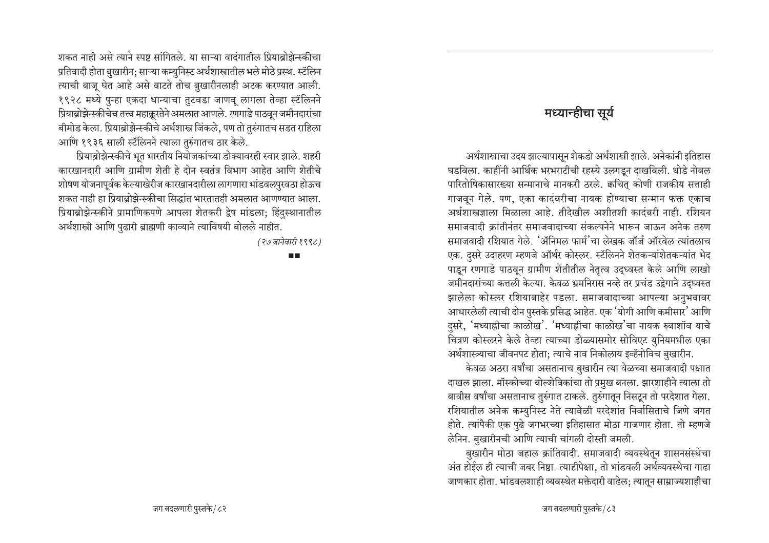शकत नाही असे त्याने स्पष्ट सांगितले. या साऱ्या वादंगातील प्रियाब्रोझेन्स्कीचा प्रतिवादी होता बुखारीन; साऱ्या कम्युनिस्ट अर्थशास्त्रातील भले मोठे प्रस्थ. स्टॅलिन त्याची बाजू घेत आहे असे वाटते तोच बुखारीनलाही अटक करण्यात आली. १९२८ मध्ये पुन्हा एकदा धान्याचा तुटवडा जाणवू लागला तेव्हा स्टॅलिनने प्रियाब्रोझेन्स्कीचेच तत्त्व महाक्रूरतेने अमलात आणले. रणगाडे पाठवून जमीनदारांचा बीमोड केला. प्रियाब्रोझेन्स्कीचे अर्थशास्त्र जिंकले, पण तो तुरुंगातच सडत राहिला आणि १९३६ साली स्टॅलिनने त्याला तुरुंगातच ठार केले.

प्रियाब्रोझेन्स्कीचे भूत भारतीय नियोजकांच्या डोक्यावरही स्वार झाले. शहरी कारखानदारी आणि ग्रामीण शेती हे दोन स्वतंत्र विभाग आहेत आणि शेतीचे शोषण योजनापूर्वक केल्याखेरीज कारखानदारीला लागणारा भांडवलपुरवठा होऊच शकत नाही हा प्रियाब्रोझेन्स्कीचा सिद्धांत भारततही अमलात आणण्यात आला. प्रियाब्रोझेन्स्कीने प्रामाणिकपणे आपला शेतकरी द्वेष मांडला; हिंदुस्थानातील अर्थशास्त्री आणि पुढारी ब्राह्मणी काव्याने त्याविषयी बोलले नाहीत.

*(२७ जानेवारी १९९८)*

■■

## मध्यान्हीचा सूर्य

अर्थशास्त्राचा उदय झाल्यापासून शेकडो अर्थशास्त्री झाले. अनेकांनी इतिहास घडविला. काहींनी आर्थिक भरभराटीची रहस्ये उलगडून दाखविली. थोडे नोबल पारितोषिकासारख्या सन्मानाचे मानकरी ठरले. क्वचित् कोणी राजकीय सत्ताही गाजवून गेले. पण, एका कादंबरीचा नायक होण्याचा सन्मान फक्त एकाच अर्थशास्त्रज्ञाला मिळाला आहे. तीदेखील अशीतशी कादंबरी नाही. रशियन समाजवादी क्रांतीनंतर समाजवादाच्या संकल्पनेने भारून जाऊन अनेक तरुण समाजवादी रशियात गेले. 'ॲनिमल फार्म'चा लेखक जॉर्ज ऑरवेल त्यांतलाच एक. दुसरे उदाहरण म्हणजे ऑर्थर कोस्लर. स्टॅलिनने शेतकऱ्यांशेतकऱ्यांत भेद पाडून रणगाडे पाठवून ग्रामीण शेतीतील नेतृत्व उद्ध्वस्त केले आणि लाखो जमीनदारांच्या कत्तली केल्या. केवळ भ्रमनिरास नव्हे तर प्रचंड उद्वेगाने उद्ध्वस्त झालेला कोस्लर रशियाबाहेर पडला. समाजवादाच्या आपल्या अनुभवावर आधारलेली त्याची दोन पुस्तके प्रसिद्ध आहेत. एक 'योगी आणि कमीसार' आणि दुसरे, 'मध्याह्नीचा काळोख'. 'मध्याह्नीचा काळोख'चा नायक रुबाशॉव याचे चित्रण कोस्लरने केले तेव्हा त्याच्या डोळ्यासमोर सोविएट युनियमधील एका अर्थशास्त्र्याचा जीवनपट होता; त्याचे नाव निकोलाय इव्हॅनोविच बुखारीन.

केवळ अठरा वर्षांचा असतानाच बुखारीन त्या वेळच्या समाजवादी पक्षात दाखल झाला. मॉस्कोच्या बोल्शेविकांचा तो प्रमुख बनला. झारशाहीने त्याला तो बावीस वर्षांचा असतानाच तुरुंगात टाकले. तुरुंगातून निसटून तो परदेशात गेला. रशियातील अनेक कम्युनिस्ट नेते त्यावेळी परदेशांत निर्वासिताचे जिणे जगत होते. त्यांपैकी एक पुढे जगभरच्या इतिहासात मोठा गाजणार होता. तो म्हणजे लेनिन. बुखारीनची आणि त्याची चांगली दोस्ती जमली.

बुखारीन मोठा जहाल क्रांतिवादी. समाजवादी व्यवस्थेतून शासनसंस्थेचा अंत होईल ही त्याची जबर निष्ठा. त्याहीपेक्षा, तो भांडवली अर्थव्यवस्थेचा गाढा जाणकार होता. भांडवलशाही व्यवस्थेत मक्तेदारी वाढेल; त्यातून साम्राज्यशाहीचा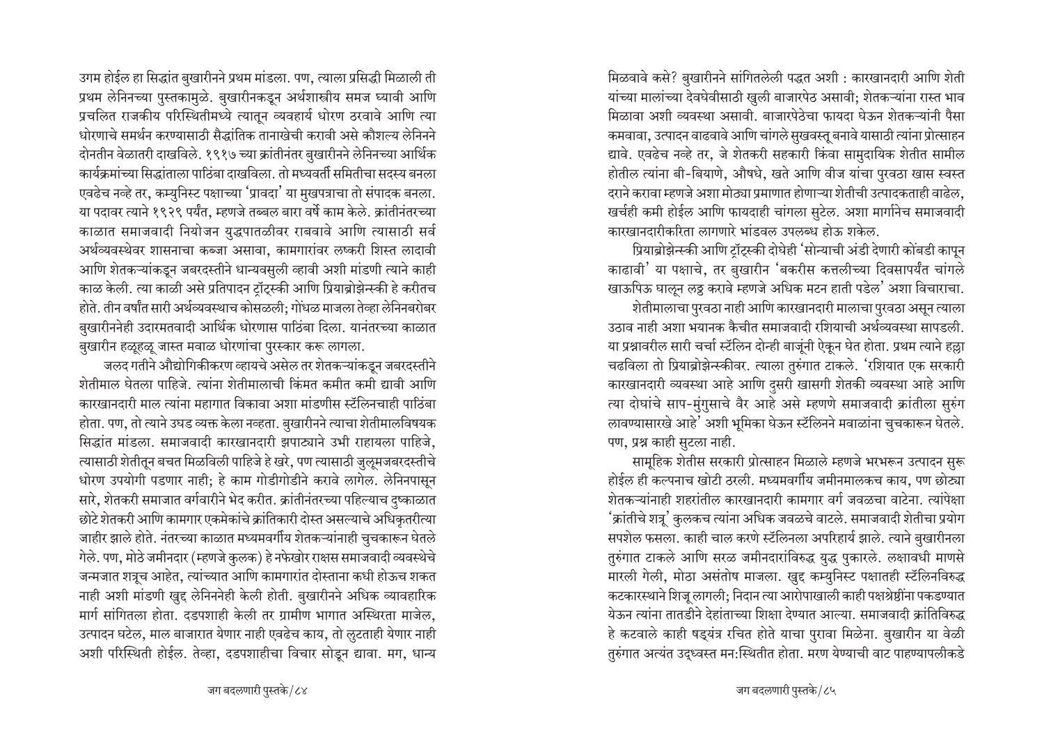उगम होईल हा सिद्धांत बुखारीनने प्रथम मांडला. पण, त्याला प्रसिद्धी मिळाली ती प्रथम लेनिनच्या पुस्तकामुळे. बुखारीनकडून अर्थशास्त्रीय समज घ्यावी आणि प्रचलित राजकीय परिस्थितीमध्ये त्यातून व्यवहार्य धोरण ठरवावे आणि त्या धोरणाचे समर्थन करण्यासाठी सैद्धांतिक ताणाखेची करावी असे कौशल्य लेनिनने दोनतीन वेळातरी दाखविले. १९१७ च्या क्रांतीनंतर बुखारीनने लेनिनच्या आर्थिक कार्यक्रमांच्या सिद्धांताला पाठिंबा दाखविला. तो मध्यवर्ती समितीचा सदस्य बनला एवढेच नव्हे तर, कम्युनिस्ट पक्षाच्या 'प्रावदा' या मुखपत्राचा तो संपादक बनला. या पदावर त्याने १९२९ पर्यंत, म्हणजे तब्बल बारा वर्षे काम केले. क्रांतीनंतरच्या काळात समाजवादी नियोजन युद्धपातळीवर राबवावे आणि त्यासाठी सर्व अर्थव्यवस्थेवर शासनाचा कब्जा असावा, कामगारांवर लष्करी शिस्त लादावी आणि शेतकऱ्यांकडून जबरदस्तीने धान्यवसुली व्हावी अशी मांडणी त्याने काही काळ केली. त्या काळी असे प्रतिपादन ट्रॉट्स्की आणि प्रियाब्रोझेन्स्की हे करीतच होते. तीन वर्षांत सारी अर्थव्यवस्थाच कोसळली; गोंधळ माजला तेव्हा लेनिनबरोबर बुखारीननेही उदारमतवादी आर्थिक धोरणास पाठिंबा दिला. यानंतरच्या काळात बुखारीन हळूहळू जास्त मवाळ धोरणांचा पुरस्कार करू लागला.

जलद गतीने औद्योगिकीकरण व्हायचे असेल तर शेतकऱ्यांकडून जबरदस्तीने शेतीमाल घेतला पाहिजे. त्यांना शेतीमालाची किंमत कमीत कमी द्यावी आणि कारखानदारी माल त्यांना महागात विकावा अशा मांडणीस स्टॅलिनचाही पाठिंबा होता. पण, तो त्याने उघड व्यक्त केला नव्हता. बुखारीनने त्याचा शेतीमालविषयक सिद्धांत मांडला. समाजवादी कारखानदारी झपाट्याने उभी राहायला पाहिजे, त्यासाठी शेतीतून बचत मिळविली पाहिजे हे खरे, पण त्यासाठी जुलूमजबरदस्तीचे धोरण उपयोगी पडणार नाही; हे काम गोडीगोडीने करावे लागेल. लेनिनपासून सारे, शेतकरी समाजात वर्गवारीने भेद करीत. क्रांतीनंतरच्या पहिल्याच दुष्काळात छोटे शेतकरी आणि कामगार एकमेकांचे क्रांतिकारी दोस्त असल्याचे अधिकृतरीत्या जाहीर झाले होते. नंतरच्या काळात मध्यमवर्गीय शेतकऱ्यांनाही चुचकारून घेतले गेले. पण, मोठे जमीनदार (म्हणजे कुलक) हे नफेखोर राक्षस समाजवादी व्यवस्थेचे जन्मजात शत्रूच आहेत, त्यांच्यात आणि कामगारांत दोस्ताना कधी होऊच शकत नाही अशी मांडणी खुद्द लेनिननेही केली होती. बुखारीनने अधिक व्यावहारिक मार्ग सांगितला होता. दडपशाही केली तर ग्रामीण भागात अस्थिरता माजेल, उत्पादन घटेल, माल बाजारात येणार नाही एवढेच काय, तो लुटताही येणार नाही अशी परिस्थिती होईल. तेव्हा, दडपशाहीचा विचार सोडून द्यावा. मग, धान्य मिळवावे कसे? बुखारीनने सांगितलेली पद्धत अशी : कारखानदारी आणि शेती यांच्या मालांच्या देवघेवीसाठी खुली बाजारपेठ असावी; शेतकऱ्यांना रास्त भाव मिळावा अशी व्यवस्था असावी. बाजारपेठेचा फायदा घेऊन शेतकऱ्यांनी पैसा कमवावा, उत्पादन वाढवावे आणि चांगले सुखवस्तू बनावे यासाठी त्यांना प्रोत्साहन द्यावे. एवढेच नव्हे तर, जे शेतकरी सहकारी किंवा सामुदायिक शेतीत सामील होतील त्यांना बी-बियाणे, औषधे, खते आणि वीज यांचा पुरवठा खास स्वस्त दराने करावा म्हणजे अशा मोठ्या प्रमाणात होणाऱ्या शेतीची उत्पादकताही वाढेल, खर्चही कमी होईल आणि फायदाही चांगला सुटेल. अशा मार्गानेच समाजवादी कारखानदारीकरिता लागणारे भांडवल उपलब्ध होऊ शकेल.

प्रियाब्रोझेन्स्की आणि ट्रॉट्स्की दोघेही 'सोन्याची अंडी देणारी कोंबडी कापून काढावी' या पक्षाचे, तर बुखारीन 'बकरीस कत्तलीच्या दिवसापर्यंत चांगले खाऊपिऊ घालून लठ्ठ करावे म्हणजे अधिक मटन हाती पडेल' अशा विचाराचा.

शेतीमालाचा पुरवठा नाही आणि कारखानदारी मालाचा पुरवठा असून त्याला उठाव नाही अशा भयानक कैचीत समाजवादी रशियाची अर्थव्यवस्था सापडली. या प्रश्नावरील सारी चर्चा स्टॅलिन दोन्ही बाजूंनी ऐकून घेत होता. प्रथम त्याने हल्ला चढविला तो प्रियाब्रोझेन्स्कीवर. त्याला तुरुंगात टाकले. 'रशियात एक सरकारी कारखानदारी व्यवस्था आहे आणि दुसरी खासगी शेतकी व्यवस्था आहे आणि त्या दोघांचे साप-मुंगुसाचे वैर आहे असे म्हणणे समाजवादी क्रांतीला सुरुंग लावण्यासारखे आहे' अशी भूमिका घेऊन स्टॅलिनने मवाळांना चुचकारून घेतले. पण, प्रश्न काही सुटला नाही.

सामूहिक शेतीस सरकारी प्रोत्साहन मिळाले म्हणजे भरभरून उत्पादन सुरू होईल ही कल्पनाच खोटी ठरली. मध्यमवर्गीय जमीनमालकच काय, पण छोट्या शेतकऱ्यांनाही शहरातील कारखानदारी कामगार वर्ग जवळचा वाटेना. त्यांपेक्षा 'क्रांतीचे शत्रू' कुलकच त्यांना अधिक जवळचे वाटले. समाजवादी शेतीचा प्रयोग सपशेल फसला. काही चाल करणे स्टॅलिनला अपरिहार्य झाले. त्याने बुखारीनला तुरुंगात टाकले आणि सरळ जमीनदारांविरुद्ध युद्ध पुकारले. लक्षावधी माणसे मारली गेली, मोठा असंतोष माजला. खुद्द कम्युनिस्ट पक्षातही स्टॅलिनविरुद्ध कटकारस्थाने शिजू लागली; निदान त्या आरोपाखाली काही पक्षश्रेष्ठींना पकडण्यात येऊन त्यांना तातडीने देहांताच्या शिक्षा देण्यात आल्या. समाजवादी क्रांतिविरुद्ध हे कटवाले काही षड्यंत्र रचित होते याचा पुरावा मिळेना. बुखारीन या वेळी तुरुंगात अत्यंत उद्ध्वस्त मनःस्थितीत होता. मरण येण्याची वाट पाहण्यापलीकडे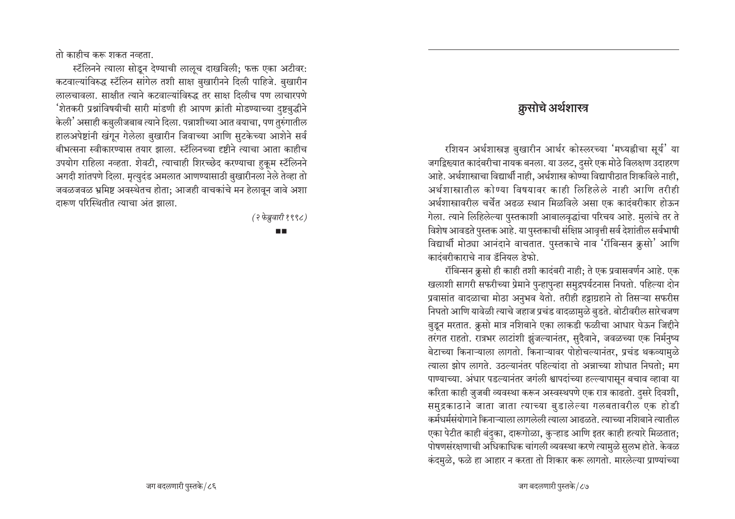तो काहीच करू शकत नव्हता.

स्टॅलिनने त्याला सोडून देण्याची लालूच दाखविली; फक्त एका अटीवर: कटवाल्यांविरुद्ध स्टॅलिन सांगेल तशी साक्ष बुखारीनने दिली पाहिजे. बुखारीन लालचावला. साक्षीत त्याने कटवाल्यांविरुद्ध तर साक्ष दिलीच पण लाचारपणे 'शेतकरी प्रश्नांविषयीची सारी मांडणी ही आपण क्रांती मोडण्याच्या दुष्टबुद्धीने केली' असाही कबुलीजबाब त्याने दिला. पन्नाशीच्या आत वयाचा, पण तुरुंगातील हालअपेष्टांनी खंगून गेलेला बुखारीन जिवाच्या आणि सुटकेच्या आशेने सर्व बीभत्सना स्वीकारण्यास तयार झाला. स्टॅलिनच्या दृष्टीने त्याचा आता काहीच उपयोग राहिला नव्हता. शेवटी, त्याचाही शिरच्छेद करण्याचा हुकूम स्टॅलिनने अगदी शांतपणे दिला. मृत्युदंड अमलात आणण्यासाठी बुखारीनला नेले तेव्हा तो जवळजवळ भ्रमिष्ट अवस्थेतच होता; आजही वाचकांचे मन हेलावून जावे अशा दारूण परिस्थितीत त्याचा अंत झाला.

*(२ फेब्रुवारी १९९८)*

■■

## क्रुसोचे अर्थशास्त्र

रशियन अर्थशास्त्रज्ञ बुखारीन आर्थर कोस्लरच्या 'मध्यह्नीचा सूर्य' या जगद्विख्यात कादंबरीचा नायक बनला. या उलट, दुसरे एक मोठे विलक्षण उदाहरण आहे. अर्थशास्त्राचा विद्यार्थी नाही, अर्थशास्त्र कोण्या विद्यापीठात शिकविले नाही, अर्थशास्त्रातील कोण्या विषयावर काही लिहिलेले नाही आणि तरीही अर्थशास्त्रावरील चर्चेत अढळ स्थान मिळविले असा एक कादंबरीकार होऊन गेला. त्याने लिहिलेल्या पुस्तकाशी आबालवृद्धांचा परिचय आहे. मुलांचे तर ते विशेष आवडते पुस्तक आहे. या पुस्तकाची संक्षिप्त आवृत्ती सर्व देशांतील सर्वभाषी विद्यार्थी मोठ्या आनंदाने वाचतात. पुस्तकाचे नाव 'रॉबिन्सन क्रुसो' आणि कादंबरीकाराचे नाव डॅनियल डेफो.

रॉबिन्सन क्रुसो ही काही तशी कादंबरी नाही; ते एक प्रवासवर्णन आहे. एक खलाशी सागरी सफरीच्या प्रेमाने पुन्हापुन्हा समुद्रपर्यटनास निघतो. पहिल्या दोन प्रवासांत वादळाचा मोठा अनुभव येतो. तरीही हट्टाग्रहाने तो तिसऱ्या सफरीस निघतो आणि यावेळी त्याचे जहाज प्रचंड वादळामुळे बुडते. बोटीवरील सारेचजण बुडून मरतात. क्रुसो मात्र नशिबाने एका लाकडी फळीचा आधार घेऊन जिद्दीने तरंगत राहतो. रात्रभर लाटांशी झुंजल्यानंतर, सुदैवाने, जवळच्या एक निर्मनुष्य बेटाच्या किनाऱ्याला लागतो. किनाऱ्यावर पोहोचल्यानंतर, प्रचंड थकव्यामुळे त्याला झोप लागते. उठल्यानंतर पहिल्यांदा तो अन्नाच्या शोधात निघतो; मग पाण्याच्या. अंधार पडल्यानंतर जगंली श्वापदांच्या हल्ल्यापासून बचाव व्हावा या करिता काही जुजबी व्यवस्था करून अस्वस्थपणे एक रात्र काढतो. दुसरे दिवशी, समुद्रकाठाने जाता जाता त्याच्या बुडालेल्या गलबतावरील एक होडी कर्मधर्मसंयोगाने किनाऱ्याला लागलेली त्याला आढळते. त्याच्या नशिबाने त्यातील एका पेटीत काही बंदुका, दारूगोळा, कुऱ्हाड आणि इतर काही हत्यारे मिळतात; पोषणसंरक्षणाची अधिकाधिक चांगली व्यवस्था करणे त्यामुळे सुलभ होते. केवळ कंदमुळे, फळे हा आहार न करता तो शिकार करू लागतो. मारलेल्या प्राण्यांच्या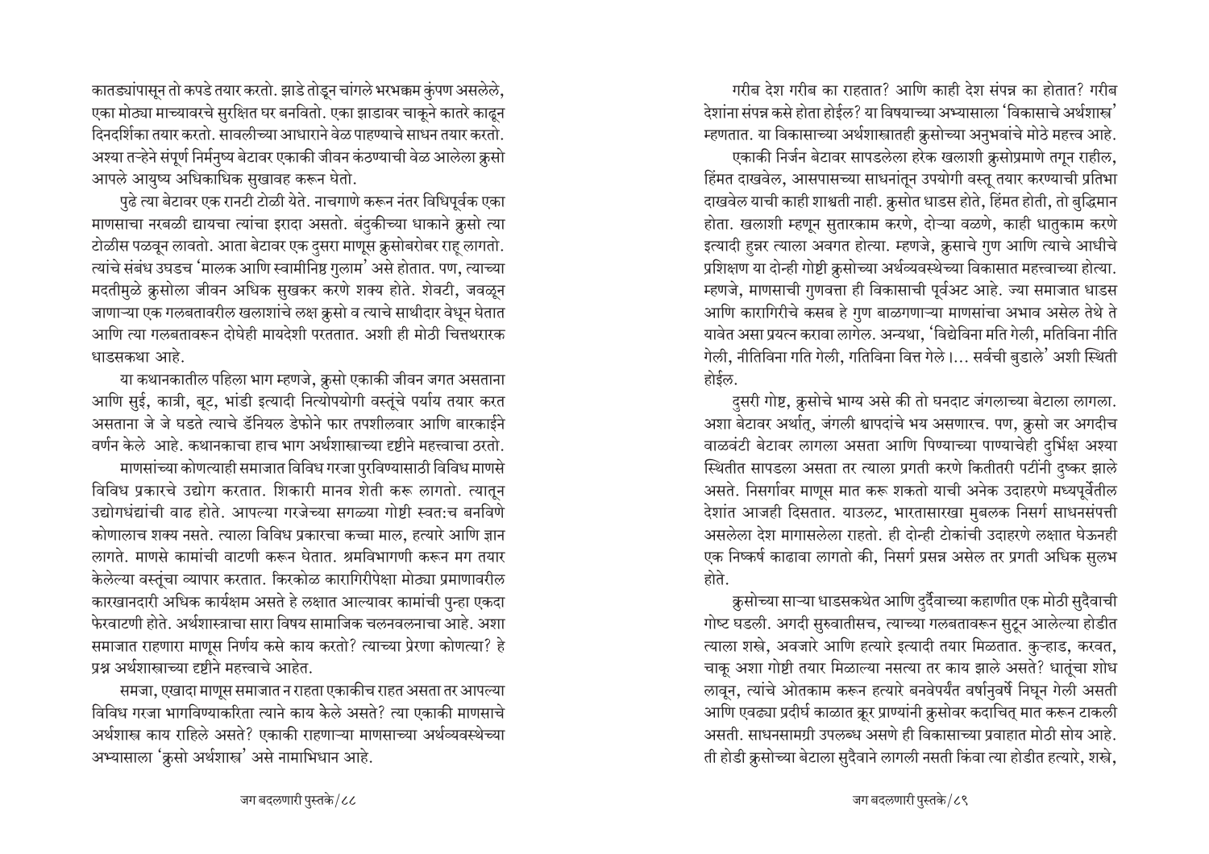कातड्यांपासून तो कपडे तयार करतो. झाडे तोडून चांगले भरभक्कम कुंपण असलेले, एका मोठ्या माच्यावरचे सुरक्षित घर बनवितो. एका झाडावर चाकूने कातरे काढून दिनदर्शिका तयार करतो. सावलीच्या आधाराने वेळ पाहण्याचे साधन तयार करतो. अश्या तऱ्हेने संपूर्ण निर्मनुष्य बेटावर एकाकी जीवन कंठण्याची वेळ आलेला क्रुसो आपले आयुष्य अधिकाधिक सुखावह करून घेतो.

पुढे त्या बेटावर एक रानटी टोळी येते. नाचगाणे करून नंतर विधिपूर्वक एका माणसाचा नरबळी द्यायचा त्यांचा इरादा असतो. बंदुकीच्या धाकाने क्रुसो त्या टोळीस पळवून लावतो. आता बेटावर एक दुसरा माणूस क्रुसोबरोबर राहू लागतो. त्यांचे संबंध उघडच 'मालक आणि स्वामीनिष्ठ गुलाम' असे होतात. पण, त्याच्या मदतीमुळे क्रुसोला जीवन अधिक सुखकर करणे शक्य होते. शेवटी, जवळून जाणाऱ्या एक गलबतावरील खलाशांचे लक्ष क्रुसो व त्याचे साथीदार वेधून घेतात आणि त्या गलबतावरून दोघेही मायदेशी परततात. अशी ही मोठी चित्तथरारक धाडसकथा आहे.

या कथानकातील पहिला भाग म्हणजे, क्रुसो एकाकी जीवन जगत असताना आणि सुई, कात्री, बूट, भांडी इत्यादी नित्योपयोगी वस्तूंचे पर्याय तयार करत असताना जे जे घडते त्याचे डॅनियल डेफोने फार तपशीलवार आणि बारकाईने वर्णन केले आहे. कथानकाचा हाच भाग अर्थशास्त्राच्या दृष्टीने महत्त्वाचा ठरतो.

माणसांच्या कोणत्याही समाजात विविध गरजा पुरविण्यासाठी विविध माणसे विविध प्रकारचे उद्योग करतात. शिकारी मानव शेती करू लागतो. त्यातून उद्योगधंद्यांची वाढ होते. आपल्या गरजेच्या सगळ्या गोष्टी स्वतःच बनविणे कोणालाच शक्य नसते. त्याला विविध प्रकारचा कच्चा माल, हत्यारे आणि ज्ञान लागते. माणसे कामांची वाटणी करून घेतात. श्रमविभागणी करून मग तयार केलेल्या वस्तूंचा व्यापार करतात. किरकोळ कारागिरीपेक्षा मोठ्या प्रमाणावरील कारखानदारी अधिक कार्यक्षम असते हे लक्षात आल्यावर कामांची पुन्हा एकदा फेरवाटणी होते. अर्थशास्त्राचा सारा विषय सामाजिक चलनवलनाचा आहे. अशा समाजात राहणारा माणूस निर्णय कसे काय करतो? त्याच्या प्रेरणा कोणत्या? हे प्रश्न अर्थशास्त्राच्या दृष्टीने महत्त्वाचे आहेत.

समजा, एखादा माणूस समाजात न राहता एकाकीच राहत असता तर आपल्या विविध गरजा भागविण्याकरिता त्याने काय केले असते? त्या एकाकी माणसाचे अर्थशास्त्र काय राहिले असते? एकाकी राहणाऱ्या माणसाच्या अर्थव्यवस्थेच्या अभ्यासाला 'क्रुसो अर्थशास्त्र' असे नामाभिधान आहे.

गरीब देश गरीब का राहतात? आणि काही देश संपन्न का होतात? गरीब देशांना संपन्न कसे होता होईल? या विषयाच्या अभ्यासाला 'विकासाचे अर्थशास्त्र' म्हणतात. या विकासाच्या अर्थशास्त्रातही क्रुसोच्या अनुभवांचे मोठे महत्त्व आहे.

एकाकी निर्जन बेटावर सापडलेला हरेक खलाशी क्रुसोप्रमाणे तगून राहील, हिंमत दाखवेल, आसपासच्या साधनांतून उपयोगी वस्तू तयार करण्याची प्रतिभा दाखवेल याची काही शाश्वती नाही. क्रुसोत धाडस होते, हिंमत होती, तो बुद्धिमान होता. खलाशी म्हणून सुतारकाम करणे, दोऱ्या वळणे, काही धातुकाम करणे इत्यादी हुन्नर त्याला अवगत होत्या. म्हणजे, क्रुसाचे गुण आणि त्याचे आधीचे प्रशिक्षण या दोन्ही गोष्टी क्रुसोच्या अर्थव्यवस्थेच्या विकासात महत्त्वाच्या होत्या. म्हणजे, माणसाची गुणवत्ता ही विकासाची पूर्वअट आहे. ज्या समाजात धाडस आणि कारागिरीचे कसब हे गुण बाळगणाऱ्या माणसांचा अभाव असेल तेथे ते यावेत असा प्रयत्न करावा लागेल. अन्यथा, 'विद्येविना मति गेली, मतिविना नीति गेली, नीतिविना गति गेली, गतिविना वित्त गेले।... सर्वची बुडाले' अशी स्थिती होईल.

दुसरी गोष्ट, क्रुसोचे भाग्य असे की तो घनदाट जंगलाच्या बेटाला लागला. अशा बेटावर अर्थात्, जंगली श्वापदांचे भय असणारच. पण, क्रुसो जर अगदीच वाळवंटी बेटावर लागला असता आणि पिण्याच्या पाण्याचेही दुर्भिक्ष अश्या स्थितीत सापडला असता तर त्याला प्रगती करणे कितीतरी पटींनी दुष्कर झाले असते. निसर्गावर माणूस मात करू शकतो याची अनेक उदाहरणे मध्यपूर्वेतील देशांत आजही दिसतात. याउलट, भारतासारखा मुबलक निसर्ग साधनसंपत्ती असलेला देश मागासलेला राहतो. ही दोन्ही टोकांची उदाहरणे लक्षात घेऊनही एक निष्कर्ष काढावा लागतो की, निसर्ग प्रसन्न असेल तर प्रगती अधिक सुलभ होते.

क्रुसोच्या साऱ्या धाडसकथेत आणि दुर्दैवाच्या कहाणीत एक मोठी सुदैवाची गोष्ट घडली. अगदी सुरुवातीसच, त्याच्या गलबतावरून सुटून आलेल्या होडीत त्याला शस्त्रे, अवजारे आणि हत्यारे इत्यादी तयार मिळतात. कुऱ्हाड, करवत, चाकू अशा गोष्टी तयार मिळाल्या नसत्या तर काय झाले असते? धातूंचा शोध लावून, त्यांचे ओतकाम करून हत्यारे बनवेपर्यंत वर्षानुवर्षे निघून गेली असती आणि एवढ्या प्रदीर्घ काळात क्रूर प्राण्यांनी क्रुसोवर कदाचित् मात करून टाकली असती. साधनसामग्री उपलब्ध असणे ही विकासाच्या प्रवाहात मोठी सोय आहे. ती होडी क्रुसोच्या बेटाला सुदैवाने लागली नसती किंवा त्या होडीत हत्यारे, शस्त्रे,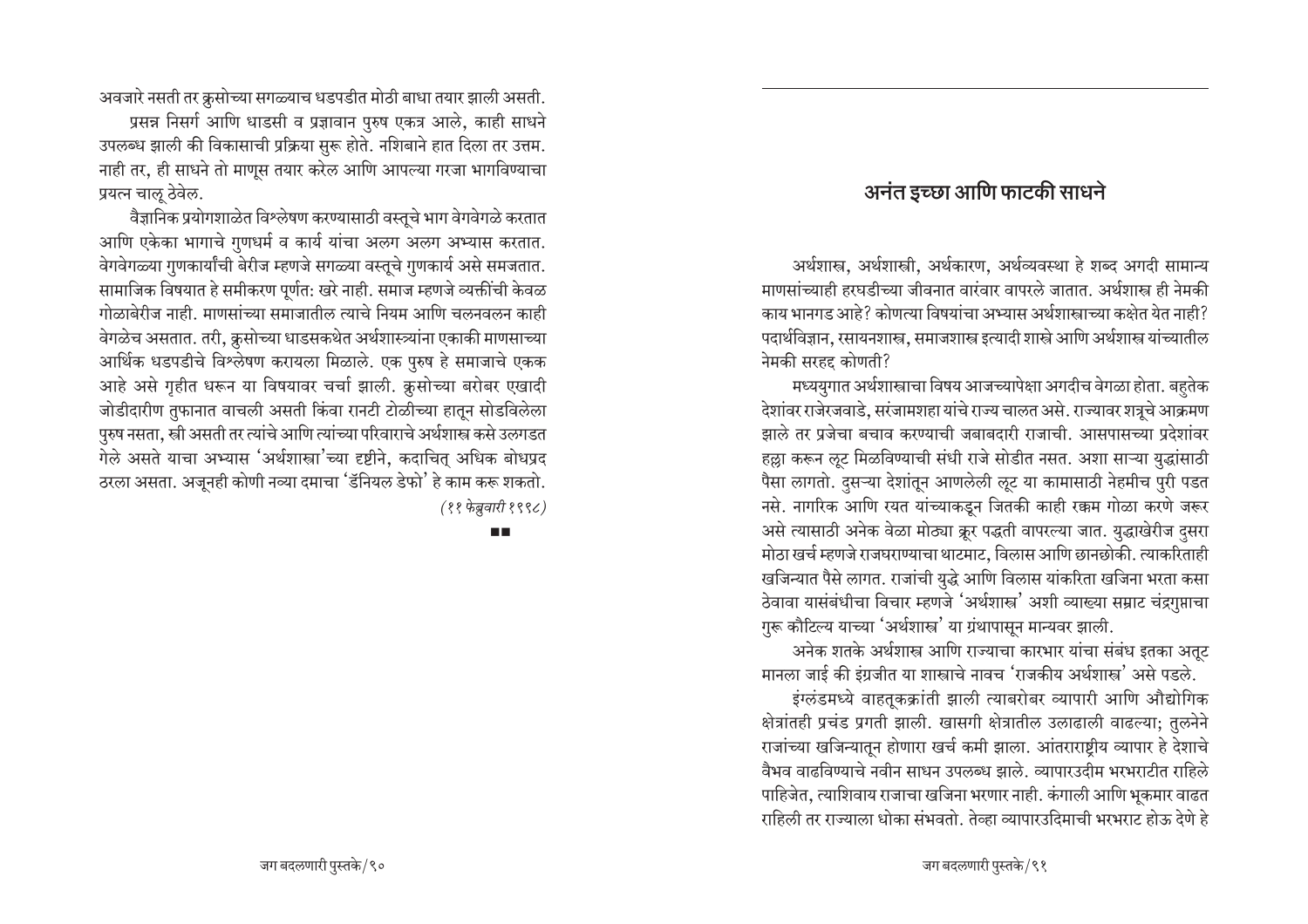अवजारे नसती तर क्रुसोच्या सगळ्याच धडपडीत मोठी बाधा तयार झाली असती.

प्रसन्न निसर्ग आणि धाडसी व प्रज्ञावान पुरुष एकत्र आले, काही साधने उपलब्ध झाली की विकासाची प्रक्रिया सुरू होते. नशिबाने हात दिला तर उत्तम. नाही तर, ही साधने तो माणूस तयार करेल आणि आपल्या गरजा भागविण्याचा प्रयत्न चालू ठेवेल.

वैज्ञानिक प्रयोगशाळेत विश्लेषण करण्यासाठी वस्तूचे भाग वेगवेगळे करतात आणि एकेका भागाचे गुणधर्म व कार्य यांचा अलग अलग अभ्यास करतात. वेगवेगळ्या गुणकार्यांची बेरीज म्हणजे सगळ्या वस्तूचे गुणकार्य असे समजतात. सामाजिक विषयात हे समीकरण पूर्णत: खरे नाही. समाज म्हणजे व्यक्तींची केवळ गोळाबेरीज नाही. माणसांच्या समाजातील त्याचे नियम आणि चलनवलन काही वेगळेच असतात. तरी, क्रुसोच्या धाडसकथेत अर्थशास्त्र्यांना एकाकी माणसाच्या आर्थिक धडपडीचे विश्लेषण करायला मिळाले. एक पुरुष हे समाजाचे एकक आहे असे गृहीत धरून या विषयावर चर्चा झाली. क्रुसोच्या बरोबर एखादी जोडीदारीण तुफानात वाचली असती किंवा रानटी टोळीच्या हातून सोडविलेला पुरुष नसता, स्त्री असती तर त्यांचे आणि त्यांच्या परिवाराचे अर्थशास्त्र कसे उलगडत गेले असते याचा अभ्यास 'अर्थशास्त्रा'च्या दृष्टीने, कदाचित् अधिक बोधप्रद ठरला असता. अजूनही कोणी नव्या दमाचा 'डॅनियल डेफो' हे काम करू शकतो.

*(११ फेब्रुवारी १९९८)*

■■

# अनंत इच्छा आणि फाटकी साधने

अर्थशास्त्र, अर्थशास्त्री, अर्थकारण, अर्थव्यवस्था हे शब्द अगदी सामान्य माणसांच्याही हरघडीच्या जीवनात वारंवार वापरले जातात. अर्थशास्त्र ही नेमकी काय भानगड आहे? कोणत्या विषयांचा अभ्यास अर्थशास्त्राच्या कक्षेत येत नाही? पदार्थविज्ञान, रसायनशास्त्र, समाजशास्त्र इत्यादी शास्त्रे आणि अर्थशास्त्र यांच्यातील नेमकी सरहद्द कोणती?

मध्ययुगात अर्थशास्त्राचा विषय आजच्यापेक्षा अगदीच वेगळा होता. बहुतेक देशांवर राजेरजवाडे, सरंजामशहा यांचे राज्य चालत असे. राज्यावर शत्रूचे आक्रमण झाले तर प्रजेचा बचाव करण्याची जबाबदारी राजाची. आसपासच्या प्रदेशांवर हल्ला करून लूट मिळविण्याची संधी राजे सोडीत नसत. अशा साऱ्या युद्धांसाठी पैसा लागतो. दुसऱ्या देशांतून आणलेली लूट या कामासाठी नेहमीच पुरी पडत नसे. नागरिक आणि रयत यांच्याकडून जितकी काही रक्कम गोळा करणे जरूर असे त्यासाठी अनेक वेळा मोठ्या क्रूर पद्धती वापरल्या जात. युद्धाखेरीज दुसरा मोठा खर्च म्हणजे राजघराण्याचा थाटमाट, विलास आणि छानछोकी. त्याकरिताही खजिन्यात पैसे लागत. राजांची युद्धे आणि विलास यांकरिता खजिना भरता कसा ठेवावा यासंबंधीचा विचार म्हणजे 'अर्थशास्त्र' अशी व्याख्या सम्राट चंद्रगुप्ताचा गुरू कौटिल्य याच्या 'अर्थशास्त्र' या ग्रंथापासून मान्यवर झाली.

अनेक शतके अर्थशास्त्र आणि राज्याचा कारभार यांचा संबंध इतका अतूट मानला जाई की इंग्रजीत या शास्त्राचे नावच 'राजकीय अर्थशास्त्र' असे पडले.

इंग्लंडमध्ये वाहतूकक्रांती झाली त्याबरोबर व्यापारी आणि औद्योगिक क्षेत्रांतही प्रचंड प्रगती झाली. खासगी क्षेत्रातील उलाढाली वाढल्या; तुलनेने राजांच्या खजिन्यातून होणारा खर्च कमी झाला. आंतरराष्ट्रीय व्यापार हे देशाचे वैभव वाढविण्याचे नवीन साधन उपलब्ध झाले. व्यापारउदीम भरभराटीत राहिले पाहिजेत, त्याशिवाय राजाचा खजिना भरणार नाही. कंगाली आणि भूकमार वाढत राहिली तर राज्याला धोका संभवतो. तेव्हा व्यापारउदिमाची भरभराट होऊ देणे हे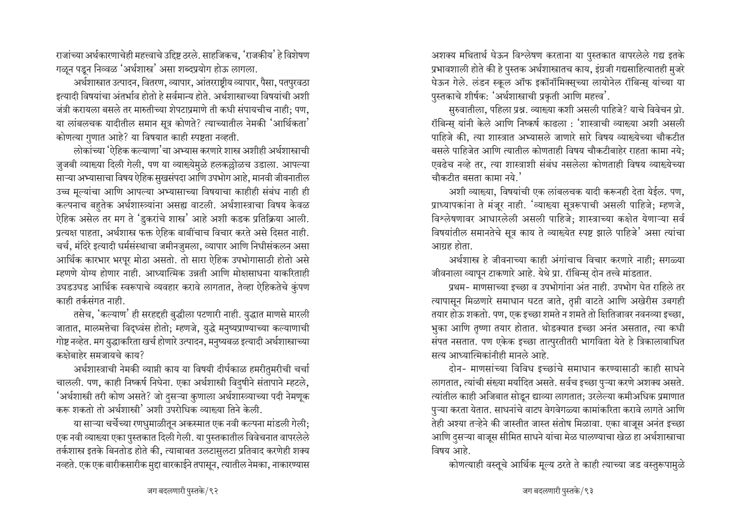राजांच्या अर्थकारणाचेही महत्त्वाचे उद्दिष्ट ठरले. साहजिकच, 'राजकीय' हे विशेषण गळून पडून निव्वळ 'अर्थशास्त्र' असा शब्दप्रयोग होऊ लागला.

अर्थशास्त्रात उत्पादन, वितरण, व्यापार, आंतरराष्ट्रीय व्यापार, पैसा, पतपुरवठा इत्यादी विषयांचा अंतर्भाव होतो हे सर्वमान्य होते. अर्थशास्त्राच्या विषयांची अशी जंत्री करायला बसले तर मारुतीच्या शेपटाप्रमाणे ती कधी संपायचीच नाही; पण, या लांबलचक यादीतील समान सूत्र कोणते? त्याच्यातील नेमकी 'आर्थिकता' कोणत्या गुणात आहे? या विषयात काही स्पष्टता नव्हती.

लोकांच्या 'ऐहिक कल्याणा'चा अभ्यास करणारे शास्त्र अशीही अर्थशास्त्राची जुजबी व्याख्या दिली गेली, पण या व्याख्येमुळे हलकल्लोळच उडाला. आपल्या साऱ्या अभ्यासाचा विषय ऐहिक सुखसंपदा आणि उपभोग आहे, मानवी जीवनातील उच्च मूल्यांचा आणि आपल्या अभ्यासाच्या विषयाचा काहीही संबंध नाही ही कल्पनाच बहुतेक अर्थशास्त्र्यांना असह्य वाटली. अर्थशास्त्राचा विषय केवळ ऐहिक असेल तर मग ते 'डुकरांचे शास्त्र' आहे अशी कडक प्रतिक्रिया आली. प्रत्यक्ष पाहता, अर्थशास्त्र फक्त ऐहिक बाबींचाच विचार करते असे दिसत नाही. चर्च, मंदिरे इत्यादी धर्मसंस्थाचा जमीनजुमला, व्यापार आणि निधीसंकलन असा आर्थिक कारभार भरपूर मोठा असतो. तो सारा ऐहिक उपभोगासाठी होतो असे म्हणणे योग्य होणार नाही. आध्यात्मिक उन्नती आणि मोक्षसाधना याकरिताही उघडउघड आर्थिक स्वरूपाचे व्यवहार करावे लागतात, तेव्हा ऐहिकतेचे कुंपण काही तर्कसंगत नाही.

तसेच, 'कल्याण' ही सरहद्दही बुद्धीला पटणारी नाही. युद्धात माणसे मारली जातात, मालमत्तेचा विद्ध्वंस होतो; म्हणजे, युद्धे मनुष्यप्राण्याच्या कल्याणाची गोष्ट नव्हेत. मग युद्धाकरिता खर्च होणारे उत्पादन, मनुष्यबळ इत्यादी अर्थशास्त्राच्या कक्षेबाहेर समजायचे काय?

अर्थशास्त्राची नेमकी व्याप्ती काय या विषयी दीर्घकाळ हमरीतुमरीची चर्चा चालली. पण, काही निष्कर्ष निघेना. एका अर्थशास्त्री विदुषीने संतापाने म्हटले, 'अर्थशास्त्री तरी कोण असते? जो दुसऱ्या कुणाला अर्थशास्त्र्याच्या पदी नेमणूक करू शकतो तो अर्थशास्त्री' अशी उपरोधिक व्याख्या तिने केली.

या साऱ्या चर्चेच्या रणधुमाळीतून अकस्मात एक नवी कल्पना मांडली गेली; एक नवी व्याख्या एका पुस्तकात दिली गेली. या पुस्तकातील विवेचनात वापरलेले तर्कशास्त्र इतके बिनतोड होते की, त्याबाबत उलटासुलटा प्रतिवाद करणेही शक्य नव्हते. एक एक बारीकसारीक मुद्दा बारकाईने तपासून, त्यातील नेमका, नाकारण्यास अशक्य मथितार्थ घेऊन विश्लेषण करताना या पुस्तकात वापरलेले गद्य इतके प्रभावशाली होते की हे पुस्तक अर्थशास्त्रातच काय, इंग्रजी गद्यसाहित्यातही मुजरे घेऊन गेले. लंडन स्कूल ऑफ इकॉनॉमिक्सच्या लायोनेल रॉबिन्स् यांच्या या पुस्तकाचे शीर्षक: 'अर्थशास्त्राची प्रकृती आणि महत्त्व'.

सुरुवातीला, पहिला प्रश्न. व्याख्या कशी असली पाहिजे? याचे विवेचन प्रो. रॉबिन्स् यांनी केले आणि निष्कर्ष काढला : 'शास्त्राची व्याख्या अशी असली पाहिजे की, त्या शास्त्रात अभ्यासले जाणारे सारे विषय व्याख्येच्या चौकटीत बसले पाहिजेत आणि त्यातील कोणताही विषय चौकटीबाहेर राहता कामा नये; एवढेच नव्हे तर, त्या शास्त्राशी संबंध नसलेला कोणताही विषय व्याख्येच्या चौकटीत बसता कामा नये.'

अशी व्याख्या, विषयांची एक लांबलचक यादी करूनही देता येईल. पण, प्राध्यापकांना ते मंजूर नाही. 'व्याख्या सूत्ररूपाची असली पाहिजे; म्हणजे, विश्लेषणावर आधारलेली असली पाहिजे; शास्त्राच्या कक्षेत येणाऱ्या सर्व विषयांतील समानतेचे सूत्र काय ते व्याख्येत स्पष्ट झाले पाहिजे' असा त्यांचा आग्रह होता.

अर्थशास्त्र हे जीवनाच्या काही अंगांचाच विचार करणारे नाही; सगळ्या जीवनाला व्यापून टाकणारे आहे. येथे प्रा. रॉबिन्स् दोन तत्त्वे मांडतात.

प्रथम- माणसाच्या इच्छा व उपभोगांना अंत नाही. उपभोग घेत राहिले तर त्यापासून मिळणारे समाधान घटत जाते, तृप्ती वाटते आणि अखेरीस उबगही तयार होऊ शकतो. पण, एक इच्छा शमते न शमते तो क्षितिजावर नवनव्या इच्छा, भुका आणि तृष्णा तयार होतात. थोडक्यात इच्छा अनंत असतात, त्या कधी संपत नसतात. पण एकेक इच्छा तात्पुरतीतरी भागविता येते हे त्रिकालाबाधित सत्य आध्यात्मिकांनीही मानले आहे.

दोन- माणसांच्या विविध इच्छांचे समाधान करण्यासाठी काही साधने लागतात, त्यांची संख्या मर्यादित असते. सर्वच इच्छा पुऱ्या करणे अशक्य असते. त्यांतील काही अजिबात सोडून द्याव्या लागतात; उरलेल्या कमीअधिक प्रमाणात पुऱ्या करता येतात. साधनांचे वाटप वेगवेगळ्या कामांकरिता करावे लागते आणि तेही अश्या तऱ्हेने की जास्तीत जास्त संतोष मिळावा. एका बाजूस अनंत इच्छा आणि दुसऱ्या बाजूस सीमित साधने यांचा मेळ घालण्याचा खेळ हा अर्थशास्त्राचा विषय आहे.

कोणत्याही वस्तूचे आर्थिक मूल्य ठरते ते काही त्याच्या जड वस्तुरूपामुळे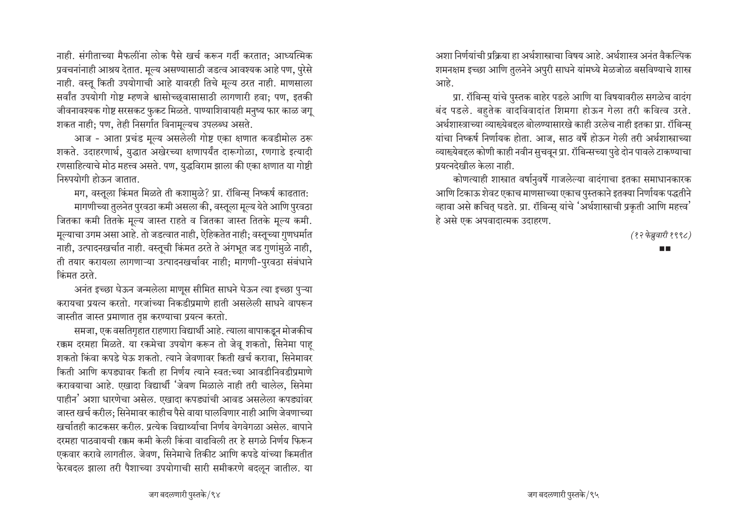नाही. संगीताच्या मैफलींना लोक पैसे खर्च करून गर्दी करतात; आध्यत्मिक प्रवचनांनाही आश्रय देतात. मूल्य असण्यासाठी जडत्व आवश्यक आहे पण, पुरेसे नाही. वस्तू किती उपयोगाची आहे यावरही तिचे मूल्य ठरत नाही. माणसाला सर्वांत उपयोगी गोष्ट म्हणजे श्वासोच्छ्वासासाठी लागणारी हवा; पण, इतकी जीवनावश्यक गोष्ट सरसकट फुकट मिळते. पाण्याशिवायही मनुष्य फार काळ जगू शकत नाही; पण, तेही निसर्गात विनामूल्यच उपलब्ध असते.

आज - आता प्रचंड मूल्य असलेली गोष्ट एका क्षणात कवडीमोल ठरू शकते. उदाहरणार्थ, युद्धात अखेरच्या क्षणापर्यंत दारूगोळा, रणगाडे इत्यादी रणसाहित्याचे मोठ महत्त्व असते. पण, युद्धविराम झाला की एका क्षणात या गोष्टी निरुपयोगी होऊन जातात.

मग, वस्तूला किंमत मिळते ती कशामुळे? प्रा. रॉबिन्स् निष्कर्ष काढतात:

मागणीच्या तुलनेत पुरवठा कमी असला की, वस्तूला मूल्य येते आणि पुरवठा जितका कमी तितके मूल्य जास्त राहते व जितका जास्त तितके मूल्य कमी. मूल्याचा उगम असा आहे. तो जडत्वात नाही, ऐहिकतेत नाही; वस्तूच्या गुणधर्मात नाही, उत्पादनखर्चात नाही. वस्तूची किंमत ठरते ते अंगभूत जड गुणांमुळे नाही, ती तयार करायला लागणाऱ्या उत्पादनखर्चावर नाही; मागणी-पुरवठा संबंधाने किंमत ठरते.

अनंत इच्छा घेऊन जन्मलेला माणूस सीमित साधने घेऊन त्या इच्छा पुऱ्या करायचा प्रयत्न करतो. गरजांच्या निकडीप्रमाणे हाती असलेली साधने वापरून जास्तीत जास्त प्रमाणात तृप्त करण्याचा प्रयत्न करतो.

समजा, एक वसतिगृहात राहणारा विद्यार्थी आहे. त्याला बापाकडून मोजकीच रक्कम दरमहा मिळते. या रकमेचा उपयोग करून तो जेवू शकतो, सिनेमा पाहू शकतो किंवा कपडे घेऊ शकतो. त्याने जेवणावर किती खर्च करावा, सिनेमावर किती आणि कपड्यावर किती हा निर्णय त्याने स्वत:च्या आवडीनिवडीप्रमाणे करावयाचा आहे. एखादा विद्यार्थी 'जेवण मिळाले नाही तरी चालेल, सिनेमा पाहीन' अशा धारणेचा असेल. एखादा कपड्यांची आवड असलेला कपड्यांवर जास्त खर्च करील; सिनेमावर काहीच पैसे वाया घालविणार नाही आणि जेवणाच्या खर्चातही काटकसर करील. प्रत्येक विद्यार्थ्याचा निर्णय वेगवेगळा असेल. बापाने दरमहा पाठवायची रक्कम कमी केली किंवा वाढविली तर हे सगळे निर्णय फिरून एकवार करावे लागतील. जेवण, सिनेमाचे तिकीट आणि कपडे यांच्या किमतीत फेरबदल झाला तरी पैशाच्या उपयोगाची सारी समीकरणे बदलून जातील. या अशा निर्णयांची प्रक्रिया हा अर्थशास्त्राचा विषय आहे. अर्थशास्त्र अनंत वैकल्पिक शमनक्षम इच्छा आणि तुलनेने अपुरी साधने यांमध्ये मेळजोळ बसविण्याचे शास्त्र आहे.

प्रा. रॉबिन्स् यांचे पुस्तक बाहेर पडले आणि या विषयावरील सगळेच वादंग बंद पडले. बहुतेक वादविवादांत शिमगा होऊन गेला तरी कवित्व उरते. अर्थशास्त्राच्या व्याख्येबद्दल बोलण्यासारखे काही उरलेच नाही इतका प्रा. रॉबिन्स् यांचा निष्कर्ष निर्णायक होता. आज, साठ वर्षे होऊन गेली तरी अर्थशास्त्राच्या व्याख्येबद्दल कोणी काही नवीन सुचवून प्रा. रॉबिन्सच्या पुढे दोन पावले टाकण्याचा प्रयत्नदेखील केला नाही.

कोणत्याही शास्त्रात वर्षानुवर्षे गाजलेल्या वादंगाचा इतका समाधानकारक आणि टिकाऊ शेवट एकाच माणसाच्या एकाच पुस्तकाने इतक्या निर्णायक पद्धतीने व्हावा असे क्वचित् घडते. प्रा. रॉबिन्स् यांचे 'अर्थशास्त्राची प्रकृती आणि महत्त्व' हे असे एक अपवादात्मक उदाहरण.

*(१२ फेब्रुवारी १९९८)*

■■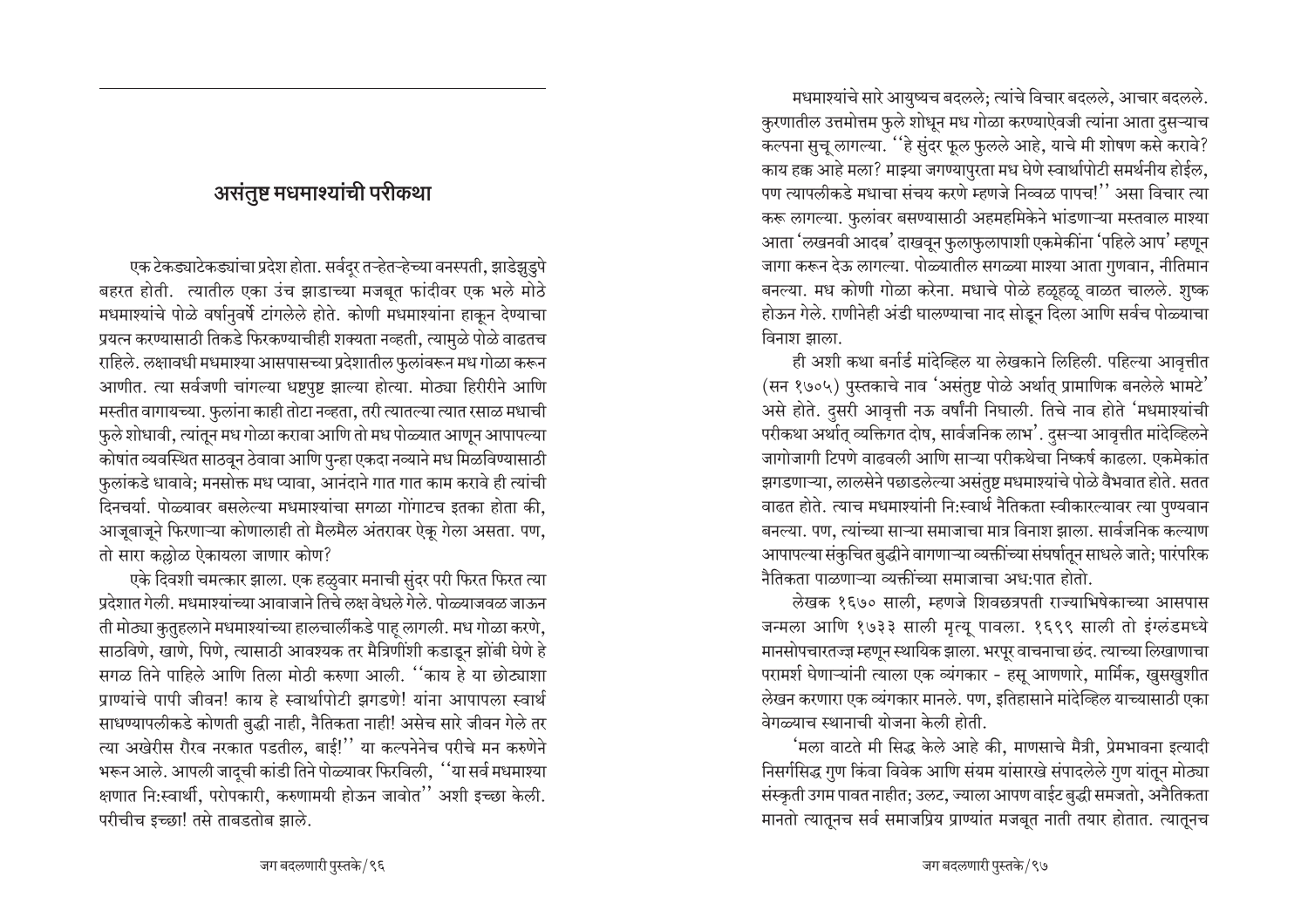## असंतुष्ट मधमाश्यांची परीकथा

एक टेकड्याटेकड्यांचा प्रदेश होता. सर्वदूर तऱ्हेतऱ्हेच्या वनस्पती, झाडेझुडपे बहरत होती. त्यातील एका उंच झाडाच्या मजबूत फांदीवर एक भले मोठे मधमाश्यांचे पोळे वर्षानुवर्षे टांगलेले होते. कोणी मधमाश्यांना हाकून देण्याचा प्रयत्न करण्यासाठी तिकडे फिरकण्याचीही शक्यता नव्हती, त्यामुळे पोळे वाढतच राहिले. लक्षावधी मधमाश्या आसपासच्या प्रदेशातील फुलांवरून मध गोळा करून आणीत. त्या सर्वजणी चांगल्या धष्टपुष्ट झाल्या होत्या. मोठ्या हिरीरीने आणि मस्तीत वागायच्या. फुलांना काही तोटा नव्हता, तरी त्यातल्या त्यात रसाळ मधाची फुले शोधावी, त्यांतून मध गोळा करावा आणि तो मध पोळ्यात आणून आपापल्या कोषांत व्यवस्थित साठवून ठेवावा आणि पुन्हा एकदा नव्याने मध मिळविण्यासाठी फुलांकडे धावावे; मनसोक्त मध प्यावा, आनंदाने गात गात काम करावे ही त्यांची दिनचर्या. पोळ्यावर बसलेल्या मधमाश्यांचा सगळा गोंगाटच इतका होता की, आजूबाजूने फिरणाऱ्या कोणालाही तो मैलमैल अंतरावर ऐकू गेला असता. पण, तो सारा कल्लोळ ऐकायला जाणार कोण?

एके दिवशी चमत्कार झाला. एक हळुवार मनाची सुंदर परी फिरत फिरत त्या प्रदेशात गेली. मधमाश्यांच्या आवाजाने तिचे लक्ष वेधले गेले. पोळ्याजवळ जाऊन ती मोठ्या कुतुहलाने मधमाश्यांच्या हालचालींकडे पाहू लागली. मध गोळा करणे, साठविणे, खाणे, पिणे, त्यासाठी आवश्यक तर मैत्रिणींशी कडाडून झोंबी घेणे हे सगळ तिने पाहिले आणि तिला मोठी करुणा आली. ''काय हे या छोट्याशा प्राण्यांचे पापी जीवन! काय हे स्वार्थापोटी झगडणे! यांना आपापला स्वार्थ साधण्यापलीकडे कोणती बुद्धी नाही, नैतिकता नाही! असेच सारे जीवन गेले तर त्या अखेरीस रौरव नरकात पडतील, बाई!'' या कल्पनेनेच परीचे मन करुणेने भरून आले. आपली जादूची कांडी तिने पोळ्यावर फिरविली, ''या सर्व मधमाश्या क्षणात नि:स्वार्थी, परोपकारी, करुणामयी होऊन जावोत'' अशी इच्छा केली. परीचीच इच्छा! तसे ताबडतोब झाले.

मधमाश्यांचे सारे आयुष्यच बदलले; त्यांचे विचार बदलले, आचार बदलले. कुरणातील उत्तमोत्तम फुले शोधून मध गोळा करण्याऐवजी त्यांना आता दुसऱ्याच कल्पना सुचू लागल्या. ''हे सुंदर फूल फुलले आहे, याचे मी शोषण कसे करावे? काय हक्क आहे मला? माझ्या जगण्यापुरता मध घेणे स्वार्थापोटी समर्थनीय होईल, पण त्यापलीकडे मधाचा संचय करणे म्हणजे निव्वळ पापच!'' असा विचार त्या करू लागल्या. फुलांवर बसण्यासाठी अहमहमिकेने भांडणाऱ्या मस्तवाल माश्या आता 'लखनवी आदब' दाखवून फुलाफुलापाशी एकमेकींना 'पहिले आप' म्हणून जागा करून देऊ लागल्या. पोळ्यातील सगळ्या माश्या आता गुणवान, नीतिमान बनल्या. मध कोणी गोळा करेना. मधाचे पोळे हळूहळू वाळत चालले. शुष्क होऊन गेले. राणीनेही अंडी घालण्याचा नाद सोडून दिला आणि सर्वच पोळ्याचा विनाश झाला.

ही अशी कथा बर्नार्ड मांदेव्हिल या लेखकाने लिहिली. पहिल्या आवृत्तीत (सन १७०५) पुस्तकाचे नाव 'असंतुष्ट पोळे अर्थात् प्रामाणिक बनलेले भामटे' असे होते. दुसरी आवृत्ती नऊ वर्षांनी निघाली. तिचे नाव होते 'मधमाश्यांची परीकथा अर्थात् व्यक्तिगत दोष, सार्वजनिक लाभ'. दुसऱ्या आवृत्तीत मांदेव्हिलने जागोजागी टिपणे वाढवली आणि साऱ्या परीकथेचा निष्कर्ष काढला. एकमेकांत झगडणाऱ्या, लालसेने पछाडलेल्या असंतुष्ट मधमाश्यांचे पोळे वैभवात होते. सतत वाढत होते. त्याच मधमाश्यांनी नि:स्वार्थ नैतिकता स्वीकारल्यावर त्या पुण्यवान बनल्या. पण, त्यांच्या साऱ्या समाजाचा मात्र विनाश झाला. सार्वजनिक कल्याण आपापल्या संकुचित बुद्धीने वागणाऱ्या व्यक्तींच्या संघर्षातून साधले जाते; पारंपरिक नैतिकता पाळणाऱ्या व्यक्तींच्या समाजाचा अध:पात होतो.

लेखक १६७० साली, म्हणजे शिवछत्रपती राज्याभिषेकाच्या आसपास जन्मला आणि १७३३ साली मृत्यू पावला. १६९९ साली तो इंग्लंडमध्ये मानसोपचारतज्ज्ञ म्हणून स्थायिक झाला. भरपूर वाचनाचा छंद. त्याच्या लिखाणाचा परामर्श घेणाऱ्यांनी त्याला एक व्यंगकार - हसू आणणारे, मार्मिक, खुसखुशीत लेखन करणारा एक व्यंगकार मानले. पण, इतिहासाने मांदेव्हिल याच्यासाठी एका वेगळ्याच स्थानाची योजना केली होती.

'मला वाटते मी सिद्ध केले आहे की, माणसाचे मैत्री, प्रेमभावना इत्यादी निसर्गसिद्ध गुण किंवा विवेक आणि संयम यांसारखे संपादलेले गुण यांतून मोठ्या संस्कृती उगम पावत नाहीत; उलट, ज्याला आपण वाईट बुद्धी समजतो, अनैतिकता मानतो त्यातूनच सर्व समाजप्रिय प्राण्यांत मजबूत नाती तयार होतात. त्यातूनच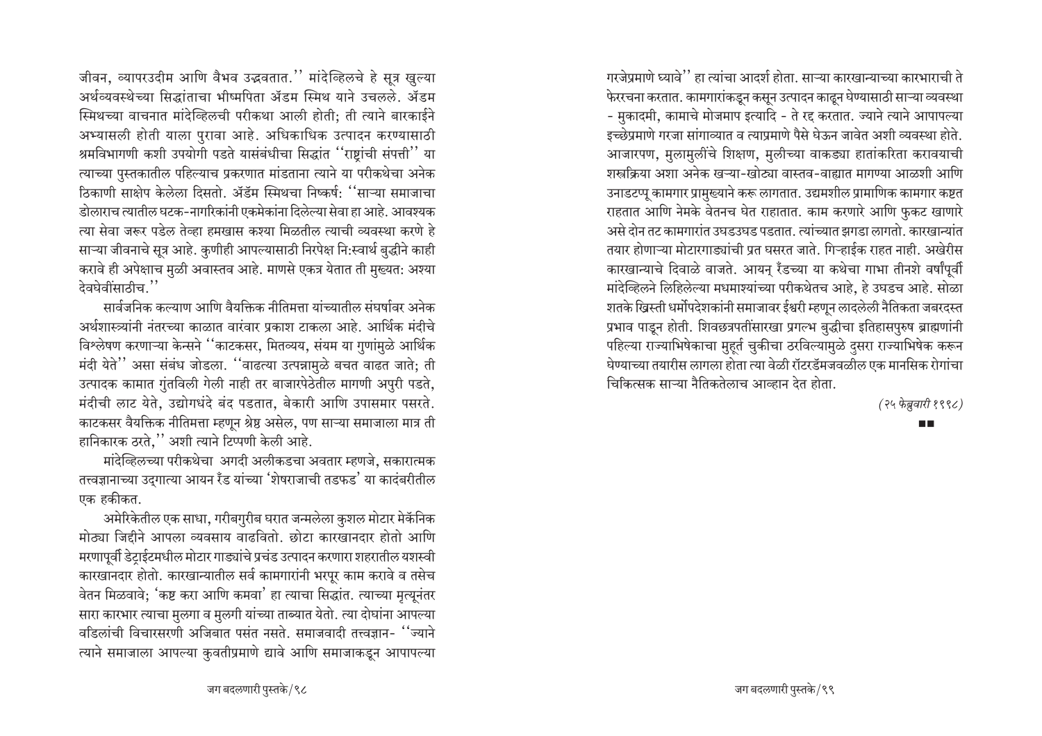जीवन, व्यापरउदीम आणि वैभव उद्भवतात.'' मांदेव्हिलचे हे सूत्र खुल्या अर्थव्यवस्थेच्या सिद्धांताचा भीष्मपिता ॲडम स्मिथ याने उचलले. ॲडम स्मिथच्या वाचनात मांदेव्हिलची परीकथा आली होती; ती त्याने बारकाईने अभ्यासली होती याला पुरावा आहे. अधिकाधिक उत्पादन करण्यासाठी श्रमविभागणी कशी उपयोगी पडते यासंबंधीचा सिद्धांत ''राष्ट्रांची संपत्ती'' या त्याच्या पुस्तकातील पहिल्याच प्रकरणात मांडताना त्याने या परीकथेचा अनेक ठिकाणी साक्षेप केलेला दिसतो. ॲडॅम स्मिथचा निष्कर्ष: ''साऱ्या समाजाचा डोलाराच त्यातील घटक-नागरिकांनी एकमेकांना दिलेल्या सेवा हा आहे. आवश्यक त्या सेवा जरूर पडेल तेव्हा हमखास कश्या मिळतील त्याची व्यवस्था करणे हे साऱ्या जीवनाचे सूत्र आहे. कुणीही आपल्यासाठी निरपेक्ष नि:स्वार्थ बुद्धीने काही करावे ही अपेक्षाच मुळी अवास्तव आहे. माणसे एकत्र येतात ती मुख्यत: अश्या देवघेवींसाठीच.''

सार्वजनिक कल्याण आणि वैयक्तिक नीतिमत्ता यांच्यातील संघर्षावर अनेक अर्थशास्त्र्यांनी नंतरच्या काळात वारंवार प्रकाश टाकला आहे. आर्थिक मंदीचे विश्लेषण करणाऱ्या केन्सने ''काटकसर, मितव्यय, संयम या गुणांमुळे आर्थिक मंदी येते'' असा संबंध जोडला. ''वाढत्या उत्पन्नामुळे बचत वाढत जाते; ती उत्पादक कामात गुंतविली गेली नाही तर बाजारपेठेतील मागणी अपुरी पडते, मंदीची लाट येते, उद्योगधंदे बंद पडतात, बेकारी आणि उपासमार पसरते. काटकसर वैयक्तिक नीतिमत्ता म्हणून श्रेष्ठ असेल, पण साऱ्या समाजाला मात्र ती हानिकारक ठरते,'' अशी त्याने टिप्पणी केली आहे.

मांदेव्हिलच्या परीकथेचा अगदी अलीकडचा अवतार म्हणजे, सकारात्मक तत्त्वज्ञानाच्या उद्गात्या आयन रँड यांच्या 'शेषराजाची तडफड' या कादंबरीतील एक हकीकत.

अमेरिकेतील एक साधा, गरीबगुरीब घरात जन्मलेला कुशल मोटार मेकॅनिक मोठ्या जिद्दीने आपला व्यवसाय वाढवितो. छोटा कारखानदार होतो आणि मरणापूर्वी डेट्राईटमधील मोटार गाड्यांचे प्रचंड उत्पादन करणारा शहरातील यशस्वी कारखानदार होतो. कारखान्यातील सर्व कामगारांनी भरपूर काम करावे व तसेच वेतन मिळवावे; 'कष्ट करा आणि कमवा' हा त्याचा सिद्धांत. त्याच्या मृत्यूनंतर सारा कारभार त्याचा मुलगा व मुलगी यांच्या ताब्यात येतो. त्या दोघांना आपल्या वडिलांची विचारसरणी अजिबात पसंत नसते. समाजवादी तत्त्वज्ञान- ''ज्याने त्याने समाजाला आपल्या कुवतीप्रमाणे द्यावे आणि समाजाकडून आपापल्या गरजेप्रमाणे घ्यावे'' हा त्यांचा आदर्श होता. साऱ्या कारखान्याच्या कारभाराची ते फेररचना करतात. कामगारांकडून कसून उत्पादन काढून घेण्यासाठी साऱ्या व्यवस्था - मुकादमी, कामाचे मोजमाप इत्यादि - ते रद्द करतात. ज्याने त्याने आपापल्या इच्छेप्रमाणे गरजा सांगाव्यात व त्याप्रमाणे पैसे घेऊन जावेत अशी व्यवस्था होते. आजारपण, मुलामुलींचे शिक्षण, मुलीच्या वाकड्या हातांकरिता करावयाची शस्त्रक्रिया अशा अनेक खऱ्या-खोट्या वास्तव-वाह्यात मागण्या आळशी आणि उनाडटप्पू कामगार प्रामुख्याने करू लागतात. उद्यमशील प्रामाणिक कामगार कष्टत राहतात आणि नेमके वेतनच घेत राहातात. काम करणारे आणि फुकट खाणारे असे दोन तट कामगारांत उघडउघड पडतात. त्यांच्यात झगडा लागतो. कारखान्यांत तयार होणाऱ्या मोटारगाड्यांची प्रत घसरत जाते. गिऱ्हाईक राहत नाही. अखेरीस कारखान्याचे दिवाळे वाजते. आयन् रँडच्या या कथेचा गाभा तीनशे वर्षांपूर्वी मांदेव्हिलने लिहिलेल्या मधमाश्यांच्या परीकथेतच आहे, हे उघडच आहे. सोळा शतके ख्रिस्ती धर्मोपदेशकांनी समाजावर ईश्वरी म्हणून लादलेली नैतिकता जबरदस्त प्रभाव पाडून होती. शिवछत्रपतींसारखा प्रगल्भ बुद्धीचा इतिहासपुरुष ब्राह्मणांनी पहिल्या राज्याभिषेकाचा मुहूर्त चुकीचा ठरविल्यामुळे दुसरा राज्याभिषेक करून घेण्याच्या तयारीस लागला होता त्या वेळी रॉटरडॅमजवळील एक मानसिक रोगांचा चिकित्सक साऱ्या नैतिकतेलाच आव्हान देत होता.

*(२५ फेब्रुवारी १९९८)*

■■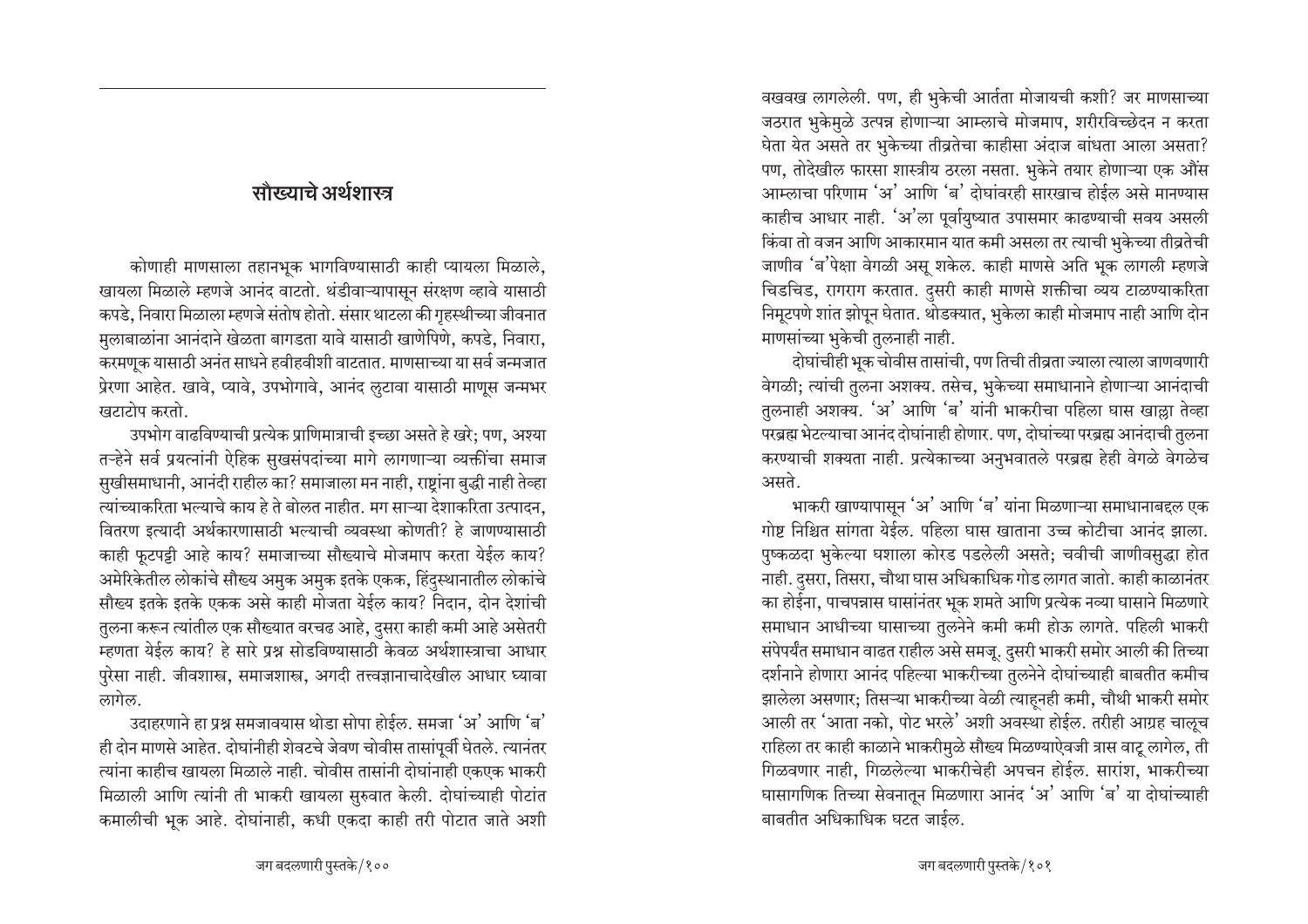## सौख्याचे अर्थशास्त्र

कोणाही माणसाला तहानभूक भागविण्यासाठी काही प्यायला मिळाले, खायला मिळाले म्हणजे आनंद वाटतो. थंडीवाऱ्यापासून संरक्षण व्हावे यासाठी कपडे, निवारा मिळाला म्हणजे संतोष होतो. संसार थाटला की गृहस्थीच्या जीवनात मुलाबाळांना आनंदाने खेळता बागडता यावे यासाठी खाणेपिणे, कपडे, निवारा, करमणूक यासाठी अनंत साधने हवीहवीशी वाटतात. माणसाच्या या सर्व जन्मजात प्रेरणा आहेत. खावे, प्यावे, उपभोगावे, आनंद लुटावा यासाठी माणूस जन्मभर खटाटोप करतो.

उपभोग वाढविण्याची प्रत्येक प्राणिमात्राची इच्छा असते हे खरे; पण, अश्या तऱ्हेने सर्व प्रयत्नांनी ऐहिक सुखसंपदांच्या मागे लागणाऱ्या व्यक्तींचा समाज सुखीसमाधानी, आनंदी राहील का? समाजाला मन नाही, राष्ट्रांना बुद्धी नाही तेव्हा त्यांच्याकरिता भल्याचे काय हे ते बोलत नाहीत. मग साऱ्या देशाकरिता उत्पादन, वितरण इत्यादी अर्थकारणासाठी भल्याची व्यवस्था कोणती? हे जाणण्यासाठी काही फूटपट्टी आहे काय? समाजाच्या सौख्याचे मोजमाप करता येईल काय? अमेरिकेतील लोकांचे सौख्य अमुक अमुक इतके एकक, हिंदुस्थानातील लोकांचे सौख्य इतके इतके एकक असे काही मोजता येईल काय? निदान, दोन देशांची तुलना करून त्यांतील एक सौख्यात वरचढ आहे, दुसरा काही कमी आहे असेतरी म्हणता येईल काय? हे सारे प्रश्न सोडविण्यासाठी केवळ अर्थशास्त्राचा आधार पुरेसा नाही. जीवशास्त्र, समाजशास्त्र, अगदी तत्त्वज्ञानाचादेखील आधार घ्यावा लागेल.

उदाहरणाने हा प्रश्न समजावयास थोडा सोपा होईल. समजा 'अ' आणि 'ब' ही दोन माणसे आहेत. दोघांनीही शेवटचे जेवण चोवीस तासांपूर्वी घेतले. त्यानंतर त्यांना काहीच खायला मिळाले नाही. चोवीस तासांनी दोघांनाही एकएक भाकरी मिळाली आणि त्यांनी ती भाकरी खायला सुरुवात केली. दोघांच्याही पोटांत कमालीची भूक आहे. दोघांनाही, कधी एकदा काही तरी पोटात जाते अशी वखवख लागलेली. पण, ही भुकेची आर्तता मोजायची कशी? जर माणसाच्या जठरात भुकेमुळे उत्पन्न होणाऱ्या आम्लाचे मोजमाप, शरीरविच्छेदन न करता घेता येत असते तर भुकेच्या तीव्रतेचा काहीसा अंदाज बांधता आला असता? पण, तोदेखील फारसा शास्त्रीय ठरला नसता. भुकेने तयार होणाऱ्या एक औंस आम्लाचा परिणाम 'अ' आणि 'ब' दोघांवरही सारखाच होईल असे मानण्यास काहीच आधार नाही. 'अ'ला पूर्वायुष्यात उपासमार काढण्याची सवय असली किंवा तो वजन आणि आकारमान यात कमी असला तर त्याची भुकेच्या तीव्रतेची जाणीव 'ब'पेक्षा वेगळी असू शकेल. काही माणसे अति भूक लागली म्हणजे चिडचिड, रागराग करतात. दुसरी काही माणसे शक्तीचा व्यय टाळण्याकरिता निमूटपणे शांत झोपून घेतात. थोडक्यात, भुकेला काही मोजमाप नाही आणि दोन माणसांच्या भुकेची तुलनाही नाही.

दोघांचीही भूक चोवीस तासांची, पण तिची तीव्रता ज्याला त्याला जाणवणारी वेगळी; त्यांची तुलना अशक्य. तसेच, भुकेच्या समाधानाने होणाऱ्या आनंदाची तुलनाही अशक्य. 'अ' आणि 'ब' यांनी भाकरीचा पहिला घास खाल्ला तेव्हा परब्रह्म भेटल्याचा आनंद दोघांनाही होणार. पण, दोघांच्या परब्रह्म आनंदाची तुलना करण्याची शक्यता नाही. प्रत्येकाच्या अनुभवातले परब्रह्म हेही वेगळे वेगळेच असते.

भाकरी खाण्यापासून 'अ' आणि 'ब' यांना मिळणाऱ्या समाधानाबद्दल एक गोष्ट निश्चित सांगता येईल. पहिला घास खाताना उच्च कोटीचा आनंद झाला. पुष्कळदा भुकेल्या घशाला कोरड पडलेली असते; चवीची जाणीवसुद्धा होत नाही. दुसरा, तिसरा, चौथा घास अधिकाधिक गोड लागत जातो. काही काळानंतर का होईना, पाचपन्नास घासांनंतर भूक शमते आणि प्रत्येक नव्या घासाने मिळणारे समाधान आधीच्या घासाच्या तुलनेने कमी कमी होऊ लागते. पहिली भाकरी संपेपर्यंत समाधान वाढत राहील असे समजू. दुसरी भाकरी समोर आली की तिच्या दर्शनाने होणारा आनंद पहिल्या भाकरीच्या तुलनेने दोघांच्याही बाबतीत कमीच झालेला असणार; तिसऱ्या भाकरीच्या वेळी त्याहूनही कमी, चौथी भाकरी समोर आली तर 'आता नको, पोट भरले' अशी अवस्था होईल. तरीही आग्रह चालूच राहिला तर काही काळाने भाकरीमुळे सौख्य मिळण्याऐवजी त्रास वाटू लागेल, ती गिळवणार नाही, गिळलेल्या भाकरीचेही अपचन होईल. सारांश, भाकरीच्या घासागणिक तिच्या सेवनातून मिळणारा आनंद 'अ' आणि 'ब' या दोघांच्याही बाबतीत अधिकाधिक घटत जाईल.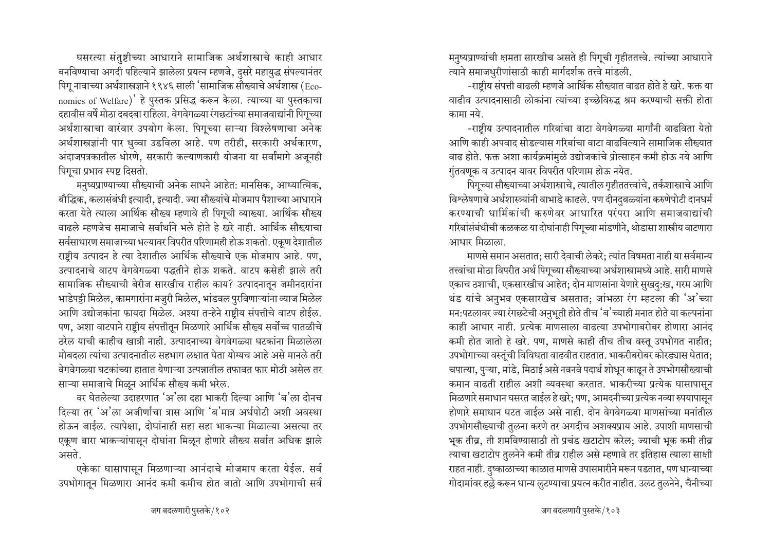घसरत्या संतुष्टीच्या आधाराने सामाजिक अर्थशास्त्राचे काही आधार बनविण्याचा अगदी पहिल्याने झालेला प्रयत्न म्हणजे, दुसरे महायुद्ध संपल्यानंतर पिगू नावाच्या अर्थशास्त्रज्ञाने १९४६ साली 'सामाजिक सौख्याचे अर्थशास्त्र (Economics of Welfare)' हे पुस्तक प्रसिद्ध करून केला. त्याच्या या पुस्तकाचा दहावीस वर्षे मोठा दबदबा राहिला. वेगवेगळ्या रंगछटांच्या समाजवाद्यांनी पिगूच्या अर्थशास्त्राचा वारंवार उपयोग केला. पिगूच्या साऱ्या विश्लेषणाचा अनेक अर्थशास्त्रज्ञांनी पार धुव्वा उडविला आहे. पण तरीही, सरकारी अर्थकारण, अंदाजपत्रकातील धोरणे, सरकारी कल्याणकारी योजना या सर्वांमागे अजूनही पिगूचा प्रभाव स्पष्ट दिसतो.

मनुष्यप्राण्याच्या सौख्याची अनेक साधने आहेत: मानसिक, आध्यात्मिक, बौद्धिक, कलासंबंधी इत्यादी, इत्यादी. ज्या सौख्यांचे मोजमाप पैशाच्या आधाराने करता येते त्याला आर्थिक सौख्य म्हणावे ही पिगूची व्याख्या. आर्थिक सौख्य वाढले म्हणजेच समाजाचे सर्वार्थाने भले होते हे खरे नाही. आर्थिक सौख्याचा सर्वसाधारण समाजाच्या भल्यावर विपरीत परिणामही होऊ शकतो. एकूण देशातील राष्ट्रीय उत्पादन हे त्या देशातील आर्थिक सौख्याचे एक मोजमाप आहे. पण, उत्पादनाचे वाटप वेगवेगळ्या पद्धतीने होऊ शकते. वाटप कसेही झाले तरी सामाजिक सौख्याची बेरीज सारखीच राहील काय? उत्पादनातून जमीनदारांना भाडेपट्टी मिळेल, कामगारांना मजुरी मिळेल, भांडवल पुरविणाऱ्यांना व्याज मिळेल आणि उद्योजकांना फायदा मिळेल. अश्या तऱ्हेने राष्ट्रीय संपत्तीचे वाटप होईल. पण, अशा वाटपाने राष्ट्रीय संपत्तीतून मिळणारे आर्थिक सौख्य सर्वोच्च पातळीचे ठरेल याची काहीच खात्री नाही. उत्पादनाच्या वेगवेगळ्या घटकांना मिळालेला मोबदला त्यांचा उत्पादनातील सहभाग लक्षात घेता योग्यच आहे असे मानले तरी वेगवेगळ्या घटकांच्या हातात येणाऱ्या उत्पन्नातील तफावत फार मोठी असेल तर साऱ्या समाजाचे मिळून आर्थिक सौख्य कमी भरेल.

वर घेतलेल्या उदाहरणात 'अ'ला दहा भाकरी दिल्या आणि 'ब'ला दोनच दिल्या तर 'अ'ला अजीर्णाचा त्रास आणि 'ब'मात्र अर्धपोटी अशी अवस्था होऊन जाईल. त्यापेक्षा, दोघांनाही सहा सहा भाकऱ्या मिळाल्या असत्या तर एकूण बारा भाकऱ्यांपासून दोघांना मिळून होणारे सौख्य सर्वात अधिक झाले असते.

एकेका घासापासून मिळणाऱ्या आनंदाचे मोजमाप करता येईल. सर्व उपभोगातून मिळणारा आनंद कमी कमीच होत जातो आणि उपभोगाची सर्व मनुष्यप्राण्यांची क्षमता सारखीच असते ही पिगूची गृहीततत्त्वे. त्यांच्या आधाराने त्याने समाजधुरीणांसाठी काही मार्गदर्शक तत्त्वे मांडली.

-राष्ट्रीय संपत्ती वाढली म्हणजे आर्थिक सौख्यात वाढत होते हे खरे. फक्त या वाढीव उत्पादनासाठी लोकांना त्यांच्या इच्छेविरुद्ध श्रम करण्याची सक्ती होता कामा नये.

-राष्ट्रीय उत्पादनातील गरिबांचा वाटा वेगवेगळ्या मार्गांनी वाढविता येतो आणि काही अपवाद सोडल्यास गरिबांचा वाटा वाढविल्याने सामाजिक सौख्यात वाढ होते. फक्त अशा कार्यक्रमांमुळे उद्योजकांचे प्रोत्साहन कमी होऊ नये आणि गुंतवणूक व उत्पादन यावर विपरीत परिणाम होऊ नयेत.

पिगूच्या सौख्याच्या अर्थशास्त्राचे, त्यातील गृहीततत्त्वांचे, तर्कशास्त्राचे आणि विश्लेषणाचे अर्थशास्त्र्यांनी वाभाडे काढले. पण दीनदुबळ्यांना करुणेपोटी दानधर्म करण्याची धार्मिकांची करुणेवर आधारित परंपरा आणि समाजवाद्यांची गरिबांसंबंधीची कळकळ या दोघांनाही पिगूच्या मांडणीने, थोडासा शास्त्रीय वाटणारा आधार मिळाला.

माणसे समान असतात; सारी देवाची लेकरे; त्यांत विषमता नाही या सर्वमान्य तत्त्वांचा मोठा विपरीत अर्थ पिगूच्या सौख्याच्या अर्थशास्त्रामध्ये आहे. सारी माणसे एकाच ठशाची, एकसारखीच आहेत; दोन माणसांना येणारे सुखदुःख, गरम आणि थंड यांचे अनुभव एकसारखेच असतात; जांभळा रंग म्हटला की 'अ'च्या मनःपटलावर ज्या रंगछटेची अनुभूती होते तीच 'ब'च्याही मनात होते या कल्पनांना काही आधार नाही. प्रत्येक माणसाला वाढत्या उपभोगाबरोबर होणारा आनंद कमी होत जातो हे खरे. पण, माणसे काही तीच तीच वस्तू उपभोगत नाहीत; उपभोगाच्या वस्तूंची विविधता वाढवीत राहतात. भाकरीबरोबर कोरड्यास घेतात; चपात्या, पुऱ्या, मांडे, मिठाई असे नवनवे पदार्थ शोधून काढून ते उपभोगसौख्याची कमान वाढती राहील अशी व्यवस्था करतात. भाकरीच्या प्रत्येक घासापासून मिळणारे समाधान घसरत जाईल हे खरे; पण, आमदनीच्या प्रत्येक नव्या रुपयापासून होणारे समाधान घटत जाईल असे नाही. दोन वेगवेगळ्या माणसांच्या मनांतील उपभोगसौख्याची तुलना करणे तर अगदीच अशक्यप्राय आहे. उपाशी माणसाची भूक तीव्र, ती शमविण्यासाठी तो प्रचंड खटाटोप करेल; ज्याची भूक कमी तीव्र त्याचा खटाटोप तुलनेने कमी तीव्र राहील असे म्हणावे तर इतिहास त्याला साक्षी राहत नाही. दुष्काळाच्या काळात माणसे उपासमारीने मरून पडतात, पण धान्याच्या गोदामांवर हल्ले करून धान्य लुटण्याचा प्रयत्न करीत नाहीत. उलट तुलनेने, चैनीच्या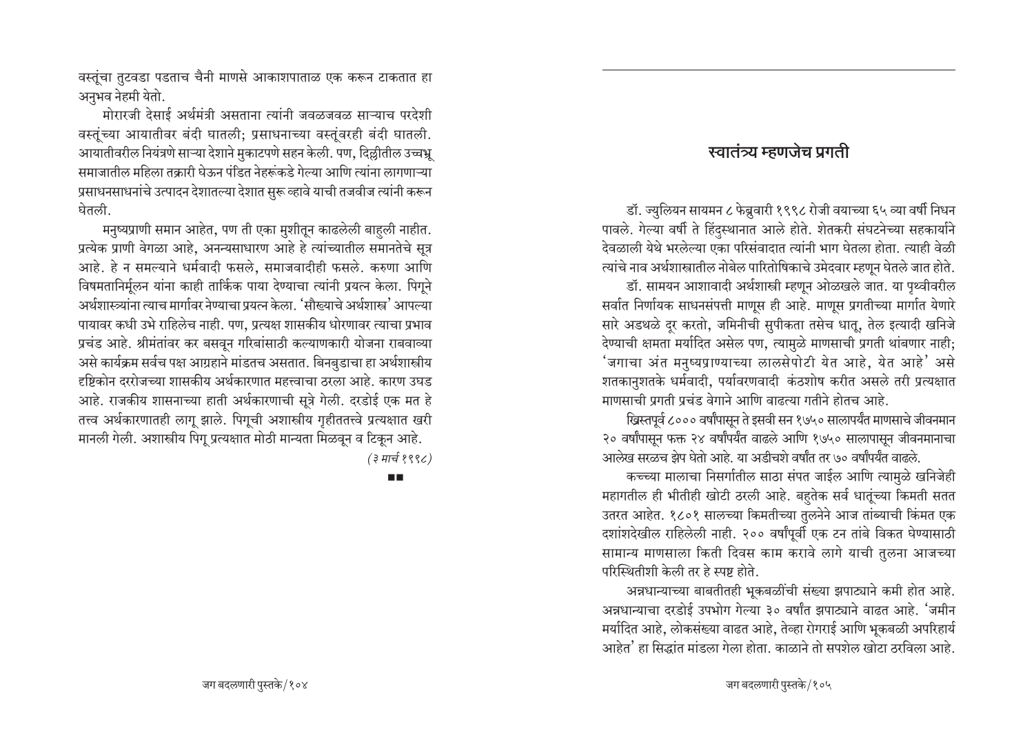वस्तूंचा तुटवडा पडताच चैनी माणसे आकाशपाताळ एक करून टाकतात हा अनुभव नेहमी येतो.

मोरारजी देसाई अर्थमंत्री असताना त्यांनी जवळजवळ साऱ्याच परदेशी वस्तूंच्या आयातीवर बंदी घातली; प्रसाधनाच्या वस्तूंवरही बंदी घातली. आयातीवरील नियंत्रणे साऱ्या देशाने मुकाटपणे सहन केली. पण, दिल्लीतील उच्चभ्रू समाजातील महिला तक्रारी घेऊन पंडित नेहरूंकडे गेल्या आणि त्यांना लागणाऱ्या प्रसाधनसाधनांचे उत्पादन देशातल्या देशात सुरू व्हावे याची तजवीज त्यांनी करून घेतली.

मनुष्यप्राणी समान आहेत, पण ती एका मुशीतून काढलेली बाहुली नाहीत. प्रत्येक प्राणी वेगळा आहे, अनन्यसाधारण आहे हे त्यांच्यातील समानतेचे सूत्र आहे. हे न समल्याने धर्मवादी फसले, समाजवादीही फसले. करुणा आणि विषमतानिर्मूलन यांना काही तार्किक पाया देण्याचा त्यांनी प्रयत्न केला. पिगूने अर्थशास्त्र्यांना त्याच मार्गावर नेण्याचा प्रयत्न केला. 'सौख्याचे अर्थशास्त्र' आपल्या पायावर कधी उभे राहिलेच नाही. पण, प्रत्यक्ष शासकीय धोरणावर त्याचा प्रभाव प्रचंड आहे. श्रीमंतांवर कर बसवून गरिबांसाठी कल्याणकारी योजना राबवाव्या असे कार्यक्रम सर्वच पक्ष आग्रहाने मांडतच असतात. बिनबुडाचा हा अर्थशास्त्रीय दृष्टिकोन दररोजच्या शासकीय अर्थकारणात महत्त्वाचा ठरला आहे. कारण उघड आहे. राजकीय शासनाच्या हाती अर्थकारणाची सूत्रे गेली. दरडोई एक मत हे तत्त्व अर्थकारणातही लागू झाले. पिगूची अशास्त्रीय गृहीततत्त्वे प्रत्यक्षात खरी मानली गेली. अशास्त्रीय पिगू प्रत्यक्षात मोठी मान्यता मिळवून व टिकून आहे.

*(३ मार्च १९९८)*

■■

## स्वातंत्र्य म्हणजेच प्रगती

डॉ. ज्युलियन सायमन ८ फेब्रुवारी १९९८ रोजी वयाच्या ६५ व्या वर्षी निधन पावले. गेल्या वर्षी ते हिंदुस्थानात आले होते. शेतकरी संघटनेच्या सहकार्याने देवळाली येथे भरलेल्या एका परिसंवादात त्यांनी भाग घेतला होता. त्याही वेळी त्यांचे नाव अर्थशास्त्रातील नोबेल पारितोषिकाचे उमेदवार म्हणून घेतले जात होते.

डॉ. सायमन आशावादी अर्थशास्त्री म्हणून ओळखले जात. या पृथ्वीवरील सर्वात निर्णायक साधनसंपत्ती माणूस ही आहे. माणूस प्रगतीच्या मार्गात येणारे सारे अडथळे दूर करतो, जमिनीची सुपीकता तसेच धातू, तेल इत्यादी खनिजे देण्याची क्षमता मर्यादित असेल पण, त्यामुळे माणसाची प्रगती थांबणार नाही; 'जगाचा अंत मनुष्यप्राण्याच्या लालसेपोटी येत आहे, येत आहे' असे शतकानुशतके धर्मवादी, पर्यावरणवादी कंठशोष करीत असले तरी प्रत्यक्षात माणसाची प्रगती प्रचंड वेगाने आणि वाढत्या गतीने होतच आहे.

ख्रिस्तपूर्व ८००० वर्षांपासून ते इसवी सन १७५० सालापर्यंत माणसाचे जीवनमान २० वर्षांपासून फक्त २४ वर्षांपर्यंत वाढले आणि १७५० सालापासून जीवनमानाचा आलेख सरळच झेप घेतो आहे. या अडीचशे वर्षांत तर ७० वर्षांपर्यंत वाढले.

कच्च्या मालाचा निसर्गातील साठा संपत जाईल आणि त्यामुळे खनिजेही महागतील ही भीतीही खोटी ठरली आहे. बहुतेक सर्व धातूंच्या किमती सतत उतरत आहेत. १८०१ सालच्या किमतीच्या तुलनेने आज तांब्याची किंमत एक दशांशदेखील राहिलेली नाही. २०० वर्षांपूर्वी एक टन तांबे विकत घेण्यासाठी सामान्य माणसाला किती दिवस काम करावे लागे याची तुलना आजच्या परिस्थितीशी केली तर हे स्पष्ट होते.

अन्नधान्याच्या बाबतीतही भूकबळींची संख्या झपाट्याने कमी होत आहे. अन्नधान्याचा दरडोई उपभोग गेल्या ३० वर्षांत झपाट्याने वाढत आहे. 'जमीन मर्यादित आहे, लोकसंख्या वाढत आहे, तेव्हा रोगराई आणि भूकबळी अपरिहार्य आहेत' हा सिद्धांत मांडला गेला होता. काळाने तो सपशेल खोटा ठरविला आहे.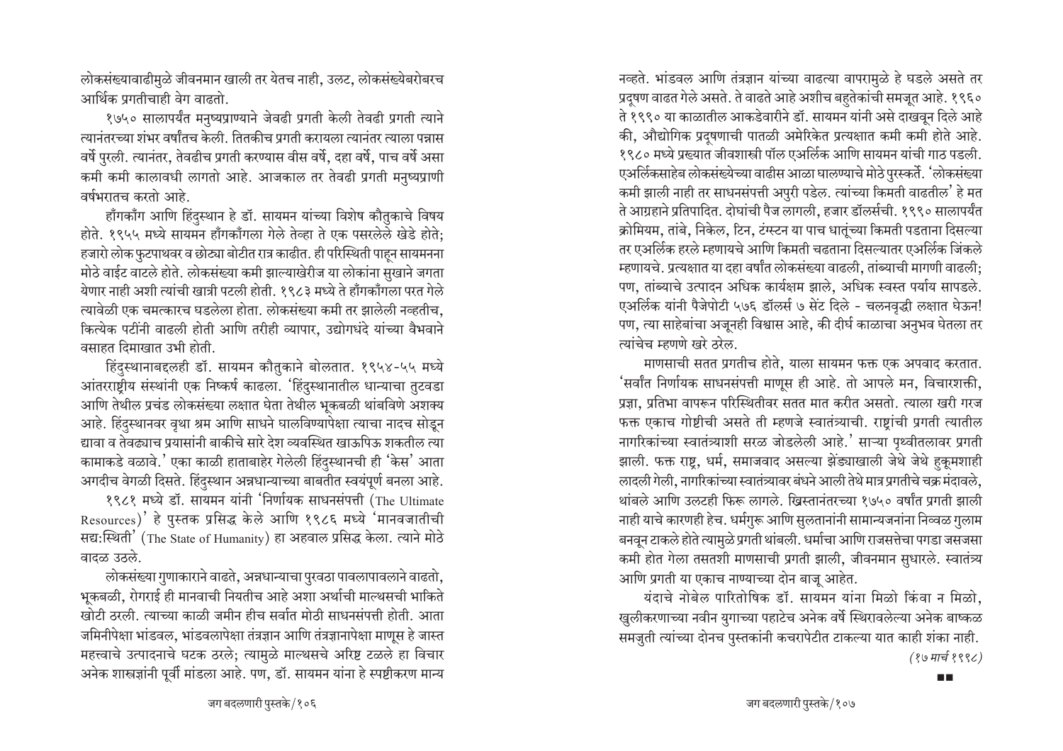लोकसंख्यावाढीमुळे जीवनमान खाली तर येतच नाही, उलट, लोकसंख्येबरोबरच आर्थिक प्रगतीचाही वेग वाढतो.

१७५० सालापर्यंत मनुष्यप्राण्याने जेवढी प्रगती केली तेवढी प्रगती त्याने त्यानंतरच्या शंभर वर्षांतच केली. तितकीच प्रगती करायला त्यानंतर त्याला पन्नास वर्षे पुरली. त्यानंतर, तेवढीच प्रगती करण्यास वीस वर्षे, दहा वर्षे, पाच वर्षे असा कमी कमी कालावधी लागतो आहे. आजकाल तर तेवढी प्रगती मनुष्यप्राणी वर्षभरातच करतो आहे.

हाँगकाँग आणि हिंदुस्थान हे डॉ. सायमन यांच्या विशेष कौतुकाचे विषय होते. १९५५ मध्ये सायमन हाँगकाँगला गेले तेव्हा ते एक पसरलेले खेडे होते; हजारो लोक फुटपाथवर व छोट्या बोटीत रात्र काढीत. ही परिस्थिती पाहून सायमनना मोठे वाईट वाटले होते. लोकसंख्या कमी झाल्याखेरीज या लोकांना सुखाने जगता येणार नाही अशी त्यांची खात्री पटली होती. १९८३ मध्ये ते हाँगकाँगला परत गेले त्यावेळी एक चमत्कारच घडलेला होता. लोकसंख्या कमी तर झालेली नव्हतीच, कित्येक पटींनी वाढली होती आणि तरीही व्यापार, उद्योगधंदे यांच्या वैभवाने वसाहत दिमाखात उभी होती.

हिंदुस्थानाबद्दलही डॉ. सायमन कौतुकाने बोलतात. १९५४-५५ मध्ये आंतरराष्ट्रीय संस्थांनी एक निष्कर्ष काढला. 'हिंदुस्थानातील धान्याचा तुटवडा आणि तेथील प्रचंड लोकसंख्या लक्षात घेता तेथील भूकबळी थांबविणे अशक्य आहे. हिंदुस्थानवर वृथा श्रम आणि साधने घालविण्यापेक्षा त्याचा नादच सोडून द्यावा व तेवढ्याच प्रयासांनी बाकीचे सारे देश व्यवस्थित खाऊपिऊ शकतील त्या कामाकडे वळावे.' एका काळी हाताबाहेर गेलेली हिंदुस्थानची ही 'केस' आता अगदीच वेगळी दिसते. हिंदुस्थान अन्नधान्याच्या बाबतीत स्वयंपूर्ण बनला आहे.

१९८१ मध्ये डॉ. सायमन यांनी 'निर्णायक साधनसंपत्ती (The Ultimate Resources)' हे पुस्तक प्रसिद्ध केले आणि १९८६ मध्ये 'मानवजातीची सद्यःस्थिती' (The State of Humanity) हा अहवाल प्रसिद्ध केला. त्याने मोठे वादळ उठले.

लोकसंख्या गुणाकाराने वाढते, अन्नधान्याचा पुरवठा पावलापावलाने वाढतो, भूकबळी, रोगराई ही मानवाची नियतीच आहे अशा अर्थाची माल्थसची भाकिते खोटी ठरली. त्याच्या काळी जमीन हीच सर्वात मोठी साधनसंपत्ती होती. आता जमिनीपेक्षा भांडवल, भांडवलापेक्षा तंत्रज्ञान आणि तंत्रज्ञानापेक्षा माणूस हे जास्त महत्त्वाचे उत्पादनाचे घटक ठरले; त्यामुळे माल्थसचे अरिष्ट टळले हा विचार अनेक शास्त्रज्ञांनी पूर्वी मांडला आहे. पण, डॉ. सायमन यांना हे स्पष्टीकरण मान्य नव्हते. भांडवल आणि तंत्रज्ञान यांच्या वाढत्या वापरामुळे हे घडले असते तर प्रदूषण वाढत गेले असते. ते वाढते आहे अशीच बहुतेकांची समजूत आहे. १९६० ते १९९० या काळातील आकडेवारीने डॉ. सायमन यांनी असे दाखवून दिले आहे की, औद्योगिक प्रदूषणाची पातळी अमेरिकेत प्रत्यक्षात कमी कमी होते आहे. १९८० मध्ये प्रख्यात जीवशास्त्री पॉल एअर्लिक आणि सायमन यांची गाठ पडली. एअर्लिकसाहेब लोकसंख्येच्या वाढीस आळा घालण्याचे मोठे पुरस्कर्ते. 'लोकसंख्या कमी झाली नाही तर साधनसंपत्ती अपुरी पडेल. त्यांच्या किमती वाढतील' हे मत ते आग्रहाने प्रतिपादित. दोघांची पैज लागली, हजार डॉलर्सची. १९९० सालापर्यंत क्रोमियम, तांबे, निकेल, टिन, टंग्स्टन या पाच धातूंच्या किमती पडताना दिसल्या तर एअर्लिक हरले म्हणायचे आणि किमती चढताना दिसल्यातर एअर्लिक जिंकले म्हणायचे. प्रत्यक्षात या दहा वर्षांत लोकसंख्या वाढली, तांब्याची मागणी वाढली; पण, तांब्याचे उत्पादन अधिक कार्यक्षम झाले, अधिक स्वस्त पर्याय सापडले. एअर्लिक यांनी पैजेपोटी ५७६ डॉलर्स ७ सेंट दिले - चलनवृद्धी लक्षात घेऊन! पण, त्या साहेबांचा अजूनही विश्वास आहे, की दीर्घ काळाचा अनुभव घेतला तर त्यांचेच म्हणणे खरे ठरेल.

माणसाची सतत प्रगतीच होते, याला सायमन फक्त एक अपवाद करतात. 'सर्वांत निर्णायक साधनसंपत्ती माणूस ही आहे. तो आपले मन, विचारशक्ती, प्रज्ञा, प्रतिभा वापरून परिस्थितीवर सतत मात करीत असतो. त्याला खरी गरज फक्त एकाच गोष्टीची असते ती म्हणजे स्वातंत्र्याची. राष्ट्रांची प्रगती त्यातील नागरिकांच्या स्वातंत्र्याशी सरळ जोडलेली आहे.' साऱ्या पृथ्वीतलावर प्रगती झाली. फक्त राष्ट्र, धर्म, समाजवाद असल्या झेंड्याखाली जेथे जेथे हुकूमशाही लादली गेली, नागरिकांच्या स्वातंत्र्यावर बंधने आली तेथे मात्र प्रगतीचे चक्र मंदावले, थांबले आणि उलटही फिरू लागले. ख्रिस्तानंतरच्या १७५० वर्षांत प्रगती झाली नाही याचे कारणही हेच. धर्मगुरू आणि सुलतानांनी सामान्यजनांना निव्वळ गुलाम बनवून टाकले होते त्यामुळे प्रगती थांबली. धर्माचा आणि राजसत्तेचा पगडा जसजसा कमी होत गेला तसतशी माणसाची प्रगती झाली, जीवनमान सुधारले. स्वातंत्र्य आणि प्रगती या एकाच नाण्याच्या दोन बाजू आहेत.

यंदाचे नोबेल पारितोषिक डॉ. सायमन यांना मिळो किंवा न मिळो, खुलीकरणाच्या नवीन युगाच्या पहाटेच अनेक वर्षे स्थिरावलेल्या अनेक बाष्कळ समजुती त्यांच्या दोनच पुस्तकांनी कचरापेटीत टाकल्या यात काही शंका नाही.

*(१७ मार्च १९९८)*

■■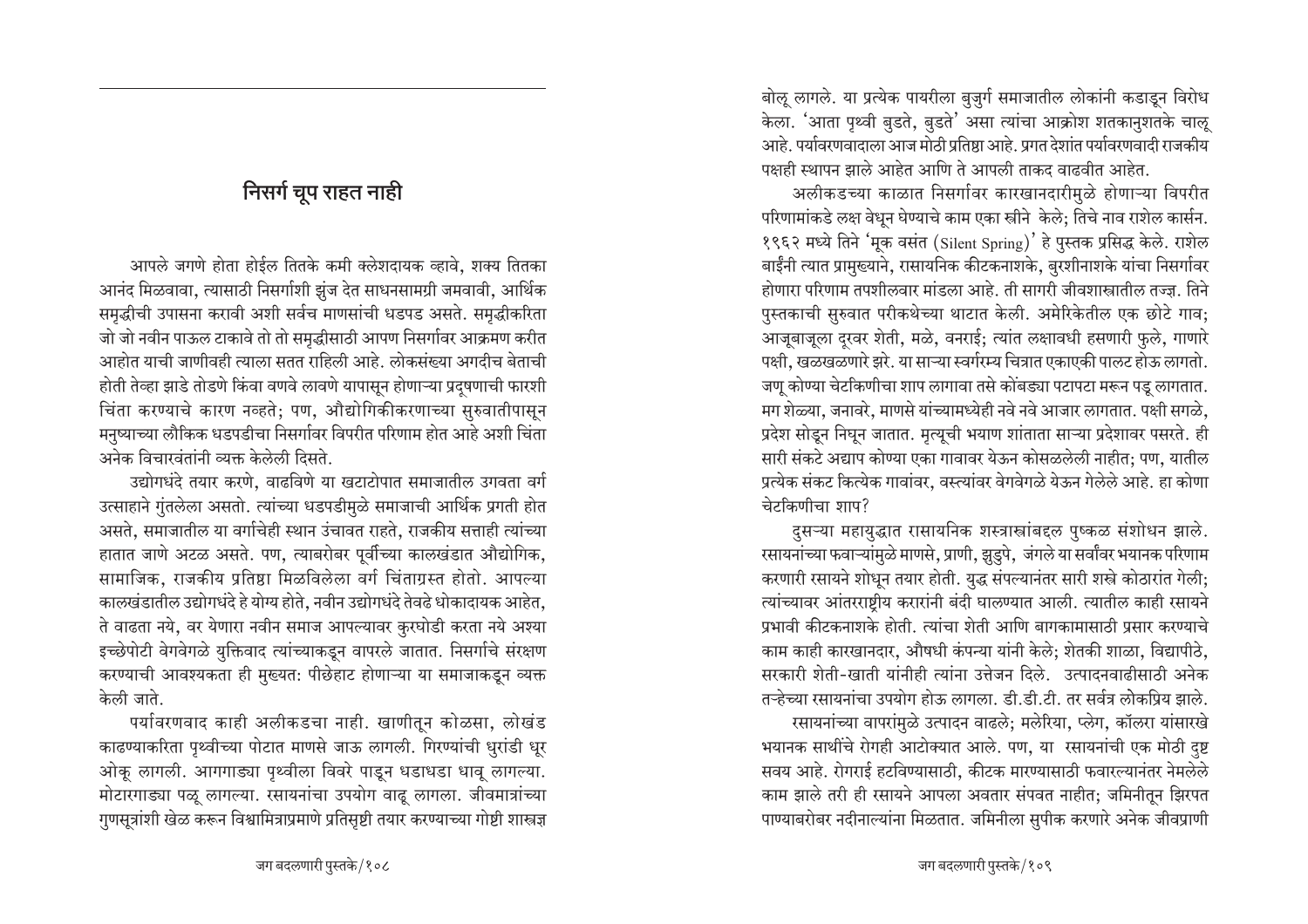## निसर्ग चूप राहत नाही

आपले जगणे होता होईल तितके कमी क्लेशदायक व्हावे, शक्य तितका आनंद मिळवावा, त्यासाठी निसर्गाशी झुंज देत साधनसामग्री जमवावी, आर्थिक समृद्धीची उपासना करावी अशी सर्वच माणसांची धडपड असते. समृद्धीकरिता जो जो नवीन पाऊल टाकावे तो तो समृद्धीसाठी आपण निसर्गावर आक्रमण करीत आहोत याची जाणीवही त्याला सतत राहिली आहे. लोकसंख्या अगदीच बेताची होती तेव्हा झाडे तोडणे किंवा वणवे लावणे यापासून होणाऱ्या प्रदूषणाची फारशी चिंता करण्याचे कारण नव्हते; पण, औद्योगिकीकरणाच्या सुरुवातीपासून मनुष्याच्या लौकिक धडपडीचा निसर्गावर विपरीत परिणाम होत आहे अशी चिंता अनेक विचारवंतांनी व्यक्त केलेली दिसते.

उद्योगधंदे तयार करणे, वाढविणे या खटाटोपात समाजातील उगवता वर्ग उत्साहाने गुंतलेला असतो. त्यांच्या धडपडीमुळे समाजाची आर्थिक प्रगती होत असते, समाजातील या वर्गाचेही स्थान उंचावत राहते, राजकीय सत्ताही त्यांच्या हातात जाणे अटळ असते. पण, त्याबरोबर पूर्वीच्या कालखंडात औद्योगिक, सामाजिक, राजकीय प्रतिष्ठा मिळविलेला वर्ग चिंताग्रस्त होतो. आपल्या कालखंडातील उद्योगधंदे हे योग्य होते, नवीन उद्योगधंदे तेवढे धोकादायक आहेत, ते वाढता नये, वर येणारा नवीन समाज आपल्यावर कुरघोडी करता नये अश्या इच्छेपोटी वेगवेगळे युक्तिवाद त्यांच्याकडून वापरले जातात. निसर्गाचे संरक्षण करण्याची आवश्यकता ही मुख्यत: पीछेहाट होणाऱ्या या समाजाकडून व्यक्त केली जाते.

पर्यावरणवाद काही अलीकडचा नाही. खाणीतून कोळसा, लोखंड काढण्याकरिता पृथ्वीच्या पोटात माणसे जाऊ लागली. गिरण्यांची धुरांडी धूर ओकू लागली. आगगाड्या पृथ्वीला विवरे पाडून धडाधडा धावू लागल्या. मोटारगाड्या पळू लागल्या. रसायनांचा उपयोग वाढू लागला. जीवमात्रांच्या गुणसूत्रांशी खेळ करून विश्वामित्राप्रमाणे प्रतिसृष्टी तयार करण्याच्या गोष्टी शास्त्रज्ञ बोलू लागले. या प्रत्येक पायरीला बुजुर्ग समाजातील लोकांनी कडाडून विरोध केला. 'आता पृथ्वी बुडते, बुडते' असा त्यांचा आक्रोश शतकानुशतके चालू आहे. पर्यावरणवादाला आज मोठी प्रतिष्ठा आहे. प्रगत देशांत पर्यावरणवादी राजकीय पक्षही स्थापन झाले आहेत आणि ते आपली ताकद वाढवीत आहेत.

अलीकडच्या काळात निसर्गावर कारखानदारीमुळे होणाऱ्या विपरीत परिणामांकडे लक्ष वेधून घेण्याचे काम एका स्त्रीने केले; तिचे नाव राशेल कार्सन. १९६२ मध्ये तिने 'मूक वसंत (Silent Spring)' हे पुस्तक प्रसिद्ध केले. राशेल बाईंनी त्यात प्रामुख्याने, रासायनिक कीटकनाशके, बुरशीनाशके यांचा निसर्गावर होणारा परिणाम तपशीलवार मांडला आहे. ती सागरी जीवशास्त्रातील तज्ज्ञ. तिने पुस्तकाची सुरुवात परीकथेच्या थाटात केली. अमेरिकेतील एक छोटे गाव; आजूबाजूला दूरवर शेती, मळे, वनराई; त्यांत लक्षावधी हसणारी फुले, गाणारे पक्षी, खळखळणारे झरे. या साऱ्या स्वर्गरम्य चित्रात एकाएकी पालट होऊ लागतो. जणू कोण्या चेटकिणीचा शाप लागावा तसे कोंबड्या पटापटा मरून पडू लागतात. मग शेळ्या, जनावरे, माणसे यांच्यामध्येही नवे नवे आजार लागतात. पक्षी सगळे, प्रदेश सोडून निघून जातात. मृत्यूची भयाण शांतता साऱ्या प्रदेशावर पसरते. ही सारी संकटे अद्याप कोण्या एका गावावर येऊन कोसळलेली नाहीत; पण, यातील प्रत्येक संकट कित्येक गावांवर, वस्त्यांवर वेगवेगळे येऊन गेलेले आहे. हा कोणा चेटकिणीचा शाप?

दुसऱ्या महायुद्धात रासायनिक शस्त्रास्त्रांबद्दल पुष्कळ संशोधन झाले. रसायनांच्या फवाऱ्यांमुळे माणसे, प्राणी, झुडुपे, जंगले या सर्वांवर भयानक परिणाम करणारी रसायने शोधून तयार होती. युद्ध संपल्यानंतर सारी शस्त्रे कोठारांत गेली; त्यांच्यावर आंतरराष्ट्रीय करारांनी बंदी घालण्यात आली. त्यातील काही रसायने प्रभावी कीटकनाशके होती. त्यांचा शेती आणि बागकामासाठी प्रसार करण्याचे काम काही कारखानदार, औषधी कंपन्या यांनी केले; शेतकी शाळा, विद्यापीठे, सरकारी शेती-खाती यांनीही त्यांना उत्तेजन दिले. उत्पादनवाढीसाठी अनेक तऱ्हेच्या रसायनांचा उपयोग होऊ लागला. डी.डी.टी. तर सर्वत्र लोकप्रिय झाले.

रसायनांच्या वापरांमुळे उत्पादन वाढले; मलेरिया, प्लेग, कॉलरा यांसारखे भयानक साथींचे रोगही आटोक्यात आले. पण, या रसायनांची एक मोठी दुष्ट सवय आहे. रोगराई हटविण्यासाठी, कीटक मारण्यासाठी फवारल्यानंतर नेमलेले काम झाले तरी ही रसायने आपला अवतार संपवत नाहीत; जमिनीतून झिरपत पाण्याबरोबर नदीनाल्यांना मिळतात. जमिनीला सुपीक करणारे अनेक जीवप्राणी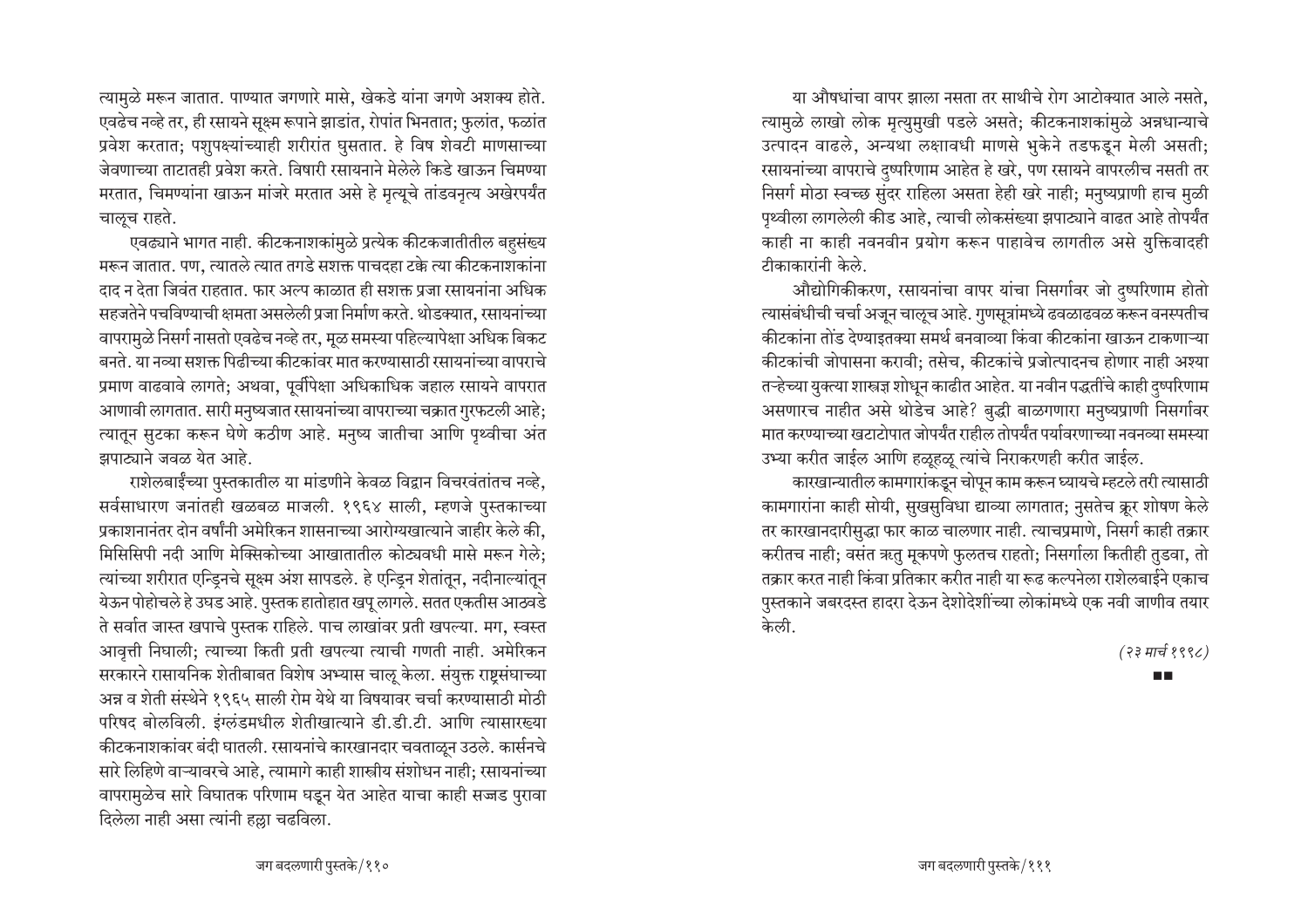त्यामुळे मरून जातात. पाण्यात जगणारे मासे, खेकडे यांना जगणे अशक्य होते. एवढेच नव्हे तर, ही रसायने सूक्ष्म रूपाने झाडांत, रोपांत भिनतात; फुलांत, फळांत प्रवेश करतात; पशुपक्ष्यांच्याही शरीरांत घुसतात. हे विष शेवटी माणसाच्या जेवणाच्या ताटातही प्रवेश करते. विषारी रसायनाने मेलेले किडे खाऊन चिमण्या मरतात, चिमण्यांना खाऊन मांजरे मरतात असे हे मृत्यूचे तांडवनृत्य अखेरपर्यंत चालूच राहते.

एवढ्याने भागत नाही. कीटकनाशकांमुळे प्रत्येक कीटकजातीतील बहुसंख्य मरून जातात. पण, त्यातले त्यात तगडे सशक्त पाचदहा टक्के त्या कीटकनाशकांना दाद न देता जिवंत राहतात. फार अल्प काळात ही सशक्त प्रजा रसायनांना अधिक सहजतेने पचविण्याची क्षमता असलेली प्रजा निर्माण करते. थोडक्यात, रसायनांच्या वापरामुळे निसर्ग नासतो एवढेच नव्हे तर, मूळ समस्या पहिल्यापेक्षा अधिक बिकट बनते. या नव्या सशक्त पिढीच्या कीटकांवर मात करण्यासाठी रसायनांच्या वापराचे प्रमाण वाढवावे लागते; अथवा, पूर्वीपेक्षा अधिकाधिक जहाल रसायने वापरात आणावी लागतात. सारी मनुष्यजात रसायनांच्या वापराच्या चक्रात गुरफटली आहे; त्यातून सुटका करून घेणे कठीण आहे. मनुष्य जातीचा आणि पृथ्वीचा अंत झपाट्याने जवळ येत आहे.

राशेलबाईंच्या पुस्तकातील या मांडणीने केवळ विद्वान विचरवंतांतच नव्हे, सर्वसाधारण जनांतही खळबळ माजली. १९६४ साली, म्हणजे पुस्तकाच्या प्रकाशनानंतर दोन वर्षांनी अमेरिकन शासनाच्या आरोग्यखात्याने जाहीर केले की, मिसिसिपी नदी आणि मेक्सिकोच्या आखातातील कोट्यवधी मासे मरून गेले; त्यांच्या शरीरात एन्ड्रिनचे सूक्ष्म अंश सापडले. हे एन्ड्रिन शेतांतून, नदीनाल्यांतून येऊन पोहोचले हे उघड आहे. पुस्तक हातोहात खपू लागले. सतत एकतीस आठवडे ते सर्वात जास्त खपाचे पुस्तक राहिले. पाच लाखांवर प्रती खपल्या. मग, स्वस्त आवृत्ती निघाली; त्याच्या किती प्रती खपल्या त्याची गणती नाही. अमेरिकन सरकारने रासायनिक शेतीबाबत विशेष अभ्यास चालू केला. संयुक्त राष्ट्रसंघाच्या अन्न व शेती संस्थेने १९६५ साली रोम येथे या विषयावर चर्चा करण्यासाठी मोठी परिषद बोलविली. इंग्लंडमधील शेतीखात्याने डी.डी.टी. आणि त्यासारख्या कीटकनाशकांवर बंदी घातली. रसायनांचे कारखानदार चवताळून उठले. कार्सनचे सारे लिहिणे वाऱ्यावरचे आहे, त्यामागे काही शास्त्रीय संशोधन नाही; रसायनांच्या वापरामुळेच सारे विघातक परिणाम घडून येत आहेत याचा काही सज्जड पुरावा दिलेला नाही असा त्यांनी हल्ला चढविला.

या औषधांचा वापर झाला नसता तर साथीचे रोग आटोक्यात आले नसते, त्यामुळे लाखो लोक मृत्युमुखी पडले असते; कीटकनाशकांमुळे अन्नधान्याचे उत्पादन वाढले, अन्यथा लक्षावधी माणसे भुकेने तडफडून मेली असती; रसायनांच्या वापराचे दुष्परिणाम आहेत हे खरे, पण रसायने वापरलीच नसती तर निसर्ग मोठा स्वच्छ सुंदर राहिला असता हेही खरे नाही; मनुष्यप्राणी हाच मुळी पृथ्वीला लागलेली कीड आहे, त्याची लोकसंख्या झपाट्याने वाढत आहे तोपर्यंत काही ना काही नवनवीन प्रयोग करून पाहावेच लागतील असे युक्तिवादही टीकाकारांनी केले.

औद्योगिकीकरण, रसायनांचा वापर यांचा निसर्गावर जो दुष्परिणाम होतो त्यासंबंधीची चर्चा अजून चालूच आहे. गुणसूत्रांमध्ये ढवळाढवळ करून वनस्पतीच कीटकांना तोंड देण्याइतक्या समर्थ बनवाव्या किंवा कीटकांना खाऊन टाकणाऱ्या कीटकांची जोपासना करावी; तसेच, कीटकांचे प्रजोत्पादनच होणार नाही अश्या तऱ्हेच्या युक्त्या शास्त्रज्ञ शोधून काढीत आहेत. या नवीन पद्धतींचे काही दुष्परिणाम असणारच नाहीत असे थोडेच आहे? बुद्धी बाळगणारा मनुष्यप्राणी निसर्गावर मात करण्याच्या खटाटोपात जोपर्यंत राहील तोपर्यंत पर्यावरणाच्या नवनव्या समस्या उभ्या करीत जाईल आणि हळूहळू त्यांचे निराकरणही करीत जाईल.

कारखान्यातील कामगारांकडून चोपून काम करून घ्यायचे म्हटले तरी त्यासाठी कामगारांना काही सोयी, सुखसुविधा द्याव्या लागतात; नुसतेच क्रूर शोषण केले तर कारखानदारीसुद्धा फार काळ चालणार नाही. त्याचप्रमाणे, निसर्ग काही तक्रार करीतच नाही; वसंत ऋतु मूकपणे फुलतच राहतो; निसर्गाला कितीही तुडवा, तो तक्रार करत नाही किंवा प्रतिकार करीत नाही या रूढ कल्पनेला राशेलबाईने एकाच पुस्तकाने जबरदस्त हादरा देऊन देशोदेशींच्या लोकांमध्ये एक नवी जाणीव तयार केली.

*(२३ मार्च १९९८)*

■■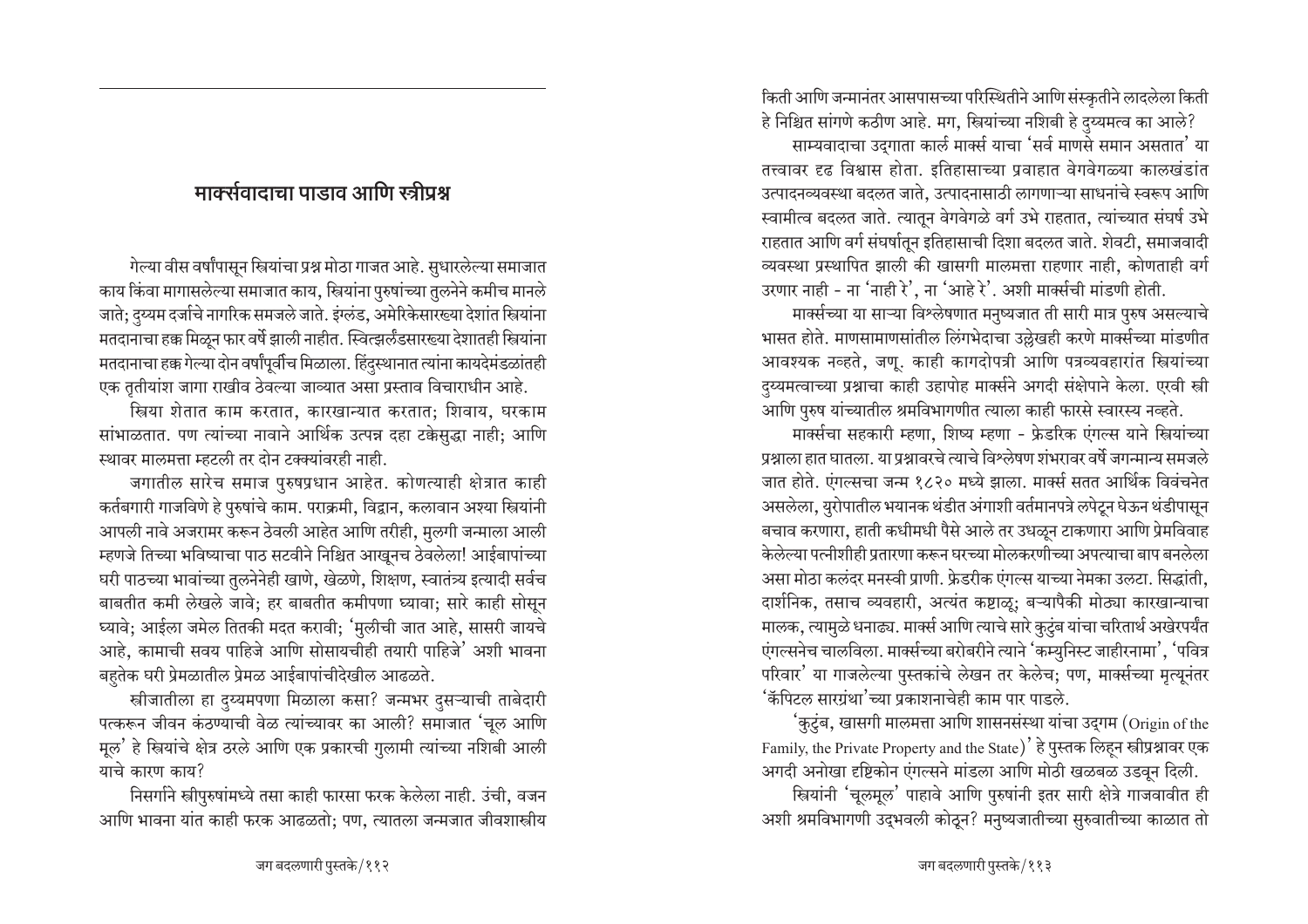## मार्क्सवादाचा पाडाव आणि स्त्रीप्रश्न

गेल्या वीस वर्षांपासून स्त्रियांचा प्रश्न मोठा गाजत आहे. सुधारलेल्या समाजात काय किंवा मागासलेल्या समाजात काय, स्त्रियांना पुरुषांच्या तुलनेने कमीच मानले जाते; दुय्यम दर्जाचे नागरिक समजले जाते. इंग्लंड, अमेरिकेसारख्या देशांत स्त्रियांना मतदानाचा हक्क मिळून फार वर्षे झाली नाहीत. स्वित्झर्लंडसारख्या देशातही स्त्रियांना मतदानाचा हक्क गेल्या दोन वर्षांपूर्वीच मिळाला. हिंदुस्थानात त्यांना कायदेमंडळांतही एक तृतीयांश जागा राखीव ठेवल्या जाव्यात असा प्रस्ताव विचाराधीन आहे.

स्त्रिया शेतात काम करतात, कारखान्यात करतात; शिवाय, घरकाम सांभाळतात. पण त्यांच्या नावाने आर्थिक उत्पन्न दहा टक्केसुद्धा नाही; आणि स्थावर मालमत्ता म्हटली तर दोन टक्क्यांवरही नाही.

जगातील सारेच समाज पुरुषप्रधान आहेत. कोणत्याही क्षेत्रात काही कर्तबगारी गाजविणे हे पुरुषांचे काम. पराक्रमी, विद्वान, कलावान अश्या स्त्रियांनी आपली नावे अजरामर करून ठेवली आहेत आणि तरीही, मुलगी जन्माला आली म्हणजे तिच्या भविष्याचा पाठ सटवीने निश्चित आखूनच ठेवलेला! आईबापांच्या घरी पाठच्या भावांच्या तुलनेनेही खाणे, खेळणे, शिक्षण, स्वातंत्र्य इत्यादी सर्वच बाबतीत कमी लेखले जावे; हर बाबतीत कमीपणा घ्यावा; सारे काही सोसून घ्यावे; आईला जमेल तितकी मदत करावी; 'मुलीची जात आहे, सासरी जायचे आहे, कामाची सवय पाहिजे आणि सोसायचीही तयारी पाहिजे' अशी भावना बहुतेक घरी प्रेमळातील प्रेमळ आईबापांचीदेखील आढळते.

स्त्रीजातीला हा दुय्यमपणा मिळाला कसा? जन्मभर दुसऱ्याची ताबेदारी पत्करून जीवन कंठण्याची वेळ त्यांच्यावर का आली? समाजात 'चूल आणि मूल' हे स्त्रियांचे क्षेत्र ठरले आणि एक प्रकारची गुलामी त्यांच्या नशिबी आली याचे कारण काय?

निसर्गाने स्त्रीपुरुषांमध्ये तसा काही फारसा फरक केलेला नाही. उंची, वजन आणि भावना यांत काही फरक आढळतो; पण, त्यातला जन्मजात जीवशास्त्रीय किती आणि जन्मानंतर आसपासच्या परिस्थितीने आणि संस्कृतीने लादलेला किती हे निश्चित सांगणे कठीण आहे. मग, स्त्रियांच्या नशिबी हे दुय्यमत्व का आले?

साम्यवादाचा उद्गाता कार्ल मार्क्स याचा 'सर्व माणसे समान असतात' या तत्त्वावर दृढ विश्वास होता. इतिहासाच्या प्रवाहात वेगवेगळ्या कालखंडांत उत्पादनव्यवस्था बदलत जाते, उत्पादनासाठी लागणाऱ्या साधनांचे स्वरूप आणि स्वामीत्व बदलत जाते. त्यातून वेगवेगळे वर्ग उभे राहतात, त्यांच्यात संघर्ष उभे राहतात आणि वर्ग संघर्षातून इतिहासाची दिशा बदलत जाते. शेवटी, समाजवादी व्यवस्था प्रस्थापित झाली की खासगी मालमत्ता राहणार नाही, कोणताही वर्ग उरणार नाही - ना 'नाही रे', ना 'आहे रे'. अशी मार्क्सची मांडणी होती.

मार्क्सच्या या साऱ्या विश्लेषणात मनुष्यजात ती सारी मात्र पुरुष असल्याचे भासत होते. माणसामाणसांतील लिंगभेदाचा उल्लेखही करणे मार्क्सच्या मांडणीत आवश्यक नव्हते, जणू. काही कागदोपत्री आणि पत्रव्यवहारांत स्त्रियांच्या दुय्यमत्वाच्या प्रश्नाचा काही उहापोह मार्क्सने अगदी संक्षेपाने केला. एरवी स्त्री आणि पुरुष यांच्यातील श्रमविभागणीत त्याला काही फारसे स्वारस्य नव्हते.

मार्क्सचा सहकारी म्हणा, शिष्य म्हणा - फ्रेडरिक एंगल्स याने स्त्रियांच्या प्रश्नाला हात घातला. या प्रश्नावरचे त्याचे विश्लेषण शंभरावर वर्षे जगन्मान्य समजले जात होते. एंगल्सचा जन्म १८२० मध्ये झाला. मार्क्स सतत आर्थिक विवंचनेत असलेला, युरोपातील भयानक थंडीत अंगाशी वर्तमानपत्रे लपेटून घेऊन थंडीपासून बचाव करणारा, हाती कधीमधी पैसे आले तर उधळून टाकणारा आणि प्रेमविवाह केलेल्या पत्नीशीही प्रतारणा करून घरच्या मोलकरणीच्या अपत्याचा बाप बनलेला असा मोठा कलंदर मनस्वी प्राणी. फ्रेडरीक एंगल्स याच्या नेमका उलटा. सिद्धांती, दार्शनिक, तसाच व्यवहारी, अत्यंत कष्टाळू; बऱ्यापैकी मोठ्या कारखान्याचा मालक, त्यामुळे धनाढ्य. मार्क्स आणि त्याचे सारे कुटुंब यांचा चरितार्थ अखेरपर्यंत एंगल्सनेच चालविला. मार्क्सच्या बरोबरीने त्याने 'कम्युनिस्ट जाहीरनामा', 'पवित्र परिवार' या गाजलेल्या पुस्तकांचे लेखन तर केलेच; पण, मार्क्सच्या मृत्यूनंतर 'कॅपिटल सारग्रंथा'च्या प्रकाशनाचेही काम पार पाडले.

'कुटुंब, खासगी मालमत्ता आणि शासनसंस्था यांचा उद्गम (Origin of the Family, the Private Property and the State)' हे पुस्तक लिहून स्त्रीप्रश्नावर एक अगदी अनोखा दृष्टिकोन एंगल्सने मांडला आणि मोठी खळबळ उडवून दिली.

स्त्रियांनी 'चूलमूल' पाहावे आणि पुरुषांनी इतर सारी क्षेत्रे गाजवावीत ही अशी श्रमविभागणी उद्भवली कोठून? मनुष्यजातीच्या सुरुवातीच्या काळात तो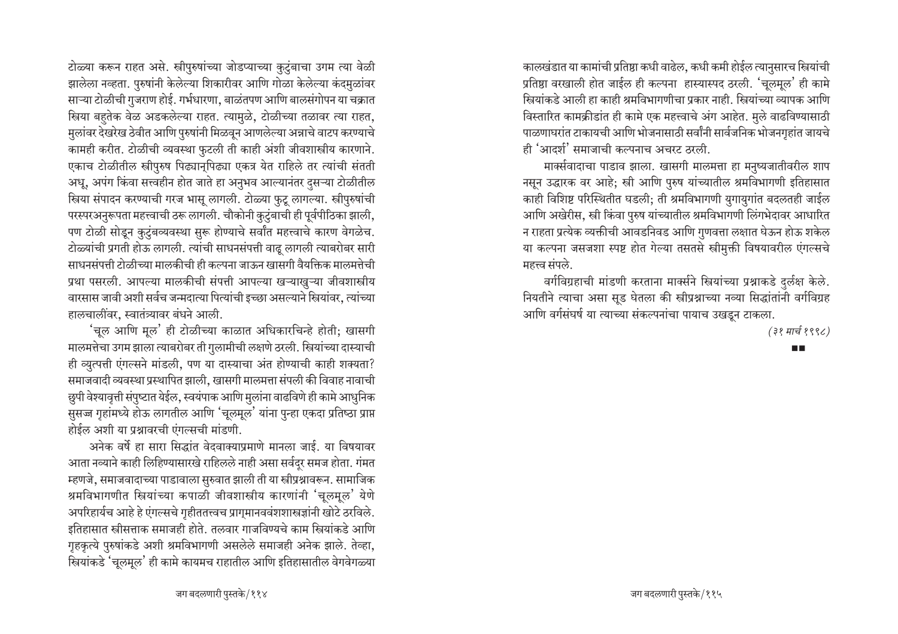टोळ्या करून राहत असे. स्त्रीपुरुषांच्या जोडप्याच्या कुटुंबाचा उगम त्या वेळी झालेला नव्हता. पुरुषांनी केलेल्या शिकारीवर आणि गोळा केलेल्या कंदमुळांवर साऱ्या टोळीची गुजराण होई. गर्भधारणा, बाळंतपण आणि बालसंगोपन या चक्रात स्त्रिया बहुतेक वेळ अडकलेल्या राहत. त्यामुळे, टोळीच्या तळावर त्या राहत, मुलांवर देखरेख ठेवीत आणि पुरुषांनी मिळवून आणलेल्या अन्नाचे वाटप करण्याचे कामही करीत. टोळीची व्यवस्था फुटली ती काही अंशी जीवशास्त्रीय कारणाने. एकाच टोळीतील स्त्रीपुरुष पिढ्यानुपिढ्या एकत्र येत राहिले तर त्यांची संतती अधू, अपंग किंवा सत्त्वहीन होत जाते हा अनुभव आल्यानंतर दुसऱ्या टोळीतील स्त्रिया संपादन करण्याची गरज भासू लागली. टोळ्या फुटू लागल्या. स्त्रीपुरुषांची परस्परअनुरूपता महत्त्वाची ठरू लागली. चौकोनी कुटुंबाची ही पूर्वपीठिका झाली, पण टोळी सोडून कुटुंबव्यवस्था सुरू होण्याचे सर्वांत महत्त्वाचे कारण वेगळेच. टोळ्यांची प्रगती होऊ लागली. त्यांची साधनसंपत्ती वाढू लागली त्याबरोबर सारी साधनसंपत्ती टोळीच्या मालकीची ही कल्पना जाऊन खासगी वैयक्तिक मालमत्तेची प्रथा पसरली. आपल्या मालकीची संपत्ती आपल्या खऱ्याखुऱ्या जीवशास्त्रीय वारसास जावी अशी सर्वच जन्मदात्या पित्यांची इच्छा असल्याने स्त्रियांवर, त्यांच्या हालचालींवर, स्वातंत्र्यावर बंधने आली.

'चूल आणि मूल' ही टोळीच्या काळात अधिकारचिन्हे होती; खासगी मालमत्तेचा उगम झाला त्याबरोबर ती गुलामीची लक्षणे ठरली. स्त्रियांच्या दास्याची ही व्युत्पत्ती एंगल्सने मांडली, पण या दास्याचा अंत होण्याची काही शक्यता? समाजवादी व्यवस्था प्रस्थापित झाली, खासगी मालमत्ता संपली की विवाह नावाची छुपी वेश्यावृत्ती संपुष्टात येईल, स्वयंपाक आणि मुलांना वाढविणे ही कामे आधुनिक सुसज्ज गृहांमध्ये होऊ लागतील आणि 'चूलमूल' यांना पुन्हा एकदा प्रतिष्ठा प्राप्त होईल अशी या प्रश्नावरची एंगल्सची मांडणी.

अनेक वर्षे हा सारा सिद्धांत वेदवाक्याप्रमाणे मानला जाई. या विषयावर आता नव्याने काही लिहिण्यासारखे राहिलेले नाही असा सर्वदूर समज होता. गंमत म्हणजे, समाजवादाच्या पाडावाला सुरुवात झाली ती या स्त्रीप्रश्नावरून. सामाजिक श्रमविभागणीत स्त्रियांच्या कपाळी जीवशास्त्रीय कारणांनी 'चूलमूल' येणे अपरिहार्यच आहे हे एंगल्सचे गृहीततत्त्वच प्रागमानववंशशास्त्रज्ञांनी खोटे ठरविले. इतिहासात स्त्रीसत्ताक समाजही होते. तलवार गाजविण्यचे काम स्त्रियांकडे आणि गृहकृत्ये पुरुषांकडे अशी श्रमविभागणी असलेले समाजही अनेक झाले. तेव्हा, स्त्रियांकडे 'चूलमूल' ही कामे कायमच राहातील आणि इतिहासातील वेगवेगळ्या कालखंडात या कामांची प्रतिष्ठा कधी वाढेल, कधी कमी होईल त्यानुसारच स्त्रियांची प्रतिष्ठा वरखाली होत जाईल ही कल्पना हास्यास्पद ठरली. 'चूलमूल' ही कामे स्त्रियांकडे आली हा काही श्रमविभागणीचा प्रकार नाही. स्त्रियांच्या व्यापक आणि विस्तारित कामक्रीडांत ही कामे एक महत्त्वाचे अंग आहेत. मुले वाढविण्यासाठी पाळणाघरांत टाकायची आणि भोजनासाठी सर्वांनी सार्वजनिक भोजनगृहांत जायचे ही 'आदर्श' समाजाची कल्पनाच अचरट ठरली.

मार्क्सवादाचा पाडाव झाला. खासगी मालमत्ता हा मनुष्यजातीवरील शाप नसून उद्धारक वर आहे; स्त्री आणि पुरुष यांच्यातील श्रमविभागणी इतिहासात काही विशिष्ट परिस्थितीत घडली; ती श्रमविभागणी युगायुगांत बदलतही जाईल आणि अखेरीस, स्त्री किंवा पुरुष यांच्यातील श्रमविभागणी लिंगभेदावर आधारित न राहता प्रत्येक व्यक्तीची आवडनिवड आणि गुणवत्ता लक्षात घेऊन होऊ शकेल या कल्पना जसजशा स्पष्ट होत गेल्या तसतसे स्त्रीमुक्ती विषयावरील एंगल्सचे महत्त्व संपले.

वर्गविग्रहाची मांडणी करताना मार्क्सने स्त्रियांच्या प्रश्नाकडे दुर्लक्ष केले. नियतीने त्याचा असा सूड घेतला की स्त्रीप्रश्नाच्या नव्या सिद्धांतांनी वर्गविग्रह आणि वर्गसंघर्ष या त्याच्या संकल्पनांचा पायाच उखडून टाकला.

*(३१ मार्च १९९८)*

■■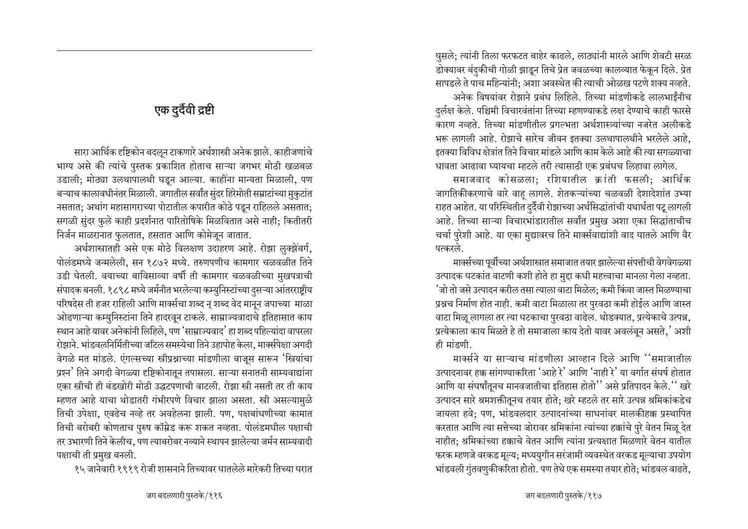## एक दुर्दैवी द्रष्टी

सारा आर्थिक दृष्टिकोन बदलून टाकणारे अर्थशास्त्री अनेक झाले. काहीजणांचे भाग्य असे की त्यांचे पुस्तक प्रकाशित होताच साऱ्या जगभर मोठी खळबळ उडाली; मोठ्या उलथापालथी घडून आल्या. काहींना मान्यता मिळाली, पण बऱ्याच कालावधीनंतर मिळाली. जगातील सर्वांत सुंदर हिरेमोती सम्राटांच्या मुकुटांत नसतात; अथांग महासागराच्या पोटातील कपारीत कोठे पडून राहिलेले असतात; सगळी सुंदर फुले काही प्रदर्शनात पारितोषिके मिळवितात असे नाही; कितीतरी निर्जन माळरानात फुलतात, हसतात आणि कोमेजून जातात.

अर्थशास्त्रातही असे एक मोठे विलक्षण उदाहरण आहे. रोझा लुक्झेंबर्ग, पोलंडमध्ये जन्मलेली, सन १८७२ मध्ये. तरुणपणीच कामगार चळवळीत तिने उडी घेतली. वयाच्या बाविसाव्या वर्षी ती कामगार चळवळीच्या मुखपत्राची संपादक बनली. १८९८ मध्ये जर्मनीत भरलेल्या कम्युनिस्टांच्या दुसऱ्या आंतरराष्ट्रीय परिषदेस ती हजर राहिली आणि मार्क्सचा शब्द न् शब्द वेद मानून जपाच्या माळा ओढणाऱ्या कम्युनिस्टांना तिने हादरवून टाकले. साम्राज्यवादाचे इतिहासात काय स्थान आहे यावर अनेकांनी लिहिले, पण 'साम्राज्यवाद' हा शब्द पहिल्यांदा वापरला रोझाने. भांडवलनिर्मितीच्या जटिल समस्येचा तिने उहापोह केला, मार्क्सपेक्षा अगदी वेगळे मत मांडले. एंगल्सच्या स्त्रीप्रश्नाच्या मांडणीला बाजूस सारून 'स्त्रियांचा प्रश्न' तिने अगदी वेगळ्या दृष्टिकोनातून तपासला. साऱ्या सनातनी साम्यवाद्यांना एका स्त्रीची ही बंडखोरी मोठी उद्धटपणाची वाटली. रोझा स्त्री नसती तर ती काय म्हणत आहे याचा थोडातरी गंभीरपणे विचार झाला असता. स्त्री असल्यामुळे तिची उपेक्षा, एवढेच नव्हे तर अवहेलना झाली. पण, पक्षबांधणीच्या कामात तिची बरोबरी कोणताच पुरुष कॉम्रेड करू शकत नव्हता. पोलंडमधील पक्षाची तर उभारणी तिने केलीच, पण त्याबरोबर नव्याने स्थापन झालेल्या जर्मन साम्यवादी पक्षाची ती प्रमुख बनली.

१५ जानेवारी १९१९ रोजी शासनाने तिच्यावर घातलेले मारेकरी तिच्या घरात घुसले; त्यांनी तिला फरफटत बाहेर काढले, लाठ्यांनी मारले आणि शेवटी सरळ डोक्यावर बंदुकीची गोळी झाडून तिचे प्रेत जवळच्या कालव्यात फेकून दिले. प्रेत सापडले ते पाच महिन्यांनी; अशा अवस्थेत की त्याची ओळख पटणे शक्य नव्हते.

अनेक विषयांवर रोझाने प्रबंध लिहिले. तिच्या मांडणीकडे लालभाईंनीच दुर्लक्ष केले. पश्चिमी विचारवंतांना तिच्या म्हणण्याकडे लक्ष देण्याचे काही फारसे कारण नव्हते. तिच्या मांडणीतील प्रगल्भता अर्थशास्त्र्यांच्या नजरेत अलीकडे भरू लागली आहे. रोझाचे सारेच जीवन इतक्या उलथापालथीने भरलेले आहे, इतक्या विविध क्षेत्रांत तिने विचार मांडले आणि काम केले आहे की त्या सगळ्याचा धावता आढावा घ्यायचा म्हटले तरी त्यासाठी एक प्रबंधच लिहावा लागेल.

समाजवाद कोसळला; रशियातील क्रांती फसली; आर्थिक जागतिकीकरणाचे वारे वाहू लागले. शेतकऱ्यांच्या चळवळी देशादेशांत उभ्या राहत आहेत. या परिस्थितीत दुर्दैवी रोझाच्या अर्थसिद्धांतांची यथार्थता पटू लागली आहे. तिच्या साऱ्या विचारभांडारातील सर्वांत प्रमुख अशा एका सिद्धांताचीच चर्चा पुरेशी आहे. या एका मुद्यावरच तिने मार्क्सवाद्यांशी वाद घातले आणि वैर पत्करले.

मार्क्सच्या पूर्वीच्या अर्थशास्त्रात समाजात तयार झालेल्या संपत्तीची वेगवेगळ्या उत्पादक घटकांत वाटणी कशी होते हा मुद्दा कधी महत्त्वाचा मानला गेला नव्हता. 'जो तो जसे उत्पादन करील तसा त्याला वाटा मिळेल; कमी किंवा जास्त मिळण्याचा प्रश्नच निर्माण होत नाही. कमी वाटा मिळाला तर पुरवठा कमी होईल आणि जास्त वाटा मिळू लागला तर त्या घटकाचा पुरवठा वाढेल. थोडक्यात, प्रत्येकाचे उत्पन्न, प्रत्येकाला काय मिळते हे तो समाजाला काय देतो यावर अवलंबून असते,' अशी ही मांडणी.

मार्क्सने या साऱ्याच मांडणीला आव्हान दिले आणि ''समाजातील उत्पादनावर हक्क सांगण्याकरिता 'आहे रे' आणि 'नाही रे' या वर्गात संघर्ष होतात आणि या संघर्षांतूनच मानवजातीचा इतिहास होतो'' असे प्रतिपादन केले. '' खरे उत्पादन सारे श्रमशक्तीतूनच तयार होते; खरे म्हटले तर सारे उत्पन्न श्रमिकांकडेच जायला हवे; पण, भांडवलदार उत्पादनांच्या साधनांवर मालकीहक्क प्रस्थापित करतात आणि त्या सत्तेच्या जोरावर श्रमिकांना त्यांच्या हक्कांचे पुरे वेतन मिळू देत नाहीत; श्रमिकांच्या हक्काचे वेतन आणि त्यांना प्रत्यक्षात मिळणारे वेतन यातील फरक म्हणजे वरकड मूल्य; मध्ययुगीन सरंजामी व्यवस्थेत वरकड मूल्याचा उपयोग भांडवली गुंतवणुकीकरिता होतो. पण तेथे एक समस्या तयार होते; भांडवल वाढते,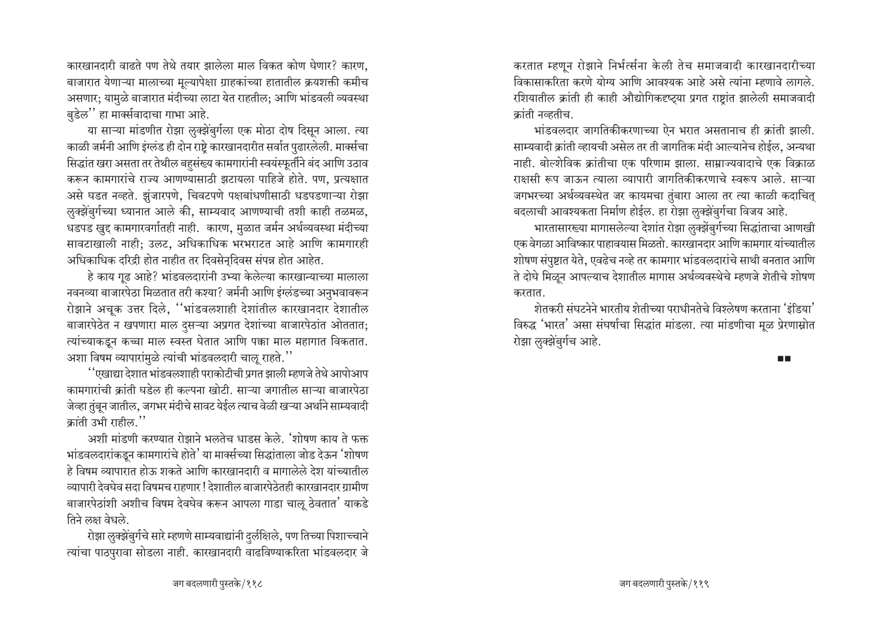कारखानदारी वाढते पण तेथे तयार झालेला माल विकत कोण घेणार? कारण, बाजारात येणाऱ्या मालाच्या मूल्यापेक्षा ग्राहकांच्या हातातील क्रयशक्ती कमीच असणार; यामुळे बाजारात मंदीच्या लाटा येत राहतील; आणि भांडवली व्यवस्था बुडेल'' हा मार्क्सवादाचा गाभा आहे.

या साऱ्या मांडणीत रोझा लुक्झेंबुर्गला एक मोठा दोष दिसून आला. त्या काळी जर्मनी आणि इंग्लंड ही दोन राष्ट्रे कारखानदारीत सर्वात पुढारलेली. मार्क्सचा सिद्धांत खरा असता तर तेथील बहुसंख्य कामगारांनी स्वयंस्फूर्तीने बंद आणि उठाव करून कामगारांचे राज्य आणण्यासाठी झटायला पाहिजे होते. पण, प्रत्यक्षात असे घडत नव्हते. झुंजारपणे, चिवटपणे पक्षबांधणीसाठी धडपडणाऱ्या रोझा लुक्झेंबुर्गच्या ध्यानात आले की, साम्यवाद आणण्याची तशी काही तळमळ, धडपड खुद्द कामगारवर्गातही नाही. कारण, मुळात जर्मन अर्थव्यवस्था मंदीच्या सावटाखाली नाही; उलट, अधिकाधिक भरभराटत आहे आणि कामगारही अधिकाधिक दरिद्री होत नाहीत तर दिवसेंदिवस संपन्न होत आहेत.

हे काय गूढ आहे? भांडवलदारांनी उभ्या केलेल्या कारखान्याच्या मालाला नवनव्या बाजारपेठा मिळतात तरी कश्या? जर्मनी आणि इंग्लंडच्या अनुभवावरून रोझाने अचूक उत्तर दिले, ''भांडवलशाही देशांतील कारखानदार देशातील बाजारपेठेत न खपणारा माल दुसऱ्या अप्रगत देशांच्या बाजारपेठांत ओततात; त्यांच्याकडून कच्चा माल स्वस्त घेतात आणि पक्का माल महागात विकतात. अशा विषम व्यापारांमुळे त्यांची भांडवलदारी चालू राहते.''

''एखाद्या देशात भांडवलशाही पराकोटीची प्रगत झाली म्हणजे तेथे आपोआप कामगारांची क्रांती घडेल ही कल्पना खोटी. साऱ्या जगातील साऱ्या बाजारपेठा जेव्हा तुंबून जातील, जगभर मंदीचे सावट येईल त्याच वेळी खऱ्या अर्थाने साम्यवादी क्रांती उभी राहील.''

अशी मांडणी करण्यात रोझाने भलतेच धाडस केले. 'शोषण काय ते फक्त भांडवलदारांकडून कामगारांचे होते' या मार्क्सच्या सिद्धांताला जोड देऊन 'शोषण हे विषम व्यापारात होऊ शकते आणि कारखानदारी व मागालेले देश यांच्यातील व्यापारी देवघेव सदा विषमच राहणार! देशातील बाजारपेठेतही कारखानदार ग्रामीण बाजारपेठांशी अशीच विषम देवघेव करून आपला गाडा चालू ठेवतात' याकडे तिने लक्ष वेधले.

रोझा लुक्झेंबुर्गचे सारे म्हणणे साम्यवाद्यांनी दुर्लक्षिले, पण तिच्या पिशाच्चाने त्यांचा पाठपुरावा सोडला नाही. कारखानदारी वाढविण्याकरिता भांडवलदार जे करतात म्हणून रोझाने निर्भर्त्सना केली तेच समाजवादी कारखानदारीच्या विकासाकरिता करणे योग्य आणि आवश्यक आहे असे त्यांना म्हणावे लागले. रशियातील क्रांती ही काही औद्योगिकदृष्ट्या प्रगत राष्ट्रांत झालेली समाजवादी क्रांती नव्हतीच.

भांडवलदार जागतिकीकरणाच्या ऐन भरात असतानाच ही क्रांती झाली. साम्यवादी क्रांती व्हायची असेल तर ती जागतिक मंदी आल्यानेच होईल, अन्यथा नाही. बोल्शेविक क्रांतीचा एक परिणाम झाला. साम्राज्यवादाचे एक विक्राळ राक्षसी रूप जाऊन त्याला व्यापारी जागतिकीकरणाचे स्वरूप आले. साऱ्या जगभरच्या अर्थव्यवस्थेत जर कायमचा तुंबारा आला तर त्या काळी कदाचित् बदलाची आवश्यकता निर्माण होईल. हा रोझा लुक्झेंबुर्गचा विजय आहे.

भारतासारख्या मागासलेल्या देशांत रोझा लुक्झेंबुर्गच्या सिद्धांताचा आणखी एक वेगळा आविष्कार पाहावयास मिळतो. कारखानदार आणि कामगार यांच्यातील शोषण संपुष्टात येते, एवढेच नव्हे तर कामगार भांडवलदारांचे साथी बनतात आणि ते दोघे मिळून आपल्याच देशातील मागास अर्थव्यवस्थेचे म्हणजे शेतीचे शोषण करतात.

शेतकरी संघटनेने भारतीय शेतीच्या पराधीनतेचे विश्लेषण करताना 'इंडिया' विरुद्ध 'भारत' असा संघर्षाचा सिद्धांत मांडला. त्या मांडणीचा मूळ प्रेरणास्रोत रोझा लुक्झेंबुर्गच आहे.

■■